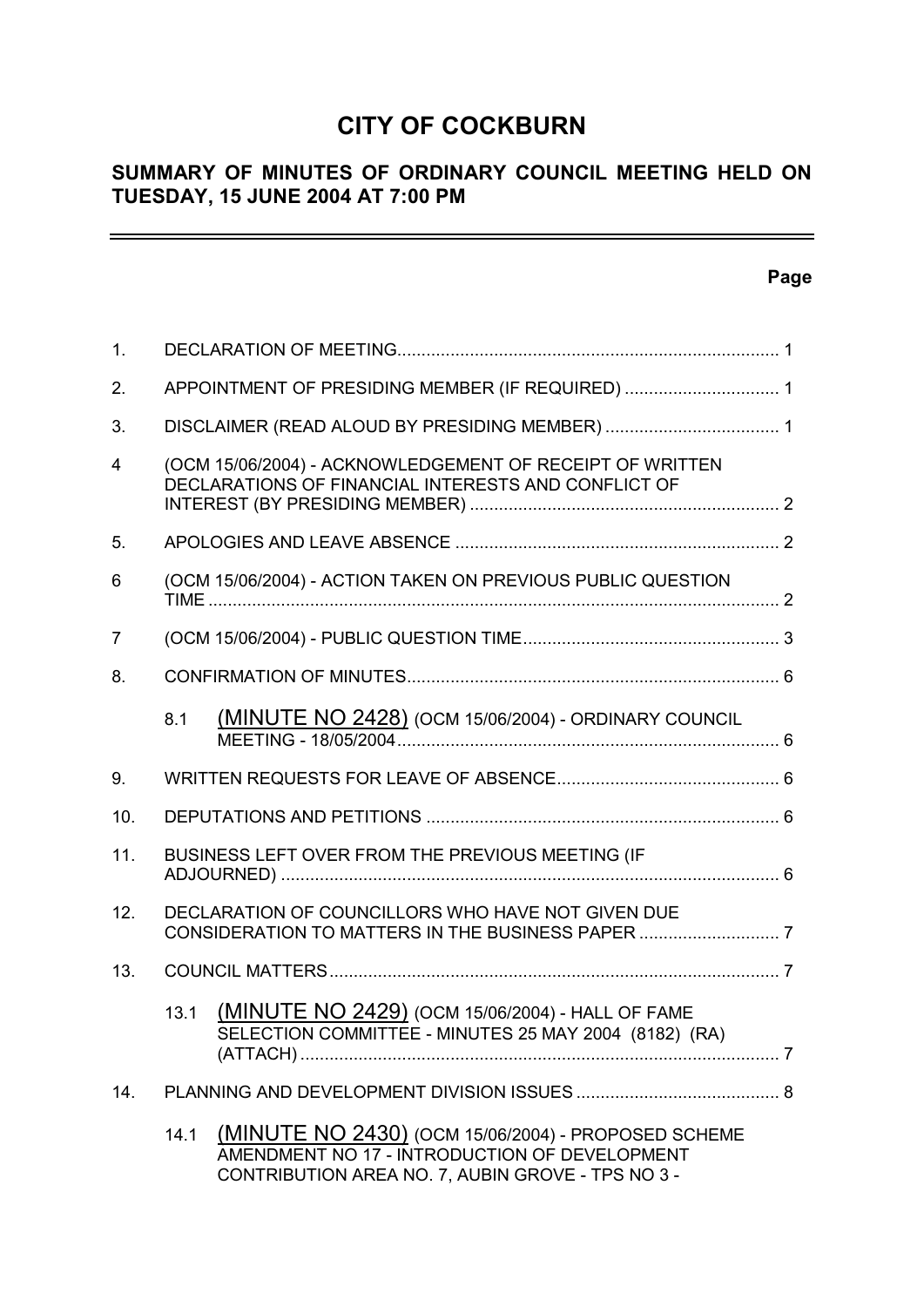# CITY OF COCKBURN

## SUMMARY OF MINUTES OF ORDINARY COUNCIL MEETING HELD ON TUESDAY, 15 JUNE 2004 AT 7:00 PM

**Page**

| | | | |
|---|---|---|---|
| 1. | DECLARATION OF MEETING | | 1 |
| 2. | APPOINTMENT OF PRESIDING MEMBER (IF REQUIRED) | | 1 |
| 3. | DISCLAIMER (READ ALOUD BY PRESIDING MEMBER) | | 1 |
| 4 | (OCM 15/06/2004) - ACKNOWLEDGEMENT OF RECEIPT OF WRITTEN DECLARATIONS OF FINANCIAL INTERESTS AND CONFLICT OF INTEREST (BY PRESIDING MEMBER) | | 2 |
| 5. | APOLOGIES AND LEAVE ABSENCE | | 2 |
| 6 | (OCM 15/06/2004) - ACTION TAKEN ON PREVIOUS PUBLIC QUESTION TIME | | 2 |
| 7 | (OCM 15/06/2004) - PUBLIC QUESTION TIME | | 3 |
| 8. | CONFIRMATION OF MINUTES | | 6 |
| | 8.1 | (MINUTE NO 2428) (OCM 15/06/2004) - ORDINARY COUNCIL MEETING - 18/05/2004 | 6 |
| 9. | WRITTEN REQUESTS FOR LEAVE OF ABSENCE | | 6 |
| 10. | DEPUTATIONS AND PETITIONS | | 6 |
| 11. | BUSINESS LEFT OVER FROM THE PREVIOUS MEETING (IF ADJOURNED) | | 6 |
| 12. | DECLARATION OF COUNCILLORS WHO HAVE NOT GIVEN DUE CONSIDERATION TO MATTERS IN THE BUSINESS PAPER | | 7 |
| 13. | COUNCIL MATTERS | | 7 |
| | 13.1 | (MINUTE NO 2429) (OCM 15/06/2004) - HALL OF FAME SELECTION COMMITTEE - MINUTES 25 MAY 2004 (8182) (RA) (ATTACH) | 7 |
| 14. | PLANNING AND DEVELOPMENT DIVISION ISSUES | | 8 |
| | 14.1 | (MINUTE NO 2430) (OCM 15/06/2004) - PROPOSED SCHEME AMENDMENT NO 17 - INTRODUCTION OF DEVELOPMENT CONTRIBUTION AREA NO. 7, AUBIN GROVE - TPS NO 3 - | |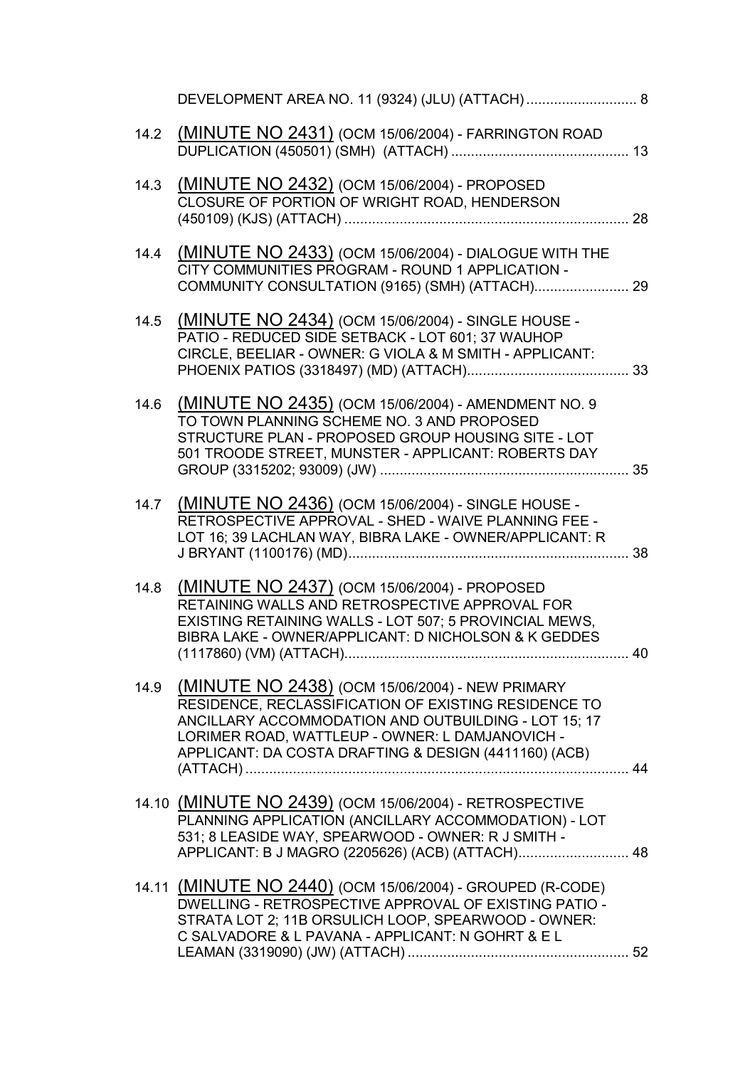DEVELOPMENT AREA NO. 11 (9324) (JLU) (ATTACH) ............................ 8

14.2 (MINUTE NO 2431) (OCM 15/06/2004) - FARRINGTON ROAD DUPLICATION (450501) (SMH) (ATTACH) ............................................. 13

14.3 (MINUTE NO 2432) (OCM 15/06/2004) - PROPOSED CLOSURE OF PORTION OF WRIGHT ROAD, HENDERSON (450109) (KJS) (ATTACH) ........................................................................ 28

14.4 (MINUTE NO 2433) (OCM 15/06/2004) - DIALOGUE WITH THE CITY COMMUNITIES PROGRAM - ROUND 1 APPLICATION - COMMUNITY CONSULTATION (9165) (SMH) (ATTACH)........................ 29

14.5 (MINUTE NO 2434) (OCM 15/06/2004) - SINGLE HOUSE - PATIO - REDUCED SIDE SETBACK - LOT 601; 37 WAUHOP CIRCLE, BEELIAR - OWNER: G VIOLA & M SMITH - APPLICANT: PHOENIX PATIOS (3318497) (MD) (ATTACH)......................................... 33

14.6 (MINUTE NO 2435) (OCM 15/06/2004) - AMENDMENT NO. 9 TO TOWN PLANNING SCHEME NO. 3 AND PROPOSED STRUCTURE PLAN - PROPOSED GROUP HOUSING SITE - LOT 501 TROODE STREET, MUNSTER - APPLICANT: ROBERTS DAY GROUP (3315202; 93009) (JW) ................................................................ 35

14.7 (MINUTE NO 2436) (OCM 15/06/2004) - SINGLE HOUSE - RETROSPECTIVE APPROVAL - SHED - WAIVE PLANNING FEE - LOT 16; 39 LACHLAN WAY, BIBRA LAKE - OWNER/APPLICANT: R J BRYANT (1100176) (MD)....................................................................... 38

14.8 (MINUTE NO 2437) (OCM 15/06/2004) - PROPOSED RETAINING WALLS AND RETROSPECTIVE APPROVAL FOR EXISTING RETAINING WALLS - LOT 507; 5 PROVINCIAL MEWS, BIBRA LAKE - OWNER/APPLICANT: D NICHOLSON & K GEDDES (1117860) (VM) (ATTACH)......................................................................... 40

14.9 (MINUTE NO 2438) (OCM 15/06/2004) - NEW PRIMARY RESIDENCE, RECLASSIFICATION OF EXISTING RESIDENCE TO ANCILLARY ACCOMMODATION AND OUTBUILDING - LOT 15; 17 LORIMER ROAD, WATTLEUP - OWNER: L DAMJANOVICH - APPLICANT: DA COSTA DRAFTING & DESIGN (4411160) (ACB) (ATTACH) ................................................................................................. 44

14.10 (MINUTE NO 2439) (OCM 15/06/2004) - RETROSPECTIVE PLANNING APPLICATION (ANCILLARY ACCOMMODATION) - LOT 531; 8 LEASIDE WAY, SPEARWOOD - OWNER: R J SMITH - APPLICANT: B J MAGRO (2205626) (ACB) (ATTACH)............................ 48

14.11 (MINUTE NO 2440) (OCM 15/06/2004) - GROUPED (R-CODE) DWELLING - RETROSPECTIVE APPROVAL OF EXISTING PATIO - STRATA LOT 2; 11B ORSULICH LOOP, SPEARWOOD - OWNER: C SALVADORE & L PAVANA - APPLICANT: N GOHRT & E L LEAMAN (3319090) (JW) (ATTACH) ........................................................ 52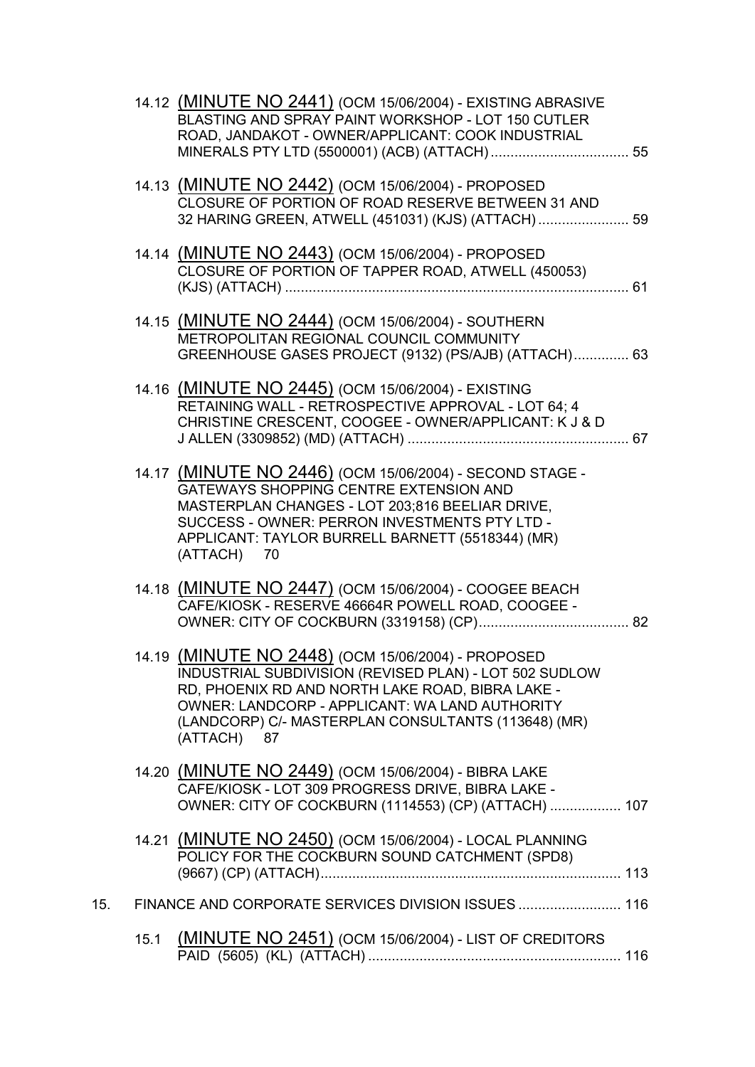14.12 (MINUTE NO 2441) (OCM 15/06/2004) - EXISTING ABRASIVE BLASTING AND SPRAY PAINT WORKSHOP - LOT 150 CUTLER ROAD, JANDAKOT - OWNER/APPLICANT: COOK INDUSTRIAL MINERALS PTY LTD (5500001) (ACB) (ATTACH) ................................... 55

14.13 (MINUTE NO 2442) (OCM 15/06/2004) - PROPOSED CLOSURE OF PORTION OF ROAD RESERVE BETWEEN 31 AND 32 HARING GREEN, ATWELL (451031) (KJS) (ATTACH) ....................... 59

14.14 (MINUTE NO 2443) (OCM 15/06/2004) - PROPOSED CLOSURE OF PORTION OF TAPPER ROAD, ATWELL (450053) (KJS) (ATTACH) ....................................................................................... 61

14.15 (MINUTE NO 2444) (OCM 15/06/2004) - SOUTHERN METROPOLITAN REGIONAL COUNCIL COMMUNITY GREENHOUSE GASES PROJECT (9132) (PS/AJB) (ATTACH).............. 63

14.16 (MINUTE NO 2445) (OCM 15/06/2004) - EXISTING RETAINING WALL - RETROSPECTIVE APPROVAL - LOT 64; 4 CHRISTINE CRESCENT, COOGEE - OWNER/APPLICANT: K J & D J ALLEN (3309852) (MD) (ATTACH) ........................................................ 67

14.17 (MINUTE NO 2446) (OCM 15/06/2004) - SECOND STAGE - GATEWAYS SHOPPING CENTRE EXTENSION AND MASTERPLAN CHANGES - LOT 203;816 BEELIAR DRIVE, SUCCESS - OWNER: PERRON INVESTMENTS PTY LTD - APPLICANT: TAYLOR BURRELL BARNETT (5518344) (MR) (ATTACH) 70

14.18 (MINUTE NO 2447) (OCM 15/06/2004) - COOGEE BEACH CAFE/KIOSK - RESERVE 46664R POWELL ROAD, COOGEE - OWNER: CITY OF COCKBURN (3319158) (CP)...................................... 82

14.19 (MINUTE NO 2448) (OCM 15/06/2004) - PROPOSED INDUSTRIAL SUBDIVISION (REVISED PLAN) - LOT 502 SUDLOW RD, PHOENIX RD AND NORTH LAKE ROAD, BIBRA LAKE - OWNER: LANDCORP - APPLICANT: WA LAND AUTHORITY (LANDCORP) C/- MASTERPLAN CONSULTANTS (113648) (MR) (ATTACH) 87

14.20 (MINUTE NO 2449) (OCM 15/06/2004) - BIBRA LAKE CAFE/KIOSK - LOT 309 PROGRESS DRIVE, BIBRA LAKE - OWNER: CITY OF COCKBURN (1114553) (CP) (ATTACH) .................. 107

14.21 (MINUTE NO 2450) (OCM 15/06/2004) - LOCAL PLANNING POLICY FOR THE COCKBURN SOUND CATCHMENT (SPD8) (9667) (CP) (ATTACH)............................................................................ 113

15. FINANCE AND CORPORATE SERVICES DIVISION ISSUES .......................... 116

15.1 (MINUTE NO 2451) (OCM 15/06/2004) - LIST OF CREDITORS PAID (5605) (KL) (ATTACH) ................................................................ 116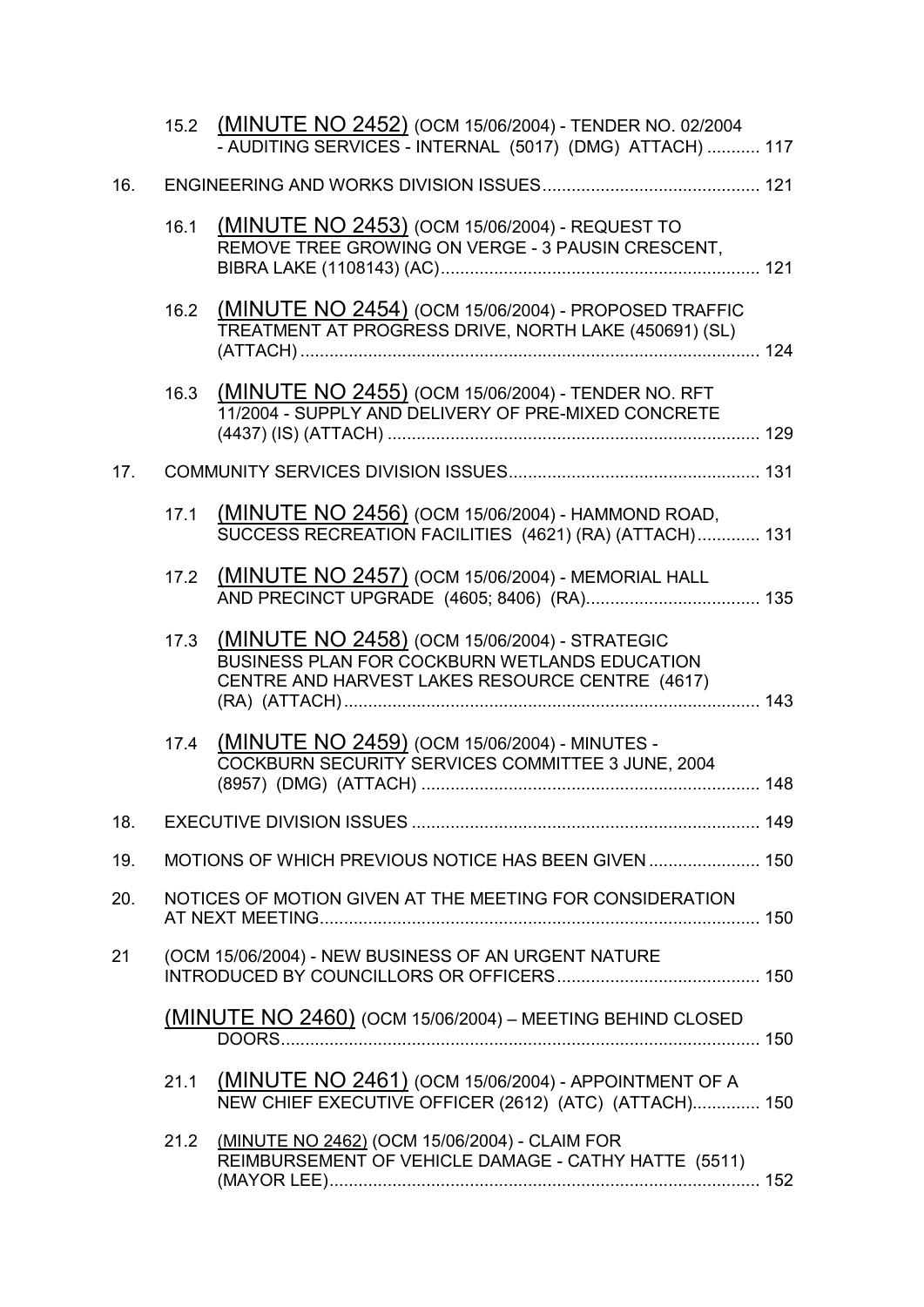15.2 (MINUTE NO 2452) (OCM 15/06/2004) - TENDER NO. 02/2004 - AUDITING SERVICES - INTERNAL (5017) (DMG) ATTACH) ........... 117

16. ENGINEERING AND WORKS DIVISION ISSUES............................................ 121

16.1 (MINUTE NO 2453) (OCM 15/06/2004) - REQUEST TO REMOVE TREE GROWING ON VERGE - 3 PAUSIN CRESCENT, BIBRA LAKE (1108143) (AC).................................................................. 121

16.2 (MINUTE NO 2454) (OCM 15/06/2004) - PROPOSED TRAFFIC TREATMENT AT PROGRESS DRIVE, NORTH LAKE (450691) (SL) (ATTACH)............................................................................................ 124

16.3 (MINUTE NO 2455) (OCM 15/06/2004) - TENDER NO. RFT 11/2004 - SUPPLY AND DELIVERY OF PRE-MIXED CONCRETE (4437) (IS) (ATTACH).......................................................................... 129

17. COMMUNITY SERVICES DIVISION ISSUES................................................... 131

17.1 (MINUTE NO 2456) (OCM 15/06/2004) - HAMMOND ROAD, SUCCESS RECREATION FACILITIES (4621) (RA) (ATTACH)............. 131

17.2 (MINUTE NO 2457) (OCM 15/06/2004) - MEMORIAL HALL AND PRECINCT UPGRADE (4605; 8406) (RA).................................... 135

17.3 (MINUTE NO 2458) (OCM 15/06/2004) - STRATEGIC BUSINESS PLAN FOR COCKBURN WETLANDS EDUCATION CENTRE AND HARVEST LAKES RESOURCE CENTRE (4617) (RA) (ATTACH)................................................................................... 143

17.4 (MINUTE NO 2459) (OCM 15/06/2004) - MINUTES - COCKBURN SECURITY SERVICES COMMITTEE 3 JUNE, 2004 (8957) (DMG) (ATTACH)...................................................................... 148

18. EXECUTIVE DIVISION ISSUES....................................................................... 149

19. MOTIONS OF WHICH PREVIOUS NOTICE HAS BEEN GIVEN....................... 150

20. NOTICES OF MOTION GIVEN AT THE MEETING FOR CONSIDERATION AT NEXT MEETING.......................................................................................... 150

21 (OCM 15/06/2004) - NEW BUSINESS OF AN URGENT NATURE INTRODUCED BY COUNCILLORS OR OFFICERS.......................................... 150

(MINUTE NO 2460) (OCM 15/06/2004) – MEETING BEHIND CLOSED DOORS.................................................................................................. 150

21.1 (MINUTE NO 2461) (OCM 15/06/2004) - APPOINTMENT OF A NEW CHIEF EXECUTIVE OFFICER (2612) (ATC) (ATTACH).............. 150

21.2 (MINUTE NO 2462) (OCM 15/06/2004) - CLAIM FOR REIMBURSEMENT OF VEHICLE DAMAGE - CATHY HATTE (5511) (MAYOR LEE)........................................................................................ 152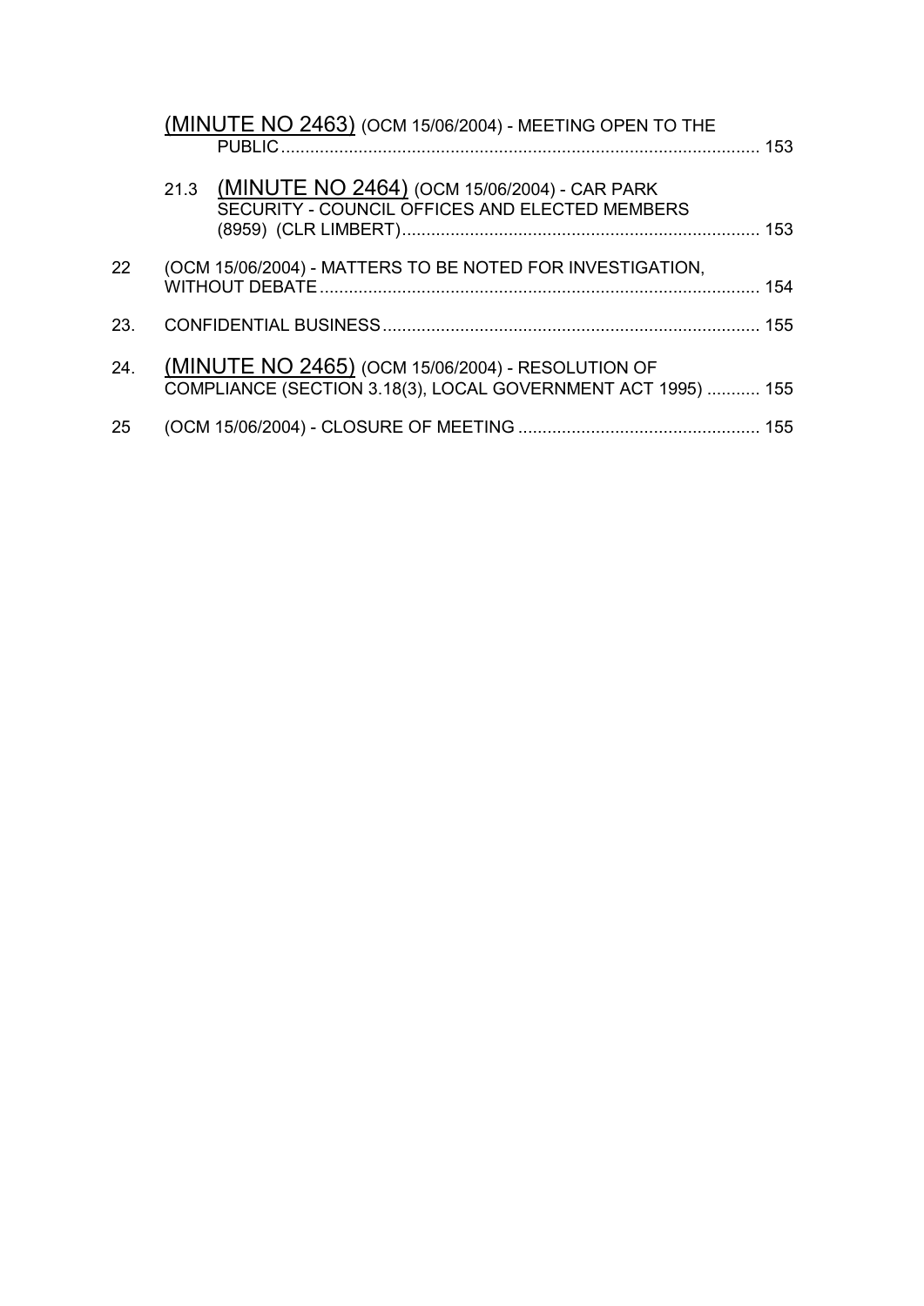(MINUTE NO 2463) (OCM 15/06/2004) - MEETING OPEN TO THE PUBLIC .......... 153

21.3 (MINUTE NO 2464) (OCM 15/06/2004) - CAR PARK SECURITY - COUNCIL OFFICES AND ELECTED MEMBERS (8959) (CLR LIMBERT) .......... 153

22 (OCM 15/06/2004) - MATTERS TO BE NOTED FOR INVESTIGATION, WITHOUT DEBATE .......... 154

23. CONFIDENTIAL BUSINESS .......... 155

24. (MINUTE NO 2465) (OCM 15/06/2004) - RESOLUTION OF COMPLIANCE (SECTION 3.18(3), LOCAL GOVERNMENT ACT 1995) .......... 155

25 (OCM 15/06/2004) - CLOSURE OF MEETING .......... 155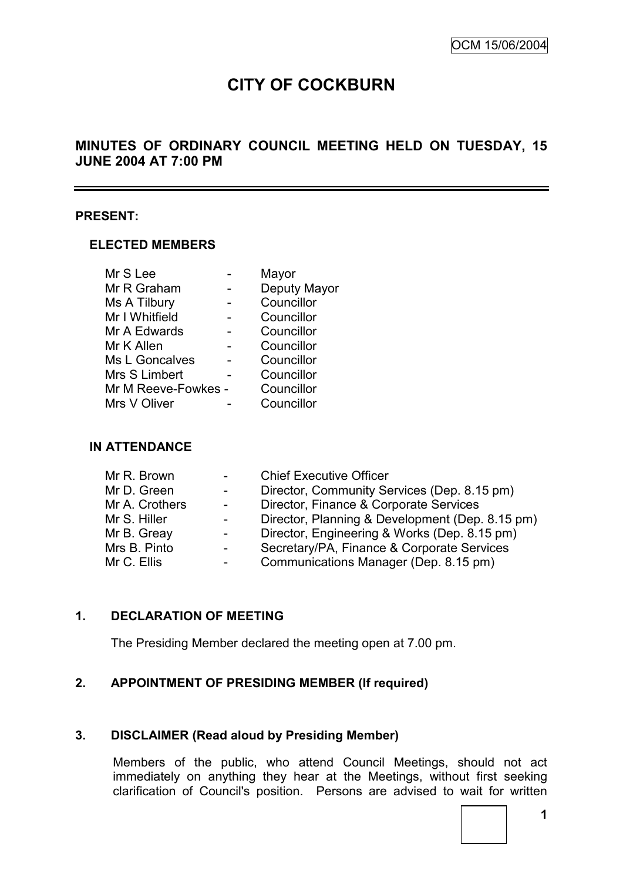# CITY OF COCKBURN

## MINUTES OF ORDINARY COUNCIL MEETING HELD ON TUESDAY, 15 JUNE 2004 AT 7:00 PM

### PRESENT:

#### ELECTED MEMBERS

| | | |
|---|---|---|
| Mr S Lee | - | Mayor |
| Mr R Graham | - | Deputy Mayor |
| Ms A Tilbury | - | Councillor |
| Mr I Whitfield | - | Councillor |
| Mr A Edwards | - | Councillor |
| Mr K Allen | - | Councillor |
| Ms L Goncalves | - | Councillor |
| Mrs S Limbert | - | Councillor |
| Mr M Reeve-Fowkes | - | Councillor |
| Mrs V Oliver | - | Councillor |

#### IN ATTENDANCE

| | | |
|---|---|---|
| Mr R. Brown | - | Chief Executive Officer |
| Mr D. Green | - | Director, Community Services (Dep. 8.15 pm) |
| Mr A. Crothers | - | Director, Finance & Corporate Services |
| Mr S. Hiller | - | Director, Planning & Development (Dep. 8.15 pm) |
| Mr B. Greay | - | Director, Engineering & Works (Dep. 8.15 pm) |
| Mrs B. Pinto | - | Secretary/PA, Finance & Corporate Services |
| Mr C. Ellis | - | Communications Manager (Dep. 8.15 pm) |

### 1. DECLARATION OF MEETING

The Presiding Member declared the meeting open at 7.00 pm.

### 2. APPOINTMENT OF PRESIDING MEMBER (If required)

### 3. DISCLAIMER (Read aloud by Presiding Member)

Members of the public, who attend Council Meetings, should not act immediately on anything they hear at the Meetings, without first seeking clarification of Council's position. Persons are advised to wait for written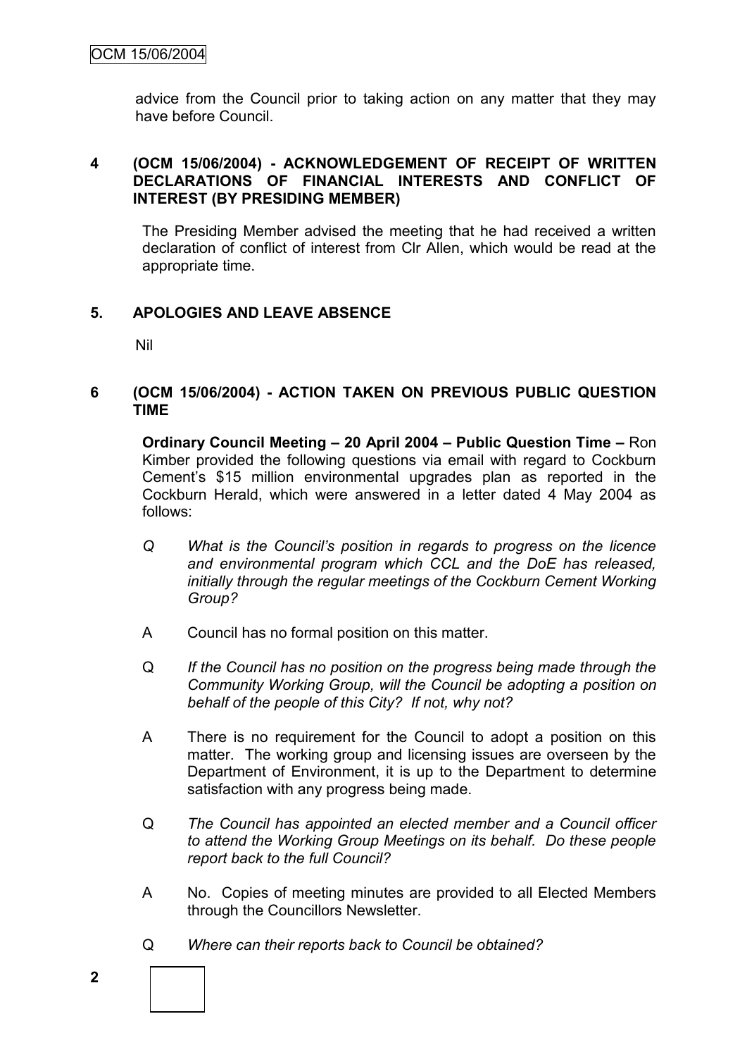advice from the Council prior to taking action on any matter that they may have before Council.

## 4 (OCM 15/06/2004) - ACKNOWLEDGEMENT OF RECEIPT OF WRITTEN DECLARATIONS OF FINANCIAL INTERESTS AND CONFLICT OF INTEREST (BY PRESIDING MEMBER)

The Presiding Member advised the meeting that he had received a written declaration of conflict of interest from Clr Allen, which would be read at the appropriate time.

## 5. APOLOGIES AND LEAVE ABSENCE

Nil

## 6 (OCM 15/06/2004) - ACTION TAKEN ON PREVIOUS PUBLIC QUESTION TIME

**Ordinary Council Meeting – 20 April 2004 – Public Question Time –** Ron Kimber provided the following questions via email with regard to Cockburn Cement's $15 million environmental upgrades plan as reported in the Cockburn Herald, which were answered in a letter dated 4 May 2004 as follows:

Q *What is the Council's position in regards to progress on the licence and environmental program which CCL and the DoE has released, initially through the regular meetings of the Cockburn Cement Working Group?*

A Council has no formal position on this matter.

Q *If the Council has no position on the progress being made through the Community Working Group, will the Council be adopting a position on behalf of the people of this City? If not, why not?*

A There is no requirement for the Council to adopt a position on this matter. The working group and licensing issues are overseen by the Department of Environment, it is up to the Department to determine satisfaction with any progress being made.

Q *The Council has appointed an elected member and a Council officer to attend the Working Group Meetings on its behalf. Do these people report back to the full Council?*

A No. Copies of meeting minutes are provided to all Elected Members through the Councillors Newsletter.

Q *Where can their reports back to Council be obtained?*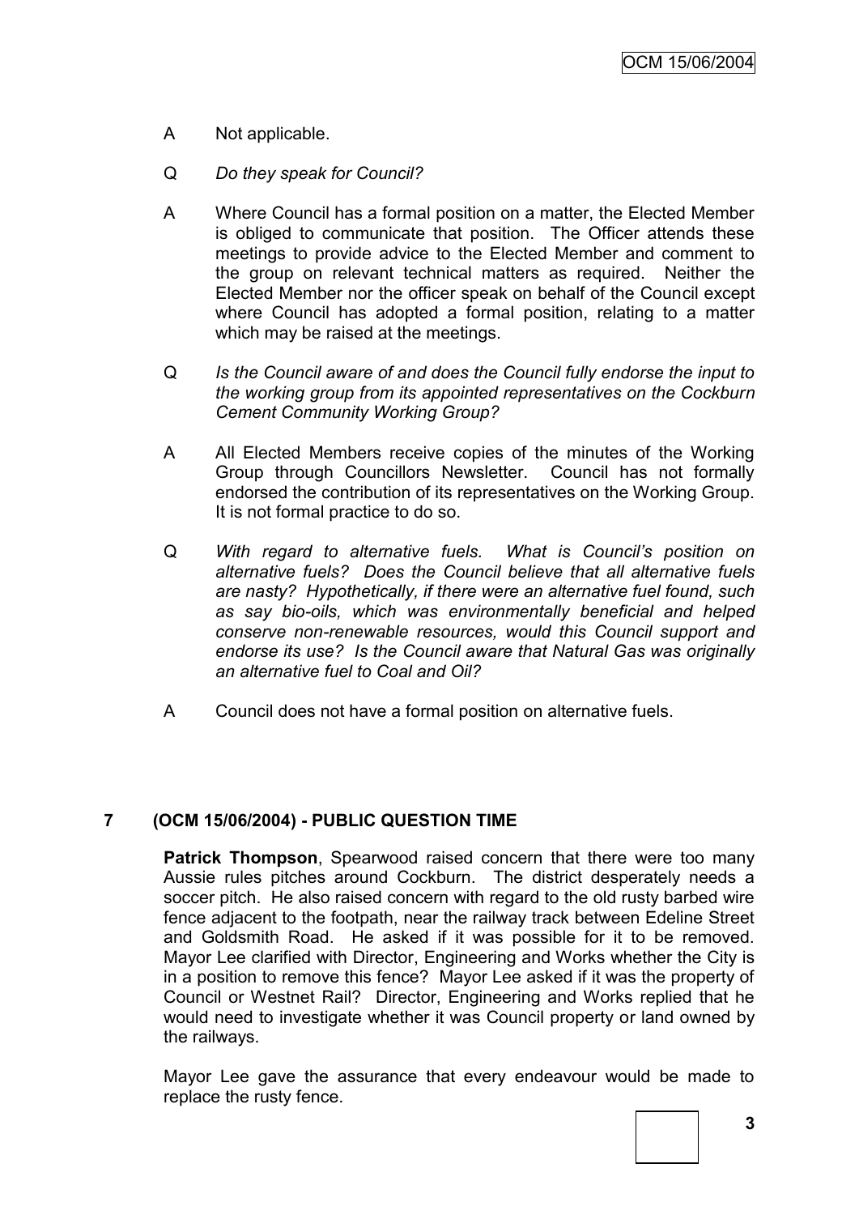A Not applicable.

Q *Do they speak for Council?*

A Where Council has a formal position on a matter, the Elected Member is obliged to communicate that position. The Officer attends these meetings to provide advice to the Elected Member and comment to the group on relevant technical matters as required. Neither the Elected Member nor the officer speak on behalf of the Council except where Council has adopted a formal position, relating to a matter which may be raised at the meetings.

Q *Is the Council aware of and does the Council fully endorse the input to the working group from its appointed representatives on the Cockburn Cement Community Working Group?*

A All Elected Members receive copies of the minutes of the Working Group through Councillors Newsletter. Council has not formally endorsed the contribution of its representatives on the Working Group. It is not formal practice to do so.

Q *With regard to alternative fuels. What is Council's position on alternative fuels? Does the Council believe that all alternative fuels are nasty? Hypothetically, if there were an alternative fuel found, such as say bio-oils, which was environmentally beneficial and helped conserve non-renewable resources, would this Council support and endorse its use? Is the Council aware that Natural Gas was originally an alternative fuel to Coal and Oil?*

A Council does not have a formal position on alternative fuels.

## 7 (OCM 15/06/2004) - PUBLIC QUESTION TIME

**Patrick Thompson**, Spearwood raised concern that there were too many Aussie rules pitches around Cockburn. The district desperately needs a soccer pitch. He also raised concern with regard to the old rusty barbed wire fence adjacent to the footpath, near the railway track between Edeline Street and Goldsmith Road. He asked if it was possible for it to be removed. Mayor Lee clarified with Director, Engineering and Works whether the City is in a position to remove this fence? Mayor Lee asked if it was the property of Council or Westnet Rail? Director, Engineering and Works replied that he would need to investigate whether it was Council property or land owned by the railways.

Mayor Lee gave the assurance that every endeavour would be made to replace the rusty fence.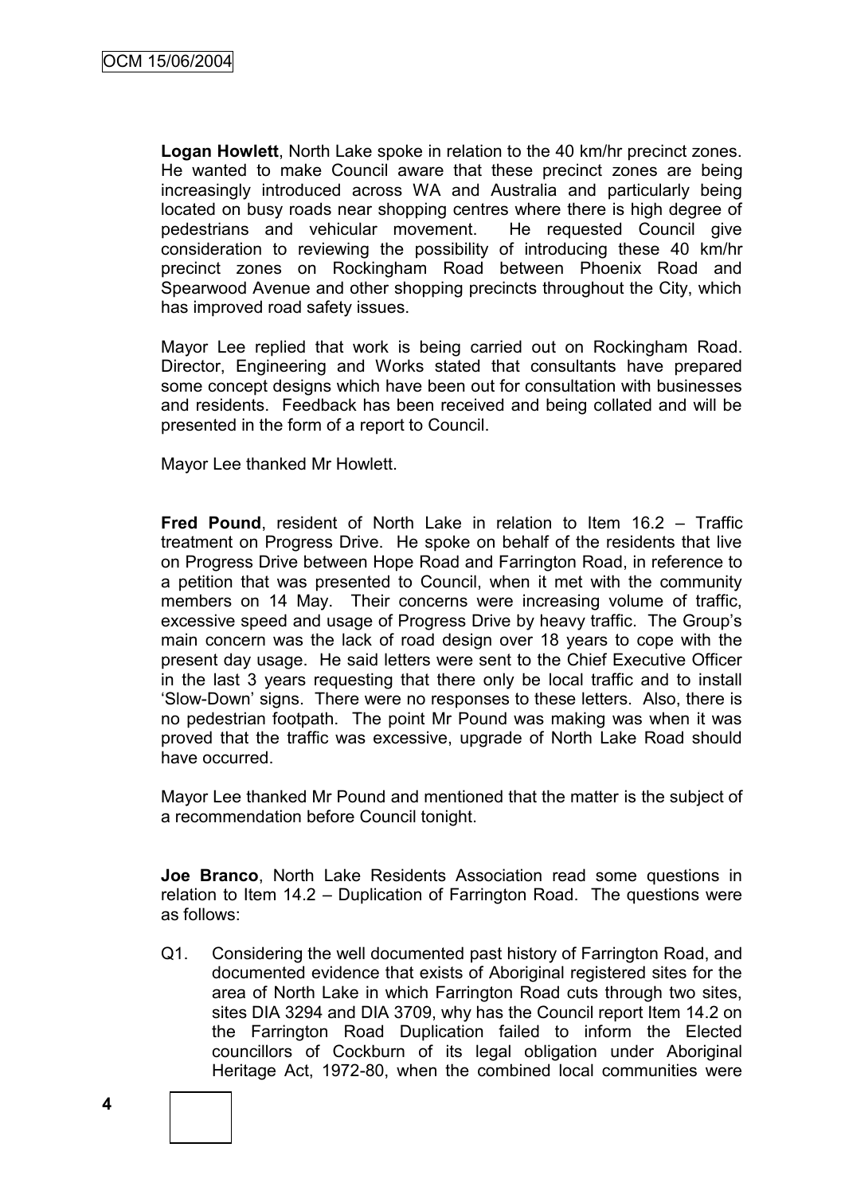**Logan Howlett**, North Lake spoke in relation to the 40 km/hr precinct zones. He wanted to make Council aware that these precinct zones are being increasingly introduced across WA and Australia and particularly being located on busy roads near shopping centres where there is high degree of pedestrians and vehicular movement. He requested Council give consideration to reviewing the possibility of introducing these 40 km/hr precinct zones on Rockingham Road between Phoenix Road and Spearwood Avenue and other shopping precincts throughout the City, which has improved road safety issues.

Mayor Lee replied that work is being carried out on Rockingham Road. Director, Engineering and Works stated that consultants have prepared some concept designs which have been out for consultation with businesses and residents. Feedback has been received and being collated and will be presented in the form of a report to Council.

Mayor Lee thanked Mr Howlett.

**Fred Pound**, resident of North Lake in relation to Item 16.2 – Traffic treatment on Progress Drive. He spoke on behalf of the residents that live on Progress Drive between Hope Road and Farrington Road, in reference to a petition that was presented to Council, when it met with the community members on 14 May. Their concerns were increasing volume of traffic, excessive speed and usage of Progress Drive by heavy traffic. The Group's main concern was the lack of road design over 18 years to cope with the present day usage. He said letters were sent to the Chief Executive Officer in the last 3 years requesting that there only be local traffic and to install 'Slow-Down' signs. There were no responses to these letters. Also, there is no pedestrian footpath. The point Mr Pound was making was when it was proved that the traffic was excessive, upgrade of North Lake Road should have occurred.

Mayor Lee thanked Mr Pound and mentioned that the matter is the subject of a recommendation before Council tonight.

**Joe Branco**, North Lake Residents Association read some questions in relation to Item 14.2 – Duplication of Farrington Road. The questions were as follows:

Q1. Considering the well documented past history of Farrington Road, and documented evidence that exists of Aboriginal registered sites for the area of North Lake in which Farrington Road cuts through two sites, sites DIA 3294 and DIA 3709, why has the Council report Item 14.2 on the Farrington Road Duplication failed to inform the Elected councillors of Cockburn of its legal obligation under Aboriginal Heritage Act, 1972-80, when the combined local communities were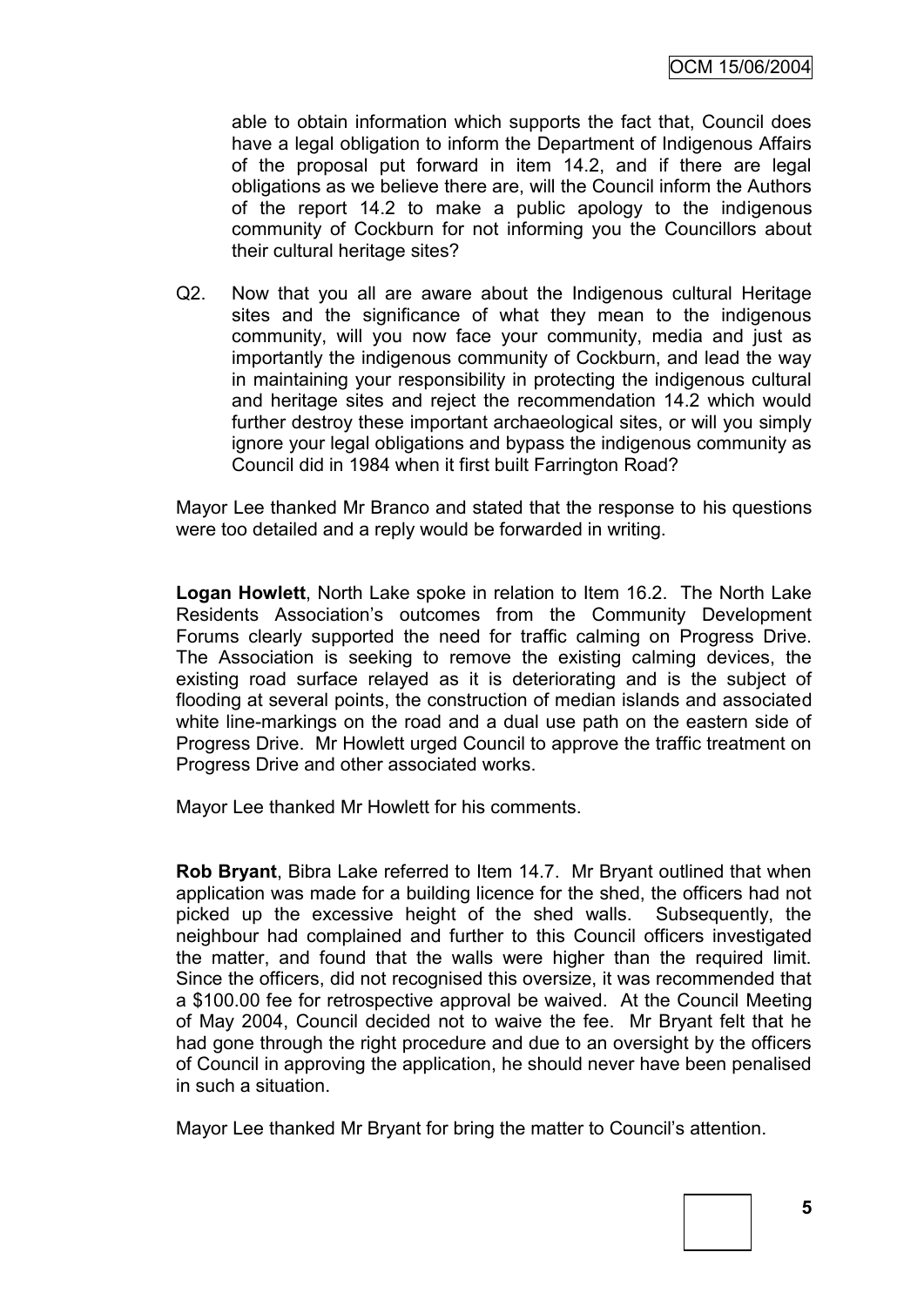able to obtain information which supports the fact that, Council does have a legal obligation to inform the Department of Indigenous Affairs of the proposal put forward in item 14.2, and if there are legal obligations as we believe there are, will the Council inform the Authors of the report 14.2 to make a public apology to the indigenous community of Cockburn for not informing you the Councillors about their cultural heritage sites?

Q2. Now that you all are aware about the Indigenous cultural Heritage sites and the significance of what they mean to the indigenous community, will you now face your community, media and just as importantly the indigenous community of Cockburn, and lead the way in maintaining your responsibility in protecting the indigenous cultural and heritage sites and reject the recommendation 14.2 which would further destroy these important archaeological sites, or will you simply ignore your legal obligations and bypass the indigenous community as Council did in 1984 when it first built Farrington Road?

Mayor Lee thanked Mr Branco and stated that the response to his questions were too detailed and a reply would be forwarded in writing.

**Logan Howlett**, North Lake spoke in relation to Item 16.2. The North Lake Residents Association's outcomes from the Community Development Forums clearly supported the need for traffic calming on Progress Drive. The Association is seeking to remove the existing calming devices, the existing road surface relayed as it is deteriorating and is the subject of flooding at several points, the construction of median islands and associated white line-markings on the road and a dual use path on the eastern side of Progress Drive. Mr Howlett urged Council to approve the traffic treatment on Progress Drive and other associated works.

Mayor Lee thanked Mr Howlett for his comments.

**Rob Bryant**, Bibra Lake referred to Item 14.7. Mr Bryant outlined that when application was made for a building licence for the shed, the officers had not picked up the excessive height of the shed walls. Subsequently, the neighbour had complained and further to this Council officers investigated the matter, and found that the walls were higher than the required limit. Since the officers, did not recognised this oversize, it was recommended that a $100.00 fee for retrospective approval be waived. At the Council Meeting of May 2004, Council decided not to waive the fee. Mr Bryant felt that he had gone through the right procedure and due to an oversight by the officers of Council in approving the application, he should never have been penalised in such a situation.

Mayor Lee thanked Mr Bryant for bring the matter to Council's attention.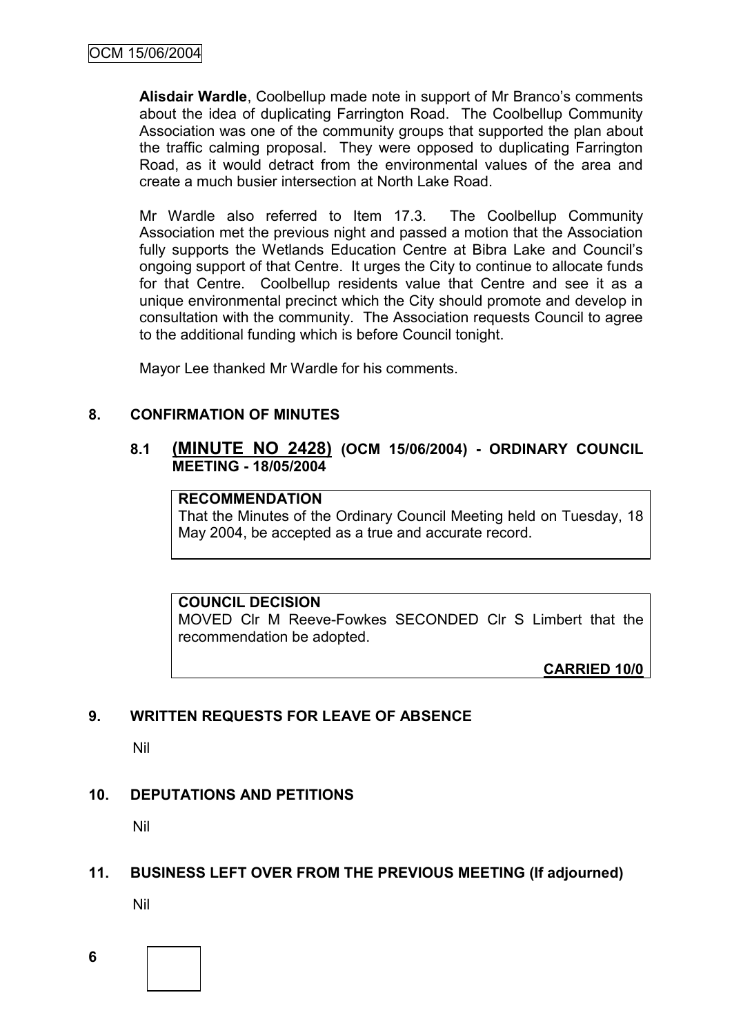**Alisdair Wardle**, Coolbellup made note in support of Mr Branco's comments about the idea of duplicating Farrington Road. The Coolbellup Community Association was one of the community groups that supported the plan about the traffic calming proposal. They were opposed to duplicating Farrington Road, as it would detract from the environmental values of the area and create a much busier intersection at North Lake Road.

Mr Wardle also referred to Item 17.3. The Coolbellup Community Association met the previous night and passed a motion that the Association fully supports the Wetlands Education Centre at Bibra Lake and Council's ongoing support of that Centre. It urges the City to continue to allocate funds for that Centre. Coolbellup residents value that Centre and see it as a unique environmental precinct which the City should promote and develop in consultation with the community. The Association requests Council to agree to the additional funding which is before Council tonight.

Mayor Lee thanked Mr Wardle for his comments.

## 8. CONFIRMATION OF MINUTES

### 8.1 (MINUTE NO 2428) (OCM 15/06/2004) - ORDINARY COUNCIL MEETING - 18/05/2004

**RECOMMENDATION**
That the Minutes of the Ordinary Council Meeting held on Tuesday, 18 May 2004, be accepted as a true and accurate record.

**COUNCIL DECISION**
MOVED Clr M Reeve-Fowkes SECONDED Clr S Limbert that the recommendation be adopted.

**CARRIED 10/0**

## 9. WRITTEN REQUESTS FOR LEAVE OF ABSENCE

Nil

## 10. DEPUTATIONS AND PETITIONS

Nil

## 11. BUSINESS LEFT OVER FROM THE PREVIOUS MEETING (If adjourned)

Nil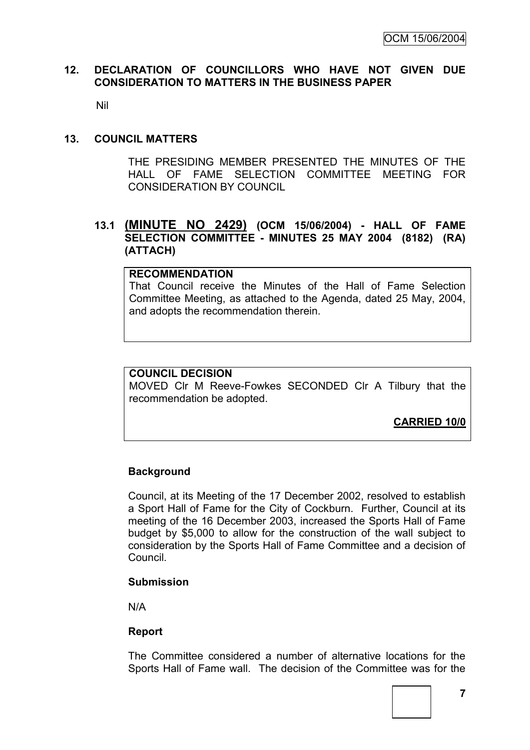## 12. DECLARATION OF COUNCILLORS WHO HAVE NOT GIVEN DUE CONSIDERATION TO MATTERS IN THE BUSINESS PAPER

Nil

## 13. COUNCIL MATTERS

THE PRESIDING MEMBER PRESENTED THE MINUTES OF THE HALL OF FAME SELECTION COMMITTEE MEETING FOR CONSIDERATION BY COUNCIL

### 13.1 (MINUTE NO 2429) (OCM 15/06/2004) - HALL OF FAME SELECTION COMMITTEE - MINUTES 25 MAY 2004 (8182) (RA) (ATTACH)

**RECOMMENDATION**

That Council receive the Minutes of the Hall of Fame Selection Committee Meeting, as attached to the Agenda, dated 25 May, 2004, and adopts the recommendation therein.

**COUNCIL DECISION**

MOVED Clr M Reeve-Fowkes SECONDED Clr A Tilbury that the recommendation be adopted.

**CARRIED 10/0**

**Background**

Council, at its Meeting of the 17 December 2002, resolved to establish a Sport Hall of Fame for the City of Cockburn. Further, Council at its meeting of the 16 December 2003, increased the Sports Hall of Fame budget by $5,000 to allow for the construction of the wall subject to consideration by the Sports Hall of Fame Committee and a decision of Council.

**Submission**

N/A

**Report**

The Committee considered a number of alternative locations for the Sports Hall of Fame wall. The decision of the Committee was for the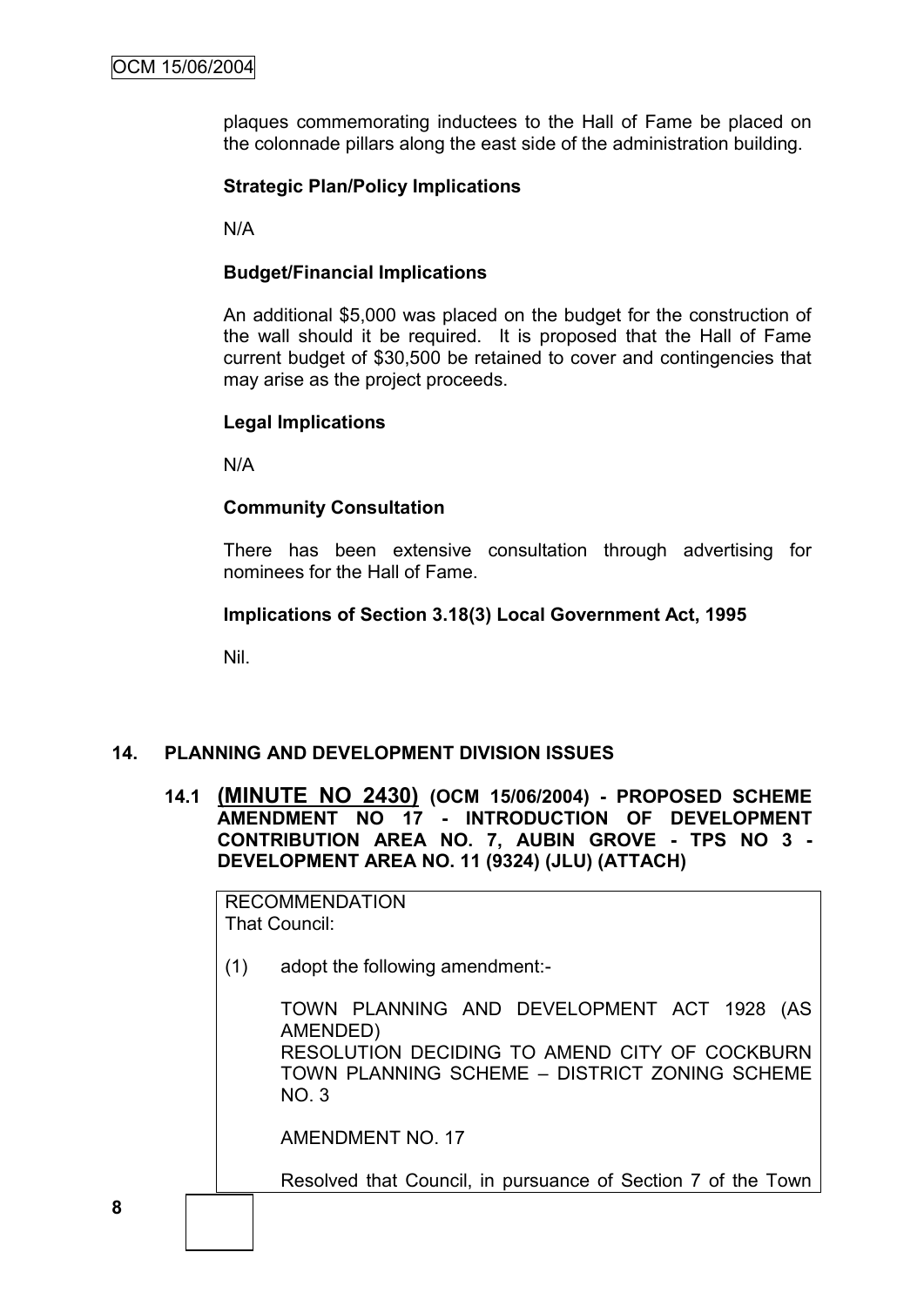plaques commemorating inductees to the Hall of Fame be placed on the colonnade pillars along the east side of the administration building.

**Strategic Plan/Policy Implications**

N/A

**Budget/Financial Implications**

An additional $5,000 was placed on the budget for the construction of the wall should it be required. It is proposed that the Hall of Fame current budget of $30,500 be retained to cover and contingencies that may arise as the project proceeds.

**Legal Implications**

N/A

**Community Consultation**

There has been extensive consultation through advertising for nominees for the Hall of Fame.

**Implications of Section 3.18(3) Local Government Act, 1995**

Nil.

## 14. PLANNING AND DEVELOPMENT DIVISION ISSUES

### 14.1 (MINUTE NO 2430) (OCM 15/06/2004) - PROPOSED SCHEME AMENDMENT NO 17 - INTRODUCTION OF DEVELOPMENT CONTRIBUTION AREA NO. 7, AUBIN GROVE - TPS NO 3 - DEVELOPMENT AREA NO. 11 (9324) (JLU) (ATTACH)

RECOMMENDATION
That Council:

(1) adopt the following amendment:-

TOWN PLANNING AND DEVELOPMENT ACT 1928 (AS AMENDED)
RESOLUTION DECIDING TO AMEND CITY OF COCKBURN TOWN PLANNING SCHEME – DISTRICT ZONING SCHEME NO. 3

AMENDMENT NO. 17

Resolved that Council, in pursuance of Section 7 of the Town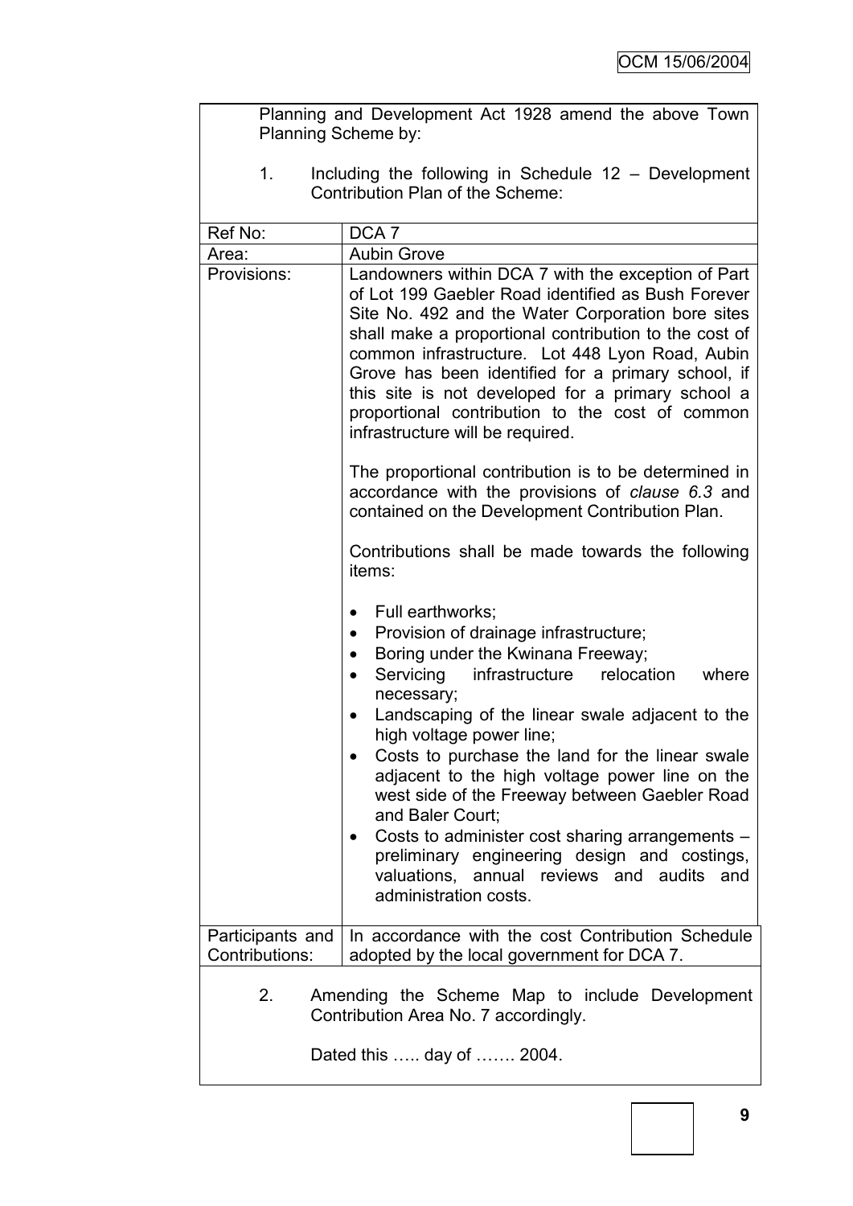Planning and Development Act 1928 amend the above Town Planning Scheme by:

1. Including the following in Schedule 12 – Development Contribution Plan of the Scheme:

| Ref No: | DCA 7 |
|---|---|
| Area: | Aubin Grove |
| Provisions: | Landowners within DCA 7 with the exception of Part of Lot 199 Gaebler Road identified as Bush Forever Site No. 492 and the Water Corporation bore sites shall make a proportional contribution to the cost of common infrastructure. Lot 448 Lyon Road, Aubin Grove has been identified for a primary school, if this site is not developed for a primary school a proportional contribution to the cost of common infrastructure will be required.<br><br>The proportional contribution is to be determined in accordance with the provisions of *clause 6.3* and contained on the Development Contribution Plan.<br><br>Contributions shall be made towards the following items:<br><br>• Full earthworks;<br>• Provision of drainage infrastructure;<br>• Boring under the Kwinana Freeway;<br>• Servicing infrastructure relocation where necessary;<br>• Landscaping of the linear swale adjacent to the high voltage power line;<br>• Costs to purchase the land for the linear swale adjacent to the high voltage power line on the west side of the Freeway between Gaebler Road and Baler Court;<br>• Costs to administer cost sharing arrangements – preliminary engineering design and costings, valuations, annual reviews and audits and administration costs. |
| Participants and Contributions: | In accordance with the cost Contribution Schedule adopted by the local government for DCA 7. |

2. Amending the Scheme Map to include Development Contribution Area No. 7 accordingly.

Dated this ….. day of ……. 2004.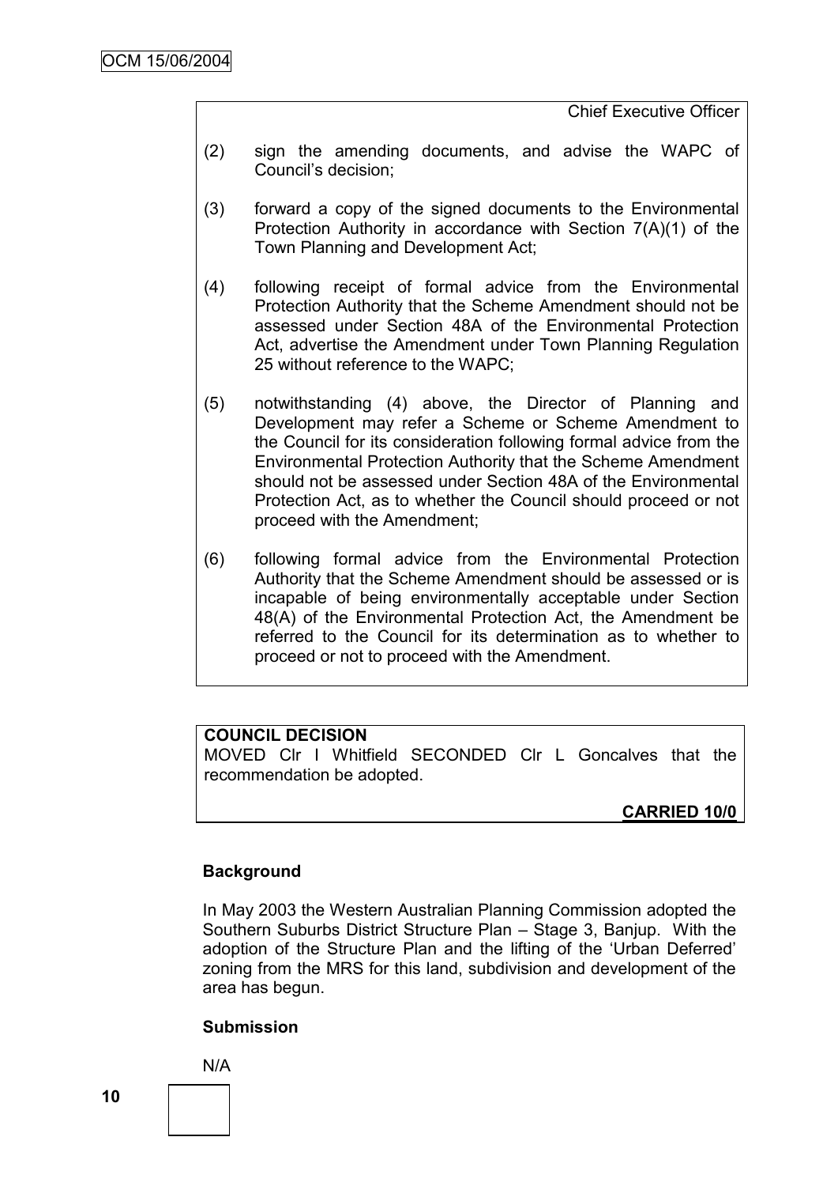Chief Executive Officer

(2) sign the amending documents, and advise the WAPC of Council's decision;

(3) forward a copy of the signed documents to the Environmental Protection Authority in accordance with Section 7(A)(1) of the Town Planning and Development Act;

(4) following receipt of formal advice from the Environmental Protection Authority that the Scheme Amendment should not be assessed under Section 48A of the Environmental Protection Act, advertise the Amendment under Town Planning Regulation 25 without reference to the WAPC;

(5) notwithstanding (4) above, the Director of Planning and Development may refer a Scheme or Scheme Amendment to the Council for its consideration following formal advice from the Environmental Protection Authority that the Scheme Amendment should not be assessed under Section 48A of the Environmental Protection Act, as to whether the Council should proceed or not proceed with the Amendment;

(6) following formal advice from the Environmental Protection Authority that the Scheme Amendment should be assessed or is incapable of being environmentally acceptable under Section 48(A) of the Environmental Protection Act, the Amendment be referred to the Council for its determination as to whether to proceed or not to proceed with the Amendment.

**COUNCIL DECISION**

MOVED Clr I Whitfield SECONDED Clr L Goncalves that the recommendation be adopted.

**CARRIED 10/0**

**Background**

In May 2003 the Western Australian Planning Commission adopted the Southern Suburbs District Structure Plan – Stage 3, Banjup. With the adoption of the Structure Plan and the lifting of the 'Urban Deferred' zoning from the MRS for this land, subdivision and development of the area has begun.

**Submission**

N/A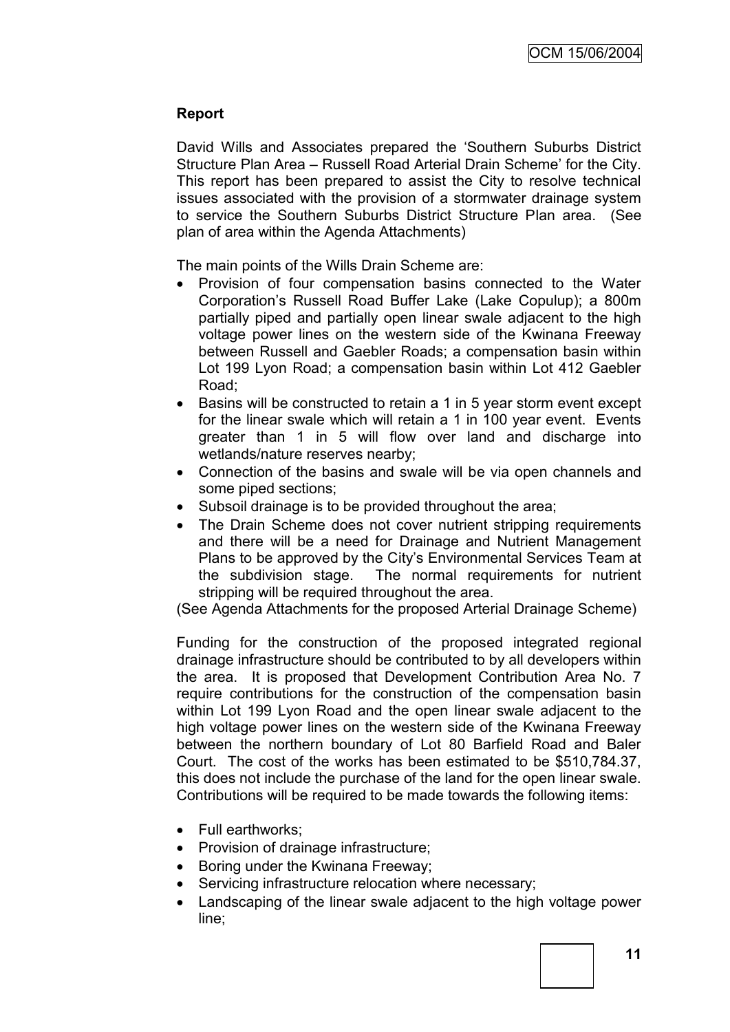## Report

David Wills and Associates prepared the 'Southern Suburbs District Structure Plan Area – Russell Road Arterial Drain Scheme' for the City. This report has been prepared to assist the City to resolve technical issues associated with the provision of a stormwater drainage system to service the Southern Suburbs District Structure Plan area. (See plan of area within the Agenda Attachments)

The main points of the Wills Drain Scheme are:

- Provision of four compensation basins connected to the Water Corporation's Russell Road Buffer Lake (Lake Copulup); a 800m partially piped and partially open linear swale adjacent to the high voltage power lines on the western side of the Kwinana Freeway between Russell and Gaebler Roads; a compensation basin within Lot 199 Lyon Road; a compensation basin within Lot 412 Gaebler Road;
- Basins will be constructed to retain a 1 in 5 year storm event except for the linear swale which will retain a 1 in 100 year event. Events greater than 1 in 5 will flow over land and discharge into wetlands/nature reserves nearby;
- Connection of the basins and swale will be via open channels and some piped sections;
- Subsoil drainage is to be provided throughout the area;
- The Drain Scheme does not cover nutrient stripping requirements and there will be a need for Drainage and Nutrient Management Plans to be approved by the City's Environmental Services Team at the subdivision stage. The normal requirements for nutrient stripping will be required throughout the area.

(See Agenda Attachments for the proposed Arterial Drainage Scheme)

Funding for the construction of the proposed integrated regional drainage infrastructure should be contributed to by all developers within the area. It is proposed that Development Contribution Area No. 7 require contributions for the construction of the compensation basin within Lot 199 Lyon Road and the open linear swale adjacent to the high voltage power lines on the western side of the Kwinana Freeway between the northern boundary of Lot 80 Barfield Road and Baler Court. The cost of the works has been estimated to be $510,784.37, this does not include the purchase of the land for the open linear swale. Contributions will be required to be made towards the following items:

- Full earthworks;
- Provision of drainage infrastructure;
- Boring under the Kwinana Freeway;
- Servicing infrastructure relocation where necessary;
- Landscaping of the linear swale adjacent to the high voltage power line;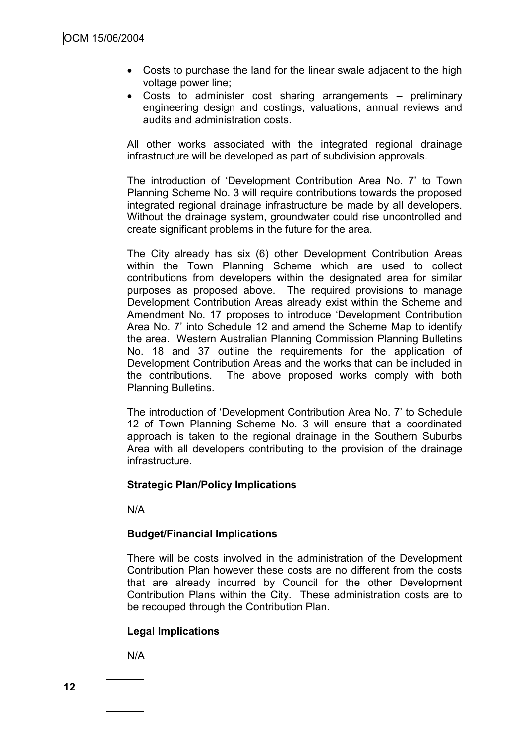- Costs to purchase the land for the linear swale adjacent to the high voltage power line;
- Costs to administer cost sharing arrangements – preliminary engineering design and costings, valuations, annual reviews and audits and administration costs.

All other works associated with the integrated regional drainage infrastructure will be developed as part of subdivision approvals.

The introduction of 'Development Contribution Area No. 7' to Town Planning Scheme No. 3 will require contributions towards the proposed integrated regional drainage infrastructure be made by all developers. Without the drainage system, groundwater could rise uncontrolled and create significant problems in the future for the area.

The City already has six (6) other Development Contribution Areas within the Town Planning Scheme which are used to collect contributions from developers within the designated area for similar purposes as proposed above. The required provisions to manage Development Contribution Areas already exist within the Scheme and Amendment No. 17 proposes to introduce 'Development Contribution Area No. 7' into Schedule 12 and amend the Scheme Map to identify the area. Western Australian Planning Commission Planning Bulletins No. 18 and 37 outline the requirements for the application of Development Contribution Areas and the works that can be included in the contributions. The above proposed works comply with both Planning Bulletins.

The introduction of 'Development Contribution Area No. 7' to Schedule 12 of Town Planning Scheme No. 3 will ensure that a coordinated approach is taken to the regional drainage in the Southern Suburbs Area with all developers contributing to the provision of the drainage infrastructure.

**Strategic Plan/Policy Implications**

N/A

**Budget/Financial Implications**

There will be costs involved in the administration of the Development Contribution Plan however these costs are no different from the costs that are already incurred by Council for the other Development Contribution Plans within the City. These administration costs are to be recouped through the Contribution Plan.

**Legal Implications**

N/A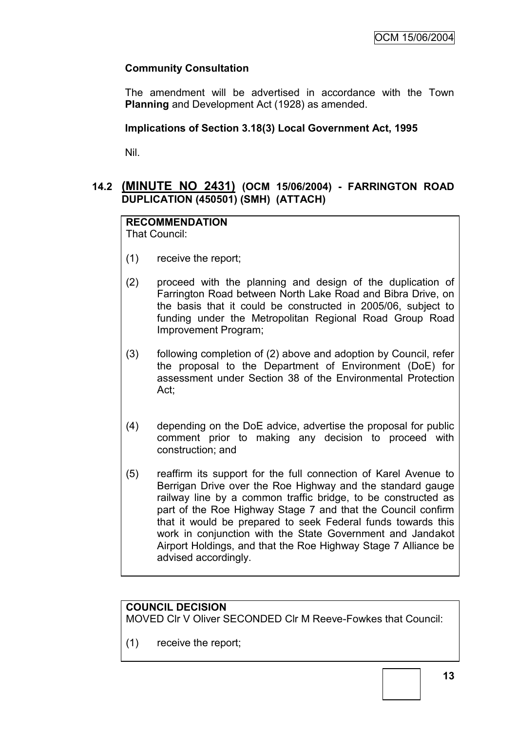**Community Consultation**

The amendment will be advertised in accordance with the Town **Planning** and Development Act (1928) as amended.

**Implications of Section 3.18(3) Local Government Act, 1995**

Nil.

## 14.2 (MINUTE NO 2431) (OCM 15/06/2004) - FARRINGTON ROAD DUPLICATION (450501) (SMH) (ATTACH)

**RECOMMENDATION**

That Council:

(1) receive the report;

(2) proceed with the planning and design of the duplication of Farrington Road between North Lake Road and Bibra Drive, on the basis that it could be constructed in 2005/06, subject to funding under the Metropolitan Regional Road Group Road Improvement Program;

(3) following completion of (2) above and adoption by Council, refer the proposal to the Department of Environment (DoE) for assessment under Section 38 of the Environmental Protection Act;

(4) depending on the DoE advice, advertise the proposal for public comment prior to making any decision to proceed with construction; and

(5) reaffirm its support for the full connection of Karel Avenue to Berrigan Drive over the Roe Highway and the standard gauge railway line by a common traffic bridge, to be constructed as part of the Roe Highway Stage 7 and that the Council confirm that it would be prepared to seek Federal funds towards this work in conjunction with the State Government and Jandakot Airport Holdings, and that the Roe Highway Stage 7 Alliance be advised accordingly.

**COUNCIL DECISION**

MOVED Clr V Oliver SECONDED Clr M Reeve-Fowkes that Council:

(1) receive the report;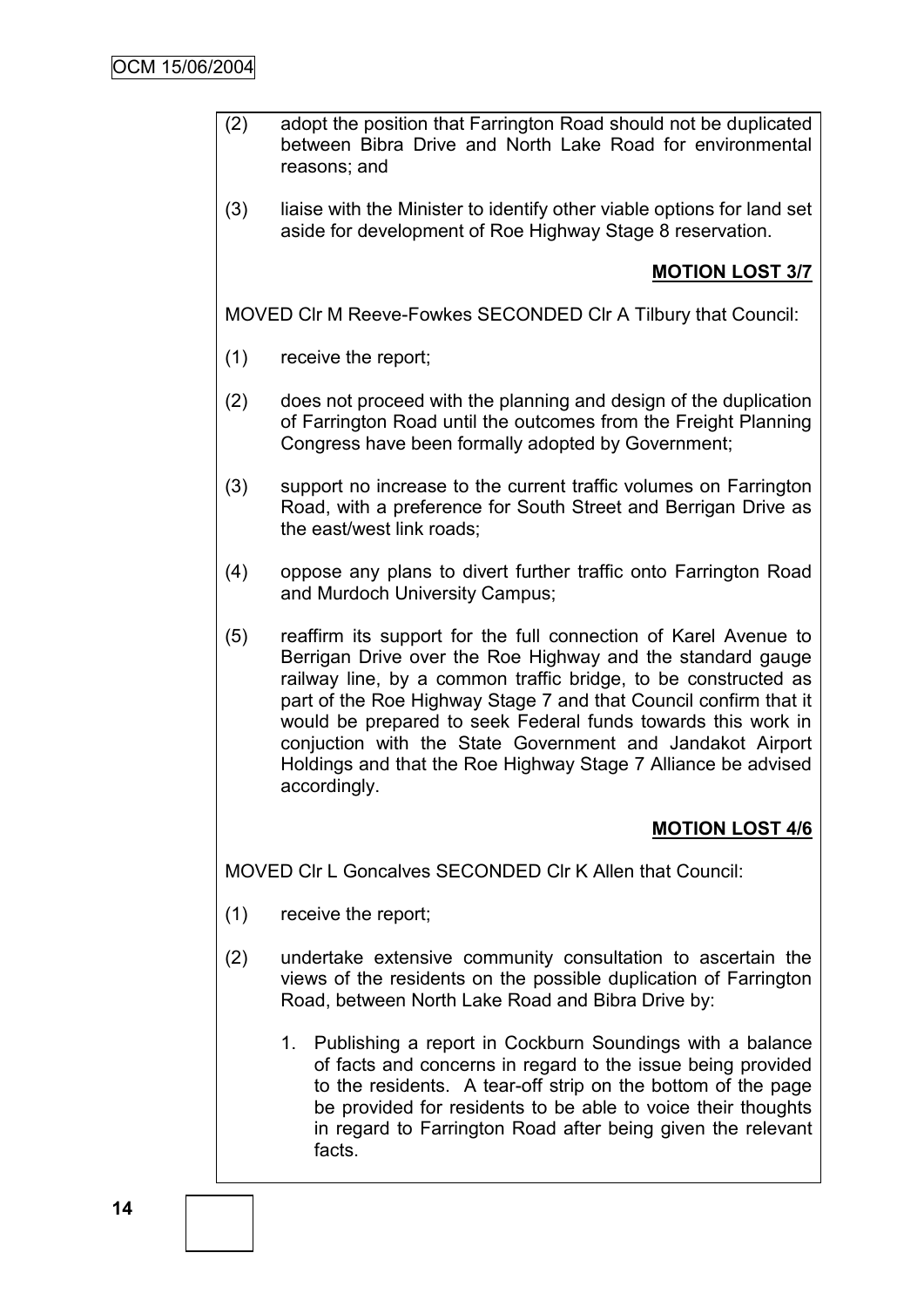(2) adopt the position that Farrington Road should not be duplicated between Bibra Drive and North Lake Road for environmental reasons; and

(3) liaise with the Minister to identify other viable options for land set aside for development of Roe Highway Stage 8 reservation.

**MOTION LOST 3/7**

MOVED Clr M Reeve-Fowkes SECONDED Clr A Tilbury that Council:

(1) receive the report;

(2) does not proceed with the planning and design of the duplication of Farrington Road until the outcomes from the Freight Planning Congress have been formally adopted by Government;

(3) support no increase to the current traffic volumes on Farrington Road, with a preference for South Street and Berrigan Drive as the east/west link roads;

(4) oppose any plans to divert further traffic onto Farrington Road and Murdoch University Campus;

(5) reaffirm its support for the full connection of Karel Avenue to Berrigan Drive over the Roe Highway and the standard gauge railway line, by a common traffic bridge, to be constructed as part of the Roe Highway Stage 7 and that Council confirm that it would be prepared to seek Federal funds towards this work in conjuction with the State Government and Jandakot Airport Holdings and that the Roe Highway Stage 7 Alliance be advised accordingly.

**MOTION LOST 4/6**

MOVED Clr L Goncalves SECONDED Clr K Allen that Council:

(1) receive the report;

(2) undertake extensive community consultation to ascertain the views of the residents on the possible duplication of Farrington Road, between North Lake Road and Bibra Drive by:

1. Publishing a report in Cockburn Soundings with a balance of facts and concerns in regard to the issue being provided to the residents. A tear-off strip on the bottom of the page be provided for residents to be able to voice their thoughts in regard to Farrington Road after being given the relevant facts.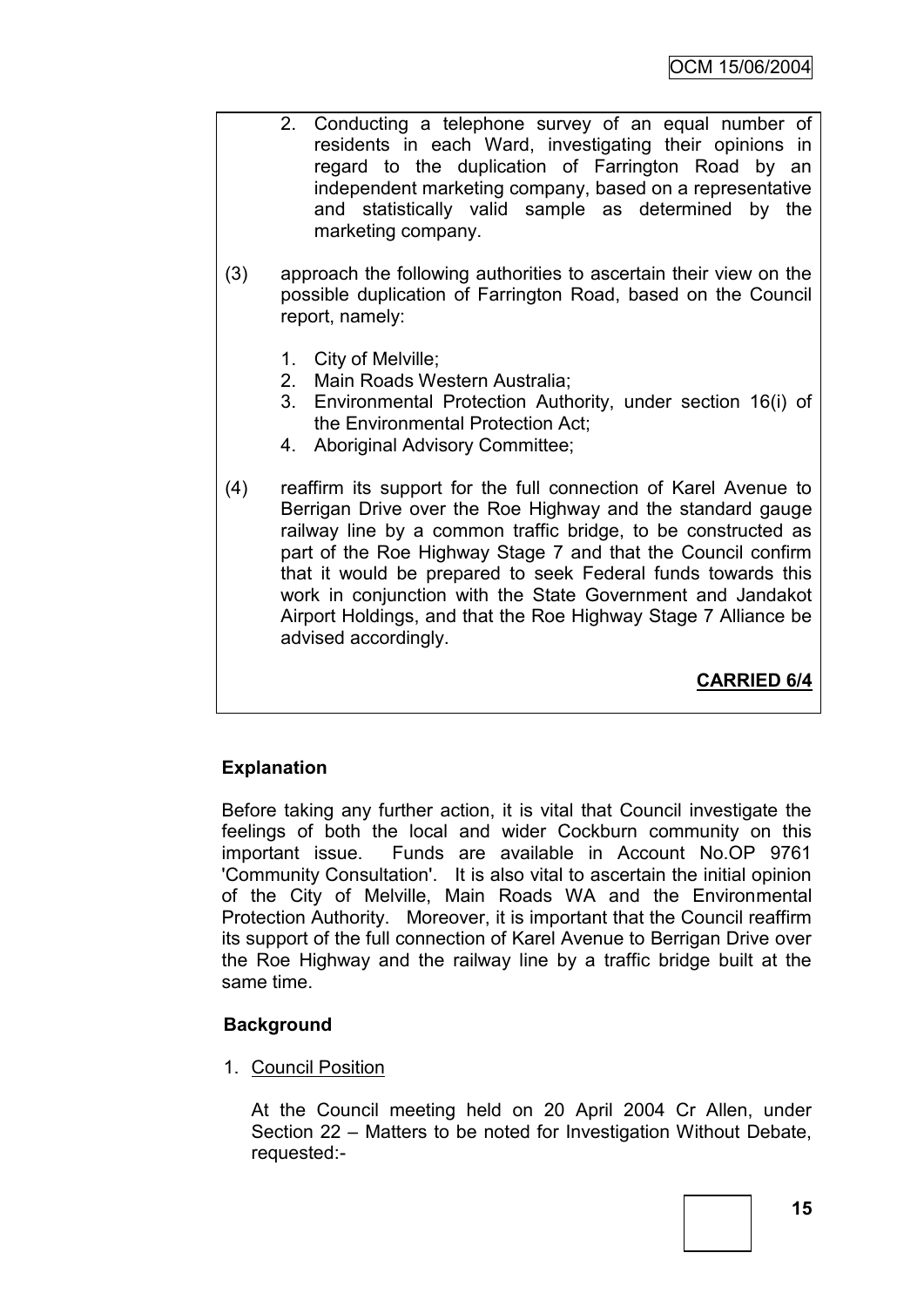2. Conducting a telephone survey of an equal number of residents in each Ward, investigating their opinions in regard to the duplication of Farrington Road by an independent marketing company, based on a representative and statistically valid sample as determined by the marketing company.

(3) approach the following authorities to ascertain their view on the possible duplication of Farrington Road, based on the Council report, namely:

1. City of Melville;
2. Main Roads Western Australia;
3. Environmental Protection Authority, under section 16(i) of the Environmental Protection Act;
4. Aboriginal Advisory Committee;

(4) reaffirm its support for the full connection of Karel Avenue to Berrigan Drive over the Roe Highway and the standard gauge railway line by a common traffic bridge, to be constructed as part of the Roe Highway Stage 7 and that the Council confirm that it would be prepared to seek Federal funds towards this work in conjunction with the State Government and Jandakot Airport Holdings, and that the Roe Highway Stage 7 Alliance be advised accordingly.

**CARRIED 6/4**

**Explanation**

Before taking any further action, it is vital that Council investigate the feelings of both the local and wider Cockburn community on this important issue. Funds are available in Account No.OP 9761 'Community Consultation'. It is also vital to ascertain the initial opinion of the City of Melville, Main Roads WA and the Environmental Protection Authority. Moreover, it is important that the Council reaffirm its support of the full connection of Karel Avenue to Berrigan Drive over the Roe Highway and the railway line by a traffic bridge built at the same time.

**Background**

1. Council Position

At the Council meeting held on 20 April 2004 Cr Allen, under Section 22 – Matters to be noted for Investigation Without Debate, requested:-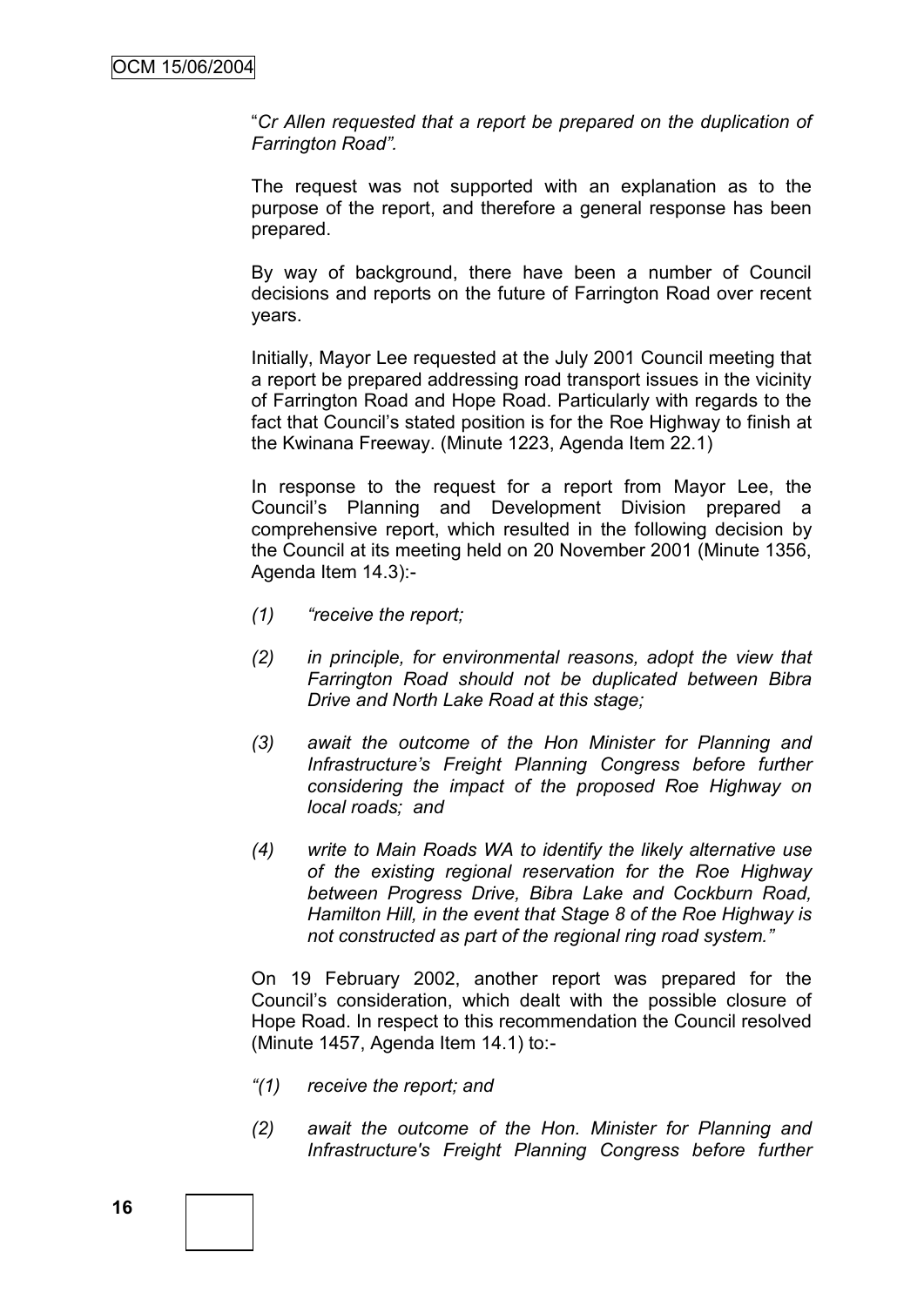"*Cr Allen requested that a report be prepared on the duplication of Farrington Road".*

The request was not supported with an explanation as to the purpose of the report, and therefore a general response has been prepared.

By way of background, there have been a number of Council decisions and reports on the future of Farrington Road over recent years.

Initially, Mayor Lee requested at the July 2001 Council meeting that a report be prepared addressing road transport issues in the vicinity of Farrington Road and Hope Road. Particularly with regards to the fact that Council's stated position is for the Roe Highway to finish at the Kwinana Freeway. (Minute 1223, Agenda Item 22.1)

In response to the request for a report from Mayor Lee, the Council's Planning and Development Division prepared a comprehensive report, which resulted in the following decision by the Council at its meeting held on 20 November 2001 (Minute 1356, Agenda Item 14.3):-

*(1) "receive the report;*

*(2) in principle, for environmental reasons, adopt the view that Farrington Road should not be duplicated between Bibra Drive and North Lake Road at this stage;*

*(3) await the outcome of the Hon Minister for Planning and Infrastructure's Freight Planning Congress before further considering the impact of the proposed Roe Highway on local roads; and*

*(4) write to Main Roads WA to identify the likely alternative use of the existing regional reservation for the Roe Highway between Progress Drive, Bibra Lake and Cockburn Road, Hamilton Hill, in the event that Stage 8 of the Roe Highway is not constructed as part of the regional ring road system."*

On 19 February 2002, another report was prepared for the Council's consideration, which dealt with the possible closure of Hope Road. In respect to this recommendation the Council resolved (Minute 1457, Agenda Item 14.1) to:-

*"(1) receive the report; and*

*(2) await the outcome of the Hon. Minister for Planning and Infrastructure's Freight Planning Congress before further*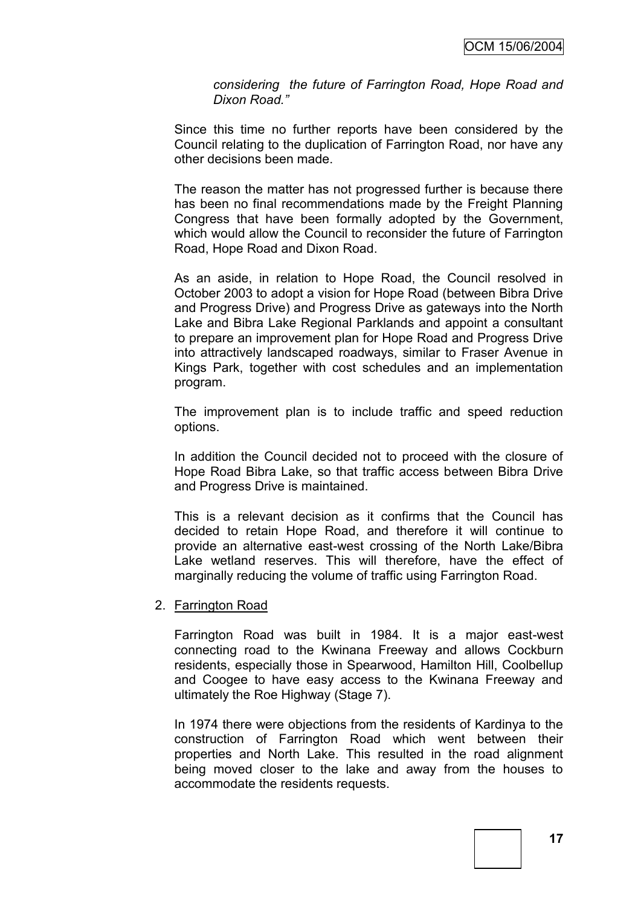*considering the future of Farrington Road, Hope Road and Dixon Road."*

Since this time no further reports have been considered by the Council relating to the duplication of Farrington Road, nor have any other decisions been made.

The reason the matter has not progressed further is because there has been no final recommendations made by the Freight Planning Congress that have been formally adopted by the Government, which would allow the Council to reconsider the future of Farrington Road, Hope Road and Dixon Road.

As an aside, in relation to Hope Road, the Council resolved in October 2003 to adopt a vision for Hope Road (between Bibra Drive and Progress Drive) and Progress Drive as gateways into the North Lake and Bibra Lake Regional Parklands and appoint a consultant to prepare an improvement plan for Hope Road and Progress Drive into attractively landscaped roadways, similar to Fraser Avenue in Kings Park, together with cost schedules and an implementation program.

The improvement plan is to include traffic and speed reduction options.

In addition the Council decided not to proceed with the closure of Hope Road Bibra Lake, so that traffic access between Bibra Drive and Progress Drive is maintained.

This is a relevant decision as it confirms that the Council has decided to retain Hope Road, and therefore it will continue to provide an alternative east-west crossing of the North Lake/Bibra Lake wetland reserves. This will therefore, have the effect of marginally reducing the volume of traffic using Farrington Road.

2. <u>Farrington Road</u>

Farrington Road was built in 1984. It is a major east-west connecting road to the Kwinana Freeway and allows Cockburn residents, especially those in Spearwood, Hamilton Hill, Coolbellup and Coogee to have easy access to the Kwinana Freeway and ultimately the Roe Highway (Stage 7).

In 1974 there were objections from the residents of Kardinya to the construction of Farrington Road which went between their properties and North Lake. This resulted in the road alignment being moved closer to the lake and away from the houses to accommodate the residents requests.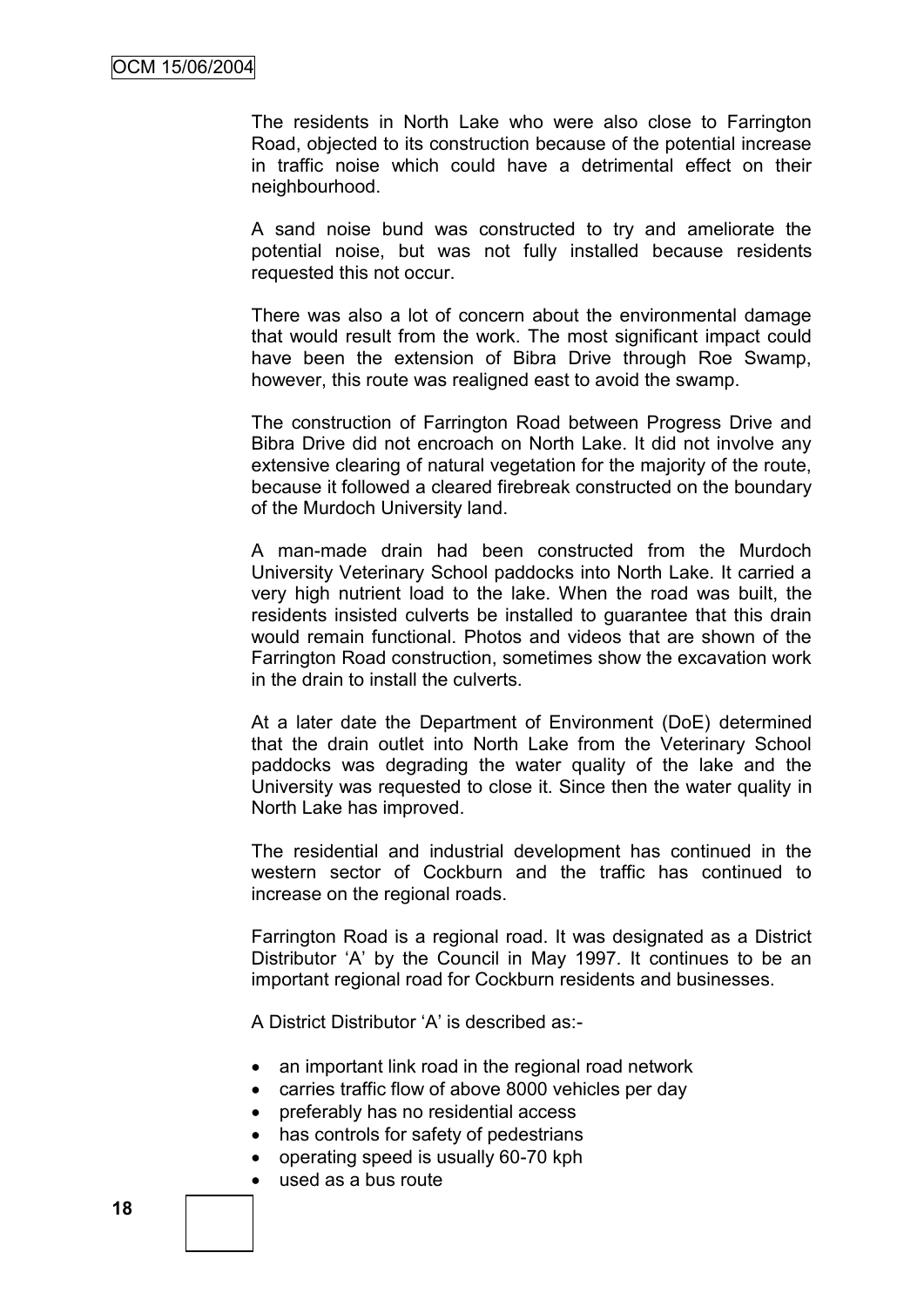The residents in North Lake who were also close to Farrington Road, objected to its construction because of the potential increase in traffic noise which could have a detrimental effect on their neighbourhood.

A sand noise bund was constructed to try and ameliorate the potential noise, but was not fully installed because residents requested this not occur.

There was also a lot of concern about the environmental damage that would result from the work. The most significant impact could have been the extension of Bibra Drive through Roe Swamp, however, this route was realigned east to avoid the swamp.

The construction of Farrington Road between Progress Drive and Bibra Drive did not encroach on North Lake. It did not involve any extensive clearing of natural vegetation for the majority of the route, because it followed a cleared firebreak constructed on the boundary of the Murdoch University land.

A man-made drain had been constructed from the Murdoch University Veterinary School paddocks into North Lake. It carried a very high nutrient load to the lake. When the road was built, the residents insisted culverts be installed to guarantee that this drain would remain functional. Photos and videos that are shown of the Farrington Road construction, sometimes show the excavation work in the drain to install the culverts.

At a later date the Department of Environment (DoE) determined that the drain outlet into North Lake from the Veterinary School paddocks was degrading the water quality of the lake and the University was requested to close it. Since then the water quality in North Lake has improved.

The residential and industrial development has continued in the western sector of Cockburn and the traffic has continued to increase on the regional roads.

Farrington Road is a regional road. It was designated as a District Distributor 'A' by the Council in May 1997. It continues to be an important regional road for Cockburn residents and businesses.

A District Distributor 'A' is described as:-

- an important link road in the regional road network
- carries traffic flow of above 8000 vehicles per day
- preferably has no residential access
- has controls for safety of pedestrians
- operating speed is usually 60-70 kph
- used as a bus route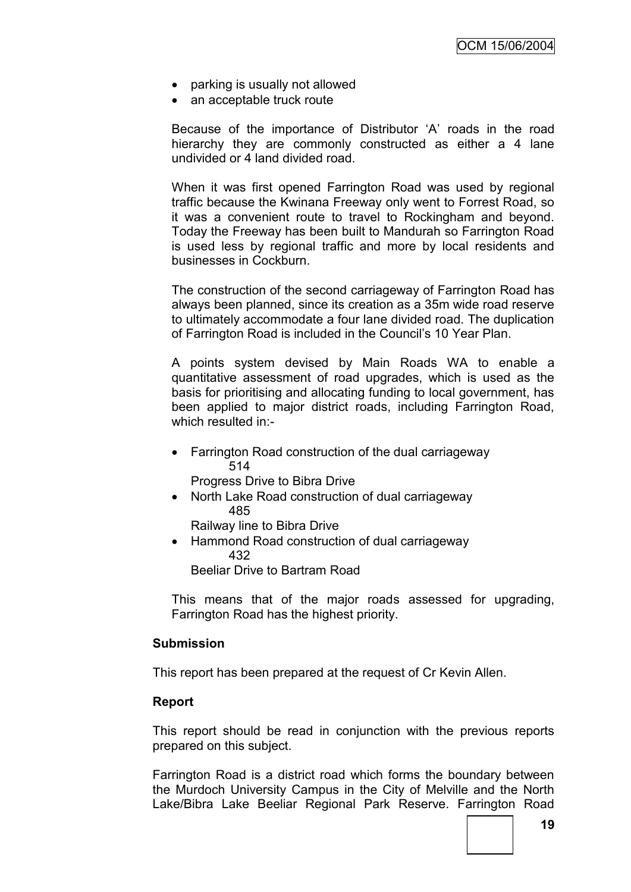- parking is usually not allowed
- an acceptable truck route

Because of the importance of Distributor 'A' roads in the road hierarchy they are commonly constructed as either a 4 lane undivided or 4 land divided road.

When it was first opened Farrington Road was used by regional traffic because the Kwinana Freeway only went to Forrest Road, so it was a convenient route to travel to Rockingham and beyond. Today the Freeway has been built to Mandurah so Farrington Road is used less by regional traffic and more by local residents and businesses in Cockburn.

The construction of the second carriageway of Farrington Road has always been planned, since its creation as a 35m wide road reserve to ultimately accommodate a four lane divided road. The duplication of Farrington Road is included in the Council's 10 Year Plan.

A points system devised by Main Roads WA to enable a quantitative assessment of road upgrades, which is used as the basis for prioritising and allocating funding to local government, has been applied to major district roads, including Farrington Road, which resulted in:-

- Farrington Road construction of the dual carriageway 514
  Progress Drive to Bibra Drive
- North Lake Road construction of dual carriageway 485
  Railway line to Bibra Drive
- Hammond Road construction of dual carriageway 432
  Beeliar Drive to Bartram Road

This means that of the major roads assessed for upgrading, Farrington Road has the highest priority.

**Submission**

This report has been prepared at the request of Cr Kevin Allen.

**Report**

This report should be read in conjunction with the previous reports prepared on this subject.

Farrington Road is a district road which forms the boundary between the Murdoch University Campus in the City of Melville and the North Lake/Bibra Lake Beeliar Regional Park Reserve. Farrington Road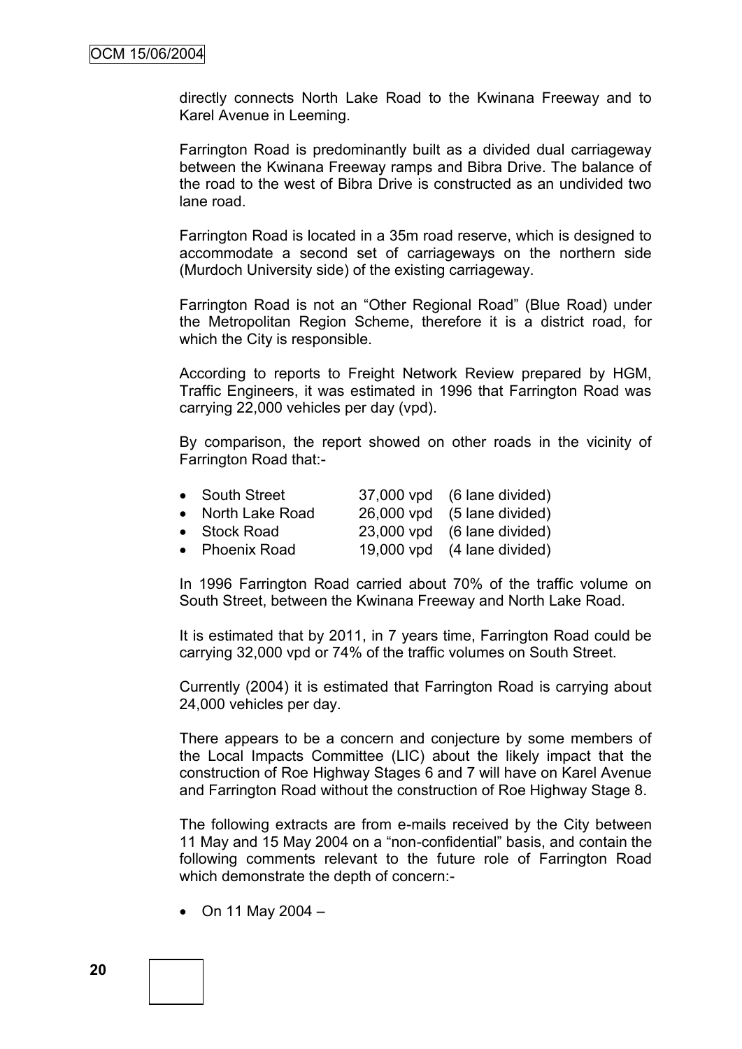directly connects North Lake Road to the Kwinana Freeway and to Karel Avenue in Leeming.

Farrington Road is predominantly built as a divided dual carriageway between the Kwinana Freeway ramps and Bibra Drive. The balance of the road to the west of Bibra Drive is constructed as an undivided two lane road.

Farrington Road is located in a 35m road reserve, which is designed to accommodate a second set of carriageways on the northern side (Murdoch University side) of the existing carriageway.

Farrington Road is not an "Other Regional Road" (Blue Road) under the Metropolitan Region Scheme, therefore it is a district road, for which the City is responsible.

According to reports to Freight Network Review prepared by HGM, Traffic Engineers, it was estimated in 1996 that Farrington Road was carrying 22,000 vehicles per day (vpd).

By comparison, the report showed on other roads in the vicinity of Farrington Road that:-

- South Street 37,000 vpd (6 lane divided)
- North Lake Road 26,000 vpd (5 lane divided)
- Stock Road 23,000 vpd (6 lane divided)
- Phoenix Road 19,000 vpd (4 lane divided)

In 1996 Farrington Road carried about 70% of the traffic volume on South Street, between the Kwinana Freeway and North Lake Road.

It is estimated that by 2011, in 7 years time, Farrington Road could be carrying 32,000 vpd or 74% of the traffic volumes on South Street.

Currently (2004) it is estimated that Farrington Road is carrying about 24,000 vehicles per day.

There appears to be a concern and conjecture by some members of the Local Impacts Committee (LIC) about the likely impact that the construction of Roe Highway Stages 6 and 7 will have on Karel Avenue and Farrington Road without the construction of Roe Highway Stage 8.

The following extracts are from e-mails received by the City between 11 May and 15 May 2004 on a "non-confidential" basis, and contain the following comments relevant to the future role of Farrington Road which demonstrate the depth of concern:-

- On 11 May 2004 –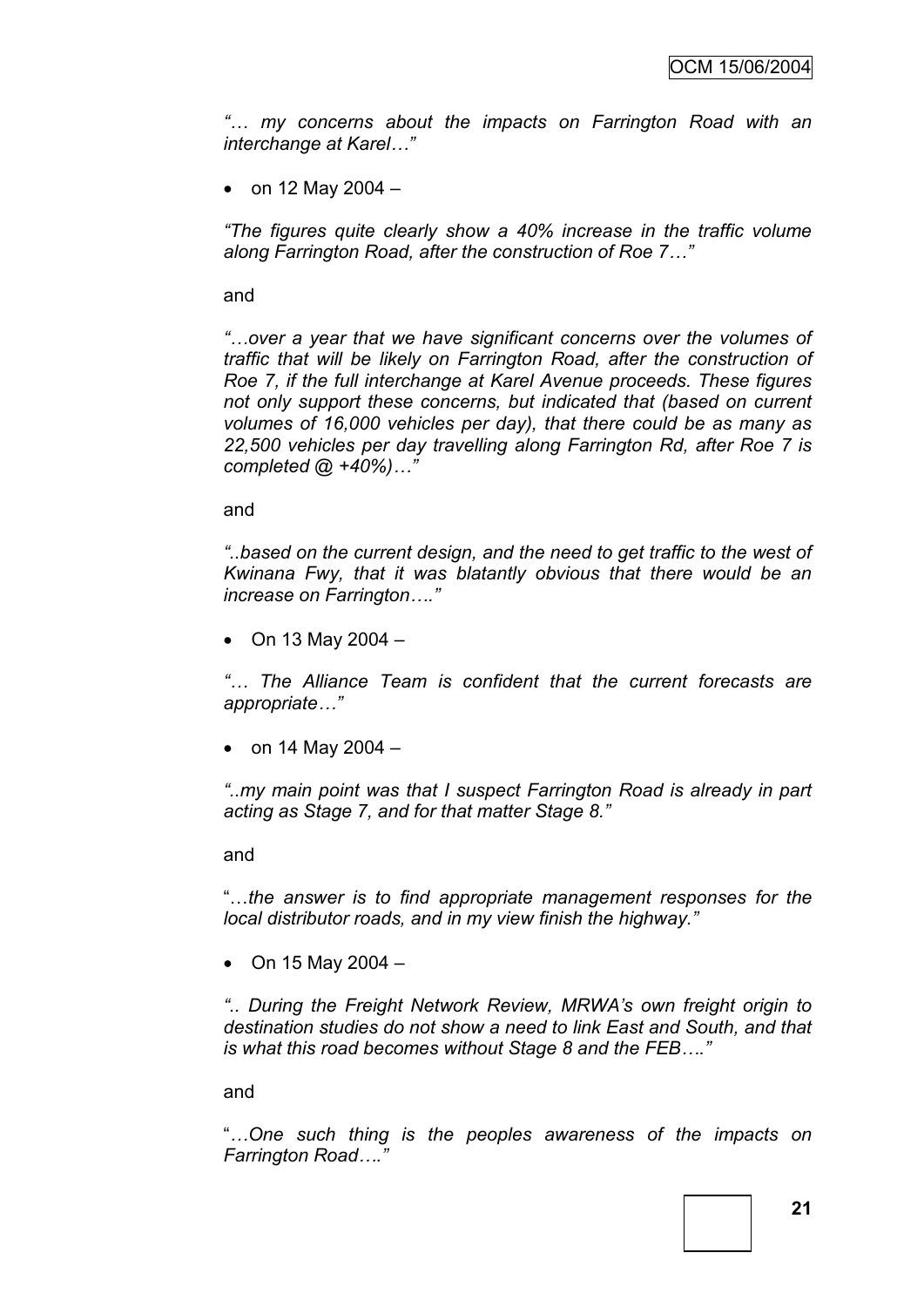*"… my concerns about the impacts on Farrington Road with an interchange at Karel…"*

- on 12 May 2004 –

*"The figures quite clearly show a 40% increase in the traffic volume along Farrington Road, after the construction of Roe 7…"*

and

*"…over a year that we have significant concerns over the volumes of traffic that will be likely on Farrington Road, after the construction of Roe 7, if the full interchange at Karel Avenue proceeds. These figures not only support these concerns, but indicated that (based on current volumes of 16,000 vehicles per day), that there could be as many as 22,500 vehicles per day travelling along Farrington Rd, after Roe 7 is completed @ +40%)…"*

and

*"..based on the current design, and the need to get traffic to the west of Kwinana Fwy, that it was blatantly obvious that there would be an increase on Farrington…."*

- On 13 May 2004 –

*"… The Alliance Team is confident that the current forecasts are appropriate…"*

- on 14 May 2004 –

*"..my main point was that I suspect Farrington Road is already in part acting as Stage 7, and for that matter Stage 8."*

and

"*…the answer is to find appropriate management responses for the local distributor roads, and in my view finish the highway."*

- On 15 May 2004 –

*".. During the Freight Network Review, MRWA's own freight origin to destination studies do not show a need to link East and South, and that is what this road becomes without Stage 8 and the FEB…."*

and

"*…One such thing is the peoples awareness of the impacts on Farrington Road…."*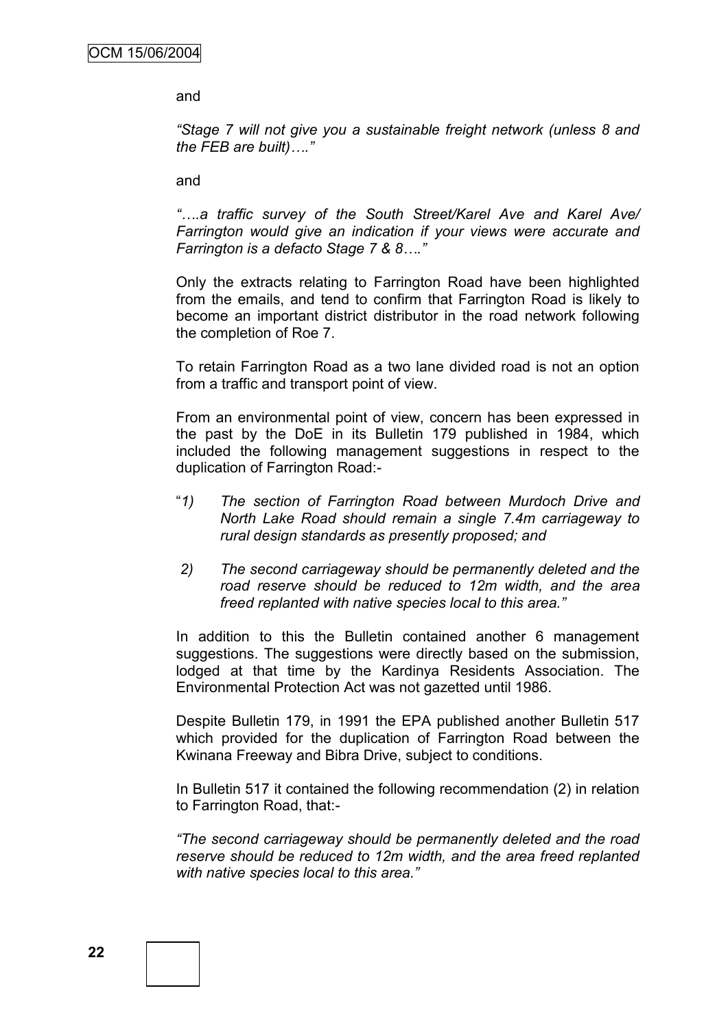and

*"Stage 7 will not give you a sustainable freight network (unless 8 and the FEB are built)…."*

and

*"….a traffic survey of the South Street/Karel Ave and Karel Ave/ Farrington would give an indication if your views were accurate and Farrington is a defacto Stage 7 & 8…."*

Only the extracts relating to Farrington Road have been highlighted from the emails, and tend to confirm that Farrington Road is likely to become an important district distributor in the road network following the completion of Roe 7.

To retain Farrington Road as a two lane divided road is not an option from a traffic and transport point of view.

From an environmental point of view, concern has been expressed in the past by the DoE in its Bulletin 179 published in 1984, which included the following management suggestions in respect to the duplication of Farrington Road:-

"*1) The section of Farrington Road between Murdoch Drive and North Lake Road should remain a single 7.4m carriageway to rural design standards as presently proposed; and*

*2) The second carriageway should be permanently deleted and the road reserve should be reduced to 12m width, and the area freed replanted with native species local to this area."*

In addition to this the Bulletin contained another 6 management suggestions. The suggestions were directly based on the submission, lodged at that time by the Kardinya Residents Association. The Environmental Protection Act was not gazetted until 1986.

Despite Bulletin 179, in 1991 the EPA published another Bulletin 517 which provided for the duplication of Farrington Road between the Kwinana Freeway and Bibra Drive, subject to conditions.

In Bulletin 517 it contained the following recommendation (2) in relation to Farrington Road, that:-

*"The second carriageway should be permanently deleted and the road reserve should be reduced to 12m width, and the area freed replanted with native species local to this area."*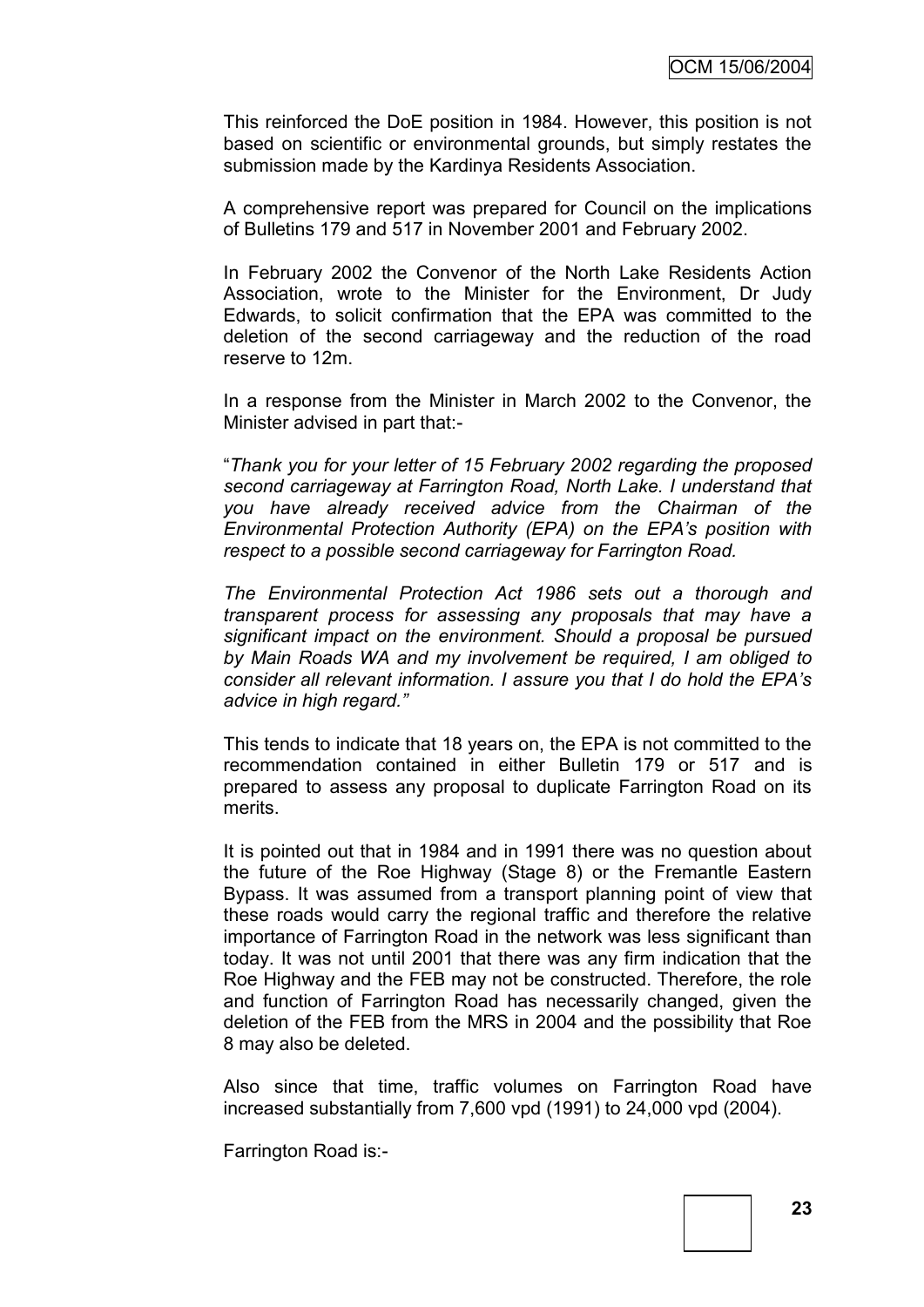This reinforced the DoE position in 1984. However, this position is not based on scientific or environmental grounds, but simply restates the submission made by the Kardinya Residents Association.

A comprehensive report was prepared for Council on the implications of Bulletins 179 and 517 in November 2001 and February 2002.

In February 2002 the Convenor of the North Lake Residents Action Association, wrote to the Minister for the Environment, Dr Judy Edwards, to solicit confirmation that the EPA was committed to the deletion of the second carriageway and the reduction of the road reserve to 12m.

In a response from the Minister in March 2002 to the Convenor, the Minister advised in part that:-

"*Thank you for your letter of 15 February 2002 regarding the proposed second carriageway at Farrington Road, North Lake. I understand that you have already received advice from the Chairman of the Environmental Protection Authority (EPA) on the EPA's position with respect to a possible second carriageway for Farrington Road.*

*The Environmental Protection Act 1986 sets out a thorough and transparent process for assessing any proposals that may have a significant impact on the environment. Should a proposal be pursued by Main Roads WA and my involvement be required, I am obliged to consider all relevant information. I assure you that I do hold the EPA's advice in high regard.*"

This tends to indicate that 18 years on, the EPA is not committed to the recommendation contained in either Bulletin 179 or 517 and is prepared to assess any proposal to duplicate Farrington Road on its merits.

It is pointed out that in 1984 and in 1991 there was no question about the future of the Roe Highway (Stage 8) or the Fremantle Eastern Bypass. It was assumed from a transport planning point of view that these roads would carry the regional traffic and therefore the relative importance of Farrington Road in the network was less significant than today. It was not until 2001 that there was any firm indication that the Roe Highway and the FEB may not be constructed. Therefore, the role and function of Farrington Road has necessarily changed, given the deletion of the FEB from the MRS in 2004 and the possibility that Roe 8 may also be deleted.

Also since that time, traffic volumes on Farrington Road have increased substantially from 7,600 vpd (1991) to 24,000 vpd (2004).

Farrington Road is:-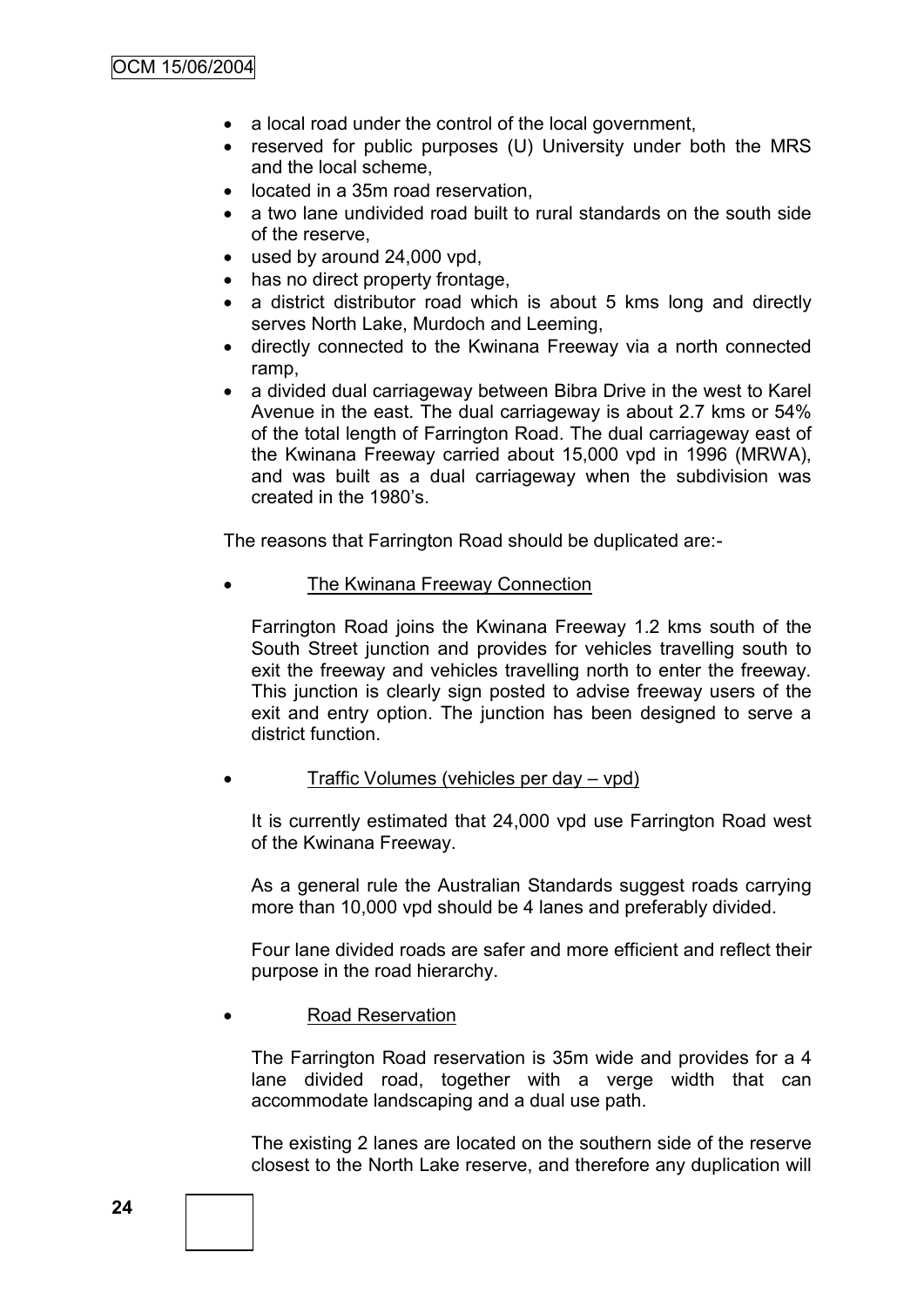- a local road under the control of the local government,
- reserved for public purposes (U) University under both the MRS and the local scheme,
- located in a 35m road reservation,
- a two lane undivided road built to rural standards on the south side of the reserve,
- used by around 24,000 vpd,
- has no direct property frontage,
- a district distributor road which is about 5 kms long and directly serves North Lake, Murdoch and Leeming,
- directly connected to the Kwinana Freeway via a north connected ramp,
- a divided dual carriageway between Bibra Drive in the west to Karel Avenue in the east. The dual carriageway is about 2.7 kms or 54% of the total length of Farrington Road. The dual carriageway east of the Kwinana Freeway carried about 15,000 vpd in 1996 (MRWA), and was built as a dual carriageway when the subdivision was created in the 1980's.

The reasons that Farrington Road should be duplicated are:-

- The Kwinana Freeway Connection

  Farrington Road joins the Kwinana Freeway 1.2 kms south of the South Street junction and provides for vehicles travelling south to exit the freeway and vehicles travelling north to enter the freeway. This junction is clearly sign posted to advise freeway users of the exit and entry option. The junction has been designed to serve a district function.

- Traffic Volumes (vehicles per day – vpd)

  It is currently estimated that 24,000 vpd use Farrington Road west of the Kwinana Freeway.

  As a general rule the Australian Standards suggest roads carrying more than 10,000 vpd should be 4 lanes and preferably divided.

  Four lane divided roads are safer and more efficient and reflect their purpose in the road hierarchy.

- Road Reservation

  The Farrington Road reservation is 35m wide and provides for a 4 lane divided road, together with a verge width that can accommodate landscaping and a dual use path.

  The existing 2 lanes are located on the southern side of the reserve closest to the North Lake reserve, and therefore any duplication will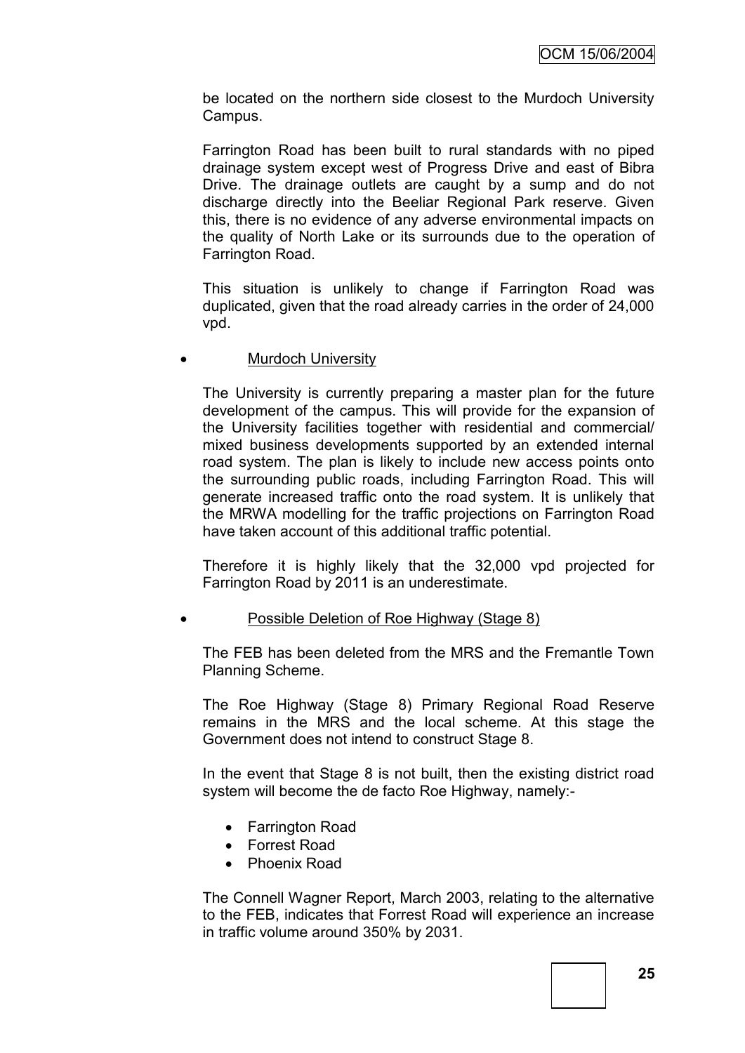be located on the northern side closest to the Murdoch University Campus.

Farrington Road has been built to rural standards with no piped drainage system except west of Progress Drive and east of Bibra Drive. The drainage outlets are caught by a sump and do not discharge directly into the Beeliar Regional Park reserve. Given this, there is no evidence of any adverse environmental impacts on the quality of North Lake or its surrounds due to the operation of Farrington Road.

This situation is unlikely to change if Farrington Road was duplicated, given that the road already carries in the order of 24,000 vpd.

- Murdoch University

  The University is currently preparing a master plan for the future development of the campus. This will provide for the expansion of the University facilities together with residential and commercial/ mixed business developments supported by an extended internal road system. The plan is likely to include new access points onto the surrounding public roads, including Farrington Road. This will generate increased traffic onto the road system. It is unlikely that the MRWA modelling for the traffic projections on Farrington Road have taken account of this additional traffic potential.

  Therefore it is highly likely that the 32,000 vpd projected for Farrington Road by 2011 is an underestimate.

- Possible Deletion of Roe Highway (Stage 8)

  The FEB has been deleted from the MRS and the Fremantle Town Planning Scheme.

  The Roe Highway (Stage 8) Primary Regional Road Reserve remains in the MRS and the local scheme. At this stage the Government does not intend to construct Stage 8.

  In the event that Stage 8 is not built, then the existing district road system will become the de facto Roe Highway, namely:-

  - Farrington Road
  - Forrest Road
  - Phoenix Road

  The Connell Wagner Report, March 2003, relating to the alternative to the FEB, indicates that Forrest Road will experience an increase in traffic volume around 350% by 2031.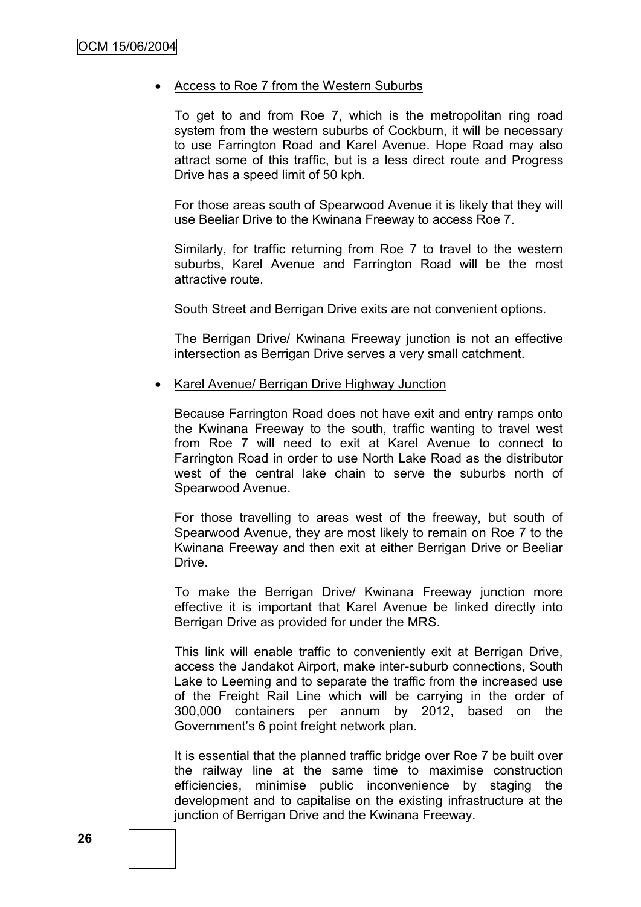- <u>Access to Roe 7 from the Western Suburbs</u>

  To get to and from Roe 7, which is the metropolitan ring road system from the western suburbs of Cockburn, it will be necessary to use Farrington Road and Karel Avenue. Hope Road may also attract some of this traffic, but is a less direct route and Progress Drive has a speed limit of 50 kph.

  For those areas south of Spearwood Avenue it is likely that they will use Beeliar Drive to the Kwinana Freeway to access Roe 7.

  Similarly, for traffic returning from Roe 7 to travel to the western suburbs, Karel Avenue and Farrington Road will be the most attractive route.

  South Street and Berrigan Drive exits are not convenient options.

  The Berrigan Drive/ Kwinana Freeway junction is not an effective intersection as Berrigan Drive serves a very small catchment.

- <u>Karel Avenue/ Berrigan Drive Highway Junction</u>

  Because Farrington Road does not have exit and entry ramps onto the Kwinana Freeway to the south, traffic wanting to travel west from Roe 7 will need to exit at Karel Avenue to connect to Farrington Road in order to use North Lake Road as the distributor west of the central lake chain to serve the suburbs north of Spearwood Avenue.

  For those travelling to areas west of the freeway, but south of Spearwood Avenue, they are most likely to remain on Roe 7 to the Kwinana Freeway and then exit at either Berrigan Drive or Beeliar Drive.

  To make the Berrigan Drive/ Kwinana Freeway junction more effective it is important that Karel Avenue be linked directly into Berrigan Drive as provided for under the MRS.

  This link will enable traffic to conveniently exit at Berrigan Drive, access the Jandakot Airport, make inter-suburb connections, South Lake to Leeming and to separate the traffic from the increased use of the Freight Rail Line which will be carrying in the order of 300,000 containers per annum by 2012, based on the Government's 6 point freight network plan.

  It is essential that the planned traffic bridge over Roe 7 be built over the railway line at the same time to maximise construction efficiencies, minimise public inconvenience by staging the development and to capitalise on the existing infrastructure at the junction of Berrigan Drive and the Kwinana Freeway.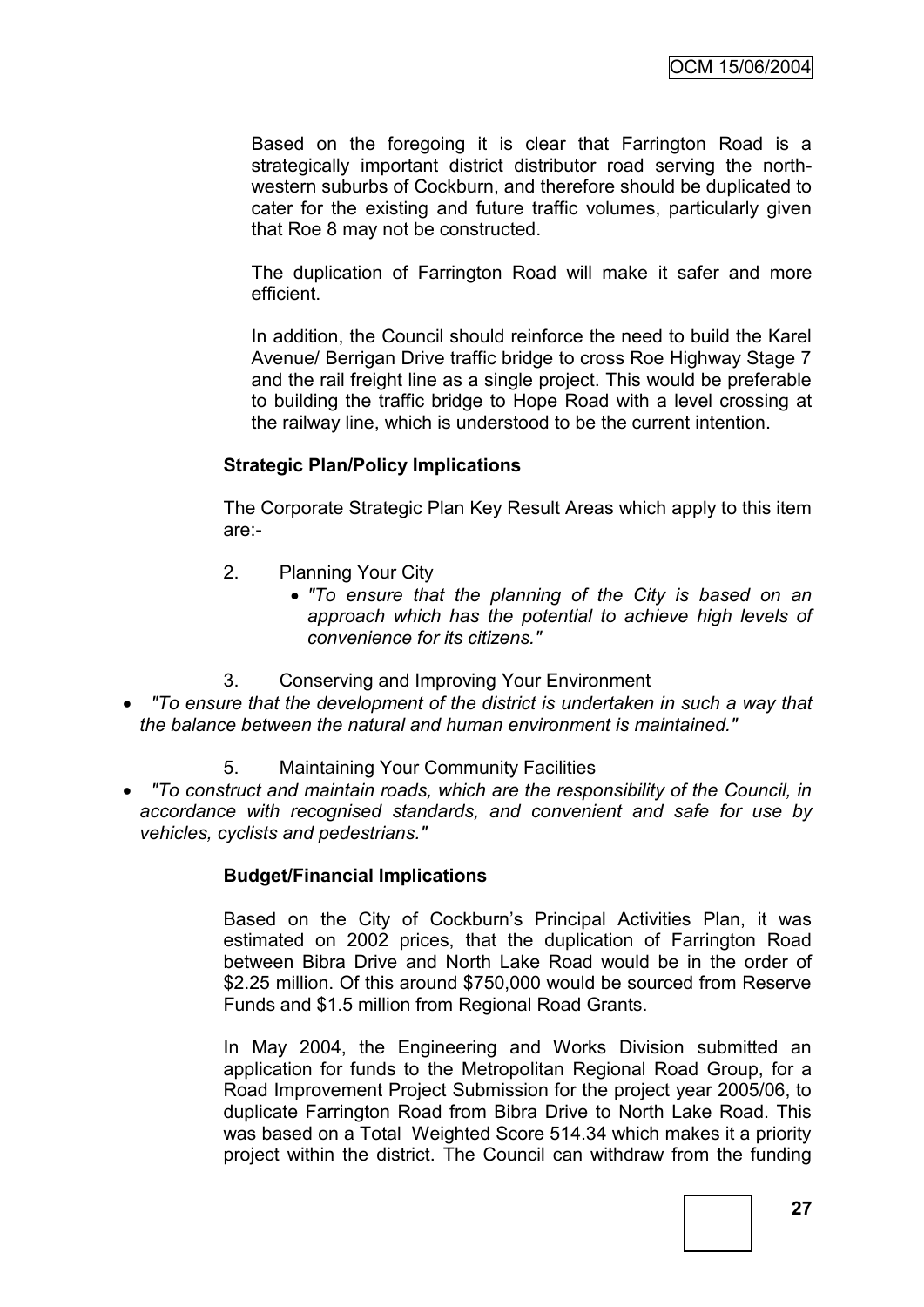Based on the foregoing it is clear that Farrington Road is a strategically important district distributor road serving the north-western suburbs of Cockburn, and therefore should be duplicated to cater for the existing and future traffic volumes, particularly given that Roe 8 may not be constructed.

The duplication of Farrington Road will make it safer and more efficient.

In addition, the Council should reinforce the need to build the Karel Avenue/ Berrigan Drive traffic bridge to cross Roe Highway Stage 7 and the rail freight line as a single project. This would be preferable to building the traffic bridge to Hope Road with a level crossing at the railway line, which is understood to be the current intention.

**Strategic Plan/Policy Implications**

The Corporate Strategic Plan Key Result Areas which apply to this item are:-

2. Planning Your City
   - *"To ensure that the planning of the City is based on an approach which has the potential to achieve high levels of convenience for its citizens."*

3. Conserving and Improving Your Environment
   - *"To ensure that the development of the district is undertaken in such a way that the balance between the natural and human environment is maintained."*

5. Maintaining Your Community Facilities
   - *"To construct and maintain roads, which are the responsibility of the Council, in accordance with recognised standards, and convenient and safe for use by vehicles, cyclists and pedestrians."*

**Budget/Financial Implications**

Based on the City of Cockburn's Principal Activities Plan, it was estimated on 2002 prices, that the duplication of Farrington Road between Bibra Drive and North Lake Road would be in the order of $2.25 million. Of this around $750,000 would be sourced from Reserve Funds and $1.5 million from Regional Road Grants.

In May 2004, the Engineering and Works Division submitted an application for funds to the Metropolitan Regional Road Group, for a Road Improvement Project Submission for the project year 2005/06, to duplicate Farrington Road from Bibra Drive to North Lake Road. This was based on a Total Weighted Score 514.34 which makes it a priority project within the district. The Council can withdraw from the funding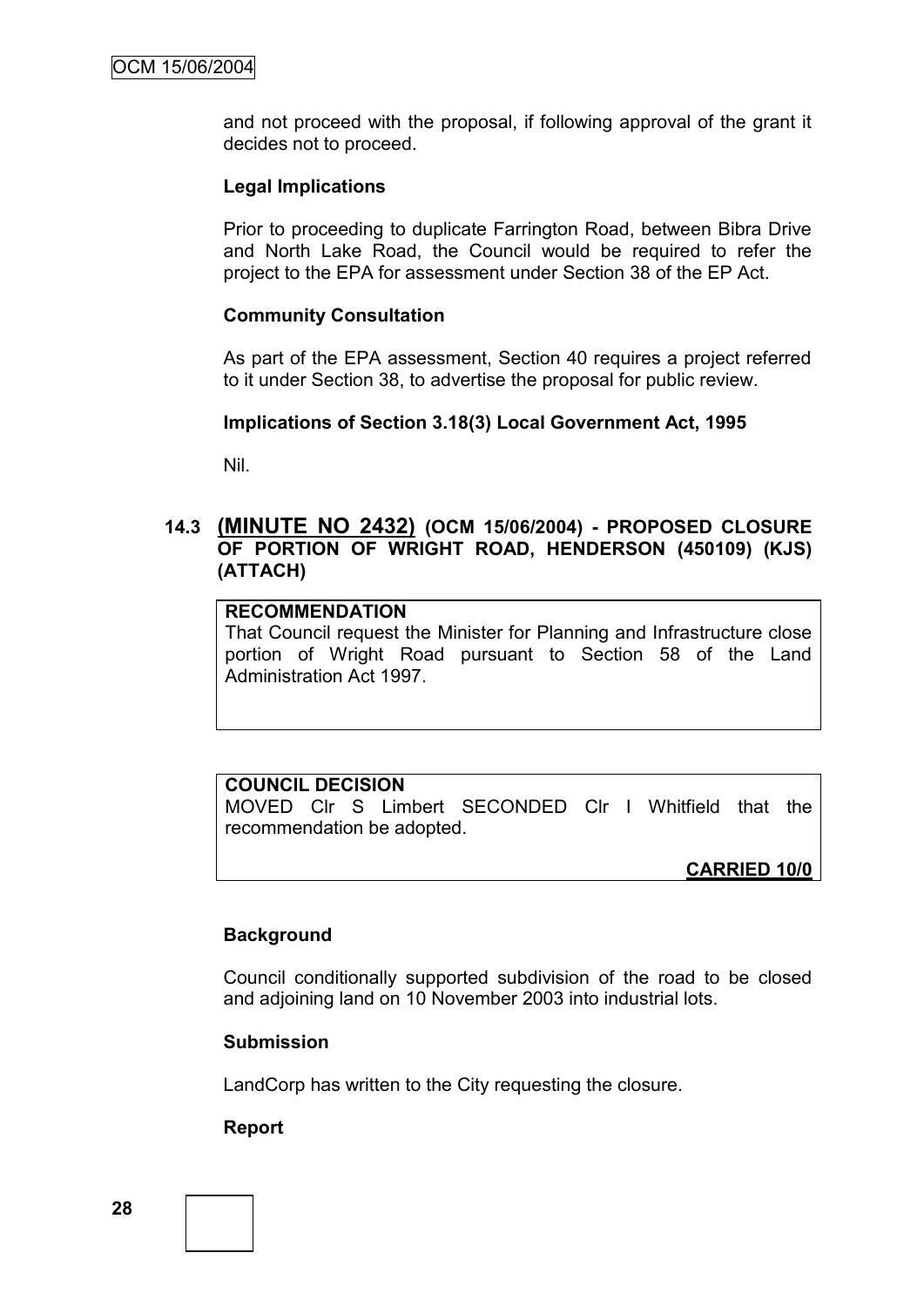and not proceed with the proposal, if following approval of the grant it decides not to proceed.

**Legal Implications**

Prior to proceeding to duplicate Farrington Road, between Bibra Drive and North Lake Road, the Council would be required to refer the project to the EPA for assessment under Section 38 of the EP Act.

**Community Consultation**

As part of the EPA assessment, Section 40 requires a project referred to it under Section 38, to advertise the proposal for public review.

**Implications of Section 3.18(3) Local Government Act, 1995**

Nil.

## 14.3 (MINUTE NO 2432) (OCM 15/06/2004) - PROPOSED CLOSURE OF PORTION OF WRIGHT ROAD, HENDERSON (450109) (KJS) (ATTACH)

**RECOMMENDATION**

That Council request the Minister for Planning and Infrastructure close portion of Wright Road pursuant to Section 58 of the Land Administration Act 1997.

**COUNCIL DECISION**

MOVED Clr S Limbert SECONDED Clr I Whitfield that the recommendation be adopted.

**CARRIED 10/0**

**Background**

Council conditionally supported subdivision of the road to be closed and adjoining land on 10 November 2003 into industrial lots.

**Submission**

LandCorp has written to the City requesting the closure.

**Report**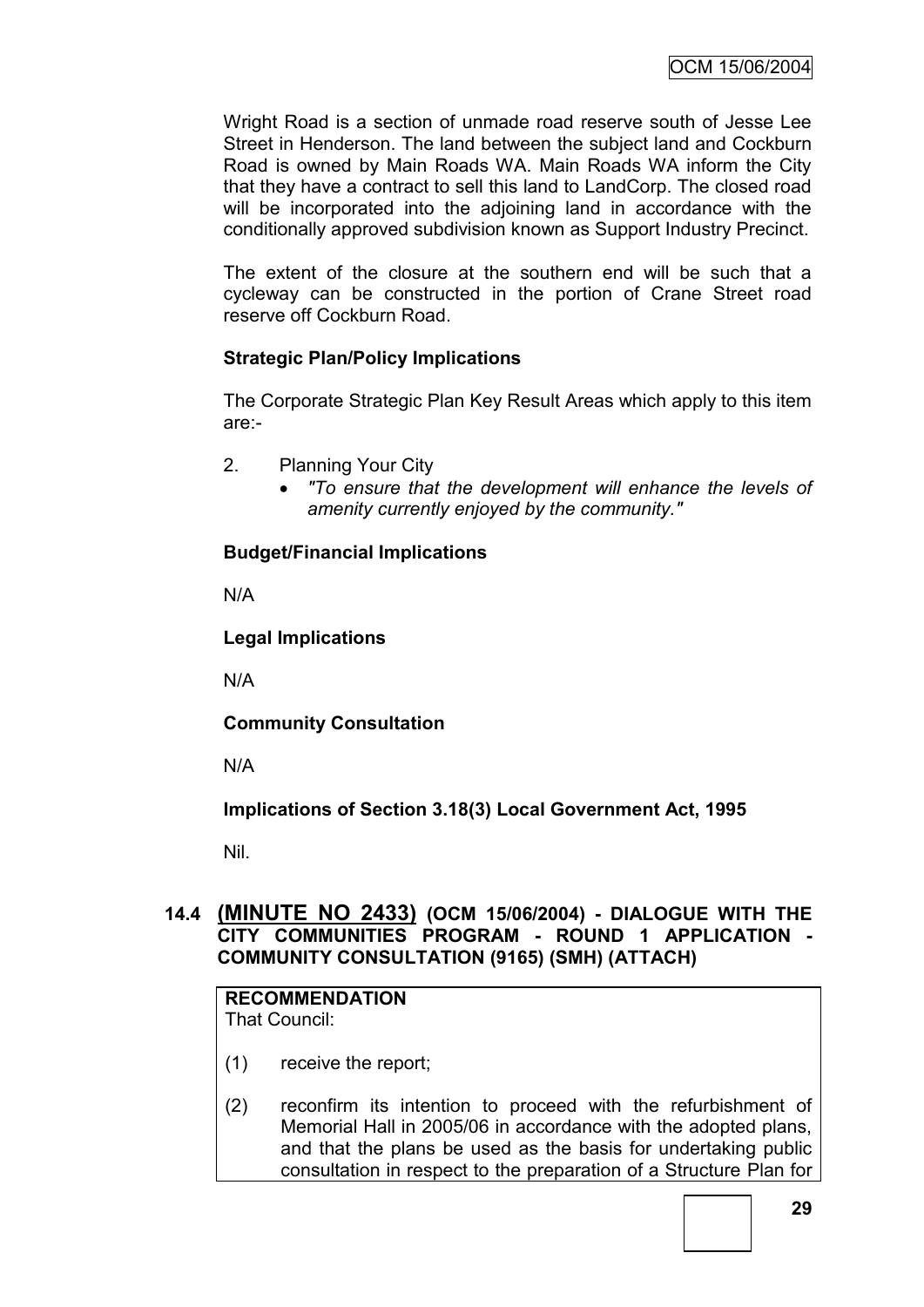Wright Road is a section of unmade road reserve south of Jesse Lee Street in Henderson. The land between the subject land and Cockburn Road is owned by Main Roads WA. Main Roads WA inform the City that they have a contract to sell this land to LandCorp. The closed road will be incorporated into the adjoining land in accordance with the conditionally approved subdivision known as Support Industry Precinct.

The extent of the closure at the southern end will be such that a cycleway can be constructed in the portion of Crane Street road reserve off Cockburn Road.

**Strategic Plan/Policy Implications**

The Corporate Strategic Plan Key Result Areas which apply to this item are:-

2. Planning Your City
   - *"To ensure that the development will enhance the levels of amenity currently enjoyed by the community."*

**Budget/Financial Implications**

N/A

**Legal Implications**

N/A

**Community Consultation**

N/A

**Implications of Section 3.18(3) Local Government Act, 1995**

Nil.

## 14.4 (MINUTE NO 2433) (OCM 15/06/2004) - DIALOGUE WITH THE CITY COMMUNITIES PROGRAM - ROUND 1 APPLICATION - COMMUNITY CONSULTATION (9165) (SMH) (ATTACH)

**RECOMMENDATION**
That Council:

(1) receive the report;

(2) reconfirm its intention to proceed with the refurbishment of Memorial Hall in 2005/06 in accordance with the adopted plans, and that the plans be used as the basis for undertaking public consultation in respect to the preparation of a Structure Plan for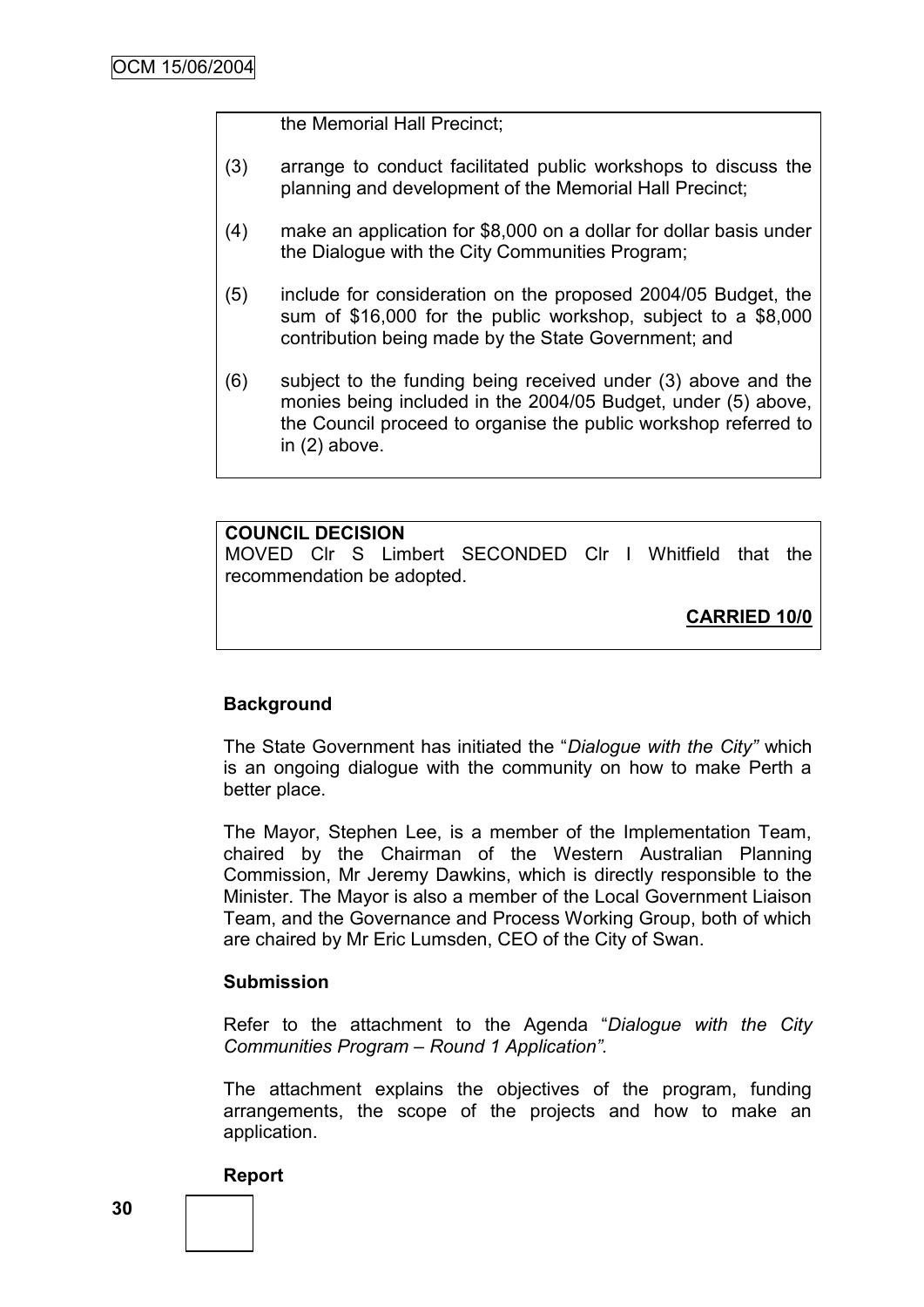the Memorial Hall Precinct;

(3) arrange to conduct facilitated public workshops to discuss the planning and development of the Memorial Hall Precinct;

(4) make an application for $8,000 on a dollar for dollar basis under the Dialogue with the City Communities Program;

(5) include for consideration on the proposed 2004/05 Budget, the sum of $16,000 for the public workshop, subject to a $8,000 contribution being made by the State Government; and

(6) subject to the funding being received under (3) above and the monies being included in the 2004/05 Budget, under (5) above, the Council proceed to organise the public workshop referred to in (2) above.

**COUNCIL DECISION**

MOVED Clr S Limbert SECONDED Clr I Whitfield that the recommendation be adopted.

**CARRIED 10/0**

**Background**

The State Government has initiated the "*Dialogue with the City"* which is an ongoing dialogue with the community on how to make Perth a better place.

The Mayor, Stephen Lee, is a member of the Implementation Team, chaired by the Chairman of the Western Australian Planning Commission, Mr Jeremy Dawkins, which is directly responsible to the Minister. The Mayor is also a member of the Local Government Liaison Team, and the Governance and Process Working Group, both of which are chaired by Mr Eric Lumsden, CEO of the City of Swan.

**Submission**

Refer to the attachment to the Agenda "*Dialogue with the City Communities Program – Round 1 Application"*.

The attachment explains the objectives of the program, funding arrangements, the scope of the projects and how to make an application.

**Report**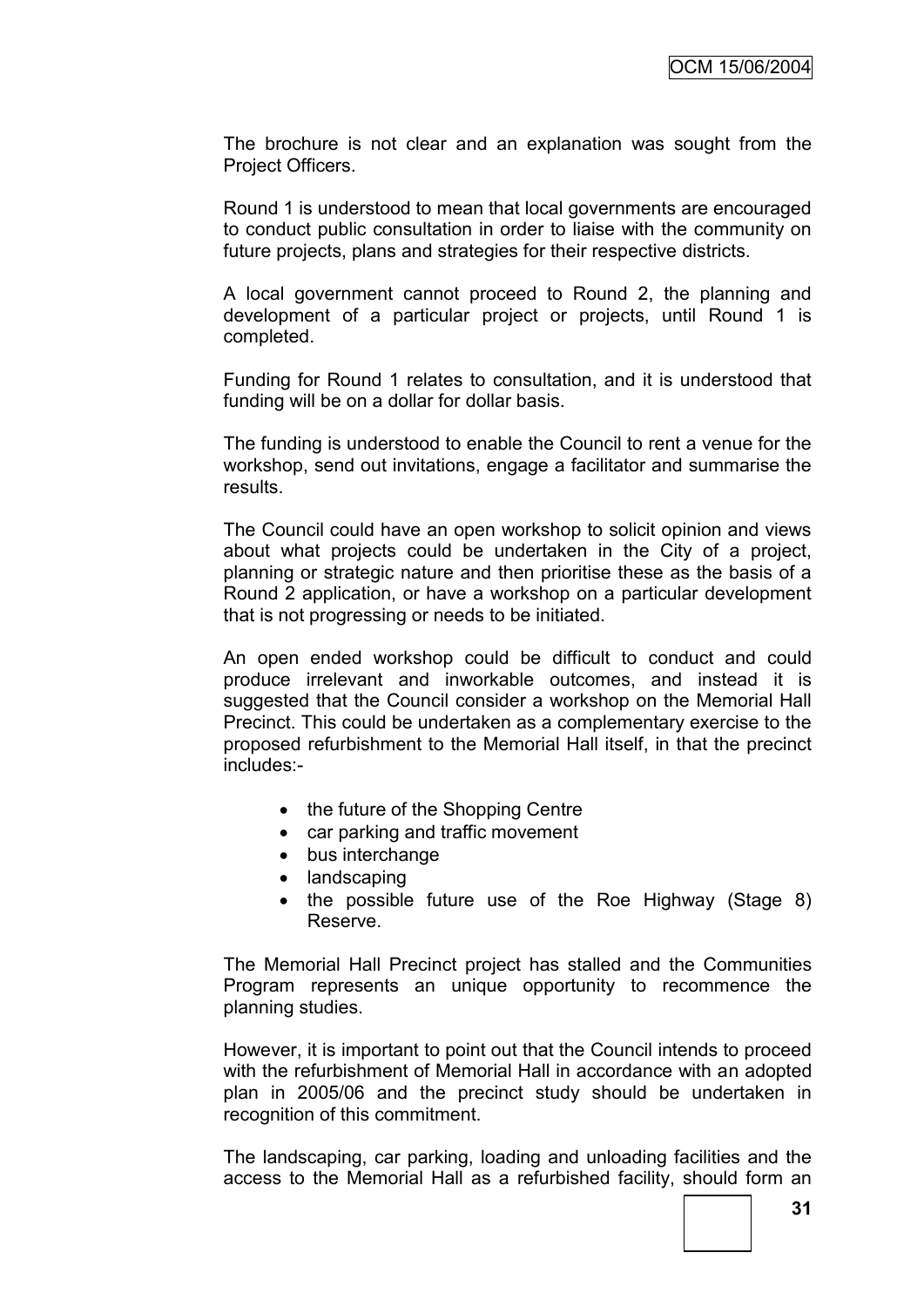The brochure is not clear and an explanation was sought from the Project Officers.

Round 1 is understood to mean that local governments are encouraged to conduct public consultation in order to liaise with the community on future projects, plans and strategies for their respective districts.

A local government cannot proceed to Round 2, the planning and development of a particular project or projects, until Round 1 is completed.

Funding for Round 1 relates to consultation, and it is understood that funding will be on a dollar for dollar basis.

The funding is understood to enable the Council to rent a venue for the workshop, send out invitations, engage a facilitator and summarise the results.

The Council could have an open workshop to solicit opinion and views about what projects could be undertaken in the City of a project, planning or strategic nature and then prioritise these as the basis of a Round 2 application, or have a workshop on a particular development that is not progressing or needs to be initiated.

An open ended workshop could be difficult to conduct and could produce irrelevant and inworkable outcomes, and instead it is suggested that the Council consider a workshop on the Memorial Hall Precinct. This could be undertaken as a complementary exercise to the proposed refurbishment to the Memorial Hall itself, in that the precinct includes:-

- the future of the Shopping Centre
- car parking and traffic movement
- bus interchange
- landscaping
- the possible future use of the Roe Highway (Stage 8) Reserve.

The Memorial Hall Precinct project has stalled and the Communities Program represents an unique opportunity to recommence the planning studies.

However, it is important to point out that the Council intends to proceed with the refurbishment of Memorial Hall in accordance with an adopted plan in 2005/06 and the precinct study should be undertaken in recognition of this commitment.

The landscaping, car parking, loading and unloading facilities and the access to the Memorial Hall as a refurbished facility, should form an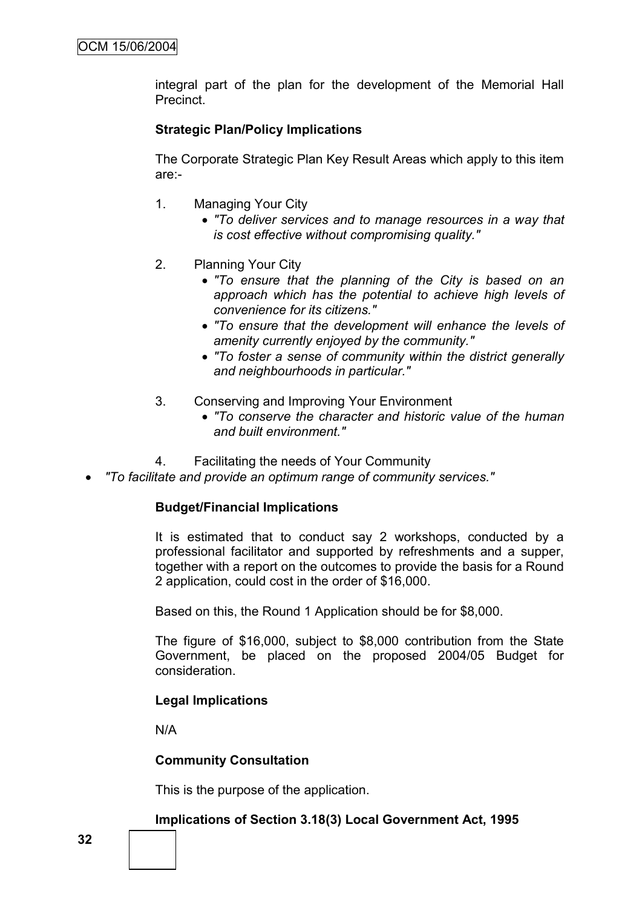integral part of the plan for the development of the Memorial Hall Precinct.

**Strategic Plan/Policy Implications**

The Corporate Strategic Plan Key Result Areas which apply to this item are:-

1. Managing Your City
   - *"To deliver services and to manage resources in a way that is cost effective without compromising quality."*

2. Planning Your City
   - *"To ensure that the planning of the City is based on an approach which has the potential to achieve high levels of convenience for its citizens."*
   - *"To ensure that the development will enhance the levels of amenity currently enjoyed by the community."*
   - *"To foster a sense of community within the district generally and neighbourhoods in particular."*

3. Conserving and Improving Your Environment
   - *"To conserve the character and historic value of the human and built environment."*

4. Facilitating the needs of Your Community
   - *"To facilitate and provide an optimum range of community services."*

**Budget/Financial Implications**

It is estimated that to conduct say 2 workshops, conducted by a professional facilitator and supported by refreshments and a supper, together with a report on the outcomes to provide the basis for a Round 2 application, could cost in the order of $16,000.

Based on this, the Round 1 Application should be for $8,000.

The figure of $16,000, subject to $8,000 contribution from the State Government, be placed on the proposed 2004/05 Budget for consideration.

**Legal Implications**

N/A

**Community Consultation**

This is the purpose of the application.

**Implications of Section 3.18(3) Local Government Act, 1995**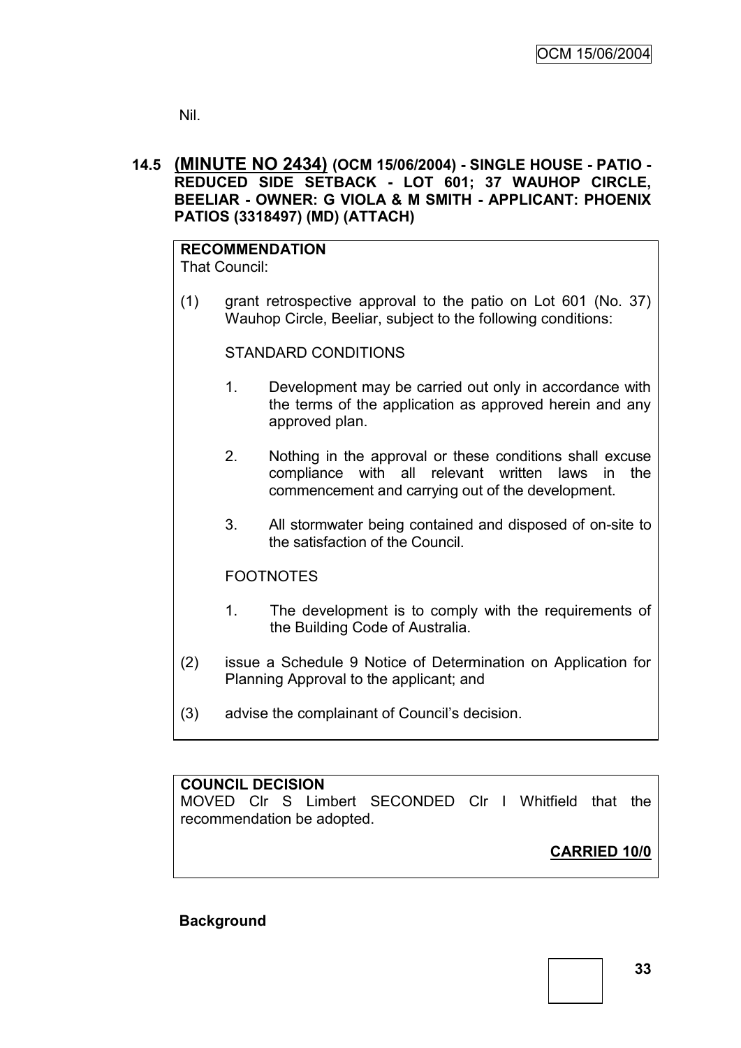Nil.

## 14.5 (MINUTE NO 2434) (OCM 15/06/2004) - SINGLE HOUSE - PATIO - REDUCED SIDE SETBACK - LOT 601; 37 WAUHOP CIRCLE, BEELIAR - OWNER: G VIOLA & M SMITH - APPLICANT: PHOENIX PATIOS (3318497) (MD) (ATTACH)

**RECOMMENDATION**

That Council:

(1) grant retrospective approval to the patio on Lot 601 (No. 37) Wauhop Circle, Beeliar, subject to the following conditions:

STANDARD CONDITIONS

1. Development may be carried out only in accordance with the terms of the application as approved herein and any approved plan.

2. Nothing in the approval or these conditions shall excuse compliance with all relevant written laws in the commencement and carrying out of the development.

3. All stormwater being contained and disposed of on-site to the satisfaction of the Council.

FOOTNOTES

1. The development is to comply with the requirements of the Building Code of Australia.

(2) issue a Schedule 9 Notice of Determination on Application for Planning Approval to the applicant; and

(3) advise the complainant of Council's decision.

**COUNCIL DECISION**

MOVED Clr S Limbert SECONDED Clr I Whitfield that the recommendation be adopted.

**CARRIED 10/0**

**Background**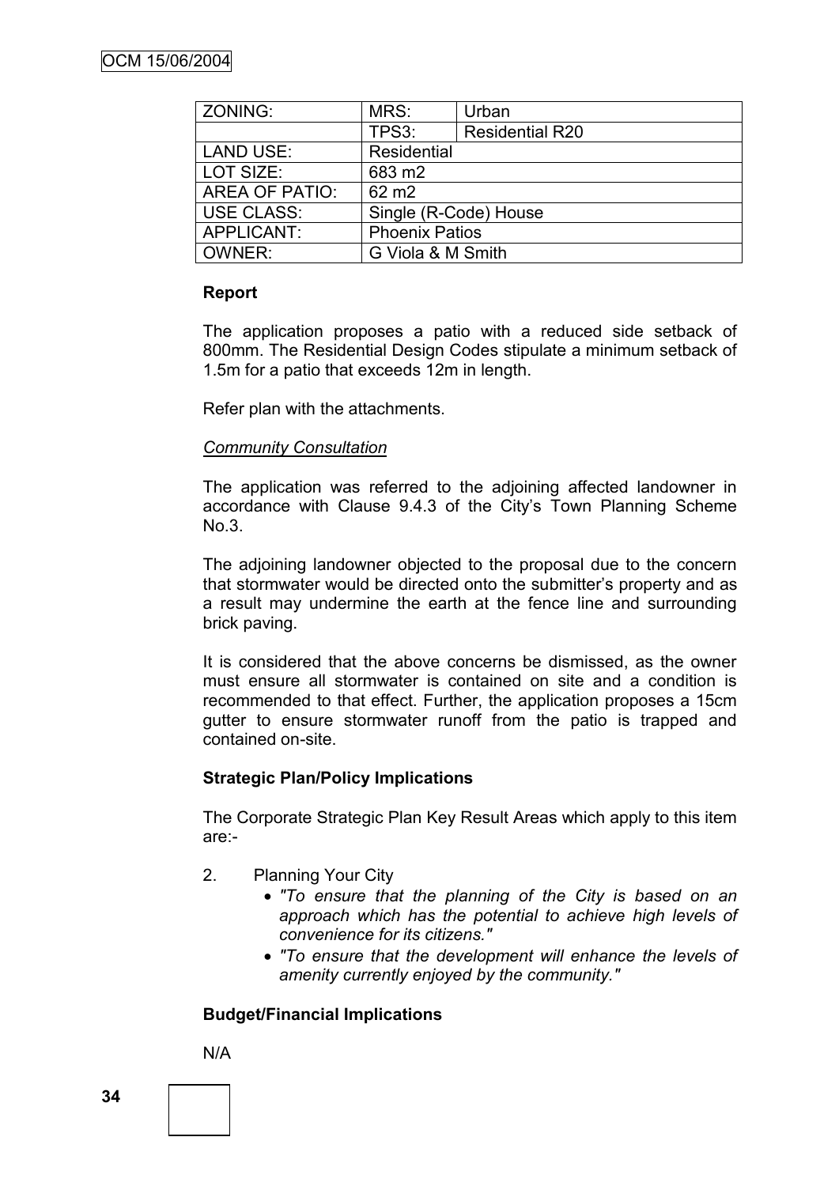| ZONING: | MRS: | Urban |
|---|---|---|
| | TPS3: | Residential R20 |
| LAND USE: | Residential | |
| LOT SIZE: | 683 m2 | |
| AREA OF PATIO: | 62 m2 | |
| USE CLASS: | Single (R-Code) House | |
| APPLICANT: | Phoenix Patios | |
| OWNER: | G Viola & M Smith | |

**Report**

The application proposes a patio with a reduced side setback of 800mm. The Residential Design Codes stipulate a minimum setback of 1.5m for a patio that exceeds 12m in length.

Refer plan with the attachments.

*Community Consultation*

The application was referred to the adjoining affected landowner in accordance with Clause 9.4.3 of the City's Town Planning Scheme No.3.

The adjoining landowner objected to the proposal due to the concern that stormwater would be directed onto the submitter's property and as a result may undermine the earth at the fence line and surrounding brick paving.

It is considered that the above concerns be dismissed, as the owner must ensure all stormwater is contained on site and a condition is recommended to that effect. Further, the application proposes a 15cm gutter to ensure stormwater runoff from the patio is trapped and contained on-site.

**Strategic Plan/Policy Implications**

The Corporate Strategic Plan Key Result Areas which apply to this item are:-

2. Planning Your City
   - *"To ensure that the planning of the City is based on an approach which has the potential to achieve high levels of convenience for its citizens."*
   - *"To ensure that the development will enhance the levels of amenity currently enjoyed by the community."*

**Budget/Financial Implications**

N/A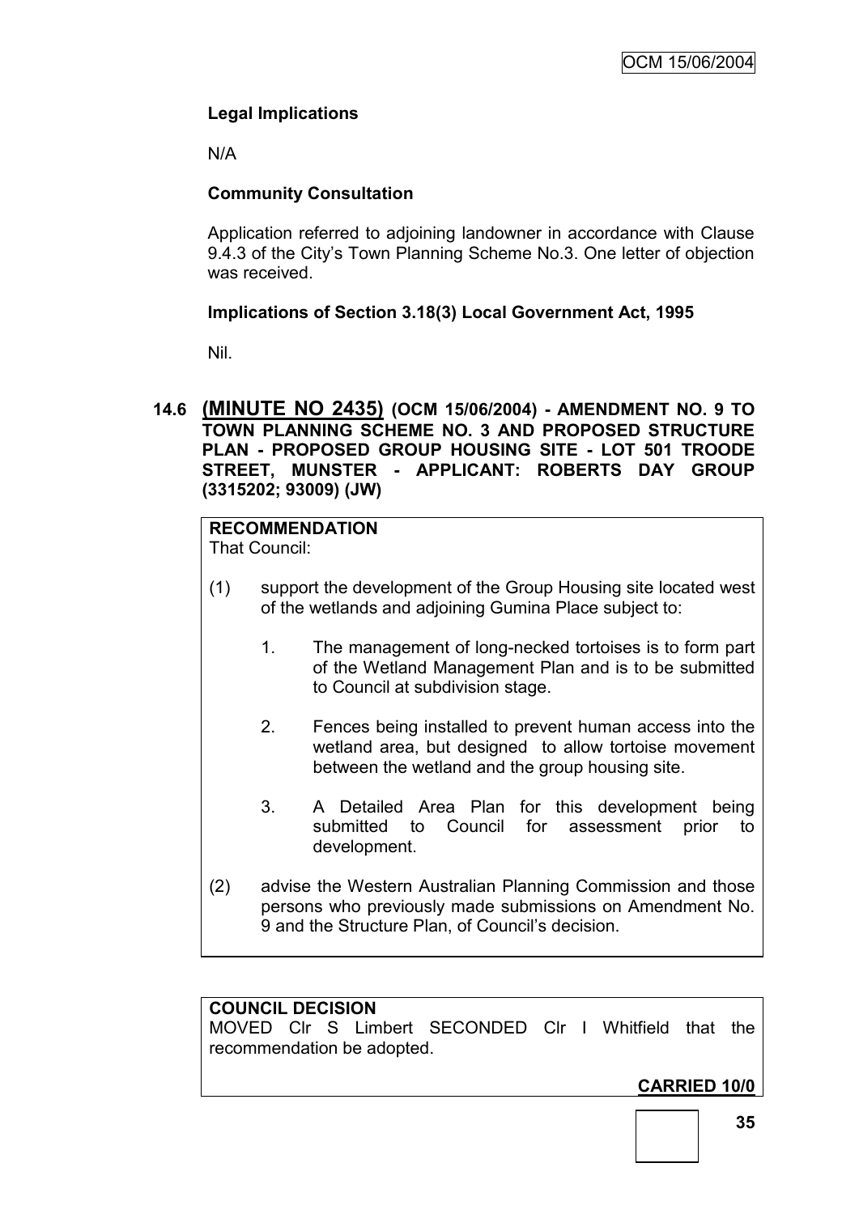**Legal Implications**

N/A

**Community Consultation**

Application referred to adjoining landowner in accordance with Clause 9.4.3 of the City's Town Planning Scheme No.3. One letter of objection was received.

**Implications of Section 3.18(3) Local Government Act, 1995**

Nil.

## 14.6 (MINUTE NO 2435) (OCM 15/06/2004) - AMENDMENT NO. 9 TO TOWN PLANNING SCHEME NO. 3 AND PROPOSED STRUCTURE PLAN - PROPOSED GROUP HOUSING SITE - LOT 501 TROODE STREET, MUNSTER - APPLICANT: ROBERTS DAY GROUP (3315202; 93009) (JW)

**RECOMMENDATION**

That Council:

(1) support the development of the Group Housing site located west of the wetlands and adjoining Gumina Place subject to:

1. The management of long-necked tortoises is to form part of the Wetland Management Plan and is to be submitted to Council at subdivision stage.

2. Fences being installed to prevent human access into the wetland area, but designed to allow tortoise movement between the wetland and the group housing site.

3. A Detailed Area Plan for this development being submitted to Council for assessment prior to development.

(2) advise the Western Australian Planning Commission and those persons who previously made submissions on Amendment No. 9 and the Structure Plan, of Council's decision.

**COUNCIL DECISION**

MOVED Clr S Limbert SECONDED Clr I Whitfield that the recommendation be adopted.

**CARRIED 10/0**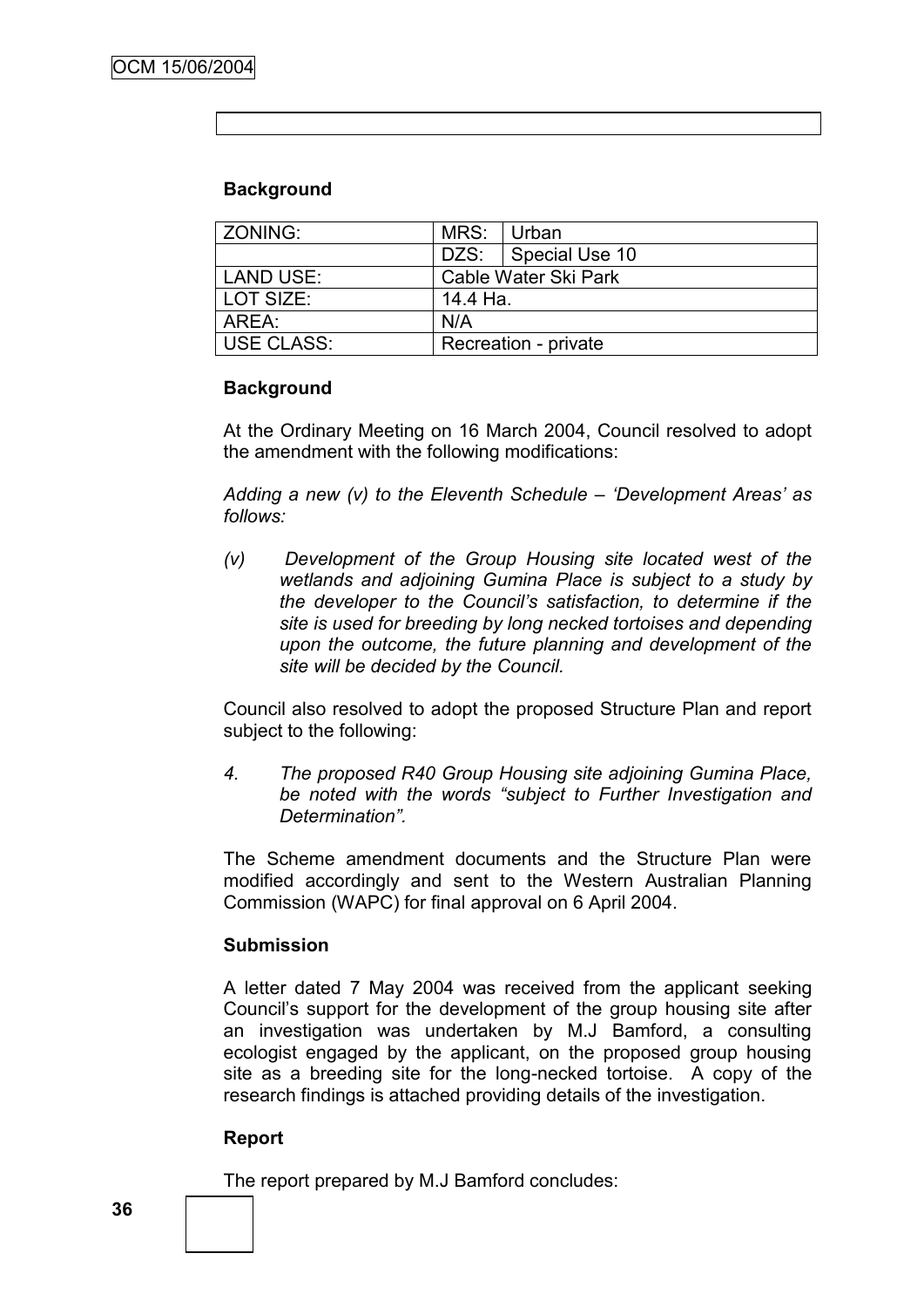**Background**

| ZONING: | MRS: | Urban |
|---|---|---|
| | DZS: | Special Use 10 |
| LAND USE: | Cable Water Ski Park | |
| LOT SIZE: | 14.4 Ha. | |
| AREA: | N/A | |
| USE CLASS: | Recreation - private | |

**Background**

At the Ordinary Meeting on 16 March 2004, Council resolved to adopt the amendment with the following modifications:

*Adding a new (v) to the Eleventh Schedule – 'Development Areas' as follows:*

*(v) Development of the Group Housing site located west of the wetlands and adjoining Gumina Place is subject to a study by the developer to the Council's satisfaction, to determine if the site is used for breeding by long necked tortoises and depending upon the outcome, the future planning and development of the site will be decided by the Council.*

Council also resolved to adopt the proposed Structure Plan and report subject to the following:

*4. The proposed R40 Group Housing site adjoining Gumina Place, be noted with the words "subject to Further Investigation and Determination".*

The Scheme amendment documents and the Structure Plan were modified accordingly and sent to the Western Australian Planning Commission (WAPC) for final approval on 6 April 2004.

**Submission**

A letter dated 7 May 2004 was received from the applicant seeking Council's support for the development of the group housing site after an investigation was undertaken by M.J Bamford, a consulting ecologist engaged by the applicant, on the proposed group housing site as a breeding site for the long-necked tortoise. A copy of the research findings is attached providing details of the investigation.

**Report**

The report prepared by M.J Bamford concludes: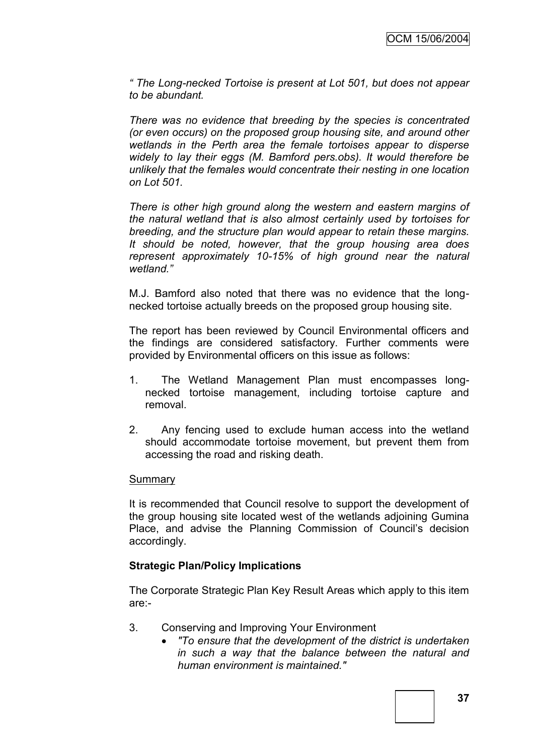*" The Long-necked Tortoise is present at Lot 501, but does not appear to be abundant.*

*There was no evidence that breeding by the species is concentrated (or even occurs) on the proposed group housing site, and around other wetlands in the Perth area the female tortoises appear to disperse widely to lay their eggs (M. Bamford pers.obs). It would therefore be unlikely that the females would concentrate their nesting in one location on Lot 501.*

*There is other high ground along the western and eastern margins of the natural wetland that is also almost certainly used by tortoises for breeding, and the structure plan would appear to retain these margins. It should be noted, however, that the group housing area does represent approximately 10-15% of high ground near the natural wetland."*

M.J. Bamford also noted that there was no evidence that the long-necked tortoise actually breeds on the proposed group housing site.

The report has been reviewed by Council Environmental officers and the findings are considered satisfactory. Further comments were provided by Environmental officers on this issue as follows:

1. The Wetland Management Plan must encompasses long-necked tortoise management, including tortoise capture and removal.

2. Any fencing used to exclude human access into the wetland should accommodate tortoise movement, but prevent them from accessing the road and risking death.

<u>Summary</u>

It is recommended that Council resolve to support the development of the group housing site located west of the wetlands adjoining Gumina Place, and advise the Planning Commission of Council's decision accordingly.

**Strategic Plan/Policy Implications**

The Corporate Strategic Plan Key Result Areas which apply to this item are:-

3. Conserving and Improving Your Environment
   - *"To ensure that the development of the district is undertaken in such a way that the balance between the natural and human environment is maintained."*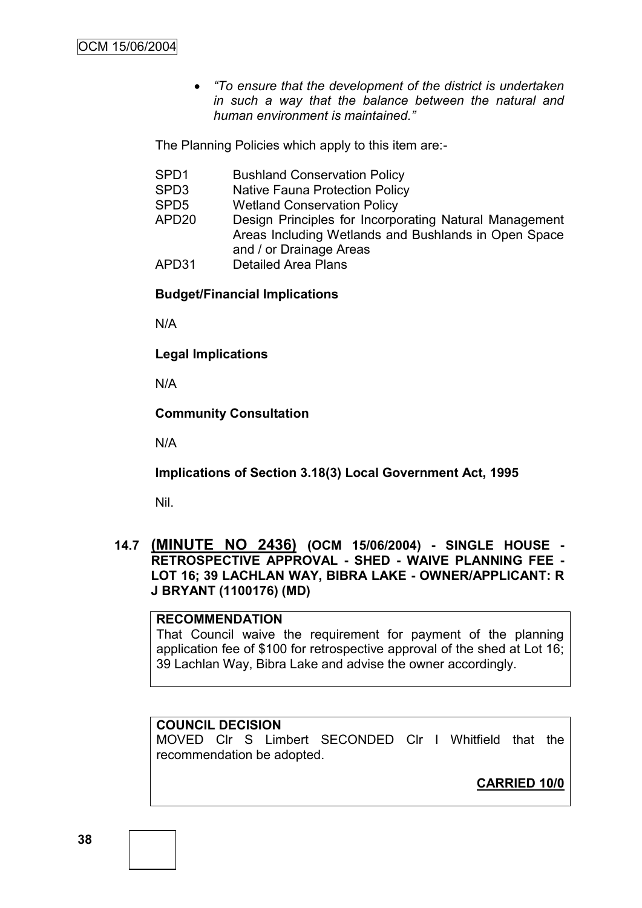- *"To ensure that the development of the district is undertaken in such a way that the balance between the natural and human environment is maintained."*

The Planning Policies which apply to this item are:-

| | |
|---|---|
| SPD1 | Bushland Conservation Policy |
| SPD3 | Native Fauna Protection Policy |
| SPD5 | Wetland Conservation Policy |
| APD20 | Design Principles for Incorporating Natural Management Areas Including Wetlands and Bushlands in Open Space and / or Drainage Areas |
| APD31 | Detailed Area Plans |

**Budget/Financial Implications**

N/A

**Legal Implications**

N/A

**Community Consultation**

N/A

**Implications of Section 3.18(3) Local Government Act, 1995**

Nil.

## 14.7 (MINUTE NO 2436) (OCM 15/06/2004) - SINGLE HOUSE - RETROSPECTIVE APPROVAL - SHED - WAIVE PLANNING FEE - LOT 16; 39 LACHLAN WAY, BIBRA LAKE - OWNER/APPLICANT: R J BRYANT (1100176) (MD)

**RECOMMENDATION**

That Council waive the requirement for payment of the planning application fee of $100 for retrospective approval of the shed at Lot 16; 39 Lachlan Way, Bibra Lake and advise the owner accordingly.

**COUNCIL DECISION**

MOVED Clr S Limbert SECONDED Clr I Whitfield that the recommendation be adopted.

**CARRIED 10/0**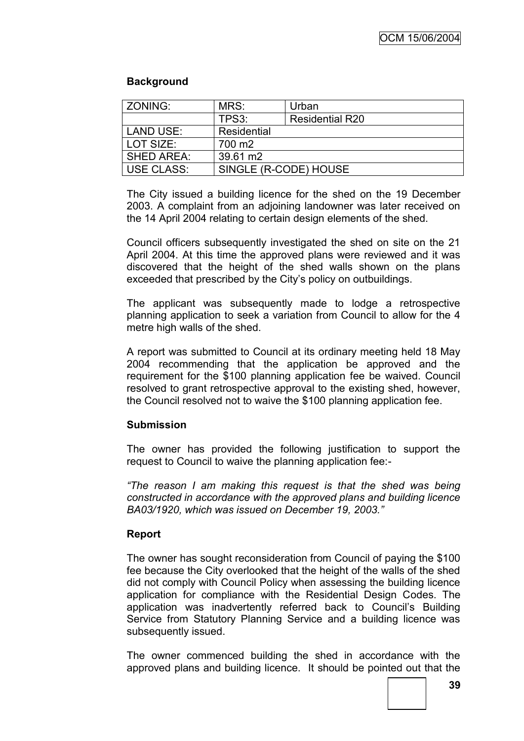**Background**

| ZONING: | MRS: | Urban |
|---|---|---|
| | TPS3: | Residential R20 |
| LAND USE: | Residential | |
| LOT SIZE: | 700 m2 | |
| SHED AREA: | 39.61 m2 | |
| USE CLASS: | SINGLE (R-CODE) HOUSE | |

The City issued a building licence for the shed on the 19 December 2003. A complaint from an adjoining landowner was later received on the 14 April 2004 relating to certain design elements of the shed.

Council officers subsequently investigated the shed on site on the 21 April 2004. At this time the approved plans were reviewed and it was discovered that the height of the shed walls shown on the plans exceeded that prescribed by the City's policy on outbuildings.

The applicant was subsequently made to lodge a retrospective planning application to seek a variation from Council to allow for the 4 metre high walls of the shed.

A report was submitted to Council at its ordinary meeting held 18 May 2004 recommending that the application be approved and the requirement for the $100 planning application fee be waived. Council resolved to grant retrospective approval to the existing shed, however, the Council resolved not to waive the $100 planning application fee.

**Submission**

The owner has provided the following justification to support the request to Council to waive the planning application fee:-

*"The reason I am making this request is that the shed was being constructed in accordance with the approved plans and building licence BA03/1920, which was issued on December 19, 2003."*

**Report**

The owner has sought reconsideration from Council of paying the $100 fee because the City overlooked that the height of the walls of the shed did not comply with Council Policy when assessing the building licence application for compliance with the Residential Design Codes. The application was inadvertently referred back to Council's Building Service from Statutory Planning Service and a building licence was subsequently issued.

The owner commenced building the shed in accordance with the approved plans and building licence. It should be pointed out that the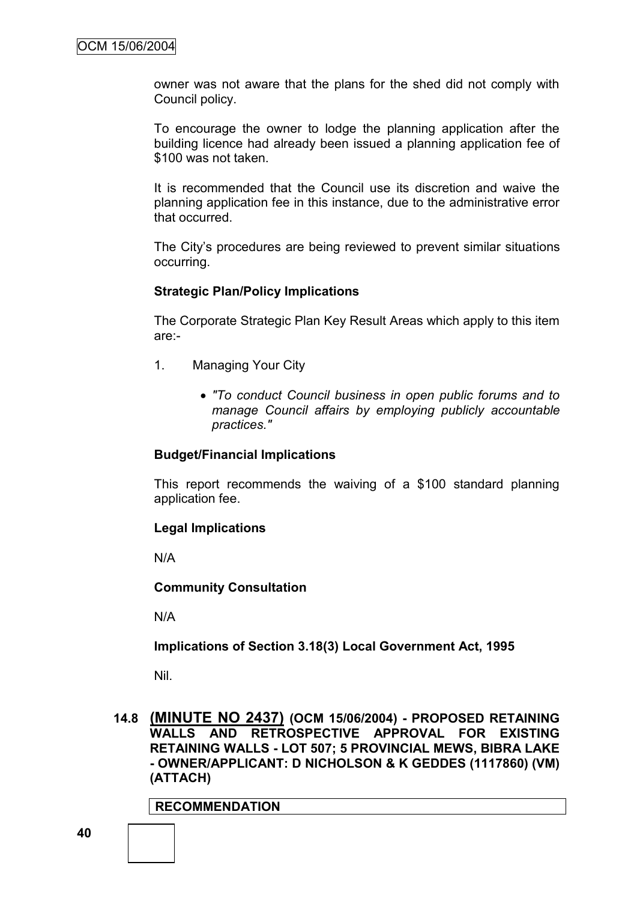owner was not aware that the plans for the shed did not comply with Council policy.

To encourage the owner to lodge the planning application after the building licence had already been issued a planning application fee of $100 was not taken.

It is recommended that the Council use its discretion and waive the planning application fee in this instance, due to the administrative error that occurred.

The City's procedures are being reviewed to prevent similar situations occurring.

**Strategic Plan/Policy Implications**

The Corporate Strategic Plan Key Result Areas which apply to this item are:-

1. Managing Your City

   - *"To conduct Council business in open public forums and to manage Council affairs by employing publicly accountable practices."*

**Budget/Financial Implications**

This report recommends the waiving of a $100 standard planning application fee.

**Legal Implications**

N/A

**Community Consultation**

N/A

**Implications of Section 3.18(3) Local Government Act, 1995**

Nil.

### 14.8 (MINUTE NO 2437) (OCM 15/06/2004) - PROPOSED RETAINING WALLS AND RETROSPECTIVE APPROVAL FOR EXISTING RETAINING WALLS - LOT 507; 5 PROVINCIAL MEWS, BIBRA LAKE - OWNER/APPLICANT: D NICHOLSON & K GEDDES (1117860) (VM) (ATTACH)

**RECOMMENDATION**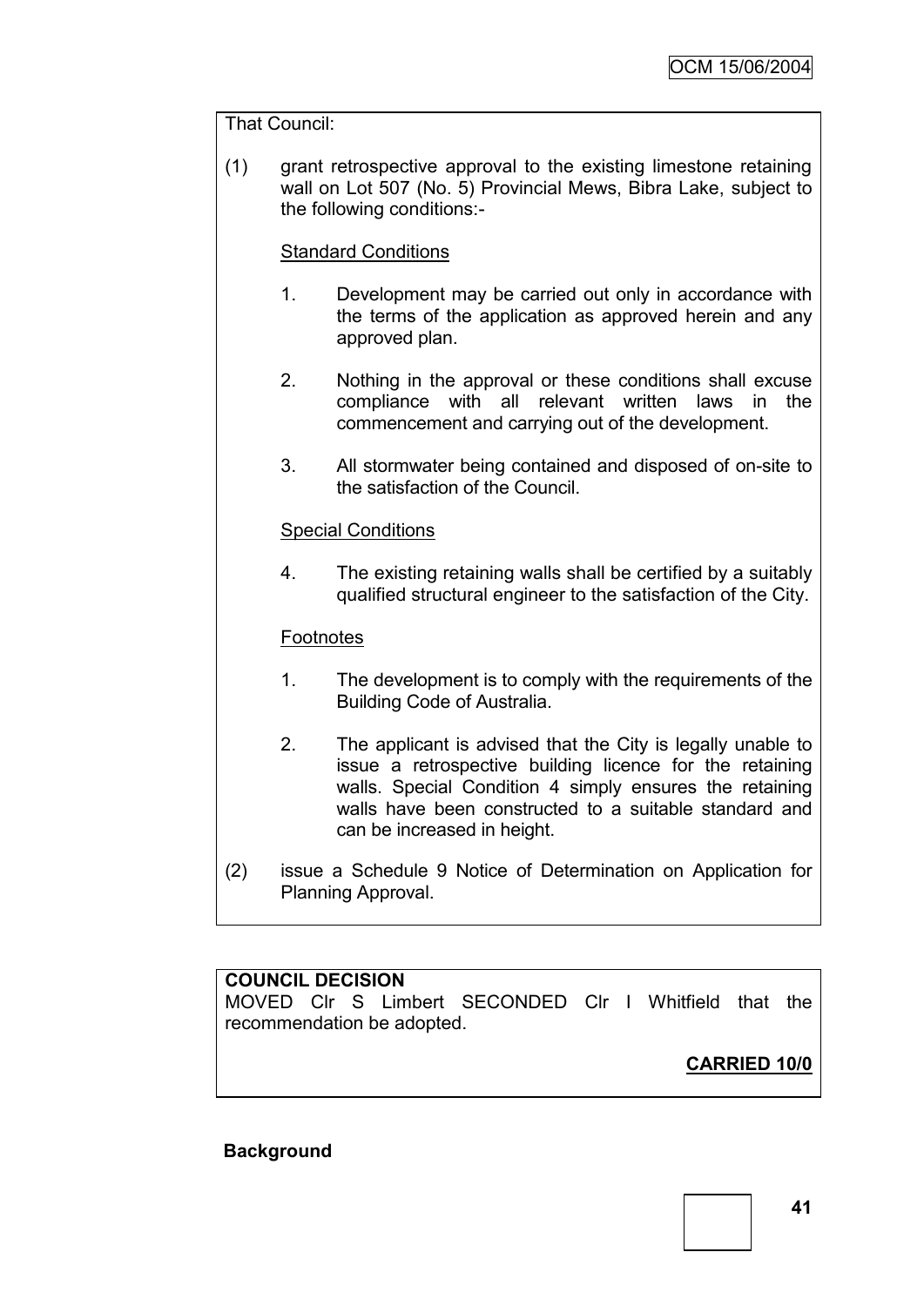That Council:

(1) grant retrospective approval to the existing limestone retaining wall on Lot 507 (No. 5) Provincial Mews, Bibra Lake, subject to the following conditions:-

Standard Conditions

1. Development may be carried out only in accordance with the terms of the application as approved herein and any approved plan.

2. Nothing in the approval or these conditions shall excuse compliance with all relevant written laws in the commencement and carrying out of the development.

3. All stormwater being contained and disposed of on-site to the satisfaction of the Council.

Special Conditions

4. The existing retaining walls shall be certified by a suitably qualified structural engineer to the satisfaction of the City.

Footnotes

1. The development is to comply with the requirements of the Building Code of Australia.

2. The applicant is advised that the City is legally unable to issue a retrospective building licence for the retaining walls. Special Condition 4 simply ensures the retaining walls have been constructed to a suitable standard and can be increased in height.

(2) issue a Schedule 9 Notice of Determination on Application for Planning Approval.

**COUNCIL DECISION**

MOVED Clr S Limbert SECONDED Clr I Whitfield that the recommendation be adopted.

**CARRIED 10/0**

**Background**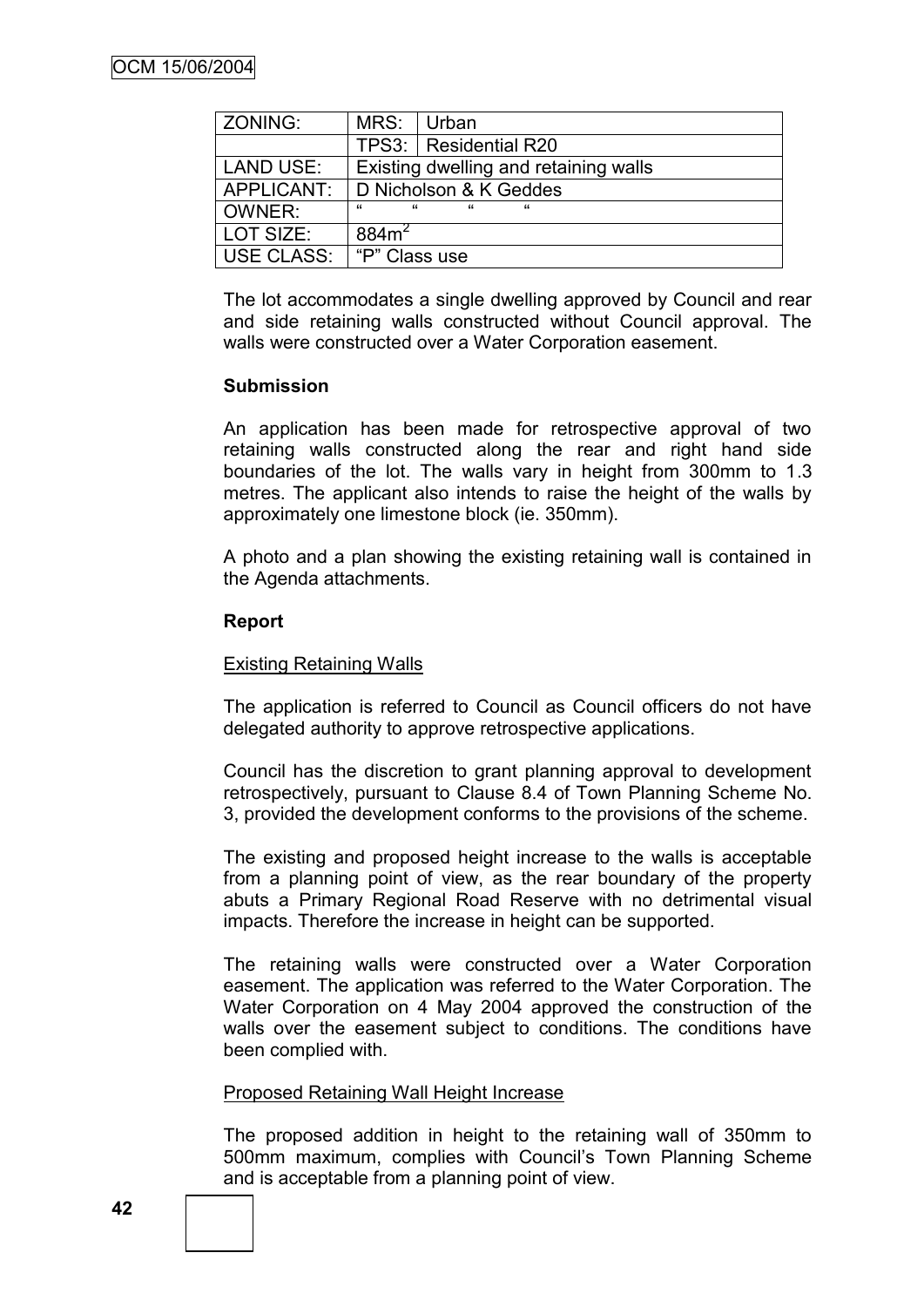| ZONING: | MRS: | Urban |
|---|---|---|
| | TPS3: | Residential R20 |
| LAND USE: | Existing dwelling and retaining walls | |
| APPLICANT: | D Nicholson & K Geddes | |
| OWNER: | " " " " | |
| LOT SIZE: | 884m$^2$ | |
| USE CLASS: | "P" Class use | |

The lot accommodates a single dwelling approved by Council and rear and side retaining walls constructed without Council approval. The walls were constructed over a Water Corporation easement.

**Submission**

An application has been made for retrospective approval of two retaining walls constructed along the rear and right hand side boundaries of the lot. The walls vary in height from 300mm to 1.3 metres. The applicant also intends to raise the height of the walls by approximately one limestone block (ie. 350mm).

A photo and a plan showing the existing retaining wall is contained in the Agenda attachments.

**Report**

Existing Retaining Walls

The application is referred to Council as Council officers do not have delegated authority to approve retrospective applications.

Council has the discretion to grant planning approval to development retrospectively, pursuant to Clause 8.4 of Town Planning Scheme No. 3, provided the development conforms to the provisions of the scheme.

The existing and proposed height increase to the walls is acceptable from a planning point of view, as the rear boundary of the property abuts a Primary Regional Road Reserve with no detrimental visual impacts. Therefore the increase in height can be supported.

The retaining walls were constructed over a Water Corporation easement. The application was referred to the Water Corporation. The Water Corporation on 4 May 2004 approved the construction of the walls over the easement subject to conditions. The conditions have been complied with.

Proposed Retaining Wall Height Increase

The proposed addition in height to the retaining wall of 350mm to 500mm maximum, complies with Council's Town Planning Scheme and is acceptable from a planning point of view.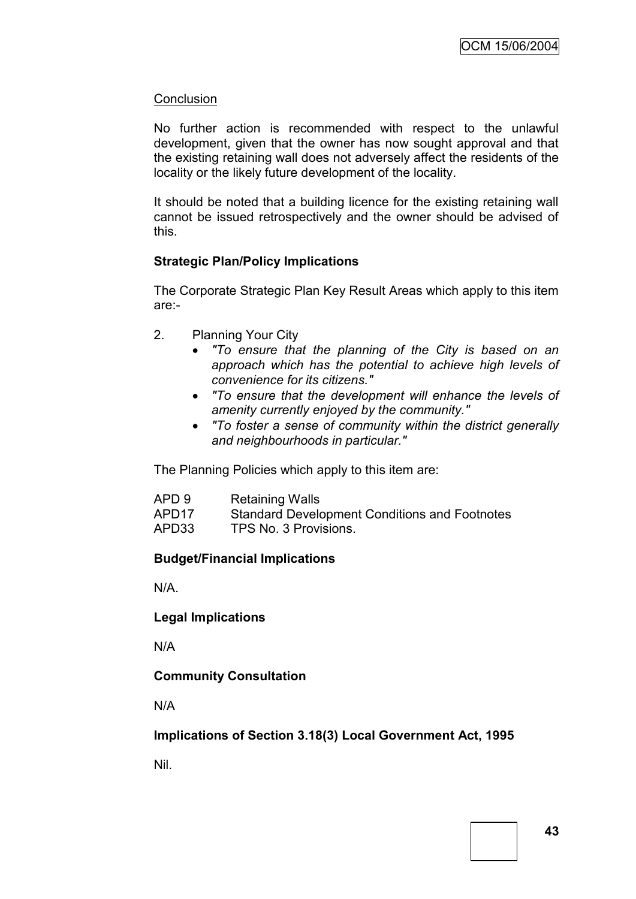Conclusion

No further action is recommended with respect to the unlawful development, given that the owner has now sought approval and that the existing retaining wall does not adversely affect the residents of the locality or the likely future development of the locality.

It should be noted that a building licence for the existing retaining wall cannot be issued retrospectively and the owner should be advised of this.

**Strategic Plan/Policy Implications**

The Corporate Strategic Plan Key Result Areas which apply to this item are:-

2. Planning Your City
   - *"To ensure that the planning of the City is based on an approach which has the potential to achieve high levels of convenience for its citizens."*
   - *"To ensure that the development will enhance the levels of amenity currently enjoyed by the community."*
   - *"To foster a sense of community within the district generally and neighbourhoods in particular."*

The Planning Policies which apply to this item are:

| | |
|---|---|
| APD 9 | Retaining Walls |
| APD17 | Standard Development Conditions and Footnotes |
| APD33 | TPS No. 3 Provisions. |

**Budget/Financial Implications**

N/A.

**Legal Implications**

N/A

**Community Consultation**

N/A

**Implications of Section 3.18(3) Local Government Act, 1995**

Nil.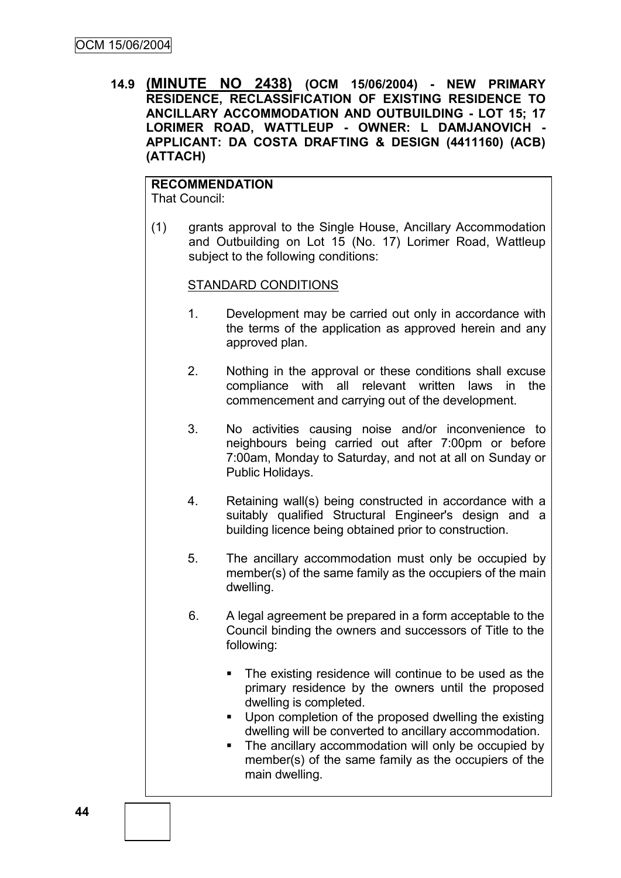**14.9 (MINUTE NO 2438) (OCM 15/06/2004) - NEW PRIMARY RESIDENCE, RECLASSIFICATION OF EXISTING RESIDENCE TO ANCILLARY ACCOMMODATION AND OUTBUILDING - LOT 15; 17 LORIMER ROAD, WATTLEUP - OWNER: L DAMJANOVICH - APPLICANT: DA COSTA DRAFTING & DESIGN (4411160) (ACB) (ATTACH)**

**RECOMMENDATION**

That Council:

(1) grants approval to the Single House, Ancillary Accommodation and Outbuilding on Lot 15 (No. 17) Lorimer Road, Wattleup subject to the following conditions:

STANDARD CONDITIONS

1. Development may be carried out only in accordance with the terms of the application as approved herein and any approved plan.

2. Nothing in the approval or these conditions shall excuse compliance with all relevant written laws in the commencement and carrying out of the development.

3. No activities causing noise and/or inconvenience to neighbours being carried out after 7:00pm or before 7:00am, Monday to Saturday, and not at all on Sunday or Public Holidays.

4. Retaining wall(s) being constructed in accordance with a suitably qualified Structural Engineer's design and a building licence being obtained prior to construction.

5. The ancillary accommodation must only be occupied by member(s) of the same family as the occupiers of the main dwelling.

6. A legal agreement be prepared in a form acceptable to the Council binding the owners and successors of Title to the following:

   - The existing residence will continue to be used as the primary residence by the owners until the proposed dwelling is completed.
   - Upon completion of the proposed dwelling the existing dwelling will be converted to ancillary accommodation.
   - The ancillary accommodation will only be occupied by member(s) of the same family as the occupiers of the main dwelling.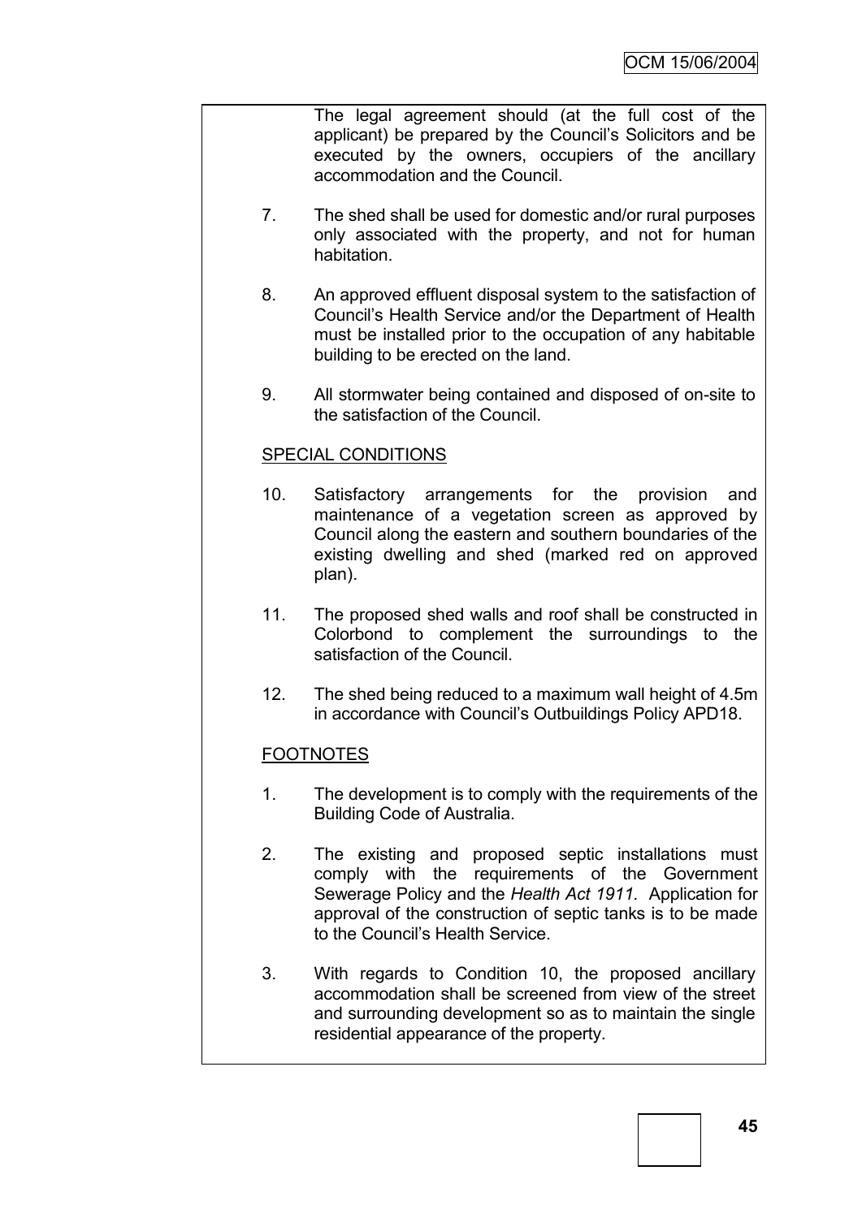The legal agreement should (at the full cost of the applicant) be prepared by the Council's Solicitors and be executed by the owners, occupiers of the ancillary accommodation and the Council.

7. The shed shall be used for domestic and/or rural purposes only associated with the property, and not for human habitation.

8. An approved effluent disposal system to the satisfaction of Council's Health Service and/or the Department of Health must be installed prior to the occupation of any habitable building to be erected on the land.

9. All stormwater being contained and disposed of on-site to the satisfaction of the Council.

SPECIAL CONDITIONS

10. Satisfactory arrangements for the provision and maintenance of a vegetation screen as approved by Council along the eastern and southern boundaries of the existing dwelling and shed (marked red on approved plan).

11. The proposed shed walls and roof shall be constructed in Colorbond to complement the surroundings to the satisfaction of the Council.

12. The shed being reduced to a maximum wall height of 4.5m in accordance with Council's Outbuildings Policy APD18.

FOOTNOTES

1. The development is to comply with the requirements of the Building Code of Australia.

2. The existing and proposed septic installations must comply with the requirements of the Government Sewerage Policy and the *Health Act 1911.* Application for approval of the construction of septic tanks is to be made to the Council's Health Service.

3. With regards to Condition 10, the proposed ancillary accommodation shall be screened from view of the street and surrounding development so as to maintain the single residential appearance of the property.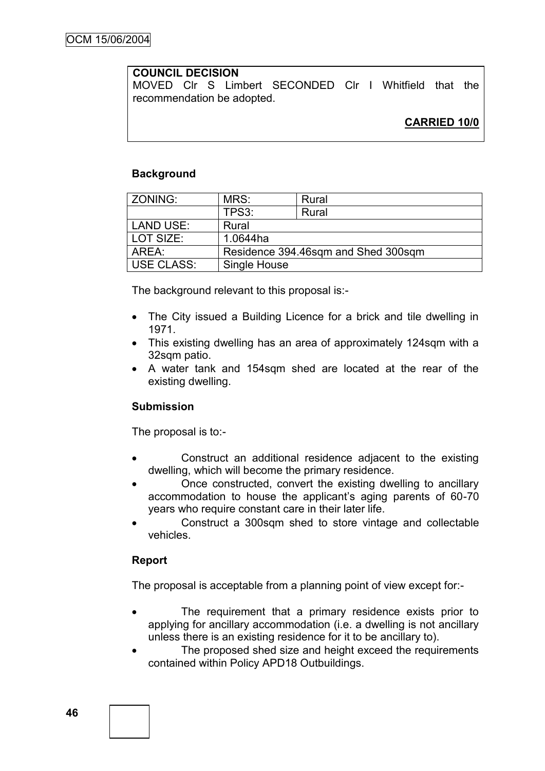**COUNCIL DECISION**
MOVED Clr S Limbert SECONDED Clr I Whitfield that the recommendation be adopted.

**CARRIED 10/0**

**Background**

| ZONING: | MRS: | Rural |
|---|---|---|
| | TPS3: | Rural |
| LAND USE: | Rural | |
| LOT SIZE: | 1.0644ha | |
| AREA: | Residence 394.46sqm and Shed 300sqm | |
| USE CLASS: | Single House | |

The background relevant to this proposal is:-

- The City issued a Building Licence for a brick and tile dwelling in 1971.
- This existing dwelling has an area of approximately 124sqm with a 32sqm patio.
- A water tank and 154sqm shed are located at the rear of the existing dwelling.

**Submission**

The proposal is to:-

- Construct an additional residence adjacent to the existing dwelling, which will become the primary residence.
- Once constructed, convert the existing dwelling to ancillary accommodation to house the applicant's aging parents of 60-70 years who require constant care in their later life.
- Construct a 300sqm shed to store vintage and collectable vehicles.

**Report**

The proposal is acceptable from a planning point of view except for:-

- The requirement that a primary residence exists prior to applying for ancillary accommodation (i.e. a dwelling is not ancillary unless there is an existing residence for it to be ancillary to).
- The proposed shed size and height exceed the requirements contained within Policy APD18 Outbuildings.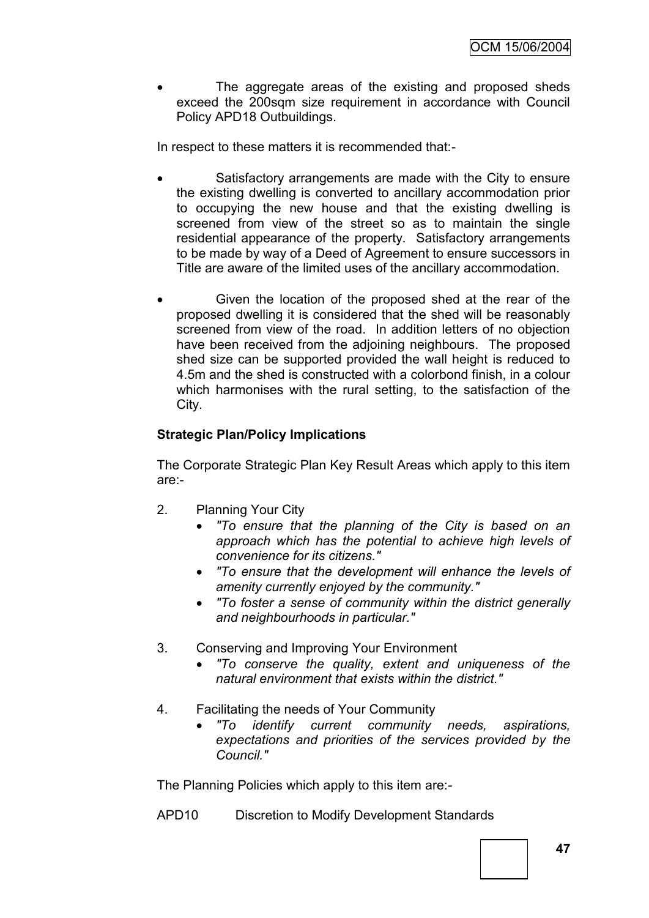- The aggregate areas of the existing and proposed sheds exceed the 200sqm size requirement in accordance with Council Policy APD18 Outbuildings.

In respect to these matters it is recommended that:-

- Satisfactory arrangements are made with the City to ensure the existing dwelling is converted to ancillary accommodation prior to occupying the new house and that the existing dwelling is screened from view of the street so as to maintain the single residential appearance of the property. Satisfactory arrangements to be made by way of a Deed of Agreement to ensure successors in Title are aware of the limited uses of the ancillary accommodation.

- Given the location of the proposed shed at the rear of the proposed dwelling it is considered that the shed will be reasonably screened from view of the road. In addition letters of no objection have been received from the adjoining neighbours. The proposed shed size can be supported provided the wall height is reduced to 4.5m and the shed is constructed with a colorbond finish, in a colour which harmonises with the rural setting, to the satisfaction of the City.

**Strategic Plan/Policy Implications**

The Corporate Strategic Plan Key Result Areas which apply to this item are:-

2. Planning Your City
   - *"To ensure that the planning of the City is based on an approach which has the potential to achieve high levels of convenience for its citizens."*
   - *"To ensure that the development will enhance the levels of amenity currently enjoyed by the community."*
   - *"To foster a sense of community within the district generally and neighbourhoods in particular."*

3. Conserving and Improving Your Environment
   - *"To conserve the quality, extent and uniqueness of the natural environment that exists within the district."*

4. Facilitating the needs of Your Community
   - *"To identify current community needs, aspirations, expectations and priorities of the services provided by the Council."*

The Planning Policies which apply to this item are:-

APD10 Discretion to Modify Development Standards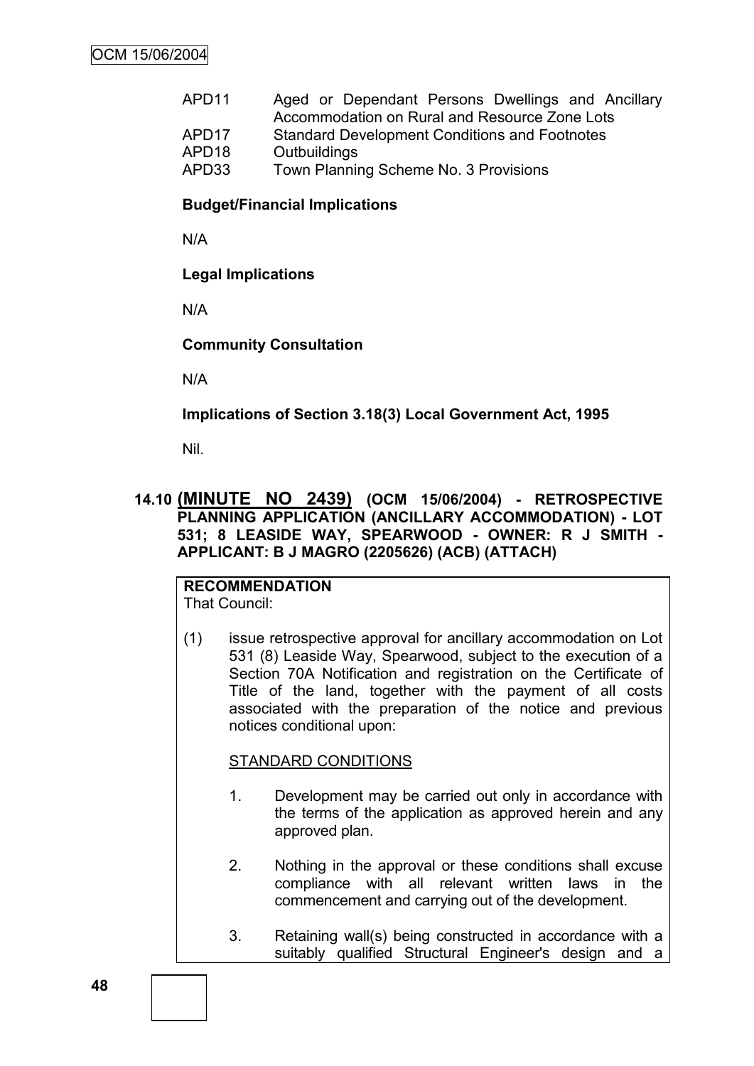| | |
|---|---|
| APD11 | Aged or Dependant Persons Dwellings and Ancillary Accommodation on Rural and Resource Zone Lots |
| APD17 | Standard Development Conditions and Footnotes |
| APD18 | Outbuildings |
| APD33 | Town Planning Scheme No. 3 Provisions |

**Budget/Financial Implications**

N/A

**Legal Implications**

N/A

**Community Consultation**

N/A

**Implications of Section 3.18(3) Local Government Act, 1995**

Nil.

## 14.10 (MINUTE NO 2439) (OCM 15/06/2004) - RETROSPECTIVE PLANNING APPLICATION (ANCILLARY ACCOMMODATION) - LOT 531; 8 LEASIDE WAY, SPEARWOOD - OWNER: R J SMITH - APPLICANT: B J MAGRO (2205626) (ACB) (ATTACH)

**RECOMMENDATION**

That Council:

(1) issue retrospective approval for ancillary accommodation on Lot 531 (8) Leaside Way, Spearwood, subject to the execution of a Section 70A Notification and registration on the Certificate of Title of the land, together with the payment of all costs associated with the preparation of the notice and previous notices conditional upon:

STANDARD CONDITIONS

1. Development may be carried out only in accordance with the terms of the application as approved herein and any approved plan.

2. Nothing in the approval or these conditions shall excuse compliance with all relevant written laws in the commencement and carrying out of the development.

3. Retaining wall(s) being constructed in accordance with a suitably qualified Structural Engineer's design and a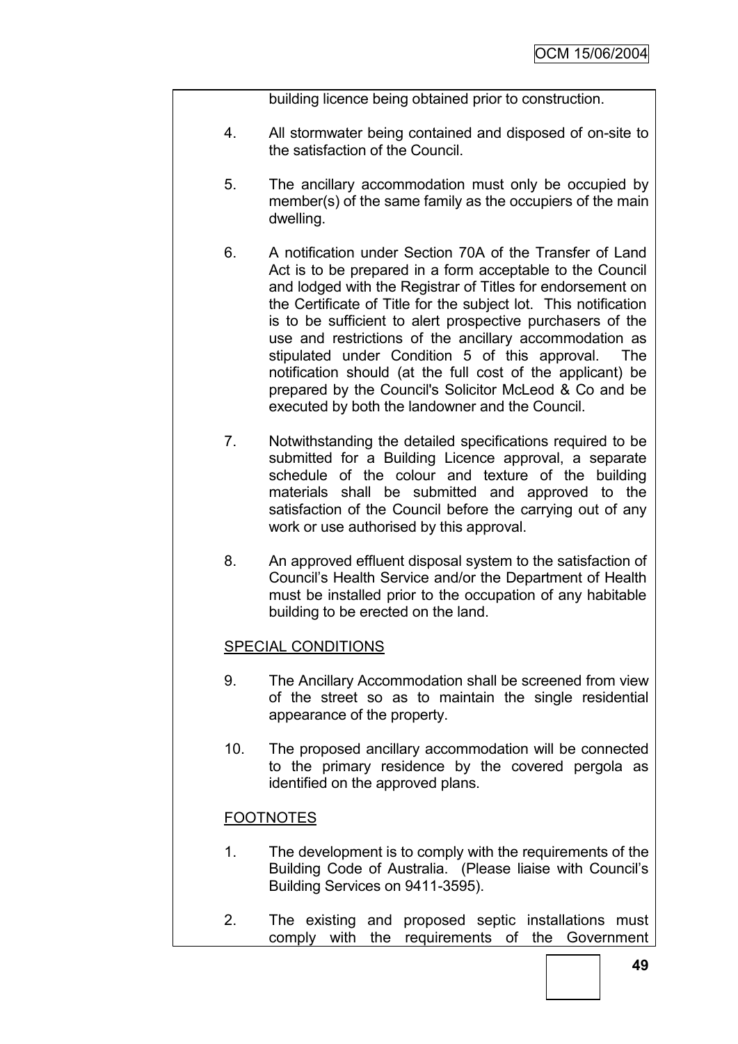building licence being obtained prior to construction.

4. All stormwater being contained and disposed of on-site to the satisfaction of the Council.

5. The ancillary accommodation must only be occupied by member(s) of the same family as the occupiers of the main dwelling.

6. A notification under Section 70A of the Transfer of Land Act is to be prepared in a form acceptable to the Council and lodged with the Registrar of Titles for endorsement on the Certificate of Title for the subject lot. This notification is to be sufficient to alert prospective purchasers of the use and restrictions of the ancillary accommodation as stipulated under Condition 5 of this approval. The notification should (at the full cost of the applicant) be prepared by the Council's Solicitor McLeod & Co and be executed by both the landowner and the Council.

7. Notwithstanding the detailed specifications required to be submitted for a Building Licence approval, a separate schedule of the colour and texture of the building materials shall be submitted and approved to the satisfaction of the Council before the carrying out of any work or use authorised by this approval.

8. An approved effluent disposal system to the satisfaction of Council's Health Service and/or the Department of Health must be installed prior to the occupation of any habitable building to be erected on the land.

SPECIAL CONDITIONS

9. The Ancillary Accommodation shall be screened from view of the street so as to maintain the single residential appearance of the property.

10. The proposed ancillary accommodation will be connected to the primary residence by the covered pergola as identified on the approved plans.

FOOTNOTES

1. The development is to comply with the requirements of the Building Code of Australia. (Please liaise with Council's Building Services on 9411-3595).

2. The existing and proposed septic installations must comply with the requirements of the Government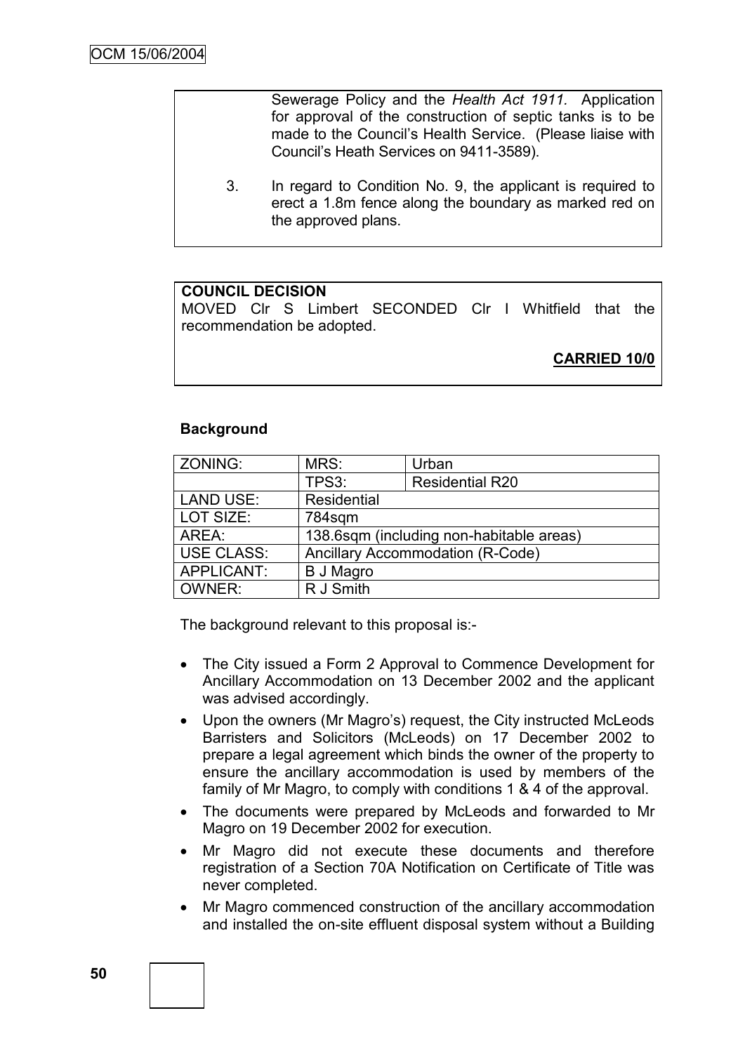Sewerage Policy and the *Health Act 1911.* Application for approval of the construction of septic tanks is to be made to the Council's Health Service. (Please liaise with Council's Heath Services on 9411-3589).

3. In regard to Condition No. 9, the applicant is required to erect a 1.8m fence along the boundary as marked red on the approved plans.

**COUNCIL DECISION**

MOVED Clr S Limbert SECONDED Clr I Whitfield that the recommendation be adopted.

**CARRIED 10/0**

**Background**

| ZONING: | MRS: | Urban |
|---|---|---|
| | TPS3: | Residential R20 |
| LAND USE: | Residential | |
| LOT SIZE: | 784sqm | |
| AREA: | 138.6sqm (including non-habitable areas) | |
| USE CLASS: | Ancillary Accommodation (R-Code) | |
| APPLICANT: | B J Magro | |
| OWNER: | R J Smith | |

The background relevant to this proposal is:-

- The City issued a Form 2 Approval to Commence Development for Ancillary Accommodation on 13 December 2002 and the applicant was advised accordingly.
- Upon the owners (Mr Magro's) request, the City instructed McLeods Barristers and Solicitors (McLeods) on 17 December 2002 to prepare a legal agreement which binds the owner of the property to ensure the ancillary accommodation is used by members of the family of Mr Magro, to comply with conditions 1 & 4 of the approval.
- The documents were prepared by McLeods and forwarded to Mr Magro on 19 December 2002 for execution.
- Mr Magro did not execute these documents and therefore registration of a Section 70A Notification on Certificate of Title was never completed.
- Mr Magro commenced construction of the ancillary accommodation and installed the on-site effluent disposal system without a Building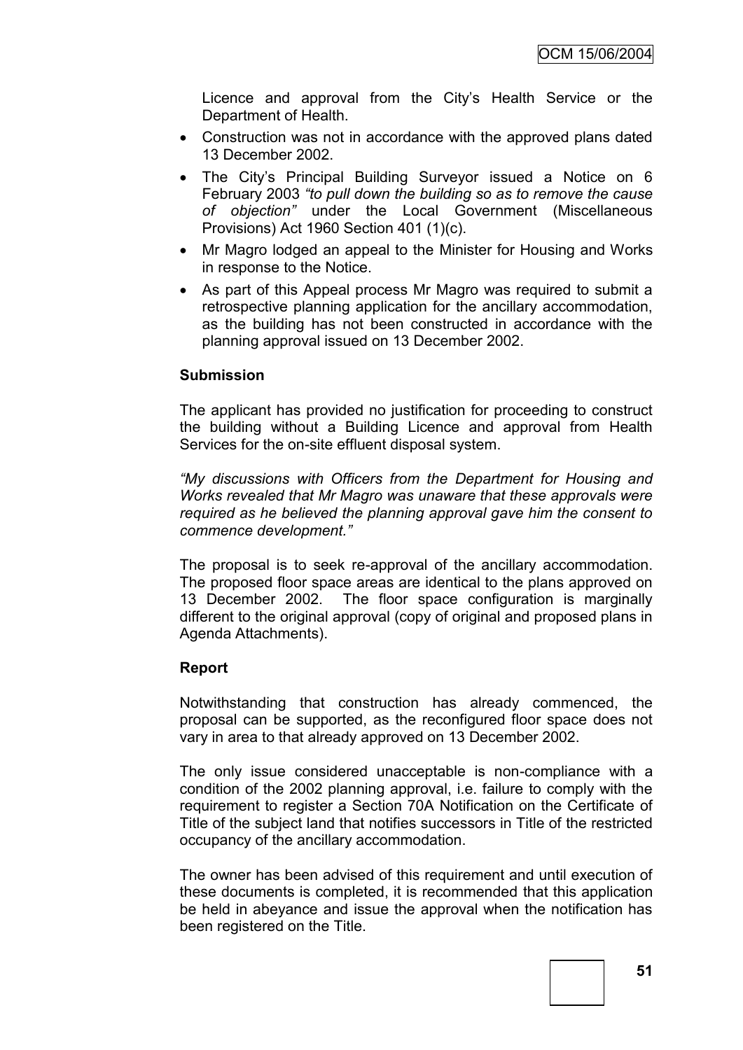Licence and approval from the City's Health Service or the Department of Health.

- Construction was not in accordance with the approved plans dated 13 December 2002.
- The City's Principal Building Surveyor issued a Notice on 6 February 2003 *"to pull down the building so as to remove the cause of objection"* under the Local Government (Miscellaneous Provisions) Act 1960 Section 401 (1)(c).
- Mr Magro lodged an appeal to the Minister for Housing and Works in response to the Notice.
- As part of this Appeal process Mr Magro was required to submit a retrospective planning application for the ancillary accommodation, as the building has not been constructed in accordance with the planning approval issued on 13 December 2002.

**Submission**

The applicant has provided no justification for proceeding to construct the building without a Building Licence and approval from Health Services for the on-site effluent disposal system.

*"My discussions with Officers from the Department for Housing and Works revealed that Mr Magro was unaware that these approvals were required as he believed the planning approval gave him the consent to commence development."*

The proposal is to seek re-approval of the ancillary accommodation. The proposed floor space areas are identical to the plans approved on 13 December 2002. The floor space configuration is marginally different to the original approval (copy of original and proposed plans in Agenda Attachments).

**Report**

Notwithstanding that construction has already commenced, the proposal can be supported, as the reconfigured floor space does not vary in area to that already approved on 13 December 2002.

The only issue considered unacceptable is non-compliance with a condition of the 2002 planning approval, i.e. failure to comply with the requirement to register a Section 70A Notification on the Certificate of Title of the subject land that notifies successors in Title of the restricted occupancy of the ancillary accommodation.

The owner has been advised of this requirement and until execution of these documents is completed, it is recommended that this application be held in abeyance and issue the approval when the notification has been registered on the Title.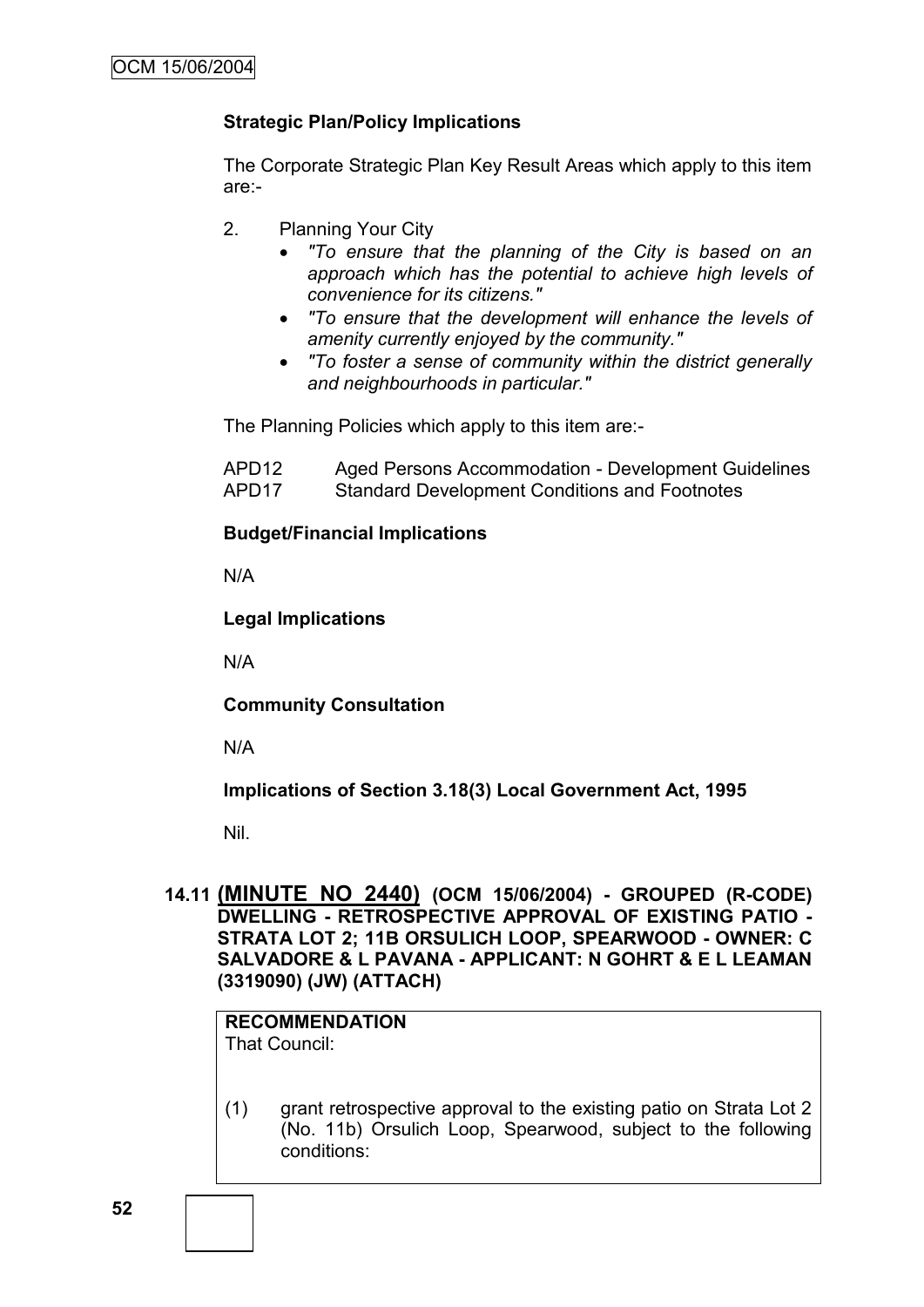**Strategic Plan/Policy Implications**

The Corporate Strategic Plan Key Result Areas which apply to this item are:-

2. Planning Your City
   - *"To ensure that the planning of the City is based on an approach which has the potential to achieve high levels of convenience for its citizens."*
   - *"To ensure that the development will enhance the levels of amenity currently enjoyed by the community."*
   - *"To foster a sense of community within the district generally and neighbourhoods in particular."*

The Planning Policies which apply to this item are:-

| | |
|---|---|
| APD12 | Aged Persons Accommodation - Development Guidelines |
| APD17 | Standard Development Conditions and Footnotes |

**Budget/Financial Implications**

N/A

**Legal Implications**

N/A

**Community Consultation**

N/A

**Implications of Section 3.18(3) Local Government Act, 1995**

Nil.

## 14.11 (MINUTE NO 2440) (OCM 15/06/2004) - GROUPED (R-CODE) DWELLING - RETROSPECTIVE APPROVAL OF EXISTING PATIO - STRATA LOT 2; 11B ORSULICH LOOP, SPEARWOOD - OWNER: C SALVADORE & L PAVANA - APPLICANT: N GOHRT & E L LEAMAN (3319090) (JW) (ATTACH)

**RECOMMENDATION**
That Council:

(1) grant retrospective approval to the existing patio on Strata Lot 2 (No. 11b) Orsulich Loop, Spearwood, subject to the following conditions: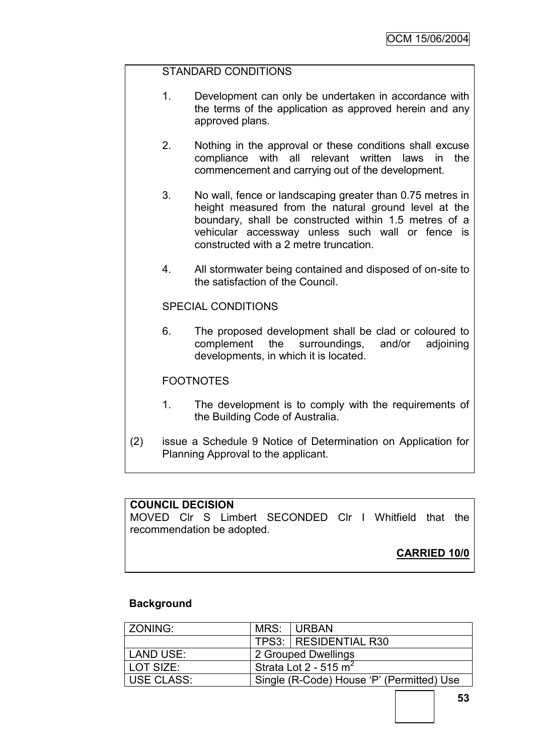STANDARD CONDITIONS

1. Development can only be undertaken in accordance with the terms of the application as approved herein and any approved plans.

2. Nothing in the approval or these conditions shall excuse compliance with all relevant written laws in the commencement and carrying out of the development.

3. No wall, fence or landscaping greater than 0.75 metres in height measured from the natural ground level at the boundary, shall be constructed within 1.5 metres of a vehicular accessway unless such wall or fence is constructed with a 2 metre truncation.

4. All stormwater being contained and disposed of on-site to the satisfaction of the Council.

SPECIAL CONDITIONS

6. The proposed development shall be clad or coloured to complement the surroundings, and/or adjoining developments, in which it is located.

FOOTNOTES

1. The development is to comply with the requirements of the Building Code of Australia.

(2) issue a Schedule 9 Notice of Determination on Application for Planning Approval to the applicant.

**COUNCIL DECISION**
MOVED Clr S Limbert SECONDED Clr I Whitfield that the recommendation be adopted.

**CARRIED 10/0**

**Background**

| ZONING: | MRS: | URBAN |
|---|---|---|
| | TPS3: | RESIDENTIAL R30 |
| LAND USE: | 2 Grouped Dwellings | |
| LOT SIZE: | Strata Lot 2 - 515 $m^2$ | |
| USE CLASS: | Single (R-Code) House 'P' (Permitted) Use | |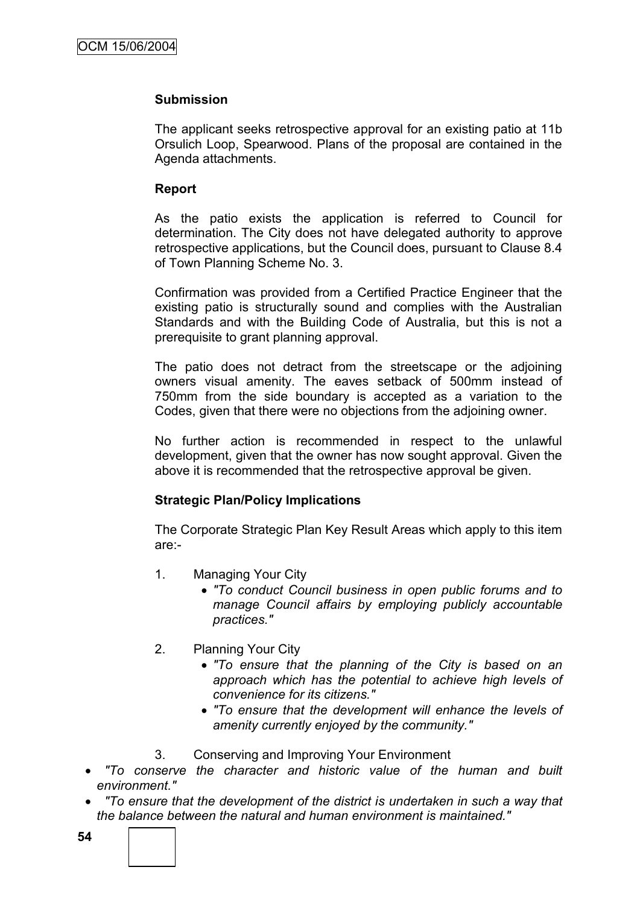**Submission**

The applicant seeks retrospective approval for an existing patio at 11b Orsulich Loop, Spearwood. Plans of the proposal are contained in the Agenda attachments.

**Report**

As the patio exists the application is referred to Council for determination. The City does not have delegated authority to approve retrospective applications, but the Council does, pursuant to Clause 8.4 of Town Planning Scheme No. 3.

Confirmation was provided from a Certified Practice Engineer that the existing patio is structurally sound and complies with the Australian Standards and with the Building Code of Australia, but this is not a prerequisite to grant planning approval.

The patio does not detract from the streetscape or the adjoining owners visual amenity. The eaves setback of 500mm instead of 750mm from the side boundary is accepted as a variation to the Codes, given that there were no objections from the adjoining owner.

No further action is recommended in respect to the unlawful development, given that the owner has now sought approval. Given the above it is recommended that the retrospective approval be given.

**Strategic Plan/Policy Implications**

The Corporate Strategic Plan Key Result Areas which apply to this item are:-

1. Managing Your City
   - *"To conduct Council business in open public forums and to manage Council affairs by employing publicly accountable practices."*

2. Planning Your City
   - *"To ensure that the planning of the City is based on an approach which has the potential to achieve high levels of convenience for its citizens."*
   - *"To ensure that the development will enhance the levels of amenity currently enjoyed by the community."*

3. Conserving and Improving Your Environment
   - *"To conserve the character and historic value of the human and built environment."*
   - *"To ensure that the development of the district is undertaken in such a way that the balance between the natural and human environment is maintained."*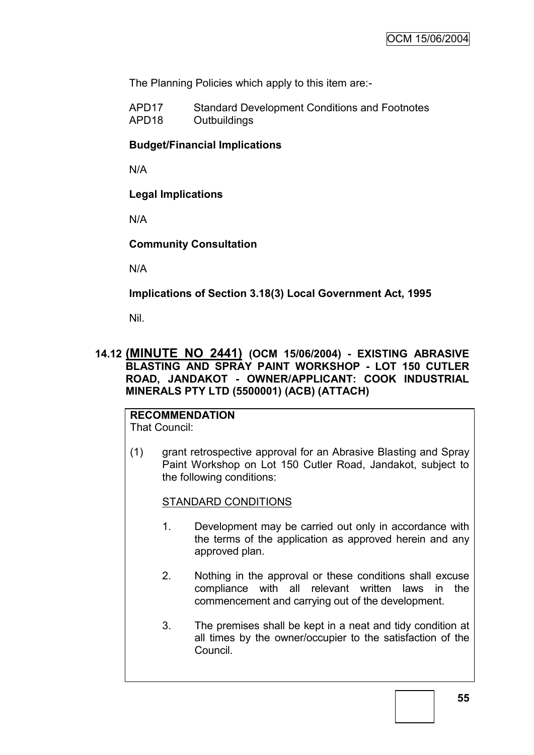The Planning Policies which apply to this item are:-

APD17 Standard Development Conditions and Footnotes
APD18 Outbuildings

**Budget/Financial Implications**

N/A

**Legal Implications**

N/A

**Community Consultation**

N/A

**Implications of Section 3.18(3) Local Government Act, 1995**

Nil.

## 14.12 (MINUTE NO 2441) (OCM 15/06/2004) - EXISTING ABRASIVE BLASTING AND SPRAY PAINT WORKSHOP - LOT 150 CUTLER ROAD, JANDAKOT - OWNER/APPLICANT: COOK INDUSTRIAL MINERALS PTY LTD (5500001) (ACB) (ATTACH)

**RECOMMENDATION**
That Council:

(1) grant retrospective approval for an Abrasive Blasting and Spray Paint Workshop on Lot 150 Cutler Road, Jandakot, subject to the following conditions:

STANDARD CONDITIONS

1. Development may be carried out only in accordance with the terms of the application as approved herein and any approved plan.

2. Nothing in the approval or these conditions shall excuse compliance with all relevant written laws in the commencement and carrying out of the development.

3. The premises shall be kept in a neat and tidy condition at all times by the owner/occupier to the satisfaction of the Council.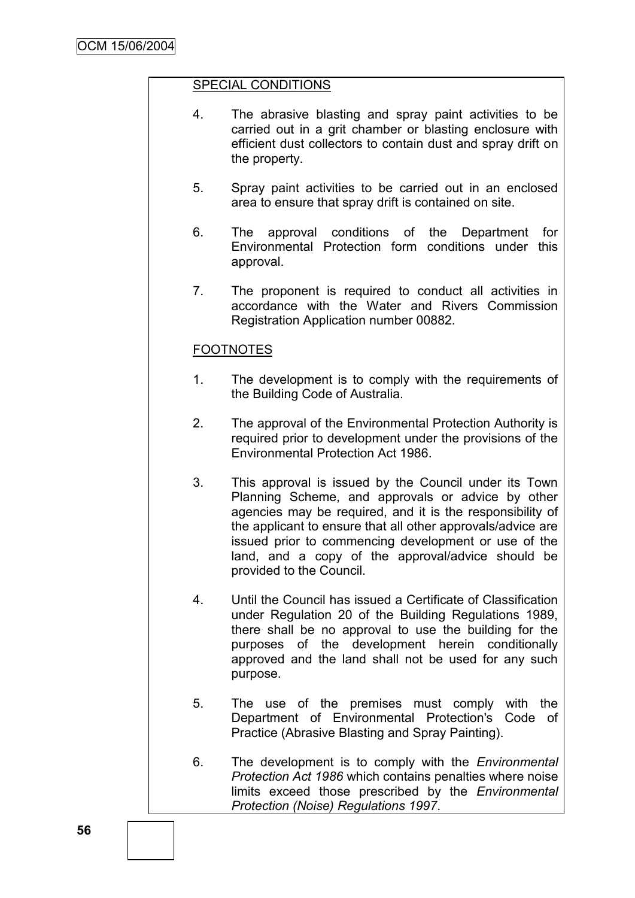SPECIAL CONDITIONS

4. The abrasive blasting and spray paint activities to be carried out in a grit chamber or blasting enclosure with efficient dust collectors to contain dust and spray drift on the property.

5. Spray paint activities to be carried out in an enclosed area to ensure that spray drift is contained on site.

6. The approval conditions of the Department for Environmental Protection form conditions under this approval.

7. The proponent is required to conduct all activities in accordance with the Water and Rivers Commission Registration Application number 00882.

FOOTNOTES

1. The development is to comply with the requirements of the Building Code of Australia.

2. The approval of the Environmental Protection Authority is required prior to development under the provisions of the Environmental Protection Act 1986.

3. This approval is issued by the Council under its Town Planning Scheme, and approvals or advice by other agencies may be required, and it is the responsibility of the applicant to ensure that all other approvals/advice are issued prior to commencing development or use of the land, and a copy of the approval/advice should be provided to the Council.

4. Until the Council has issued a Certificate of Classification under Regulation 20 of the Building Regulations 1989, there shall be no approval to use the building for the purposes of the development herein conditionally approved and the land shall not be used for any such purpose.

5. The use of the premises must comply with the Department of Environmental Protection's Code of Practice (Abrasive Blasting and Spray Painting).

6. The development is to comply with the *Environmental Protection Act 1986* which contains penalties where noise limits exceed those prescribed by the *Environmental Protection (Noise) Regulations 1997*.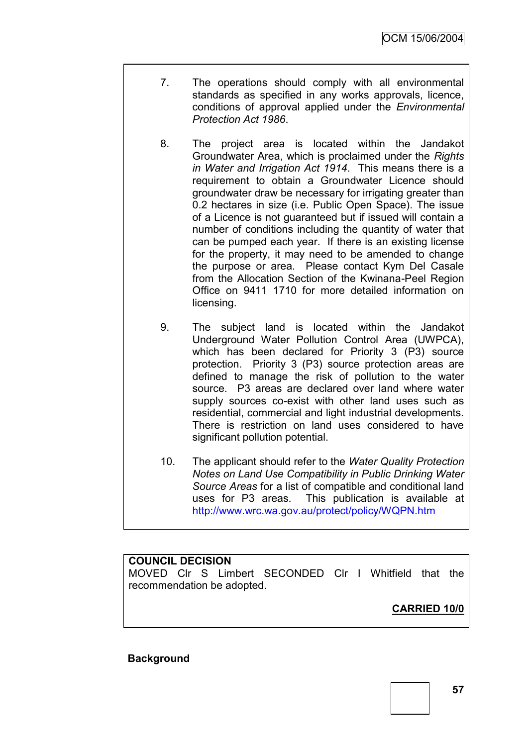7. The operations should comply with all environmental standards as specified in any works approvals, licence, conditions of approval applied under the *Environmental Protection Act 1986*.

8. The project area is located within the Jandakot Groundwater Area, which is proclaimed under the *Rights in Water and Irrigation Act 1914*. This means there is a requirement to obtain a Groundwater Licence should groundwater draw be necessary for irrigating greater than 0.2 hectares in size (i.e. Public Open Space). The issue of a Licence is not guaranteed but if issued will contain a number of conditions including the quantity of water that can be pumped each year. If there is an existing license for the property, it may need to be amended to change the purpose or area. Please contact Kym Del Casale from the Allocation Section of the Kwinana-Peel Region Office on 9411 1710 for more detailed information on licensing.

9. The subject land is located within the Jandakot Underground Water Pollution Control Area (UWPCA), which has been declared for Priority 3 (P3) source protection. Priority 3 (P3) source protection areas are defined to manage the risk of pollution to the water source. P3 areas are declared over land where water supply sources co-exist with other land uses such as residential, commercial and light industrial developments. There is restriction on land uses considered to have significant pollution potential.

10. The applicant should refer to the *Water Quality Protection Notes on Land Use Compatibility in Public Drinking Water Source Areas* for a list of compatible and conditional land uses for P3 areas. This publication is available at http://www.wrc.wa.gov.au/protect/policy/WQPN.htm

**COUNCIL DECISION**

MOVED Clr S Limbert SECONDED Clr I Whitfield that the recommendation be adopted.

**CARRIED 10/0**

**Background**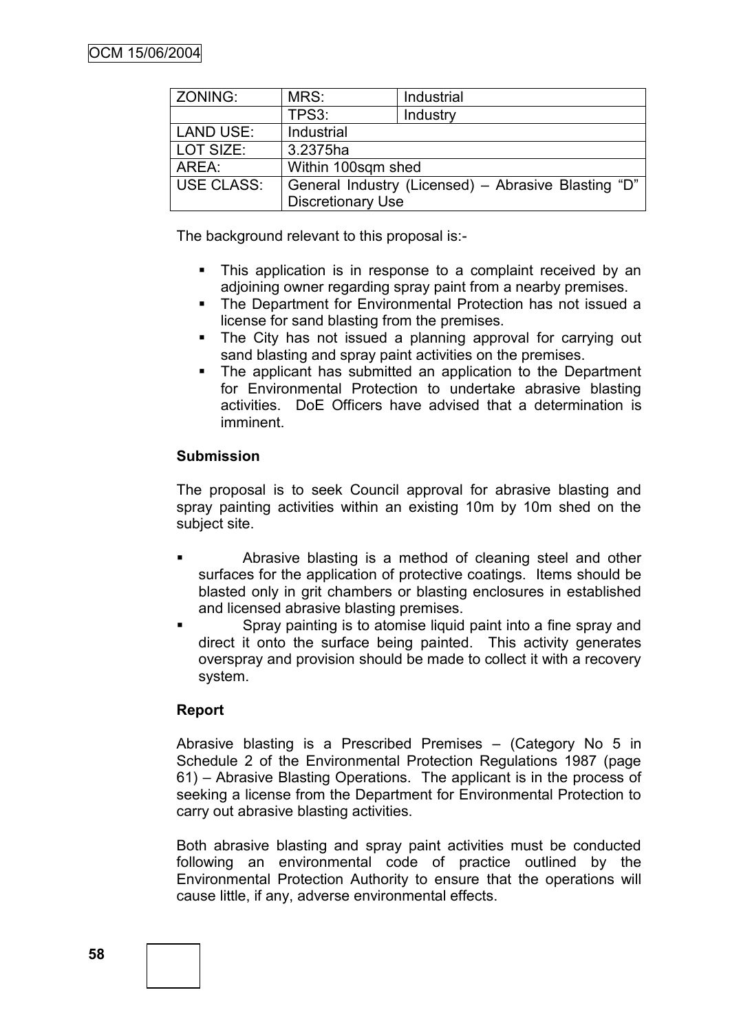| ZONING: | MRS: | Industrial |
|---|---|---|
| | TPS3: | Industry |
| LAND USE: | Industrial | |
| LOT SIZE: | 3.2375ha | |
| AREA: | Within 100sqm shed | |
| USE CLASS: | General Industry (Licensed) – Abrasive Blasting "D" Discretionary Use | |

The background relevant to this proposal is:-

- This application is in response to a complaint received by an adjoining owner regarding spray paint from a nearby premises.
- The Department for Environmental Protection has not issued a license for sand blasting from the premises.
- The City has not issued a planning approval for carrying out sand blasting and spray paint activities on the premises.
- The applicant has submitted an application to the Department for Environmental Protection to undertake abrasive blasting activities. DoE Officers have advised that a determination is imminent.

**Submission**

The proposal is to seek Council approval for abrasive blasting and spray painting activities within an existing 10m by 10m shed on the subject site.

- Abrasive blasting is a method of cleaning steel and other surfaces for the application of protective coatings. Items should be blasted only in grit chambers or blasting enclosures in established and licensed abrasive blasting premises.
- Spray painting is to atomise liquid paint into a fine spray and direct it onto the surface being painted. This activity generates overspray and provision should be made to collect it with a recovery system.

**Report**

Abrasive blasting is a Prescribed Premises – (Category No 5 in Schedule 2 of the Environmental Protection Regulations 1987 (page 61) – Abrasive Blasting Operations. The applicant is in the process of seeking a license from the Department for Environmental Protection to carry out abrasive blasting activities.

Both abrasive blasting and spray paint activities must be conducted following an environmental code of practice outlined by the Environmental Protection Authority to ensure that the operations will cause little, if any, adverse environmental effects.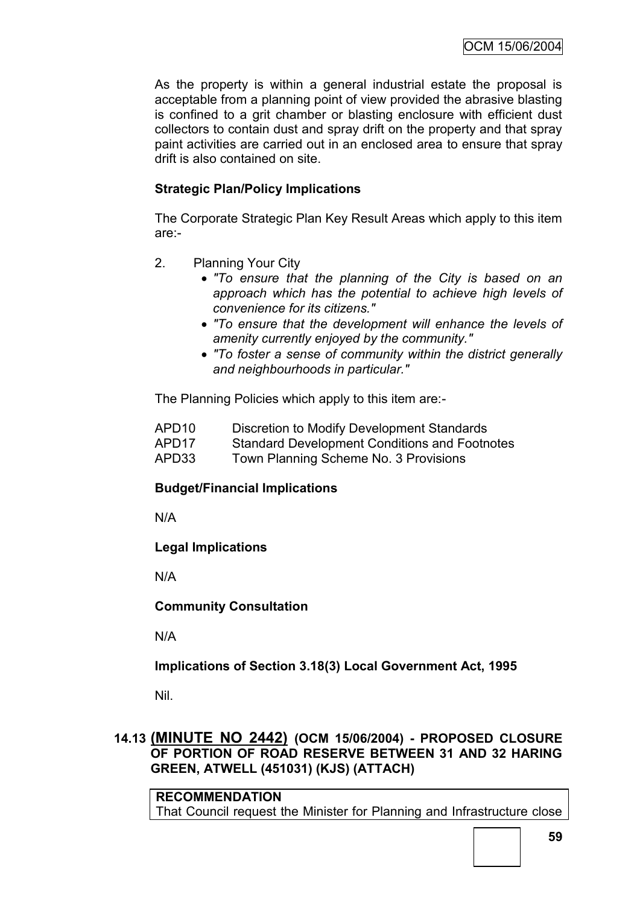As the property is within a general industrial estate the proposal is acceptable from a planning point of view provided the abrasive blasting is confined to a grit chamber or blasting enclosure with efficient dust collectors to contain dust and spray drift on the property and that spray paint activities are carried out in an enclosed area to ensure that spray drift is also contained on site.

**Strategic Plan/Policy Implications**

The Corporate Strategic Plan Key Result Areas which apply to this item are:-

2. Planning Your City
   - *"To ensure that the planning of the City is based on an approach which has the potential to achieve high levels of convenience for its citizens."*
   - *"To ensure that the development will enhance the levels of amenity currently enjoyed by the community."*
   - *"To foster a sense of community within the district generally and neighbourhoods in particular."*

The Planning Policies which apply to this item are:-

| | |
|---|---|
| APD10 | Discretion to Modify Development Standards |
| APD17 | Standard Development Conditions and Footnotes |
| APD33 | Town Planning Scheme No. 3 Provisions |

**Budget/Financial Implications**

N/A

**Legal Implications**

N/A

**Community Consultation**

N/A

**Implications of Section 3.18(3) Local Government Act, 1995**

Nil.

## 14.13 (MINUTE NO 2442) (OCM 15/06/2004) - PROPOSED CLOSURE OF PORTION OF ROAD RESERVE BETWEEN 31 AND 32 HARING GREEN, ATWELL (451031) (KJS) (ATTACH)

**RECOMMENDATION**

That Council request the Minister for Planning and Infrastructure close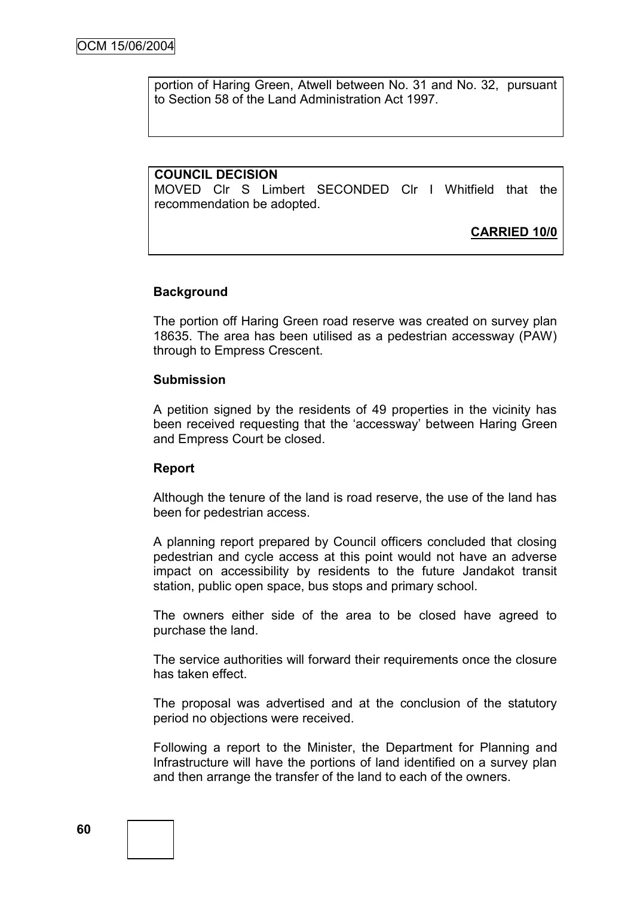portion of Haring Green, Atwell between No. 31 and No. 32, pursuant to Section 58 of the Land Administration Act 1997.

**COUNCIL DECISION**

MOVED Clr S Limbert SECONDED Clr I Whitfield that the recommendation be adopted.

**CARRIED 10/0**

**Background**

The portion off Haring Green road reserve was created on survey plan 18635. The area has been utilised as a pedestrian accessway (PAW) through to Empress Crescent.

**Submission**

A petition signed by the residents of 49 properties in the vicinity has been received requesting that the 'accessway' between Haring Green and Empress Court be closed.

**Report**

Although the tenure of the land is road reserve, the use of the land has been for pedestrian access.

A planning report prepared by Council officers concluded that closing pedestrian and cycle access at this point would not have an adverse impact on accessibility by residents to the future Jandakot transit station, public open space, bus stops and primary school.

The owners either side of the area to be closed have agreed to purchase the land.

The service authorities will forward their requirements once the closure has taken effect.

The proposal was advertised and at the conclusion of the statutory period no objections were received.

Following a report to the Minister, the Department for Planning and Infrastructure will have the portions of land identified on a survey plan and then arrange the transfer of the land to each of the owners.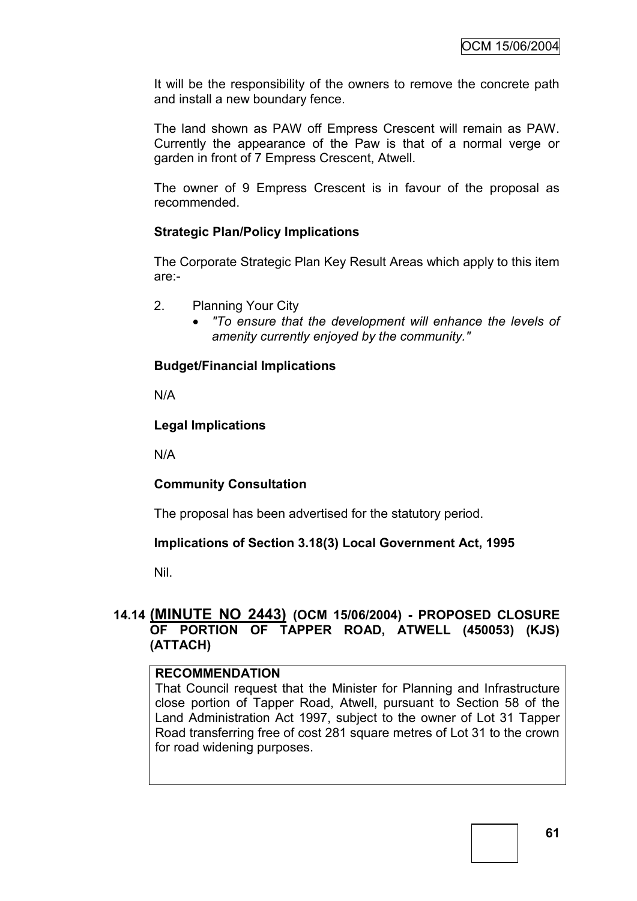It will be the responsibility of the owners to remove the concrete path and install a new boundary fence.

The land shown as PAW off Empress Crescent will remain as PAW. Currently the appearance of the Paw is that of a normal verge or garden in front of 7 Empress Crescent, Atwell.

The owner of 9 Empress Crescent is in favour of the proposal as recommended.

**Strategic Plan/Policy Implications**

The Corporate Strategic Plan Key Result Areas which apply to this item are:-

2. Planning Your City
   - *"To ensure that the development will enhance the levels of amenity currently enjoyed by the community."*

**Budget/Financial Implications**

N/A

**Legal Implications**

N/A

**Community Consultation**

The proposal has been advertised for the statutory period.

**Implications of Section 3.18(3) Local Government Act, 1995**

Nil.

## 14.14 (MINUTE NO 2443) (OCM 15/06/2004) - PROPOSED CLOSURE OF PORTION OF TAPPER ROAD, ATWELL (450053) (KJS) (ATTACH)

**RECOMMENDATION**

That Council request that the Minister for Planning and Infrastructure close portion of Tapper Road, Atwell, pursuant to Section 58 of the Land Administration Act 1997, subject to the owner of Lot 31 Tapper Road transferring free of cost 281 square metres of Lot 31 to the crown for road widening purposes.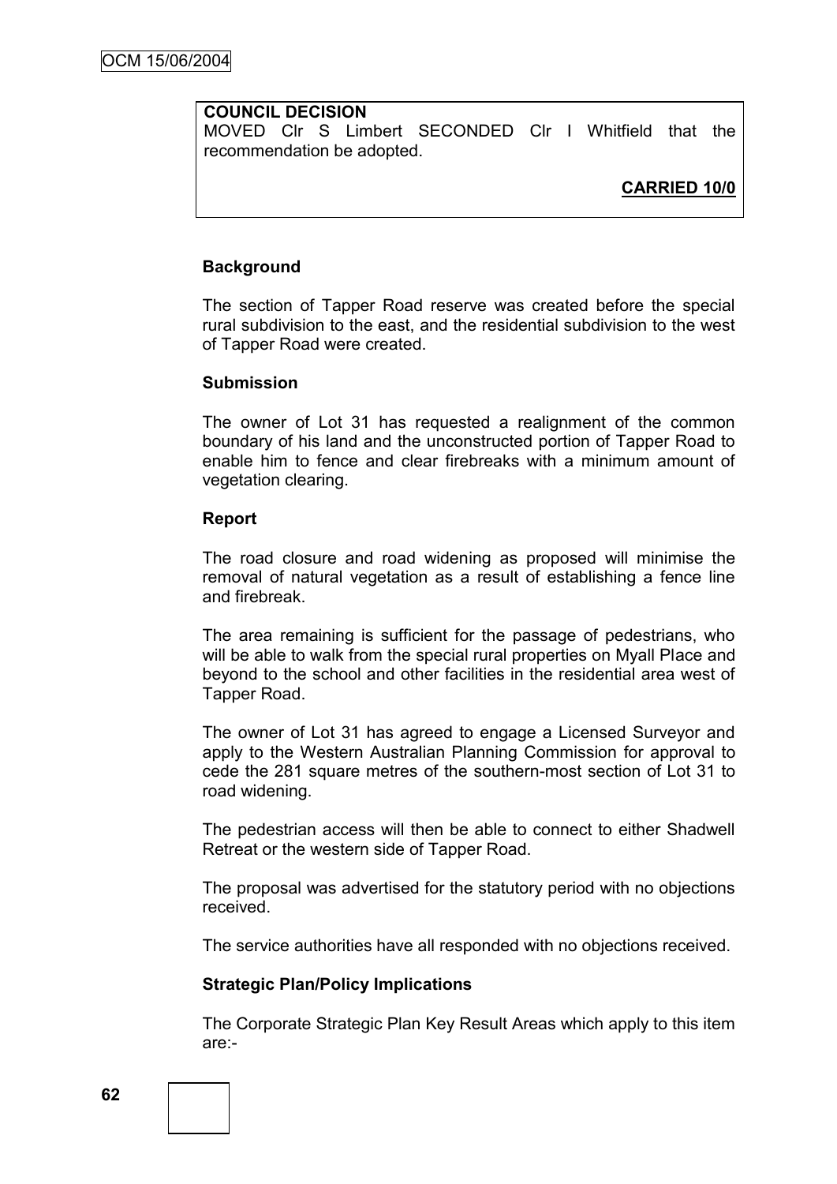**COUNCIL DECISION**
MOVED Clr S Limbert SECONDED Clr I Whitfield that the recommendation be adopted.

**CARRIED 10/0**

### Background

The section of Tapper Road reserve was created before the special rural subdivision to the east, and the residential subdivision to the west of Tapper Road were created.

### Submission

The owner of Lot 31 has requested a realignment of the common boundary of his land and the unconstructed portion of Tapper Road to enable him to fence and clear firebreaks with a minimum amount of vegetation clearing.

### Report

The road closure and road widening as proposed will minimise the removal of natural vegetation as a result of establishing a fence line and firebreak.

The area remaining is sufficient for the passage of pedestrians, who will be able to walk from the special rural properties on Myall Place and beyond to the school and other facilities in the residential area west of Tapper Road.

The owner of Lot 31 has agreed to engage a Licensed Surveyor and apply to the Western Australian Planning Commission for approval to cede the 281 square metres of the southern-most section of Lot 31 to road widening.

The pedestrian access will then be able to connect to either Shadwell Retreat or the western side of Tapper Road.

The proposal was advertised for the statutory period with no objections received.

The service authorities have all responded with no objections received.

### Strategic Plan/Policy Implications

The Corporate Strategic Plan Key Result Areas which apply to this item are:-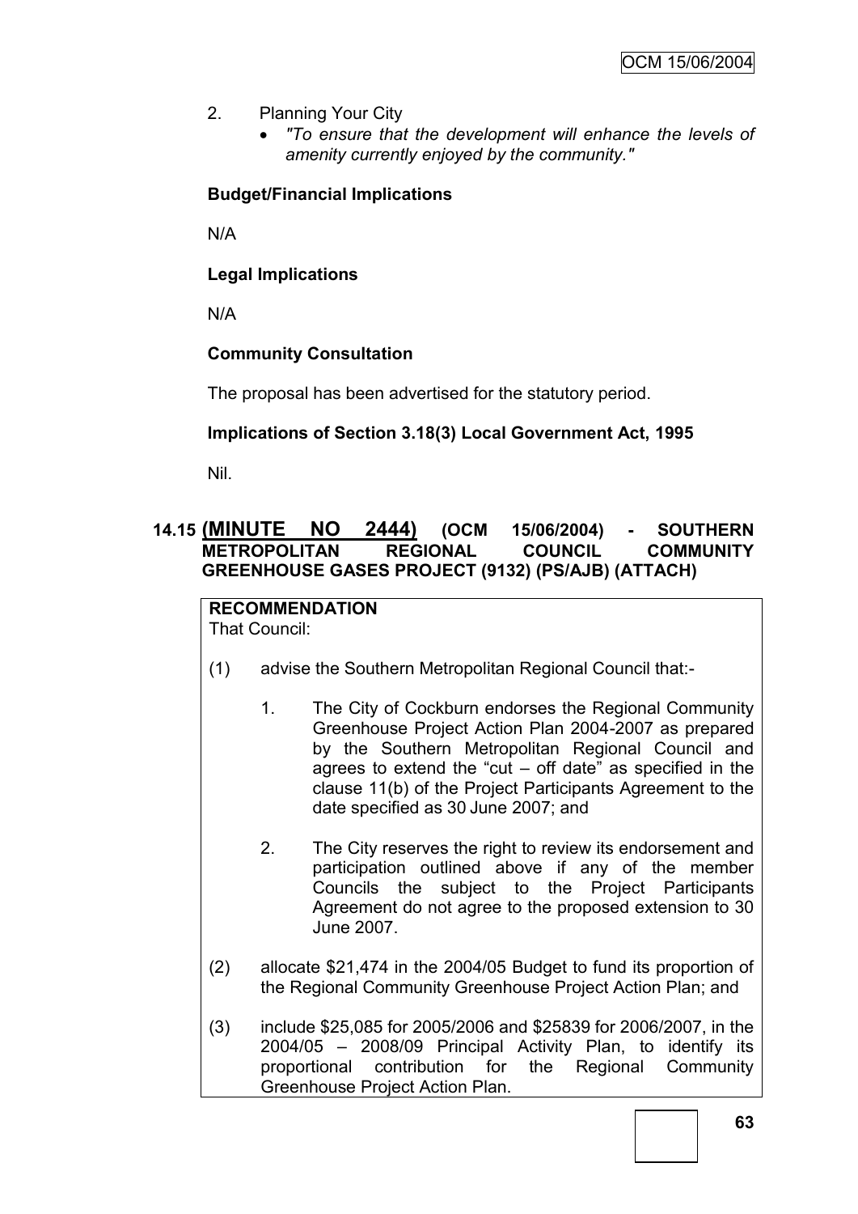2. Planning Your City
   - *"To ensure that the development will enhance the levels of amenity currently enjoyed by the community."*

**Budget/Financial Implications**

N/A

**Legal Implications**

N/A

**Community Consultation**

The proposal has been advertised for the statutory period.

**Implications of Section 3.18(3) Local Government Act, 1995**

Nil.

### 14.15 (MINUTE NO 2444) (OCM 15/06/2004) - SOUTHERN METROPOLITAN REGIONAL COUNCIL COMMUNITY GREENHOUSE GASES PROJECT (9132) (PS/AJB) (ATTACH)

**RECOMMENDATION**

That Council:

(1) advise the Southern Metropolitan Regional Council that:-

   1. The City of Cockburn endorses the Regional Community Greenhouse Project Action Plan 2004-2007 as prepared by the Southern Metropolitan Regional Council and agrees to extend the "cut – off date" as specified in the clause 11(b) of the Project Participants Agreement to the date specified as 30 June 2007; and

   2. The City reserves the right to review its endorsement and participation outlined above if any of the member Councils the subject to the Project Participants Agreement do not agree to the proposed extension to 30 June 2007.

(2) allocate $21,474 in the 2004/05 Budget to fund its proportion of the Regional Community Greenhouse Project Action Plan; and

(3) include $25,085 for 2005/2006 and $25839 for 2006/2007, in the 2004/05 – 2008/09 Principal Activity Plan, to identify its proportional contribution for the Regional Community Greenhouse Project Action Plan.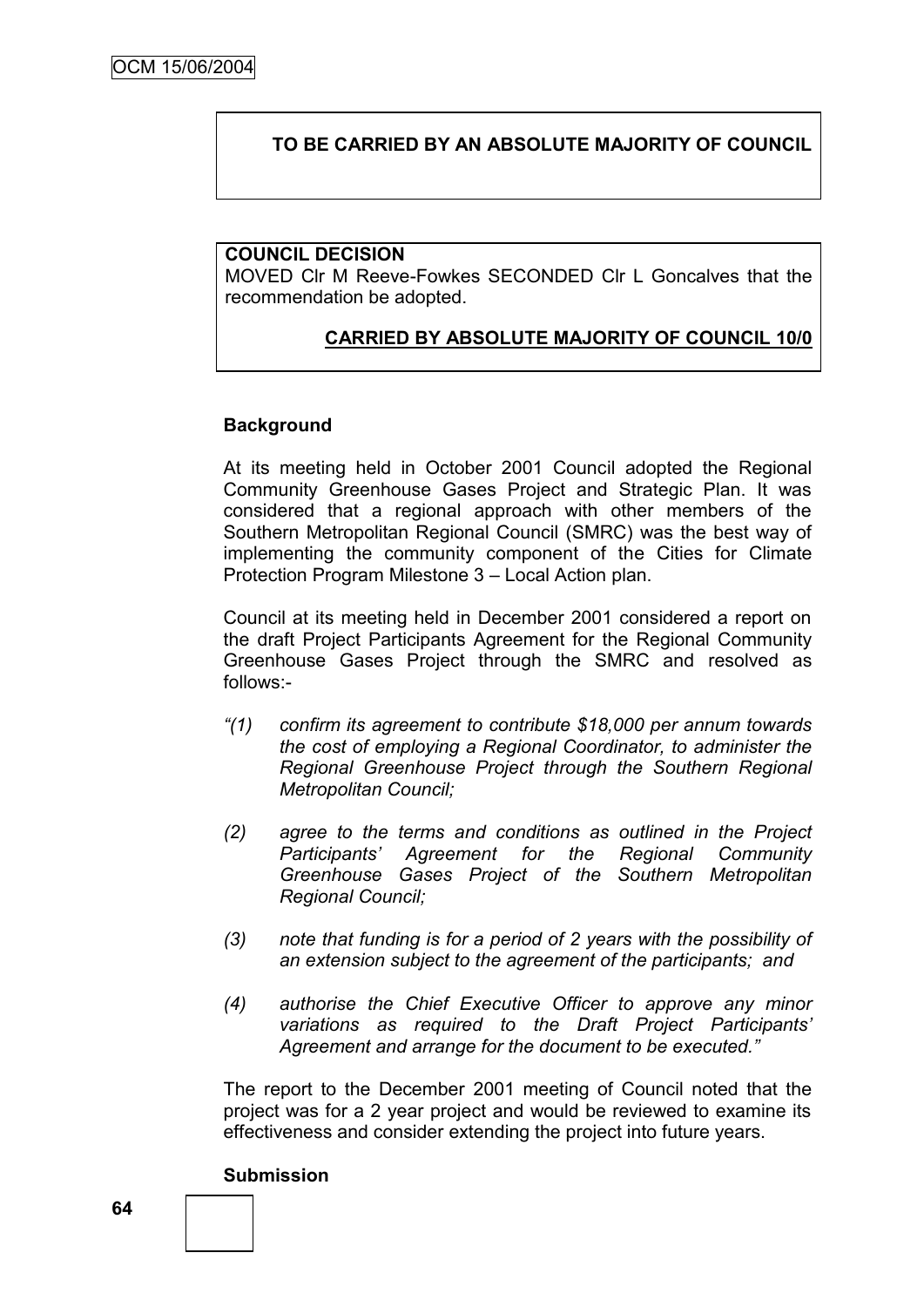**TO BE CARRIED BY AN ABSOLUTE MAJORITY OF COUNCIL**

**COUNCIL DECISION**
MOVED Clr M Reeve-Fowkes SECONDED Clr L Goncalves that the recommendation be adopted.

**CARRIED BY ABSOLUTE MAJORITY OF COUNCIL 10/0**

**Background**

At its meeting held in October 2001 Council adopted the Regional Community Greenhouse Gases Project and Strategic Plan. It was considered that a regional approach with other members of the Southern Metropolitan Regional Council (SMRC) was the best way of implementing the community component of the Cities for Climate Protection Program Milestone 3 – Local Action plan.

Council at its meeting held in December 2001 considered a report on the draft Project Participants Agreement for the Regional Community Greenhouse Gases Project through the SMRC and resolved as follows:-

*"(1) confirm its agreement to contribute $18,000 per annum towards the cost of employing a Regional Coordinator, to administer the Regional Greenhouse Project through the Southern Regional Metropolitan Council;*

*(2) agree to the terms and conditions as outlined in the Project Participants' Agreement for the Regional Community Greenhouse Gases Project of the Southern Metropolitan Regional Council;*

*(3) note that funding is for a period of 2 years with the possibility of an extension subject to the agreement of the participants; and*

*(4) authorise the Chief Executive Officer to approve any minor variations as required to the Draft Project Participants' Agreement and arrange for the document to be executed."*

The report to the December 2001 meeting of Council noted that the project was for a 2 year project and would be reviewed to examine its effectiveness and consider extending the project into future years.

**Submission**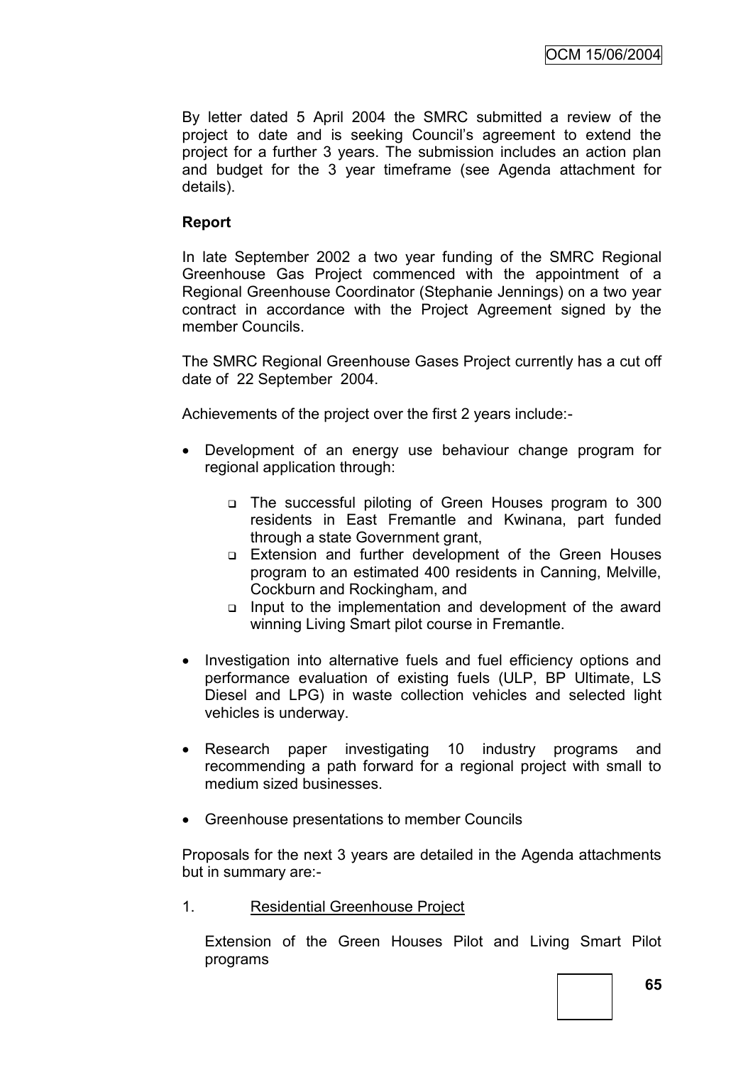By letter dated 5 April 2004 the SMRC submitted a review of the project to date and is seeking Council's agreement to extend the project for a further 3 years. The submission includes an action plan and budget for the 3 year timeframe (see Agenda attachment for details).

**Report**

In late September 2002 a two year funding of the SMRC Regional Greenhouse Gas Project commenced with the appointment of a Regional Greenhouse Coordinator (Stephanie Jennings) on a two year contract in accordance with the Project Agreement signed by the member Councils.

The SMRC Regional Greenhouse Gases Project currently has a cut off date of 22 September 2004.

Achievements of the project over the first 2 years include:-

- Development of an energy use behaviour change program for regional application through:
  - The successful piloting of Green Houses program to 300 residents in East Fremantle and Kwinana, part funded through a state Government grant,
  - Extension and further development of the Green Houses program to an estimated 400 residents in Canning, Melville, Cockburn and Rockingham, and
  - Input to the implementation and development of the award winning Living Smart pilot course in Fremantle.
- Investigation into alternative fuels and fuel efficiency options and performance evaluation of existing fuels (ULP, BP Ultimate, LS Diesel and LPG) in waste collection vehicles and selected light vehicles is underway.
- Research paper investigating 10 industry programs and recommending a path forward for a regional project with small to medium sized businesses.
- Greenhouse presentations to member Councils

Proposals for the next 3 years are detailed in the Agenda attachments but in summary are:-

1. Residential Greenhouse Project

   Extension of the Green Houses Pilot and Living Smart Pilot programs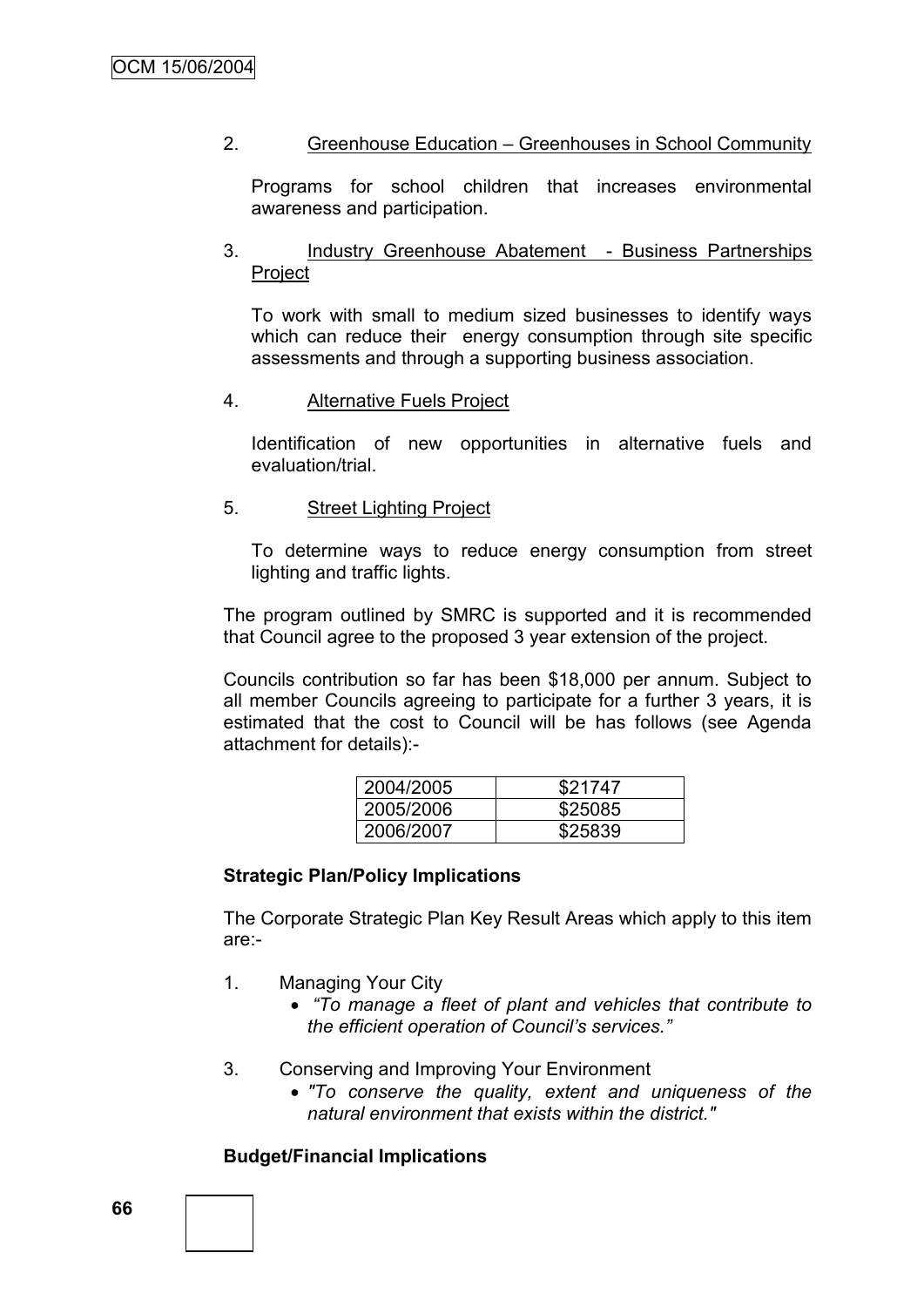2. Greenhouse Education – Greenhouses in School Community

   Programs for school children that increases environmental awareness and participation.

3. Industry Greenhouse Abatement - Business Partnerships Project

   To work with small to medium sized businesses to identify ways which can reduce their energy consumption through site specific assessments and through a supporting business association.

4. Alternative Fuels Project

   Identification of new opportunities in alternative fuels and evaluation/trial.

5. Street Lighting Project

   To determine ways to reduce energy consumption from street lighting and traffic lights.

The program outlined by SMRC is supported and it is recommended that Council agree to the proposed 3 year extension of the project.

Councils contribution so far has been $18,000 per annum. Subject to all member Councils agreeing to participate for a further 3 years, it is estimated that the cost to Council will be has follows (see Agenda attachment for details):-

| | |
|---|---|
| 2004/2005 | $21747 |
| 2005/2006 | $25085 |
| 2006/2007 | $25839 |

**Strategic Plan/Policy Implications**

The Corporate Strategic Plan Key Result Areas which apply to this item are:-

1. Managing Your City
   - *"To manage a fleet of plant and vehicles that contribute to the efficient operation of Council's services."*

3. Conserving and Improving Your Environment
   - *"To conserve the quality, extent and uniqueness of the natural environment that exists within the district."*

**Budget/Financial Implications**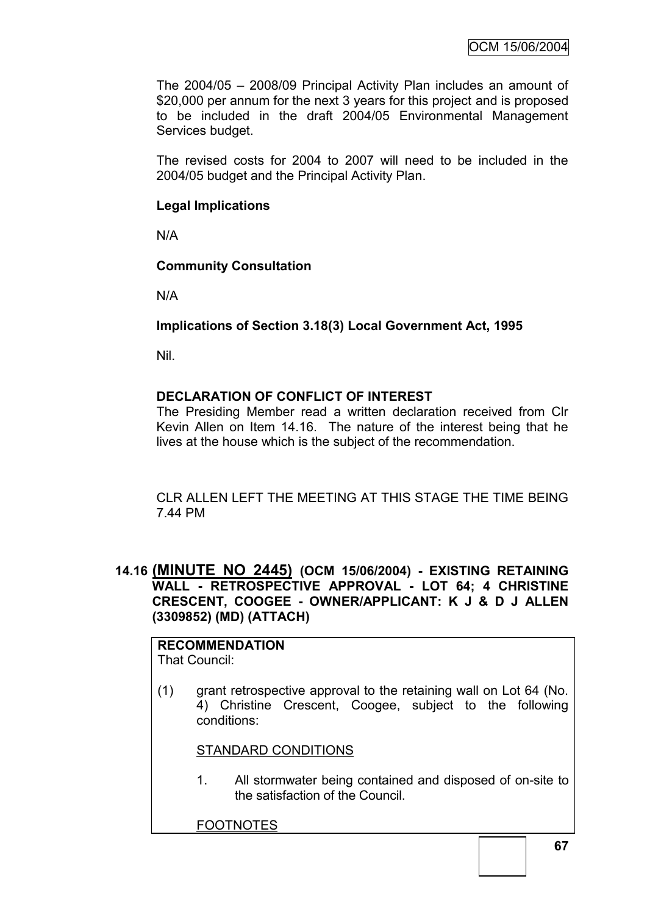The 2004/05 – 2008/09 Principal Activity Plan includes an amount of $20,000 per annum for the next 3 years for this project and is proposed to be included in the draft 2004/05 Environmental Management Services budget.

The revised costs for 2004 to 2007 will need to be included in the 2004/05 budget and the Principal Activity Plan.

**Legal Implications**

N/A

**Community Consultation**

N/A

**Implications of Section 3.18(3) Local Government Act, 1995**

Nil.

**DECLARATION OF CONFLICT OF INTEREST**

The Presiding Member read a written declaration received from Clr Kevin Allen on Item 14.16. The nature of the interest being that he lives at the house which is the subject of the recommendation.

CLR ALLEN LEFT THE MEETING AT THIS STAGE THE TIME BEING 7.44 PM

## 14.16 (MINUTE NO 2445) (OCM 15/06/2004) - EXISTING RETAINING WALL - RETROSPECTIVE APPROVAL - LOT 64; 4 CHRISTINE CRESCENT, COOGEE - OWNER/APPLICANT: K J & D J ALLEN (3309852) (MD) (ATTACH)

**RECOMMENDATION**

That Council:

(1) grant retrospective approval to the retaining wall on Lot 64 (No. 4) Christine Crescent, Coogee, subject to the following conditions:

STANDARD CONDITIONS

1. All stormwater being contained and disposed of on-site to the satisfaction of the Council.

FOOTNOTES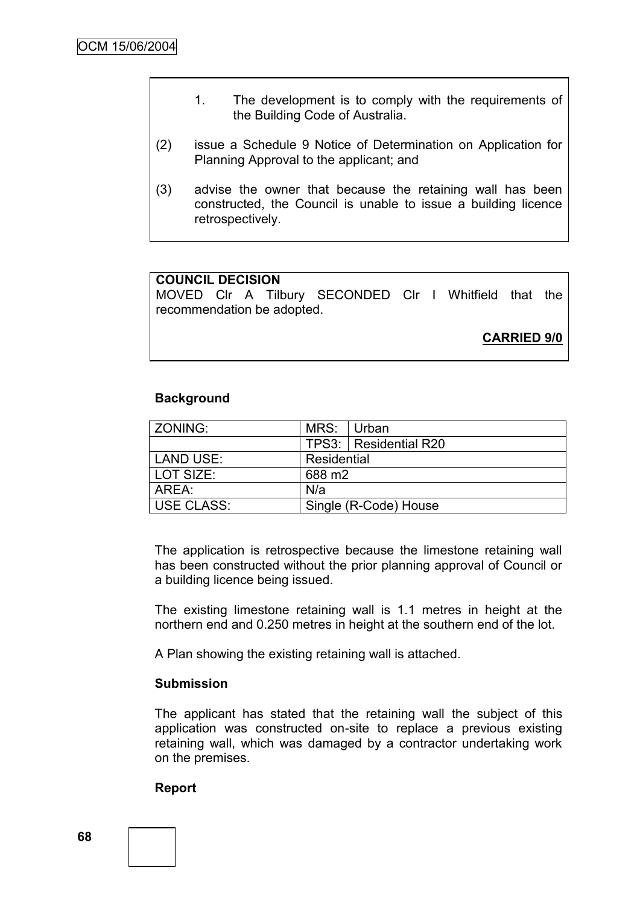1. The development is to comply with the requirements of the Building Code of Australia.

(2) issue a Schedule 9 Notice of Determination on Application for Planning Approval to the applicant; and

(3) advise the owner that because the retaining wall has been constructed, the Council is unable to issue a building licence retrospectively.

**COUNCIL DECISION**
MOVED Clr A Tilbury SECONDED Clr I Whitfield that the recommendation be adopted.

**CARRIED 9/0**

**Background**

| ZONING: | MRS: | Urban |
|---|---|---|
| | TPS3: | Residential R20 |
| LAND USE: | Residential | |
| LOT SIZE: | 688 m2 | |
| AREA: | N/a | |
| USE CLASS: | Single (R-Code) House | |

The application is retrospective because the limestone retaining wall has been constructed without the prior planning approval of Council or a building licence being issued.

The existing limestone retaining wall is 1.1 metres in height at the northern end and 0.250 metres in height at the southern end of the lot.

A Plan showing the existing retaining wall is attached.

**Submission**

The applicant has stated that the retaining wall the subject of this application was constructed on-site to replace a previous existing retaining wall, which was damaged by a contractor undertaking work on the premises.

**Report**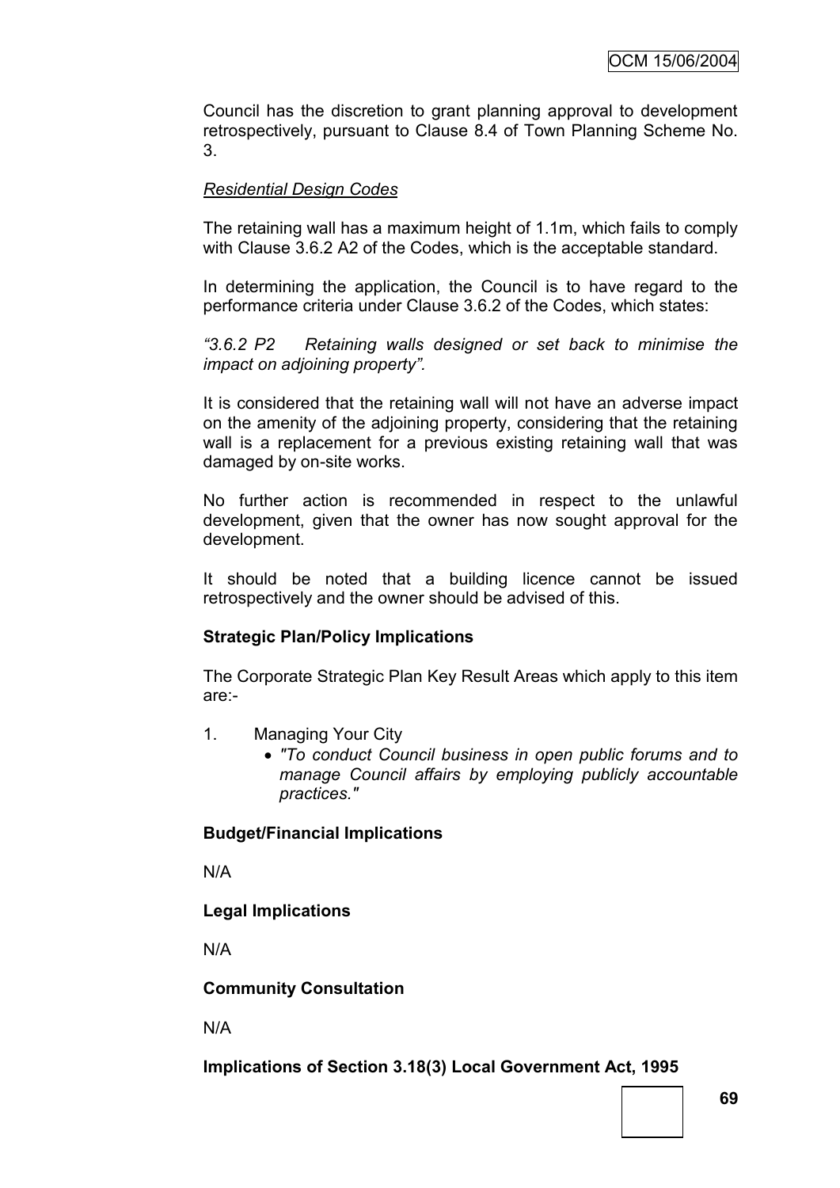Council has the discretion to grant planning approval to development retrospectively, pursuant to Clause 8.4 of Town Planning Scheme No. 3.

*Residential Design Codes*

The retaining wall has a maximum height of 1.1m, which fails to comply with Clause 3.6.2 A2 of the Codes, which is the acceptable standard.

In determining the application, the Council is to have regard to the performance criteria under Clause 3.6.2 of the Codes, which states:

*"3.6.2 P2 Retaining walls designed or set back to minimise the impact on adjoining property".*

It is considered that the retaining wall will not have an adverse impact on the amenity of the adjoining property, considering that the retaining wall is a replacement for a previous existing retaining wall that was damaged by on-site works.

No further action is recommended in respect to the unlawful development, given that the owner has now sought approval for the development.

It should be noted that a building licence cannot be issued retrospectively and the owner should be advised of this.

**Strategic Plan/Policy Implications**

The Corporate Strategic Plan Key Result Areas which apply to this item are:-

1. Managing Your City
   - *"To conduct Council business in open public forums and to manage Council affairs by employing publicly accountable practices."*

**Budget/Financial Implications**

N/A

**Legal Implications**

N/A

**Community Consultation**

N/A

**Implications of Section 3.18(3) Local Government Act, 1995**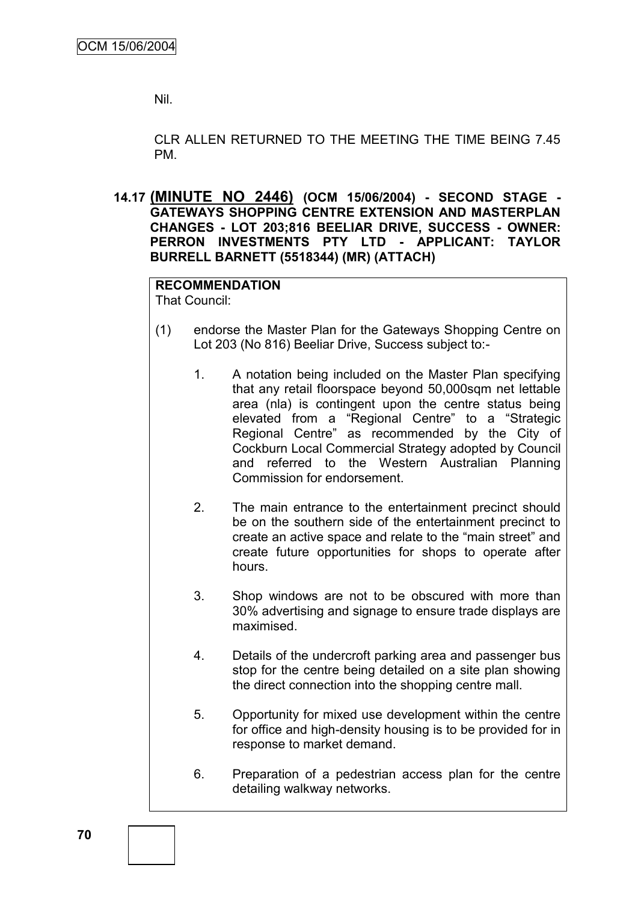Nil.

CLR ALLEN RETURNED TO THE MEETING THE TIME BEING 7.45 PM.

**14.17 (MINUTE NO 2446) (OCM 15/06/2004) - SECOND STAGE - GATEWAYS SHOPPING CENTRE EXTENSION AND MASTERPLAN CHANGES - LOT 203;816 BEELIAR DRIVE, SUCCESS - OWNER: PERRON INVESTMENTS PTY LTD - APPLICANT: TAYLOR BURRELL BARNETT (5518344) (MR) (ATTACH)**

**RECOMMENDATION**

That Council:

(1) endorse the Master Plan for the Gateways Shopping Centre on Lot 203 (No 816) Beeliar Drive, Success subject to:-

1. A notation being included on the Master Plan specifying that any retail floorspace beyond 50,000sqm net lettable area (nla) is contingent upon the centre status being elevated from a "Regional Centre" to a "Strategic Regional Centre" as recommended by the City of Cockburn Local Commercial Strategy adopted by Council and referred to the Western Australian Planning Commission for endorsement.

2. The main entrance to the entertainment precinct should be on the southern side of the entertainment precinct to create an active space and relate to the "main street" and create future opportunities for shops to operate after hours.

3. Shop windows are not to be obscured with more than 30% advertising and signage to ensure trade displays are maximised.

4. Details of the undercroft parking area and passenger bus stop for the centre being detailed on a site plan showing the direct connection into the shopping centre mall.

5. Opportunity for mixed use development within the centre for office and high-density housing is to be provided for in response to market demand.

6. Preparation of a pedestrian access plan for the centre detailing walkway networks.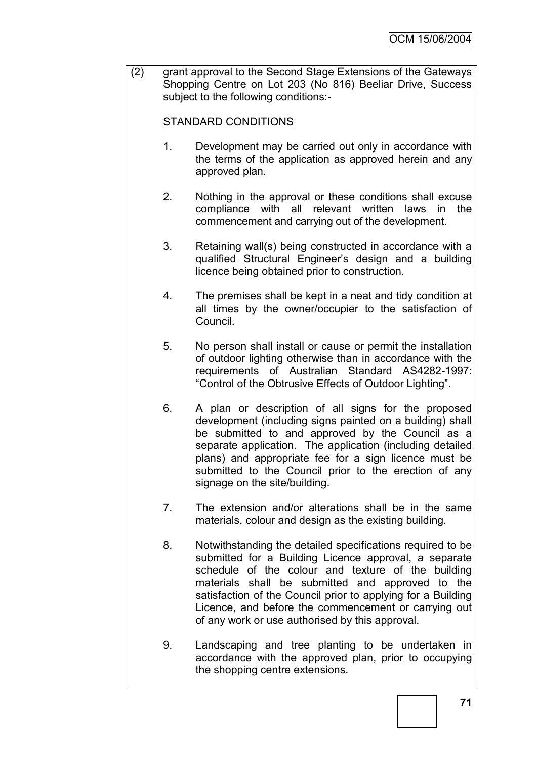(2) grant approval to the Second Stage Extensions of the Gateways Shopping Centre on Lot 203 (No 816) Beeliar Drive, Success subject to the following conditions:-

STANDARD CONDITIONS

1. Development may be carried out only in accordance with the terms of the application as approved herein and any approved plan.

2. Nothing in the approval or these conditions shall excuse compliance with all relevant written laws in the commencement and carrying out of the development.

3. Retaining wall(s) being constructed in accordance with a qualified Structural Engineer's design and a building licence being obtained prior to construction.

4. The premises shall be kept in a neat and tidy condition at all times by the owner/occupier to the satisfaction of Council.

5. No person shall install or cause or permit the installation of outdoor lighting otherwise than in accordance with the requirements of Australian Standard AS4282-1997: "Control of the Obtrusive Effects of Outdoor Lighting".

6. A plan or description of all signs for the proposed development (including signs painted on a building) shall be submitted to and approved by the Council as a separate application. The application (including detailed plans) and appropriate fee for a sign licence must be submitted to the Council prior to the erection of any signage on the site/building.

7. The extension and/or alterations shall be in the same materials, colour and design as the existing building.

8. Notwithstanding the detailed specifications required to be submitted for a Building Licence approval, a separate schedule of the colour and texture of the building materials shall be submitted and approved to the satisfaction of the Council prior to applying for a Building Licence, and before the commencement or carrying out of any work or use authorised by this approval.

9. Landscaping and tree planting to be undertaken in accordance with the approved plan, prior to occupying the shopping centre extensions.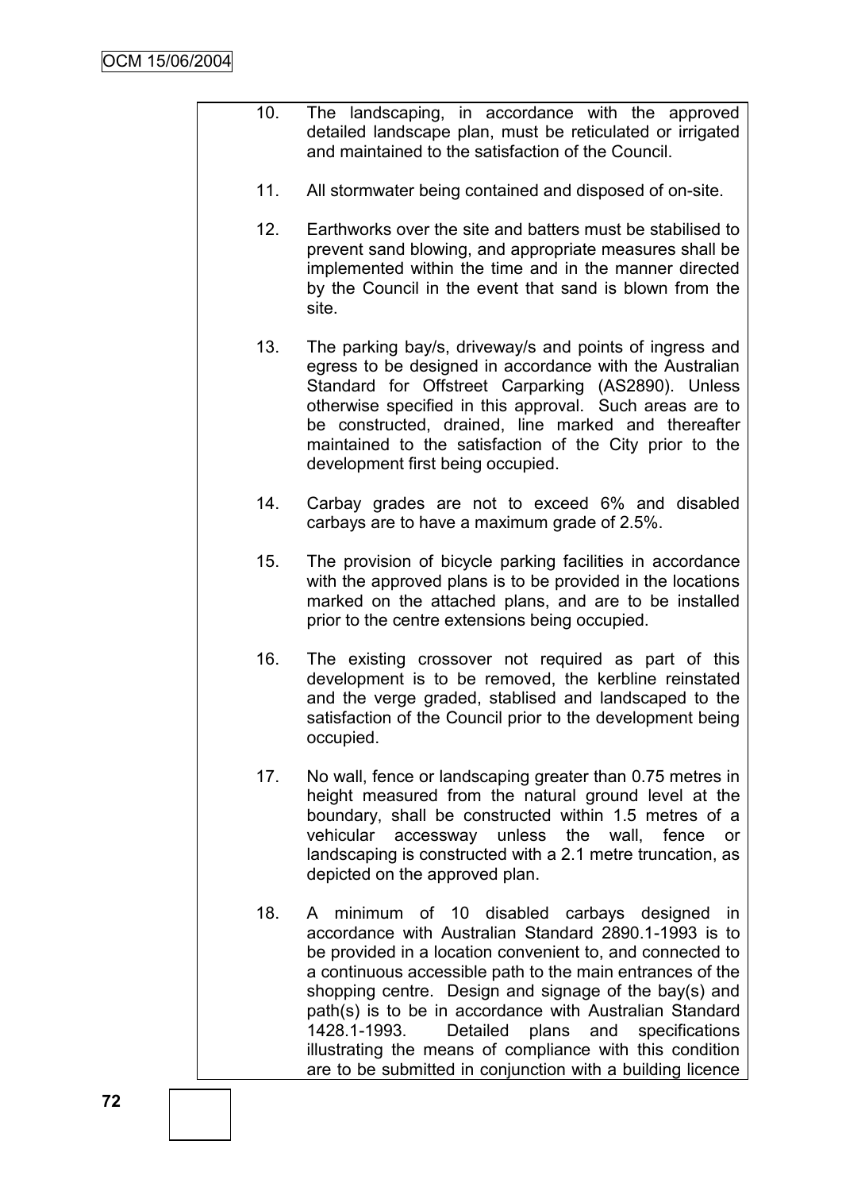10. The landscaping, in accordance with the approved detailed landscape plan, must be reticulated or irrigated and maintained to the satisfaction of the Council.

11. All stormwater being contained and disposed of on-site.

12. Earthworks over the site and batters must be stabilised to prevent sand blowing, and appropriate measures shall be implemented within the time and in the manner directed by the Council in the event that sand is blown from the site.

13. The parking bay/s, driveway/s and points of ingress and egress to be designed in accordance with the Australian Standard for Offstreet Carparking (AS2890). Unless otherwise specified in this approval. Such areas are to be constructed, drained, line marked and thereafter maintained to the satisfaction of the City prior to the development first being occupied.

14. Carbay grades are not to exceed 6% and disabled carbays are to have a maximum grade of 2.5%.

15. The provision of bicycle parking facilities in accordance with the approved plans is to be provided in the locations marked on the attached plans, and are to be installed prior to the centre extensions being occupied.

16. The existing crossover not required as part of this development is to be removed, the kerbline reinstated and the verge graded, stablised and landscaped to the satisfaction of the Council prior to the development being occupied.

17. No wall, fence or landscaping greater than 0.75 metres in height measured from the natural ground level at the boundary, shall be constructed within 1.5 metres of a vehicular accessway unless the wall, fence or landscaping is constructed with a 2.1 metre truncation, as depicted on the approved plan.

18. A minimum of 10 disabled carbays designed in accordance with Australian Standard 2890.1-1993 is to be provided in a location convenient to, and connected to a continuous accessible path to the main entrances of the shopping centre. Design and signage of the bay(s) and path(s) is to be in accordance with Australian Standard 1428.1-1993. Detailed plans and specifications illustrating the means of compliance with this condition are to be submitted in conjunction with a building licence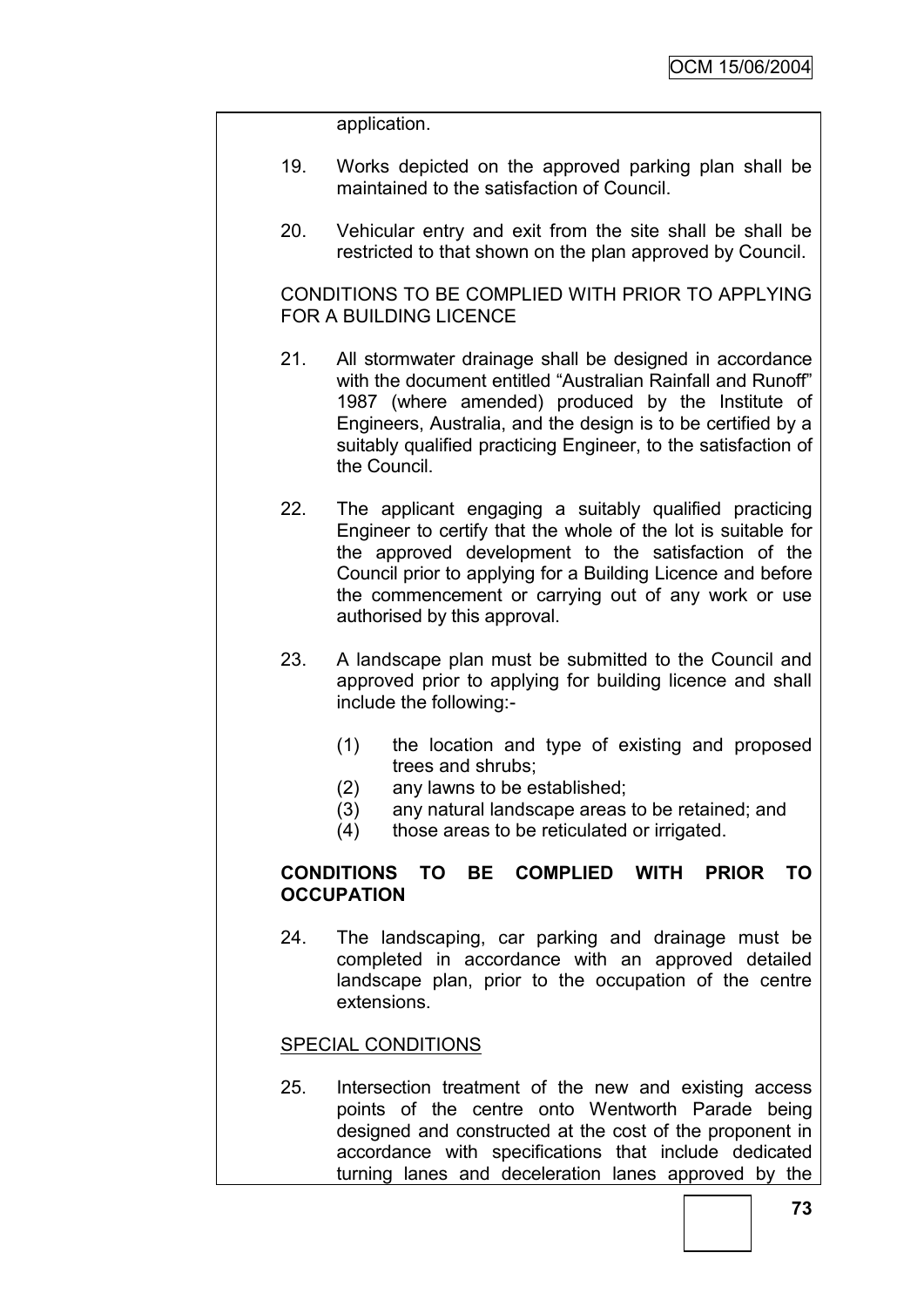application.

19. Works depicted on the approved parking plan shall be maintained to the satisfaction of Council.

20. Vehicular entry and exit from the site shall be shall be restricted to that shown on the plan approved by Council.

CONDITIONS TO BE COMPLIED WITH PRIOR TO APPLYING FOR A BUILDING LICENCE

21. All stormwater drainage shall be designed in accordance with the document entitled "Australian Rainfall and Runoff" 1987 (where amended) produced by the Institute of Engineers, Australia, and the design is to be certified by a suitably qualified practicing Engineer, to the satisfaction of the Council.

22. The applicant engaging a suitably qualified practicing Engineer to certify that the whole of the lot is suitable for the approved development to the satisfaction of the Council prior to applying for a Building Licence and before the commencement or carrying out of any work or use authorised by this approval.

23. A landscape plan must be submitted to the Council and approved prior to applying for building licence and shall include the following:-

    (1) the location and type of existing and proposed trees and shrubs;
    (2) any lawns to be established;
    (3) any natural landscape areas to be retained; and
    (4) those areas to be reticulated or irrigated.

**CONDITIONS TO BE COMPLIED WITH PRIOR TO OCCUPATION**

24. The landscaping, car parking and drainage must be completed in accordance with an approved detailed landscape plan, prior to the occupation of the centre extensions.

SPECIAL CONDITIONS

25. Intersection treatment of the new and existing access points of the centre onto Wentworth Parade being designed and constructed at the cost of the proponent in accordance with specifications that include dedicated turning lanes and deceleration lanes approved by the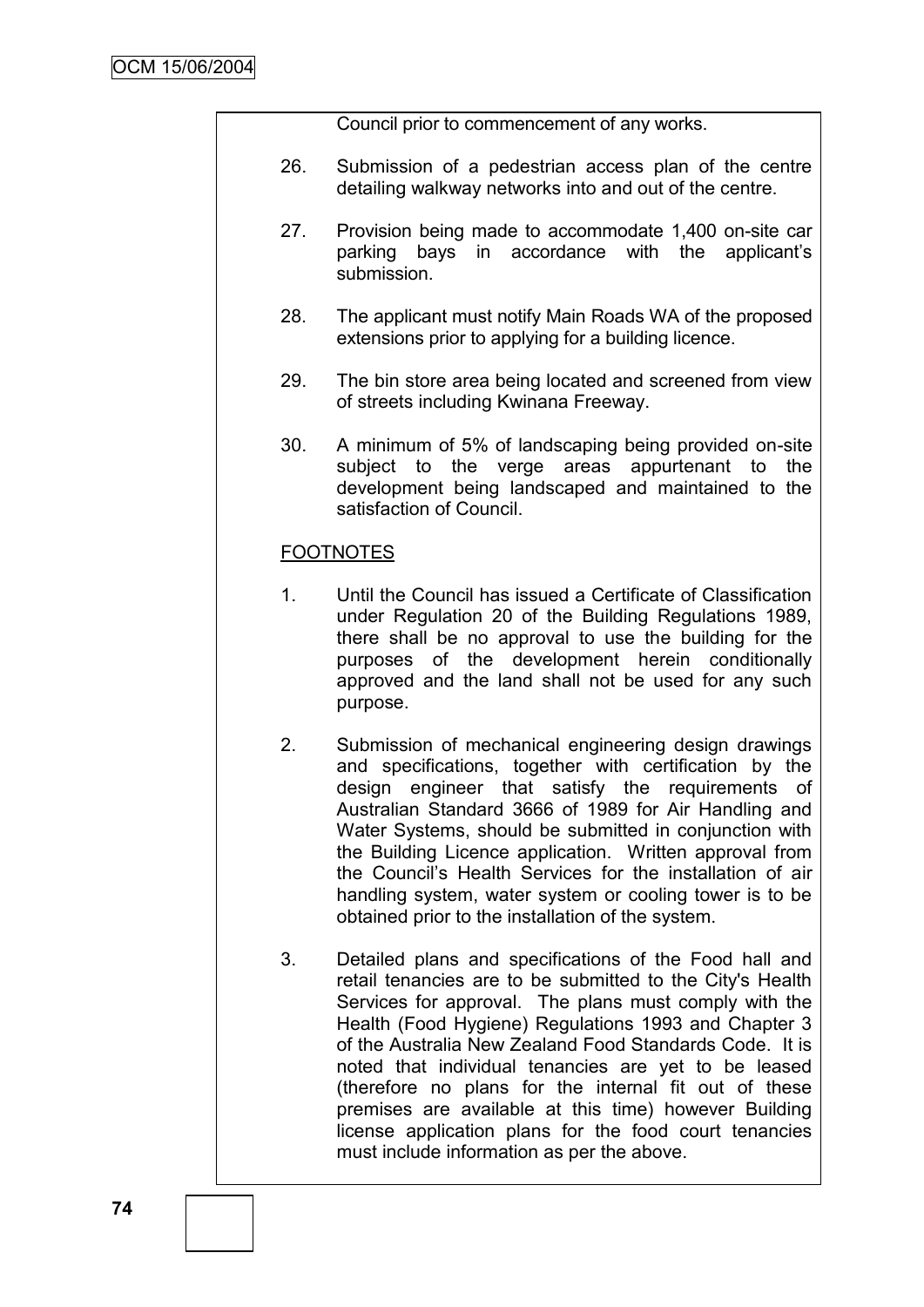Council prior to commencement of any works.

26. Submission of a pedestrian access plan of the centre detailing walkway networks into and out of the centre.

27. Provision being made to accommodate 1,400 on-site car parking bays in accordance with the applicant's submission.

28. The applicant must notify Main Roads WA of the proposed extensions prior to applying for a building licence.

29. The bin store area being located and screened from view of streets including Kwinana Freeway.

30. A minimum of 5% of landscaping being provided on-site subject to the verge areas appurtenant to the development being landscaped and maintained to the satisfaction of Council.

FOOTNOTES

1. Until the Council has issued a Certificate of Classification under Regulation 20 of the Building Regulations 1989, there shall be no approval to use the building for the purposes of the development herein conditionally approved and the land shall not be used for any such purpose.

2. Submission of mechanical engineering design drawings and specifications, together with certification by the design engineer that satisfy the requirements of Australian Standard 3666 of 1989 for Air Handling and Water Systems, should be submitted in conjunction with the Building Licence application. Written approval from the Council's Health Services for the installation of air handling system, water system or cooling tower is to be obtained prior to the installation of the system.

3. Detailed plans and specifications of the Food hall and retail tenancies are to be submitted to the City's Health Services for approval. The plans must comply with the Health (Food Hygiene) Regulations 1993 and Chapter 3 of the Australia New Zealand Food Standards Code. It is noted that individual tenancies are yet to be leased (therefore no plans for the internal fit out of these premises are available at this time) however Building license application plans for the food court tenancies must include information as per the above.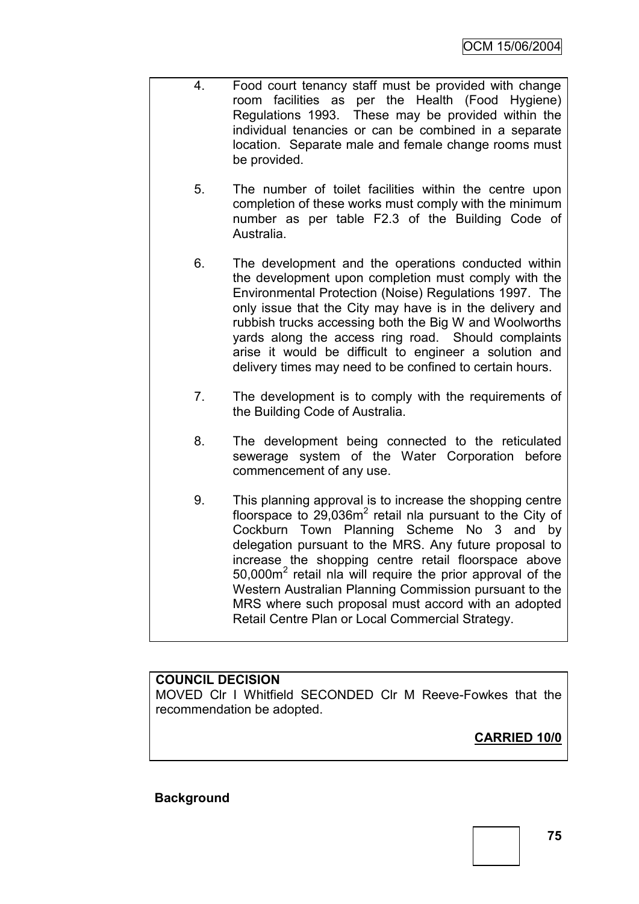4. Food court tenancy staff must be provided with change room facilities as per the Health (Food Hygiene) Regulations 1993. These may be provided within the individual tenancies or can be combined in a separate location. Separate male and female change rooms must be provided.

5. The number of toilet facilities within the centre upon completion of these works must comply with the minimum number as per table F2.3 of the Building Code of Australia.

6. The development and the operations conducted within the development upon completion must comply with the Environmental Protection (Noise) Regulations 1997. The only issue that the City may have is in the delivery and rubbish trucks accessing both the Big W and Woolworths yards along the access ring road. Should complaints arise it would be difficult to engineer a solution and delivery times may need to be confined to certain hours.

7. The development is to comply with the requirements of the Building Code of Australia.

8. The development being connected to the reticulated sewerage system of the Water Corporation before commencement of any use.

9. This planning approval is to increase the shopping centre floorspace to 29,036m$^2$ retail nla pursuant to the City of Cockburn Town Planning Scheme No 3 and by delegation pursuant to the MRS. Any future proposal to increase the shopping centre retail floorspace above 50,000m$^2$ retail nla will require the prior approval of the Western Australian Planning Commission pursuant to the MRS where such proposal must accord with an adopted Retail Centre Plan or Local Commercial Strategy.

**COUNCIL DECISION**

MOVED Clr I Whitfield SECONDED Clr M Reeve-Fowkes that the recommendation be adopted.

**CARRIED 10/0**

**Background**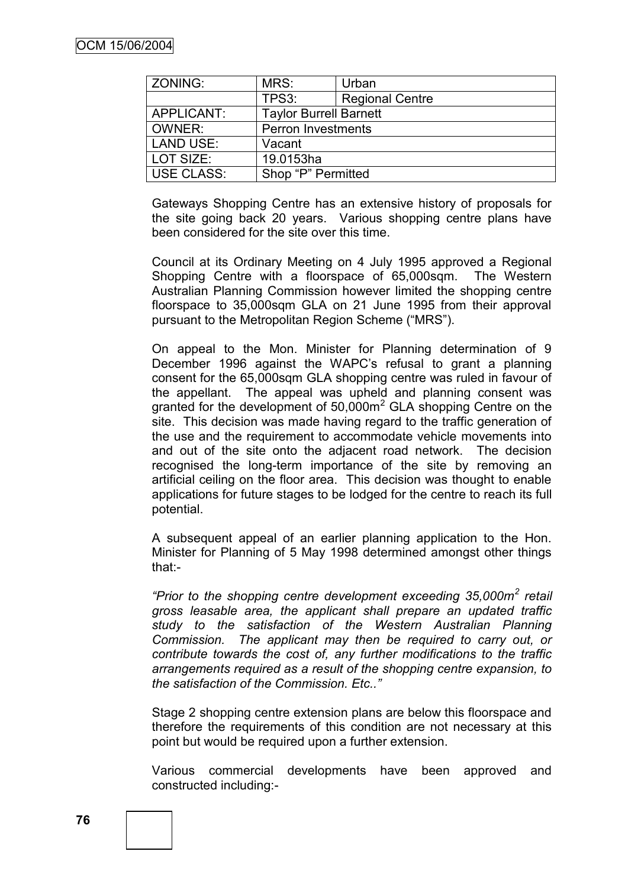| ZONING: | MRS: | Urban |
|---|---|---|
| | TPS3: | Regional Centre |
| APPLICANT: | Taylor Burrell Barnett | |
| OWNER: | Perron Investments | |
| LAND USE: | Vacant | |
| LOT SIZE: | 19.0153ha | |
| USE CLASS: | Shop "P" Permitted | |

Gateways Shopping Centre has an extensive history of proposals for the site going back 20 years. Various shopping centre plans have been considered for the site over this time.

Council at its Ordinary Meeting on 4 July 1995 approved a Regional Shopping Centre with a floorspace of 65,000sqm. The Western Australian Planning Commission however limited the shopping centre floorspace to 35,000sqm GLA on 21 June 1995 from their approval pursuant to the Metropolitan Region Scheme ("MRS").

On appeal to the Mon. Minister for Planning determination of 9 December 1996 against the WAPC's refusal to grant a planning consent for the 65,000sqm GLA shopping centre was ruled in favour of the appellant. The appeal was upheld and planning consent was granted for the development of 50,000m$^2$ GLA shopping Centre on the site. This decision was made having regard to the traffic generation of the use and the requirement to accommodate vehicle movements into and out of the site onto the adjacent road network. The decision recognised the long-term importance of the site by removing an artificial ceiling on the floor area. This decision was thought to enable applications for future stages to be lodged for the centre to reach its full potential.

A subsequent appeal of an earlier planning application to the Hon. Minister for Planning of 5 May 1998 determined amongst other things that:-

*"Prior to the shopping centre development exceeding 35,000m$^2$ retail gross leasable area, the applicant shall prepare an updated traffic study to the satisfaction of the Western Australian Planning Commission. The applicant may then be required to carry out, or contribute towards the cost of, any further modifications to the traffic arrangements required as a result of the shopping centre expansion, to the satisfaction of the Commission. Etc.."*

Stage 2 shopping centre extension plans are below this floorspace and therefore the requirements of this condition are not necessary at this point but would be required upon a further extension.

Various commercial developments have been approved and constructed including:-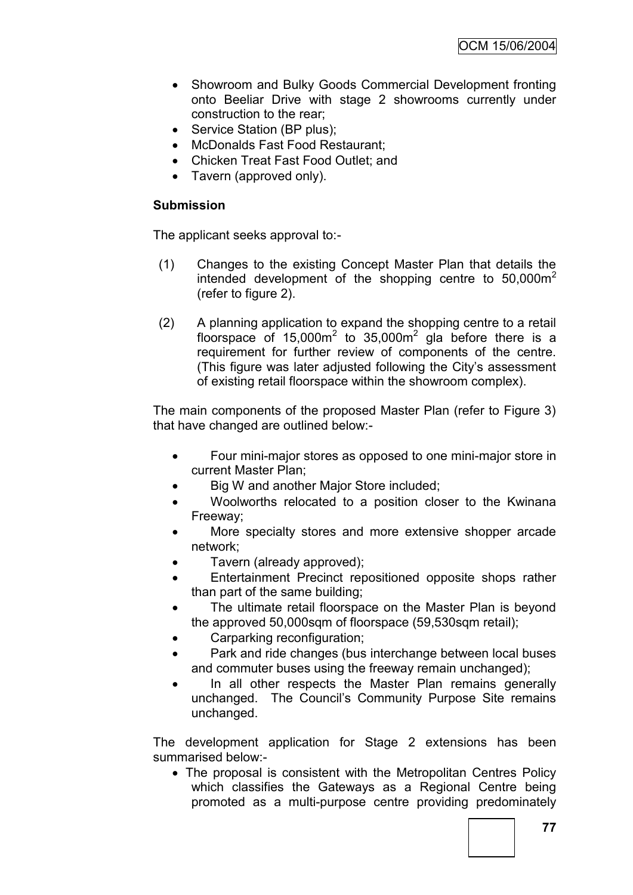- Showroom and Bulky Goods Commercial Development fronting onto Beeliar Drive with stage 2 showrooms currently under construction to the rear;
- Service Station (BP plus);
- McDonalds Fast Food Restaurant;
- Chicken Treat Fast Food Outlet; and
- Tavern (approved only).

**Submission**

The applicant seeks approval to:-

(1) Changes to the existing Concept Master Plan that details the intended development of the shopping centre to 50,000m$^2$ (refer to figure 2).

(2) A planning application to expand the shopping centre to a retail floorspace of 15,000m$^2$ to 35,000m$^2$ gla before there is a requirement for further review of components of the centre. (This figure was later adjusted following the City's assessment of existing retail floorspace within the showroom complex).

The main components of the proposed Master Plan (refer to Figure 3) that have changed are outlined below:-

- Four mini-major stores as opposed to one mini-major store in current Master Plan;
- Big W and another Major Store included;
- Woolworths relocated to a position closer to the Kwinana Freeway;
- More specialty stores and more extensive shopper arcade network;
- Tavern (already approved);
- Entertainment Precinct repositioned opposite shops rather than part of the same building;
- The ultimate retail floorspace on the Master Plan is beyond the approved 50,000sqm of floorspace (59,530sqm retail);
- Carparking reconfiguration;
- Park and ride changes (bus interchange between local buses and commuter buses using the freeway remain unchanged);
- In all other respects the Master Plan remains generally unchanged. The Council's Community Purpose Site remains unchanged.

The development application for Stage 2 extensions has been summarised below:-

- The proposal is consistent with the Metropolitan Centres Policy which classifies the Gateways as a Regional Centre being promoted as a multi-purpose centre providing predominately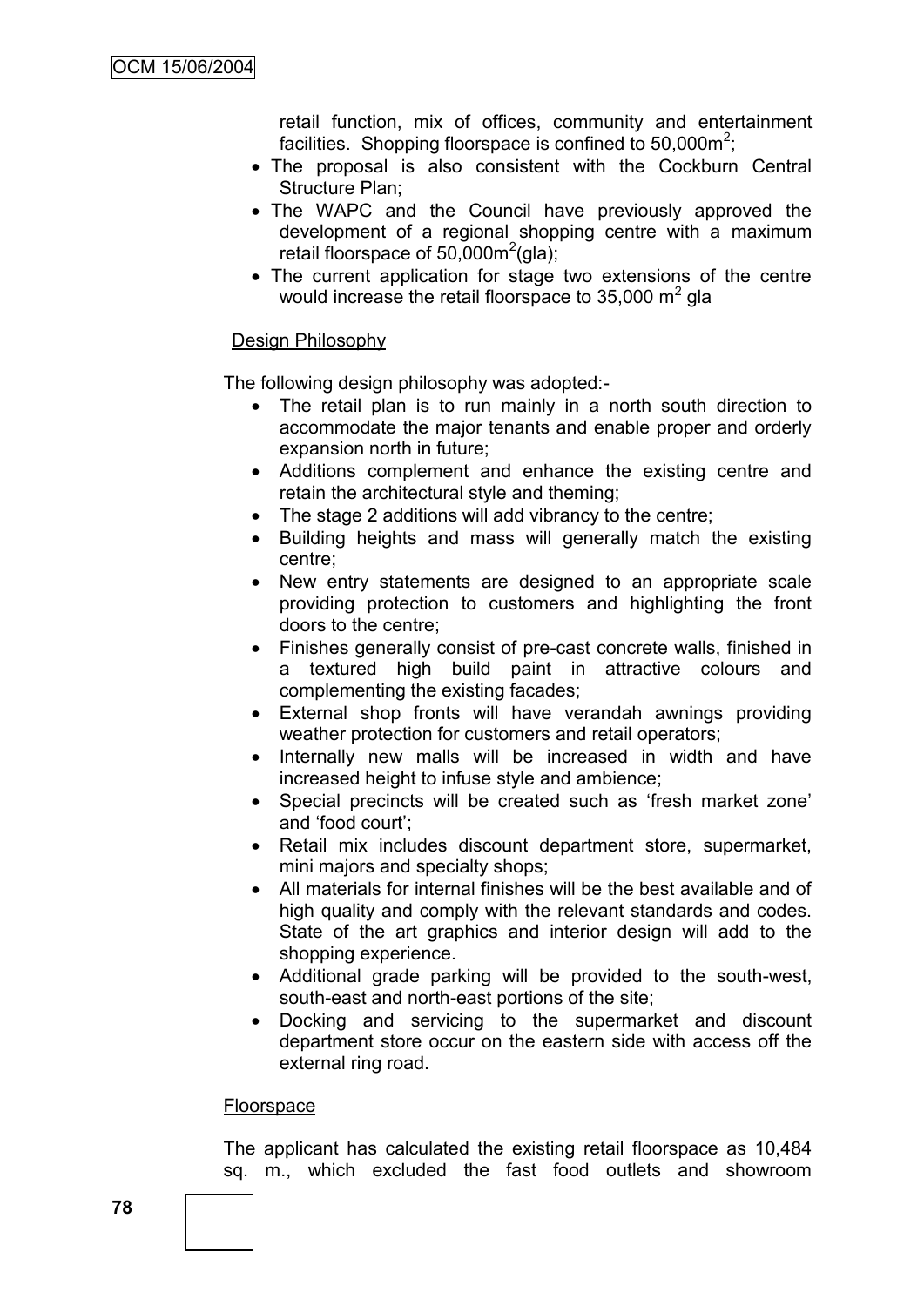retail function, mix of offices, community and entertainment facilities. Shopping floorspace is confined to 50,000m$^2$;

- The proposal is also consistent with the Cockburn Central Structure Plan;
- The WAPC and the Council have previously approved the development of a regional shopping centre with a maximum retail floorspace of 50,000m$^2$(gla);
- The current application for stage two extensions of the centre would increase the retail floorspace to 35,000 m$^2$ gla

Design Philosophy

The following design philosophy was adopted:-

- The retail plan is to run mainly in a north south direction to accommodate the major tenants and enable proper and orderly expansion north in future;
- Additions complement and enhance the existing centre and retain the architectural style and theming;
- The stage 2 additions will add vibrancy to the centre;
- Building heights and mass will generally match the existing centre;
- New entry statements are designed to an appropriate scale providing protection to customers and highlighting the front doors to the centre;
- Finishes generally consist of pre-cast concrete walls, finished in a textured high build paint in attractive colours and complementing the existing facades;
- External shop fronts will have verandah awnings providing weather protection for customers and retail operators;
- Internally new malls will be increased in width and have increased height to infuse style and ambience;
- Special precincts will be created such as 'fresh market zone' and 'food court';
- Retail mix includes discount department store, supermarket, mini majors and specialty shops;
- All materials for internal finishes will be the best available and of high quality and comply with the relevant standards and codes. State of the art graphics and interior design will add to the shopping experience.
- Additional grade parking will be provided to the south-west, south-east and north-east portions of the site;
- Docking and servicing to the supermarket and discount department store occur on the eastern side with access off the external ring road.

Floorspace

The applicant has calculated the existing retail floorspace as 10,484 sq. m., which excluded the fast food outlets and showroom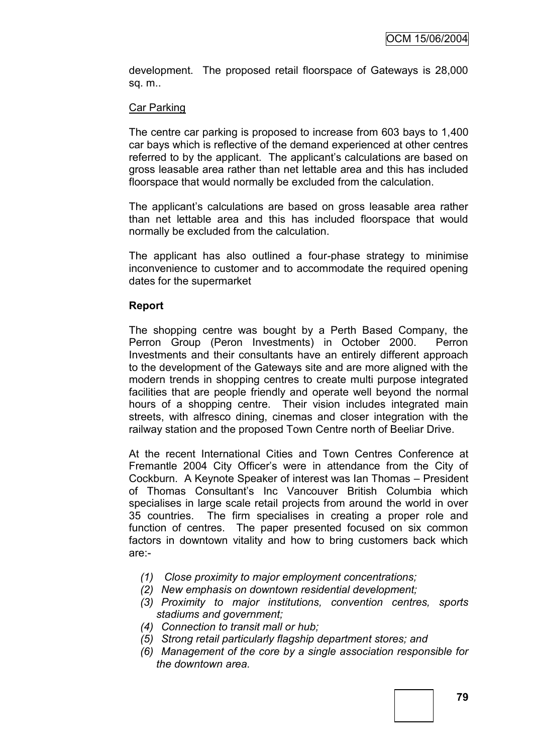development. The proposed retail floorspace of Gateways is 28,000 sq. m..

Car Parking

The centre car parking is proposed to increase from 603 bays to 1,400 car bays which is reflective of the demand experienced at other centres referred to by the applicant. The applicant's calculations are based on gross leasable area rather than net lettable area and this has included floorspace that would normally be excluded from the calculation.

The applicant's calculations are based on gross leasable area rather than net lettable area and this has included floorspace that would normally be excluded from the calculation.

The applicant has also outlined a four-phase strategy to minimise inconvenience to customer and to accommodate the required opening dates for the supermarket

**Report**

The shopping centre was bought by a Perth Based Company, the Perron Group (Peron Investments) in October 2000. Perron Investments and their consultants have an entirely different approach to the development of the Gateways site and are more aligned with the modern trends in shopping centres to create multi purpose integrated facilities that are people friendly and operate well beyond the normal hours of a shopping centre. Their vision includes integrated main streets, with alfresco dining, cinemas and closer integration with the railway station and the proposed Town Centre north of Beeliar Drive.

At the recent International Cities and Town Centres Conference at Fremantle 2004 City Officer's were in attendance from the City of Cockburn. A Keynote Speaker of interest was Ian Thomas – President of Thomas Consultant's Inc Vancouver British Columbia which specialises in large scale retail projects from around the world in over 35 countries. The firm specialises in creating a proper role and function of centres. The paper presented focused on six common factors in downtown vitality and how to bring customers back which are:-

*(1) Close proximity to major employment concentrations;*
*(2) New emphasis on downtown residential development;*
*(3) Proximity to major institutions, convention centres, sports stadiums and government;*
*(4) Connection to transit mall or hub;*
*(5) Strong retail particularly flagship department stores; and*
*(6) Management of the core by a single association responsible for the downtown area.*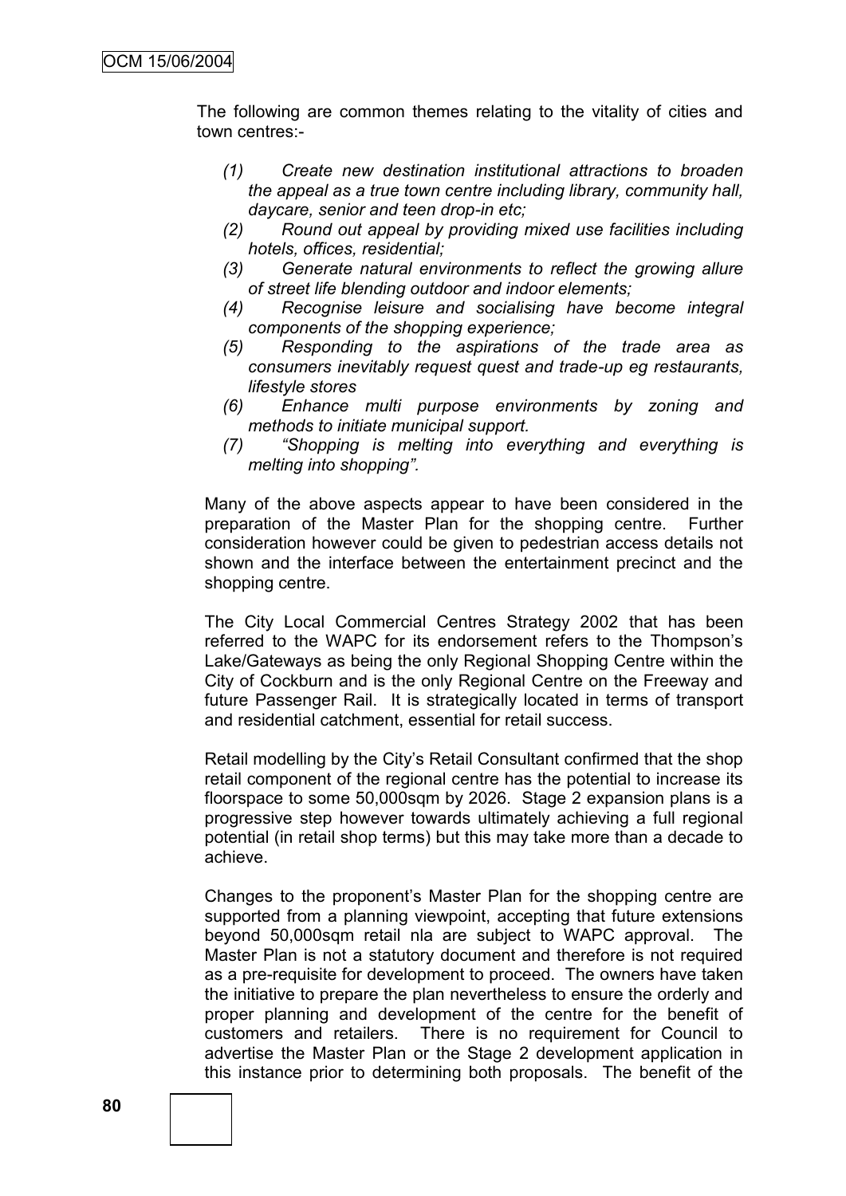The following are common themes relating to the vitality of cities and town centres:-

*(1) Create new destination institutional attractions to broaden the appeal as a true town centre including library, community hall, daycare, senior and teen drop-in etc;*

*(2) Round out appeal by providing mixed use facilities including hotels, offices, residential;*

*(3) Generate natural environments to reflect the growing allure of street life blending outdoor and indoor elements;*

*(4) Recognise leisure and socialising have become integral components of the shopping experience;*

*(5) Responding to the aspirations of the trade area as consumers inevitably request quest and trade-up eg restaurants, lifestyle stores*

*(6) Enhance multi purpose environments by zoning and methods to initiate municipal support.*

*(7) "Shopping is melting into everything and everything is melting into shopping".*

Many of the above aspects appear to have been considered in the preparation of the Master Plan for the shopping centre. Further consideration however could be given to pedestrian access details not shown and the interface between the entertainment precinct and the shopping centre.

The City Local Commercial Centres Strategy 2002 that has been referred to the WAPC for its endorsement refers to the Thompson's Lake/Gateways as being the only Regional Shopping Centre within the City of Cockburn and is the only Regional Centre on the Freeway and future Passenger Rail. It is strategically located in terms of transport and residential catchment, essential for retail success.

Retail modelling by the City's Retail Consultant confirmed that the shop retail component of the regional centre has the potential to increase its floorspace to some 50,000sqm by 2026. Stage 2 expansion plans is a progressive step however towards ultimately achieving a full regional potential (in retail shop terms) but this may take more than a decade to achieve.

Changes to the proponent's Master Plan for the shopping centre are supported from a planning viewpoint, accepting that future extensions beyond 50,000sqm retail nla are subject to WAPC approval. The Master Plan is not a statutory document and therefore is not required as a pre-requisite for development to proceed. The owners have taken the initiative to prepare the plan nevertheless to ensure the orderly and proper planning and development of the centre for the benefit of customers and retailers. There is no requirement for Council to advertise the Master Plan or the Stage 2 development application in this instance prior to determining both proposals. The benefit of the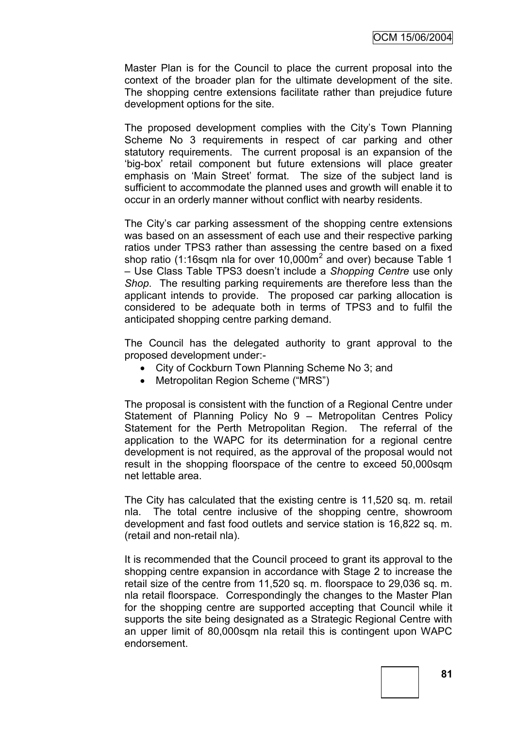Master Plan is for the Council to place the current proposal into the context of the broader plan for the ultimate development of the site. The shopping centre extensions facilitate rather than prejudice future development options for the site.

The proposed development complies with the City's Town Planning Scheme No 3 requirements in respect of car parking and other statutory requirements. The current proposal is an expansion of the 'big-box' retail component but future extensions will place greater emphasis on 'Main Street' format. The size of the subject land is sufficient to accommodate the planned uses and growth will enable it to occur in an orderly manner without conflict with nearby residents.

The City's car parking assessment of the shopping centre extensions was based on an assessment of each use and their respective parking ratios under TPS3 rather than assessing the centre based on a fixed shop ratio (1:16sqm nla for over 10,000m$^2$ and over) because Table 1 – Use Class Table TPS3 doesn't include a *Shopping Centre* use only *Shop*. The resulting parking requirements are therefore less than the applicant intends to provide. The proposed car parking allocation is considered to be adequate both in terms of TPS3 and to fulfil the anticipated shopping centre parking demand.

The Council has the delegated authority to grant approval to the proposed development under:-

- City of Cockburn Town Planning Scheme No 3; and
- Metropolitan Region Scheme ("MRS")

The proposal is consistent with the function of a Regional Centre under Statement of Planning Policy No 9 – Metropolitan Centres Policy Statement for the Perth Metropolitan Region. The referral of the application to the WAPC for its determination for a regional centre development is not required, as the approval of the proposal would not result in the shopping floorspace of the centre to exceed 50,000sqm net lettable area.

The City has calculated that the existing centre is 11,520 sq. m. retail nla. The total centre inclusive of the shopping centre, showroom development and fast food outlets and service station is 16,822 sq. m. (retail and non-retail nla).

It is recommended that the Council proceed to grant its approval to the shopping centre expansion in accordance with Stage 2 to increase the retail size of the centre from 11,520 sq. m. floorspace to 29,036 sq. m. nla retail floorspace. Correspondingly the changes to the Master Plan for the shopping centre are supported accepting that Council while it supports the site being designated as a Strategic Regional Centre with an upper limit of 80,000sqm nla retail this is contingent upon WAPC endorsement.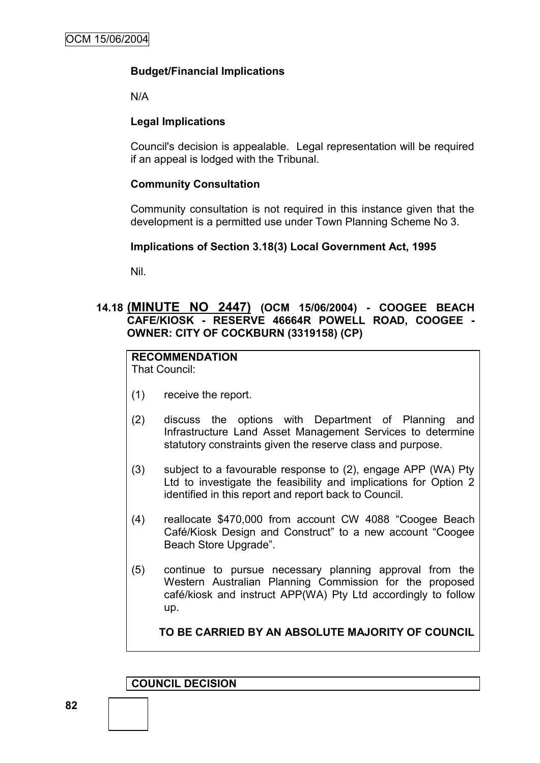**Budget/Financial Implications**

N/A

**Legal Implications**

Council's decision is appealable. Legal representation will be required if an appeal is lodged with the Tribunal.

**Community Consultation**

Community consultation is not required in this instance given that the development is a permitted use under Town Planning Scheme No 3.

**Implications of Section 3.18(3) Local Government Act, 1995**

Nil.

## 14.18 (MINUTE NO 2447) (OCM 15/06/2004) - COOGEE BEACH CAFE/KIOSK - RESERVE 46664R POWELL ROAD, COOGEE - OWNER: CITY OF COCKBURN (3319158) (CP)

**RECOMMENDATION**
That Council:

(1) receive the report.

(2) discuss the options with Department of Planning and Infrastructure Land Asset Management Services to determine statutory constraints given the reserve class and purpose.

(3) subject to a favourable response to (2), engage APP (WA) Pty Ltd to investigate the feasibility and implications for Option 2 identified in this report and report back to Council.

(4) reallocate $470,000 from account CW 4088 "Coogee Beach Café/Kiosk Design and Construct" to a new account "Coogee Beach Store Upgrade".

(5) continue to pursue necessary planning approval from the Western Australian Planning Commission for the proposed café/kiosk and instruct APP(WA) Pty Ltd accordingly to follow up.

**TO BE CARRIED BY AN ABSOLUTE MAJORITY OF COUNCIL**

**COUNCIL DECISION**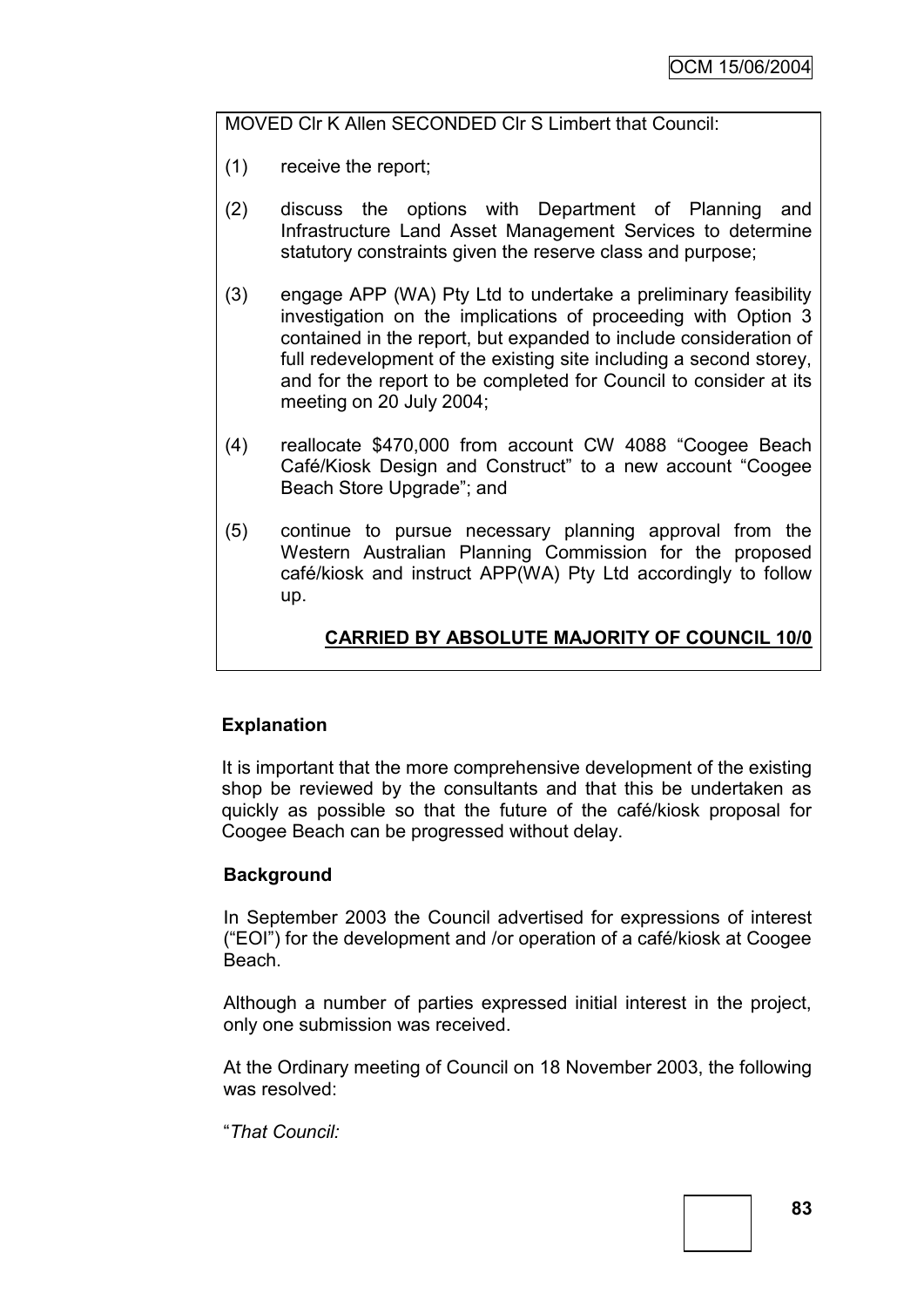MOVED Clr K Allen SECONDED Clr S Limbert that Council:

(1) receive the report;

(2) discuss the options with Department of Planning and Infrastructure Land Asset Management Services to determine statutory constraints given the reserve class and purpose;

(3) engage APP (WA) Pty Ltd to undertake a preliminary feasibility investigation on the implications of proceeding with Option 3 contained in the report, but expanded to include consideration of full redevelopment of the existing site including a second storey, and for the report to be completed for Council to consider at its meeting on 20 July 2004;

(4) reallocate \$470,000 from account CW 4088 "Coogee Beach Café/Kiosk Design and Construct" to a new account "Coogee Beach Store Upgrade"; and

(5) continue to pursue necessary planning approval from the Western Australian Planning Commission for the proposed café/kiosk and instruct APP(WA) Pty Ltd accordingly to follow up.

**CARRIED BY ABSOLUTE MAJORITY OF COUNCIL 10/0**

**Explanation**

It is important that the more comprehensive development of the existing shop be reviewed by the consultants and that this be undertaken as quickly as possible so that the future of the café/kiosk proposal for Coogee Beach can be progressed without delay.

**Background**

In September 2003 the Council advertised for expressions of interest ("EOI") for the development and /or operation of a café/kiosk at Coogee Beach.

Although a number of parties expressed initial interest in the project, only one submission was received.

At the Ordinary meeting of Council on 18 November 2003, the following was resolved:

"*That Council:*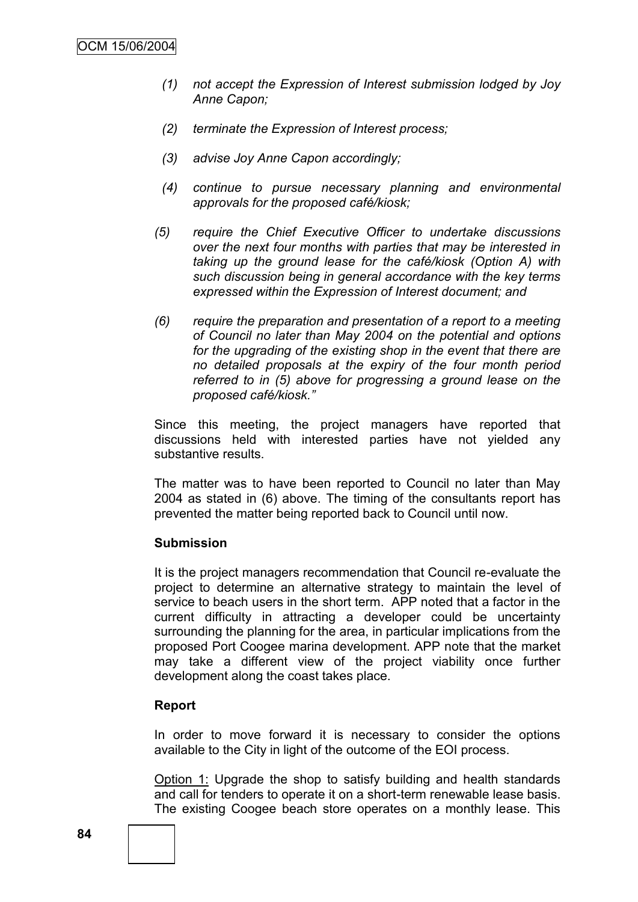*(1) not accept the Expression of Interest submission lodged by Joy Anne Capon;*

*(2) terminate the Expression of Interest process;*

*(3) advise Joy Anne Capon accordingly;*

*(4) continue to pursue necessary planning and environmental approvals for the proposed café/kiosk;*

*(5) require the Chief Executive Officer to undertake discussions over the next four months with parties that may be interested in taking up the ground lease for the café/kiosk (Option A) with such discussion being in general accordance with the key terms expressed within the Expression of Interest document; and*

*(6) require the preparation and presentation of a report to a meeting of Council no later than May 2004 on the potential and options for the upgrading of the existing shop in the event that there are no detailed proposals at the expiry of the four month period referred to in (5) above for progressing a ground lease on the proposed café/kiosk."*

Since this meeting, the project managers have reported that discussions held with interested parties have not yielded any substantive results.

The matter was to have been reported to Council no later than May 2004 as stated in (6) above. The timing of the consultants report has prevented the matter being reported back to Council until now.

**Submission**

It is the project managers recommendation that Council re-evaluate the project to determine an alternative strategy to maintain the level of service to beach users in the short term. APP noted that a factor in the current difficulty in attracting a developer could be uncertainty surrounding the planning for the area, in particular implications from the proposed Port Coogee marina development. APP note that the market may take a different view of the project viability once further development along the coast takes place.

**Report**

In order to move forward it is necessary to consider the options available to the City in light of the outcome of the EOI process.

Option 1: Upgrade the shop to satisfy building and health standards and call for tenders to operate it on a short-term renewable lease basis. The existing Coogee beach store operates on a monthly lease. This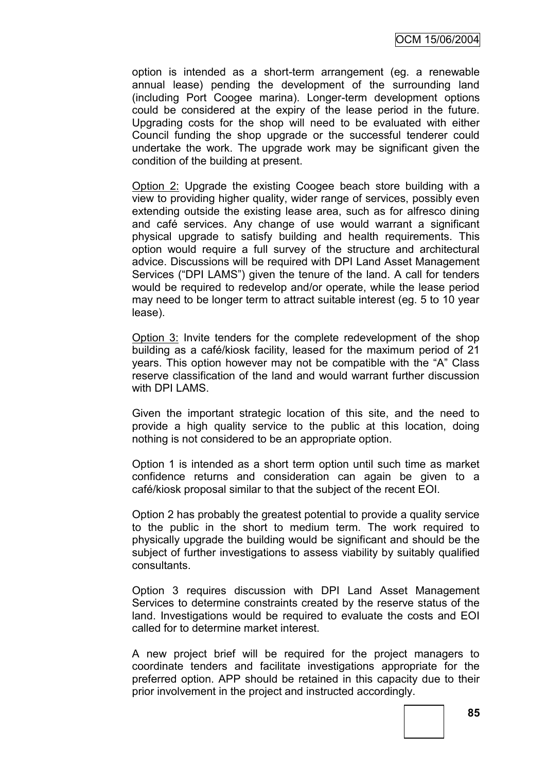option is intended as a short-term arrangement (eg. a renewable annual lease) pending the development of the surrounding land (including Port Coogee marina). Longer-term development options could be considered at the expiry of the lease period in the future. Upgrading costs for the shop will need to be evaluated with either Council funding the shop upgrade or the successful tenderer could undertake the work. The upgrade work may be significant given the condition of the building at present.

Option 2: Upgrade the existing Coogee beach store building with a view to providing higher quality, wider range of services, possibly even extending outside the existing lease area, such as for alfresco dining and café services. Any change of use would warrant a significant physical upgrade to satisfy building and health requirements. This option would require a full survey of the structure and architectural advice. Discussions will be required with DPI Land Asset Management Services ("DPI LAMS") given the tenure of the land. A call for tenders would be required to redevelop and/or operate, while the lease period may need to be longer term to attract suitable interest (eg. 5 to 10 year lease).

Option 3: Invite tenders for the complete redevelopment of the shop building as a café/kiosk facility, leased for the maximum period of 21 years. This option however may not be compatible with the "A" Class reserve classification of the land and would warrant further discussion with DPI LAMS.

Given the important strategic location of this site, and the need to provide a high quality service to the public at this location, doing nothing is not considered to be an appropriate option.

Option 1 is intended as a short term option until such time as market confidence returns and consideration can again be given to a café/kiosk proposal similar to that the subject of the recent EOI.

Option 2 has probably the greatest potential to provide a quality service to the public in the short to medium term. The work required to physically upgrade the building would be significant and should be the subject of further investigations to assess viability by suitably qualified consultants.

Option 3 requires discussion with DPI Land Asset Management Services to determine constraints created by the reserve status of the land. Investigations would be required to evaluate the costs and EOI called for to determine market interest.

A new project brief will be required for the project managers to coordinate tenders and facilitate investigations appropriate for the preferred option. APP should be retained in this capacity due to their prior involvement in the project and instructed accordingly.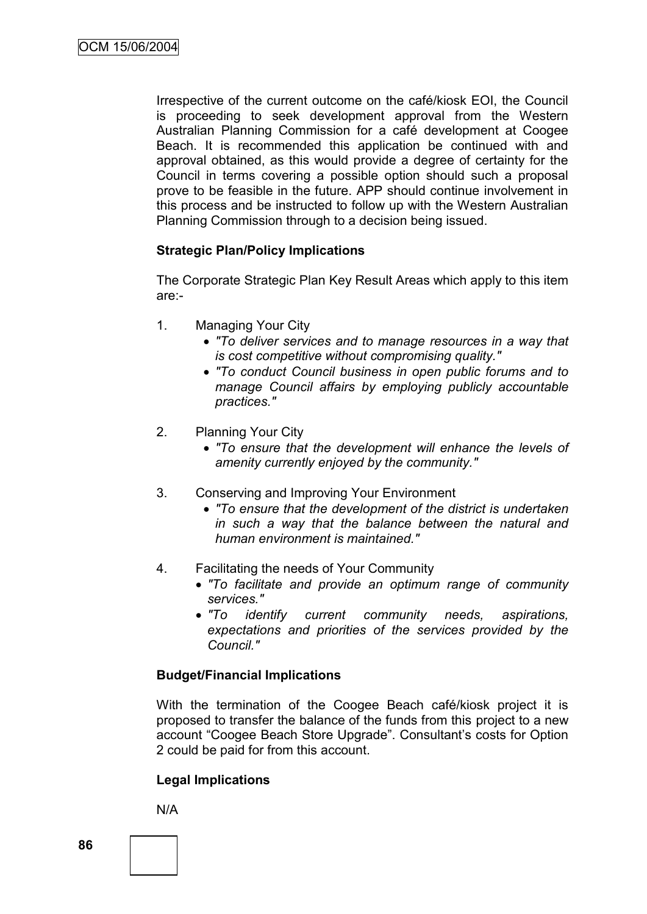Irrespective of the current outcome on the café/kiosk EOI, the Council is proceeding to seek development approval from the Western Australian Planning Commission for a café development at Coogee Beach. It is recommended this application be continued with and approval obtained, as this would provide a degree of certainty for the Council in terms covering a possible option should such a proposal prove to be feasible in the future. APP should continue involvement in this process and be instructed to follow up with the Western Australian Planning Commission through to a decision being issued.

**Strategic Plan/Policy Implications**

The Corporate Strategic Plan Key Result Areas which apply to this item are:-

1. Managing Your City
   - *"To deliver services and to manage resources in a way that is cost competitive without compromising quality."*
   - *"To conduct Council business in open public forums and to manage Council affairs by employing publicly accountable practices."*

2. Planning Your City
   - *"To ensure that the development will enhance the levels of amenity currently enjoyed by the community."*

3. Conserving and Improving Your Environment
   - *"To ensure that the development of the district is undertaken in such a way that the balance between the natural and human environment is maintained."*

4. Facilitating the needs of Your Community
   - *"To facilitate and provide an optimum range of community services."*
   - *"To identify current community needs, aspirations, expectations and priorities of the services provided by the Council."*

**Budget/Financial Implications**

With the termination of the Coogee Beach café/kiosk project it is proposed to transfer the balance of the funds from this project to a new account "Coogee Beach Store Upgrade". Consultant's costs for Option 2 could be paid for from this account.

**Legal Implications**

N/A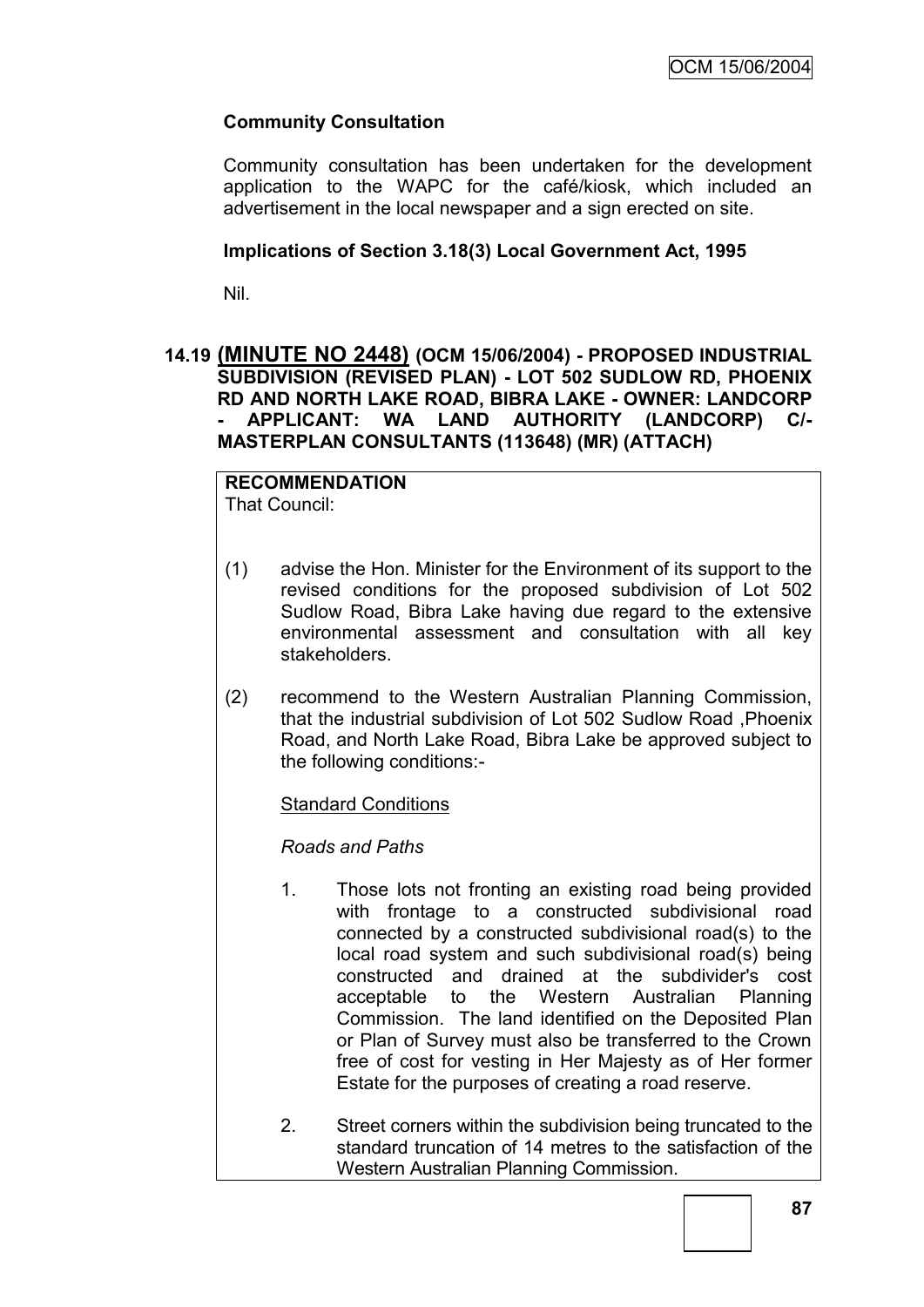**Community Consultation**

Community consultation has been undertaken for the development application to the WAPC for the café/kiosk, which included an advertisement in the local newspaper and a sign erected on site.

**Implications of Section 3.18(3) Local Government Act, 1995**

Nil.

### 14.19 (MINUTE NO 2448) (OCM 15/06/2004) - PROPOSED INDUSTRIAL SUBDIVISION (REVISED PLAN) - LOT 502 SUDLOW RD, PHOENIX RD AND NORTH LAKE ROAD, BIBRA LAKE - OWNER: LANDCORP - APPLICANT: WA LAND AUTHORITY (LANDCORP) C/- MASTERPLAN CONSULTANTS (113648) (MR) (ATTACH)

**RECOMMENDATION**

That Council:

(1) advise the Hon. Minister for the Environment of its support to the revised conditions for the proposed subdivision of Lot 502 Sudlow Road, Bibra Lake having due regard to the extensive environmental assessment and consultation with all key stakeholders.

(2) recommend to the Western Australian Planning Commission, that the industrial subdivision of Lot 502 Sudlow Road ,Phoenix Road, and North Lake Road, Bibra Lake be approved subject to the following conditions:-

Standard Conditions

*Roads and Paths*

1. Those lots not fronting an existing road being provided with frontage to a constructed subdivisional road connected by a constructed subdivisional road(s) to the local road system and such subdivisional road(s) being constructed and drained at the subdivider's cost acceptable to the Western Australian Planning Commission. The land identified on the Deposited Plan or Plan of Survey must also be transferred to the Crown free of cost for vesting in Her Majesty as of Her former Estate for the purposes of creating a road reserve.

2. Street corners within the subdivision being truncated to the standard truncation of 14 metres to the satisfaction of the Western Australian Planning Commission.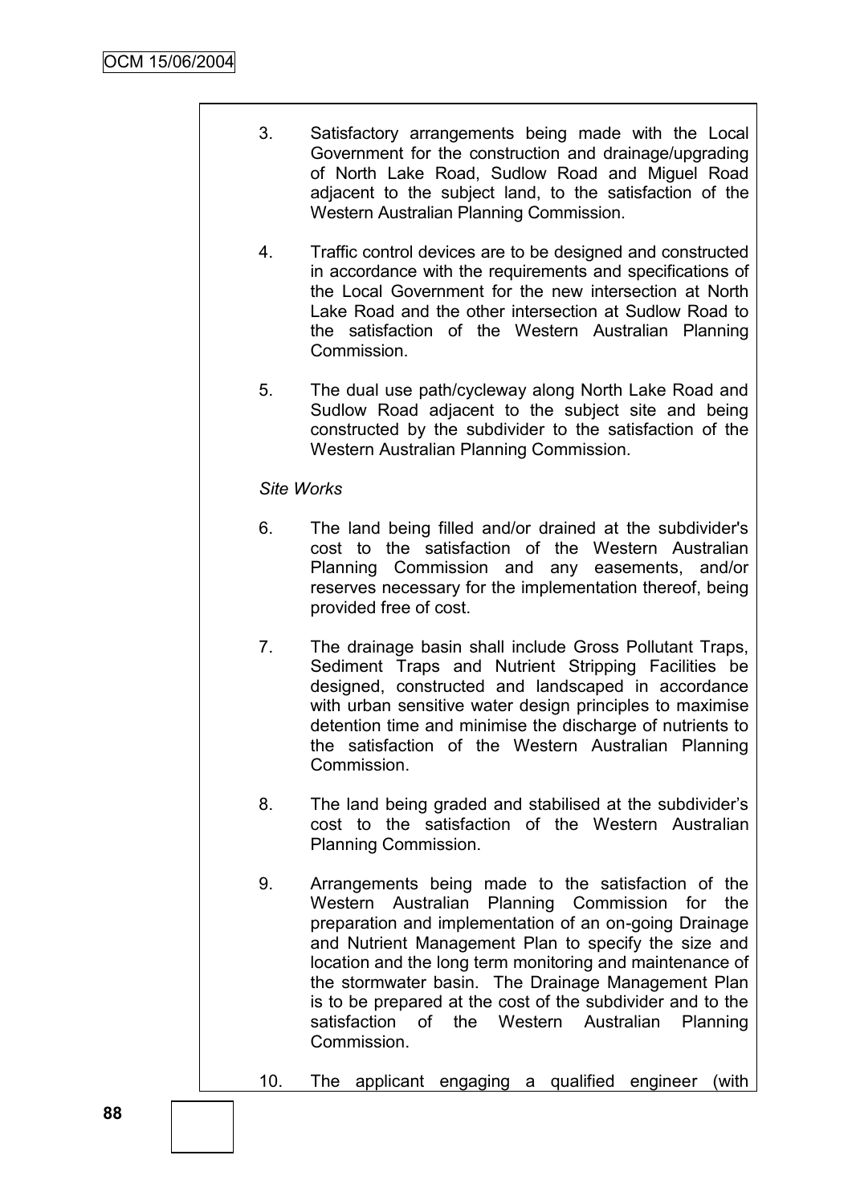3. Satisfactory arrangements being made with the Local Government for the construction and drainage/upgrading of North Lake Road, Sudlow Road and Miguel Road adjacent to the subject land, to the satisfaction of the Western Australian Planning Commission.

4. Traffic control devices are to be designed and constructed in accordance with the requirements and specifications of the Local Government for the new intersection at North Lake Road and the other intersection at Sudlow Road to the satisfaction of the Western Australian Planning Commission.

5. The dual use path/cycleway along North Lake Road and Sudlow Road adjacent to the subject site and being constructed by the subdivider to the satisfaction of the Western Australian Planning Commission.

*Site Works*

6. The land being filled and/or drained at the subdivider's cost to the satisfaction of the Western Australian Planning Commission and any easements, and/or reserves necessary for the implementation thereof, being provided free of cost.

7. The drainage basin shall include Gross Pollutant Traps, Sediment Traps and Nutrient Stripping Facilities be designed, constructed and landscaped in accordance with urban sensitive water design principles to maximise detention time and minimise the discharge of nutrients to the satisfaction of the Western Australian Planning Commission.

8. The land being graded and stabilised at the subdivider's cost to the satisfaction of the Western Australian Planning Commission.

9. Arrangements being made to the satisfaction of the Western Australian Planning Commission for the preparation and implementation of an on-going Drainage and Nutrient Management Plan to specify the size and location and the long term monitoring and maintenance of the stormwater basin. The Drainage Management Plan is to be prepared at the cost of the subdivider and to the satisfaction of the Western Australian Planning Commission.

10. The applicant engaging a qualified engineer (with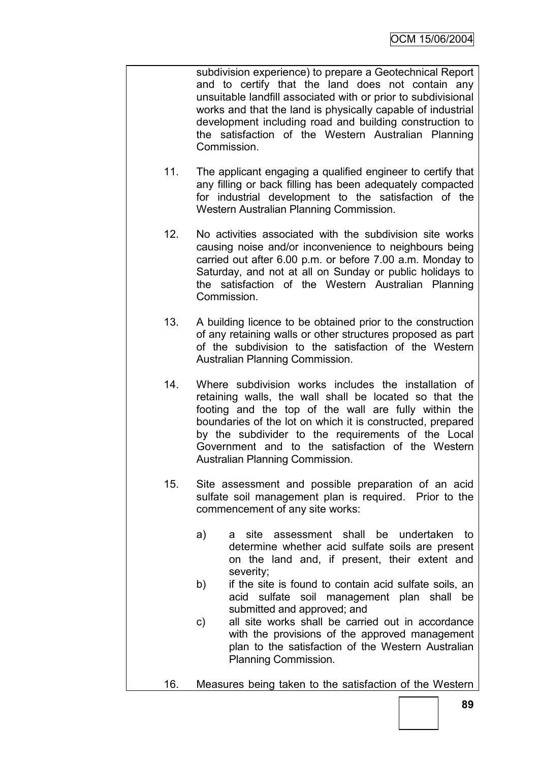subdivision experience) to prepare a Geotechnical Report and to certify that the land does not contain any unsuitable landfill associated with or prior to subdivisional works and that the land is physically capable of industrial development including road and building construction to the satisfaction of the Western Australian Planning Commission.

11. The applicant engaging a qualified engineer to certify that any filling or back filling has been adequately compacted for industrial development to the satisfaction of the Western Australian Planning Commission.

12. No activities associated with the subdivision site works causing noise and/or inconvenience to neighbours being carried out after 6.00 p.m. or before 7.00 a.m. Monday to Saturday, and not at all on Sunday or public holidays to the satisfaction of the Western Australian Planning Commission.

13. A building licence to be obtained prior to the construction of any retaining walls or other structures proposed as part of the subdivision to the satisfaction of the Western Australian Planning Commission.

14. Where subdivision works includes the installation of retaining walls, the wall shall be located so that the footing and the top of the wall are fully within the boundaries of the lot on which it is constructed, prepared by the subdivider to the requirements of the Local Government and to the satisfaction of the Western Australian Planning Commission.

15. Site assessment and possible preparation of an acid sulfate soil management plan is required. Prior to the commencement of any site works:

    a) a site assessment shall be undertaken to determine whether acid sulfate soils are present on the land and, if present, their extent and severity;
    b) if the site is found to contain acid sulfate soils, an acid sulfate soil management plan shall be submitted and approved; and
    c) all site works shall be carried out in accordance with the provisions of the approved management plan to the satisfaction of the Western Australian Planning Commission.

16. Measures being taken to the satisfaction of the Western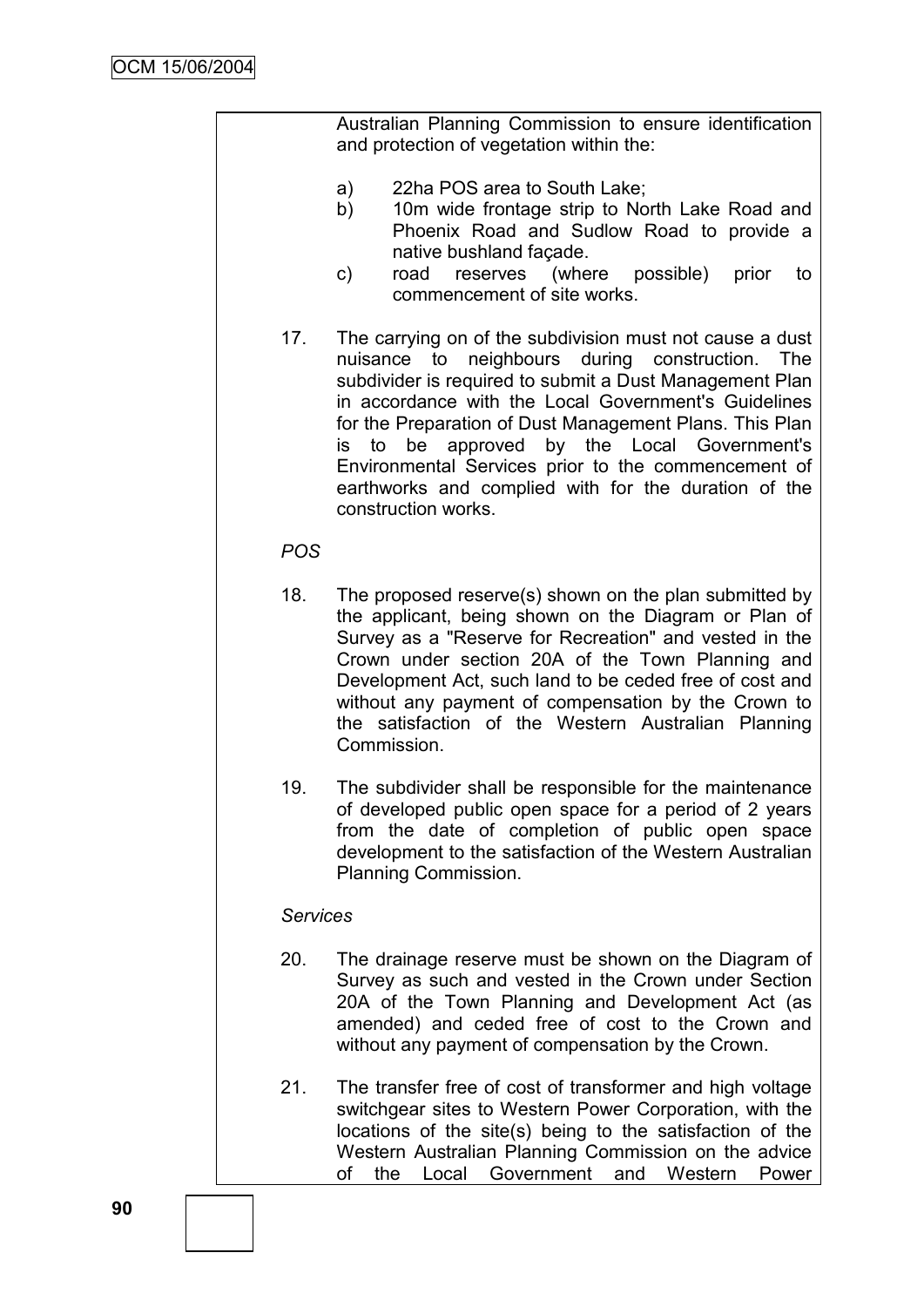Australian Planning Commission to ensure identification and protection of vegetation within the:

a) 22ha POS area to South Lake;
b) 10m wide frontage strip to North Lake Road and Phoenix Road and Sudlow Road to provide a native bushland façade.
c) road reserves (where possible) prior to commencement of site works.

17. The carrying on of the subdivision must not cause a dust nuisance to neighbours during construction. The subdivider is required to submit a Dust Management Plan in accordance with the Local Government's Guidelines for the Preparation of Dust Management Plans. This Plan is to be approved by the Local Government's Environmental Services prior to the commencement of earthworks and complied with for the duration of the construction works.

*POS*

18. The proposed reserve(s) shown on the plan submitted by the applicant, being shown on the Diagram or Plan of Survey as a "Reserve for Recreation" and vested in the Crown under section 20A of the Town Planning and Development Act, such land to be ceded free of cost and without any payment of compensation by the Crown to the satisfaction of the Western Australian Planning Commission.

19. The subdivider shall be responsible for the maintenance of developed public open space for a period of 2 years from the date of completion of public open space development to the satisfaction of the Western Australian Planning Commission.

*Services*

20. The drainage reserve must be shown on the Diagram of Survey as such and vested in the Crown under Section 20A of the Town Planning and Development Act (as amended) and ceded free of cost to the Crown and without any payment of compensation by the Crown.

21. The transfer free of cost of transformer and high voltage switchgear sites to Western Power Corporation, with the locations of the site(s) being to the satisfaction of the Western Australian Planning Commission on the advice of the Local Government and Western Power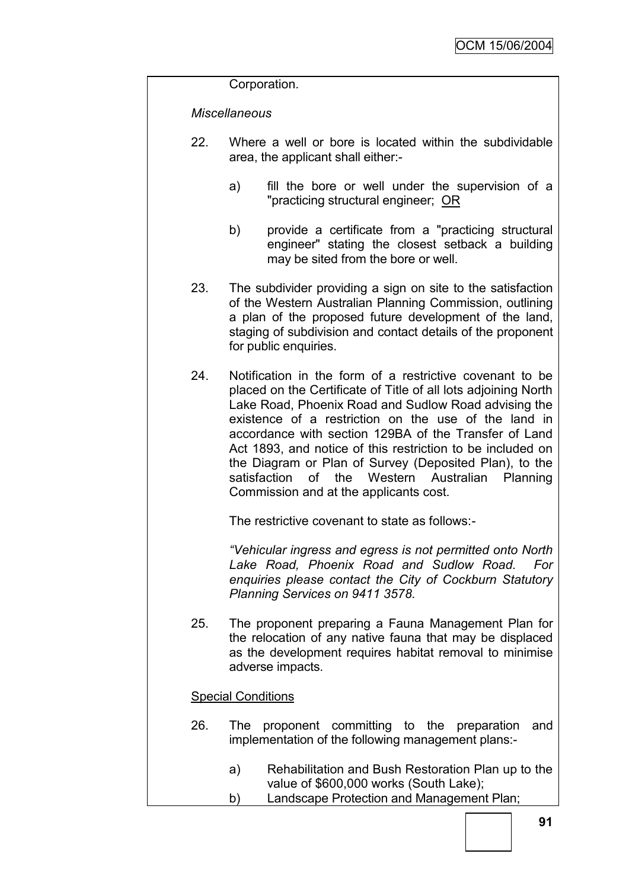Corporation.

*Miscellaneous*

22. Where a well or bore is located within the subdividable area, the applicant shall either:-

    a) fill the bore or well under the supervision of a "practicing structural engineer; <u>OR</u>

    b) provide a certificate from a "practicing structural engineer" stating the closest setback a building may be sited from the bore or well.

23. The subdivider providing a sign on site to the satisfaction of the Western Australian Planning Commission, outlining a plan of the proposed future development of the land, staging of subdivision and contact details of the proponent for public enquiries.

24. Notification in the form of a restrictive covenant to be placed on the Certificate of Title of all lots adjoining North Lake Road, Phoenix Road and Sudlow Road advising the existence of a restriction on the use of the land in accordance with section 129BA of the Transfer of Land Act 1893, and notice of this restriction to be included on the Diagram or Plan of Survey (Deposited Plan), to the satisfaction of the Western Australian Planning Commission and at the applicants cost.

    The restrictive covenant to state as follows:-

    *"Vehicular ingress and egress is not permitted onto North Lake Road, Phoenix Road and Sudlow Road. For enquiries please contact the City of Cockburn Statutory Planning Services on 9411 3578.*

25. The proponent preparing a Fauna Management Plan for the relocation of any native fauna that may be displaced as the development requires habitat removal to minimise adverse impacts.

<u>Special Conditions</u>

26. The proponent committing to the preparation and implementation of the following management plans:-

    a) Rehabilitation and Bush Restoration Plan up to the value of $600,000 works (South Lake);
    b) Landscape Protection and Management Plan;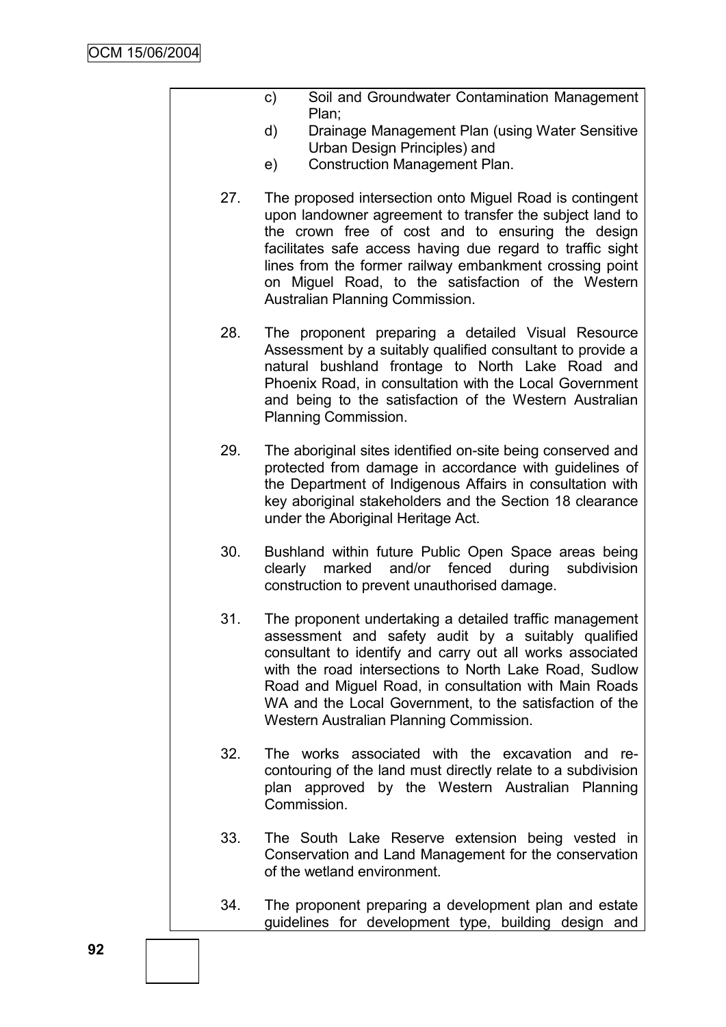c) Soil and Groundwater Contamination Management Plan;

d) Drainage Management Plan (using Water Sensitive Urban Design Principles) and

e) Construction Management Plan.

27. The proposed intersection onto Miguel Road is contingent upon landowner agreement to transfer the subject land to the crown free of cost and to ensuring the design facilitates safe access having due regard to traffic sight lines from the former railway embankment crossing point on Miguel Road, to the satisfaction of the Western Australian Planning Commission.

28. The proponent preparing a detailed Visual Resource Assessment by a suitably qualified consultant to provide a natural bushland frontage to North Lake Road and Phoenix Road, in consultation with the Local Government and being to the satisfaction of the Western Australian Planning Commission.

29. The aboriginal sites identified on-site being conserved and protected from damage in accordance with guidelines of the Department of Indigenous Affairs in consultation with key aboriginal stakeholders and the Section 18 clearance under the Aboriginal Heritage Act.

30. Bushland within future Public Open Space areas being clearly marked and/or fenced during subdivision construction to prevent unauthorised damage.

31. The proponent undertaking a detailed traffic management assessment and safety audit by a suitably qualified consultant to identify and carry out all works associated with the road intersections to North Lake Road, Sudlow Road and Miguel Road, in consultation with Main Roads WA and the Local Government, to the satisfaction of the Western Australian Planning Commission.

32. The works associated with the excavation and re-contouring of the land must directly relate to a subdivision plan approved by the Western Australian Planning Commission.

33. The South Lake Reserve extension being vested in Conservation and Land Management for the conservation of the wetland environment.

34. The proponent preparing a development plan and estate guidelines for development type, building design and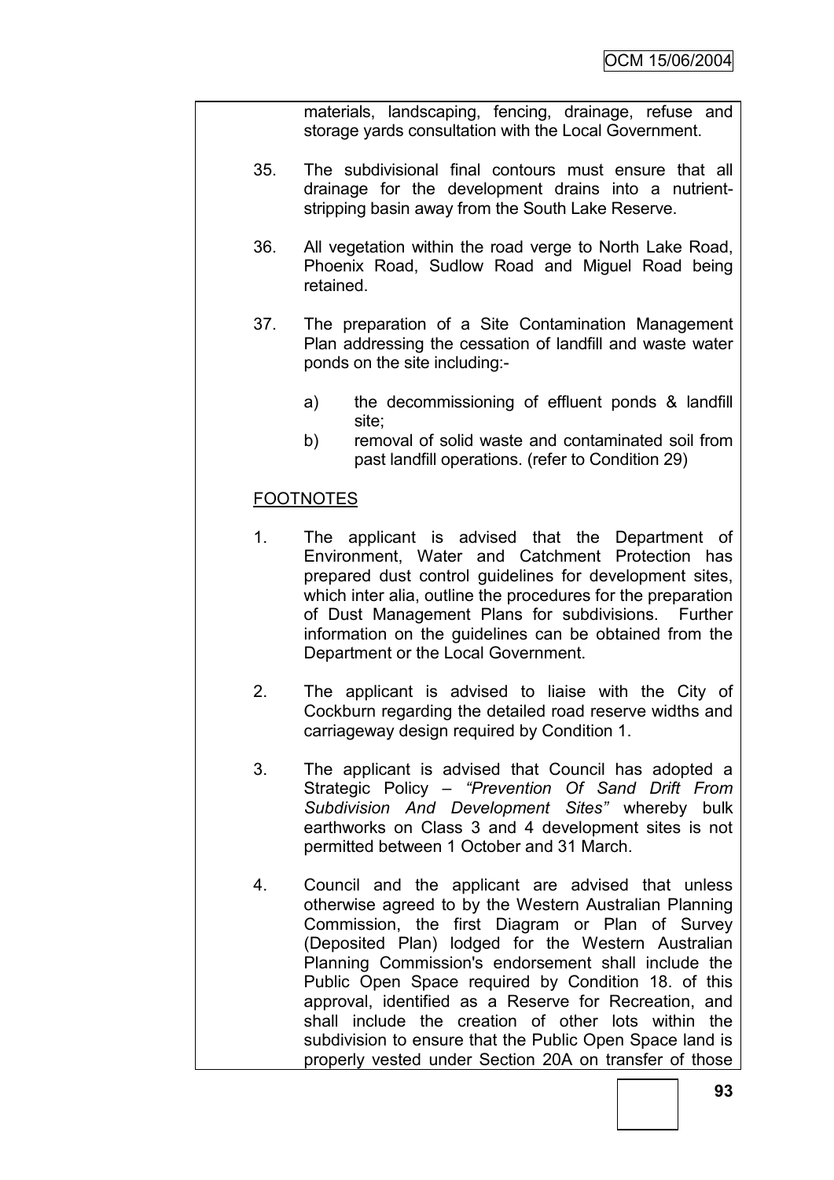materials, landscaping, fencing, drainage, refuse and storage yards consultation with the Local Government.

35. The subdivisional final contours must ensure that all drainage for the development drains into a nutrient-stripping basin away from the South Lake Reserve.

36. All vegetation within the road verge to North Lake Road, Phoenix Road, Sudlow Road and Miguel Road being retained.

37. The preparation of a Site Contamination Management Plan addressing the cessation of landfill and waste water ponds on the site including:-

    a) the decommissioning of effluent ponds & landfill site;
    b) removal of solid waste and contaminated soil from past landfill operations. (refer to Condition 29)

<u>FOOTNOTES</u>

1. The applicant is advised that the Department of Environment, Water and Catchment Protection has prepared dust control guidelines for development sites, which inter alia, outline the procedures for the preparation of Dust Management Plans for subdivisions. Further information on the guidelines can be obtained from the Department or the Local Government.

2. The applicant is advised to liaise with the City of Cockburn regarding the detailed road reserve widths and carriageway design required by Condition 1.

3. The applicant is advised that Council has adopted a Strategic Policy – *"Prevention Of Sand Drift From Subdivision And Development Sites"* whereby bulk earthworks on Class 3 and 4 development sites is not permitted between 1 October and 31 March.

4. Council and the applicant are advised that unless otherwise agreed to by the Western Australian Planning Commission, the first Diagram or Plan of Survey (Deposited Plan) lodged for the Western Australian Planning Commission's endorsement shall include the Public Open Space required by Condition 18. of this approval, identified as a Reserve for Recreation, and shall include the creation of other lots within the subdivision to ensure that the Public Open Space land is properly vested under Section 20A on transfer of those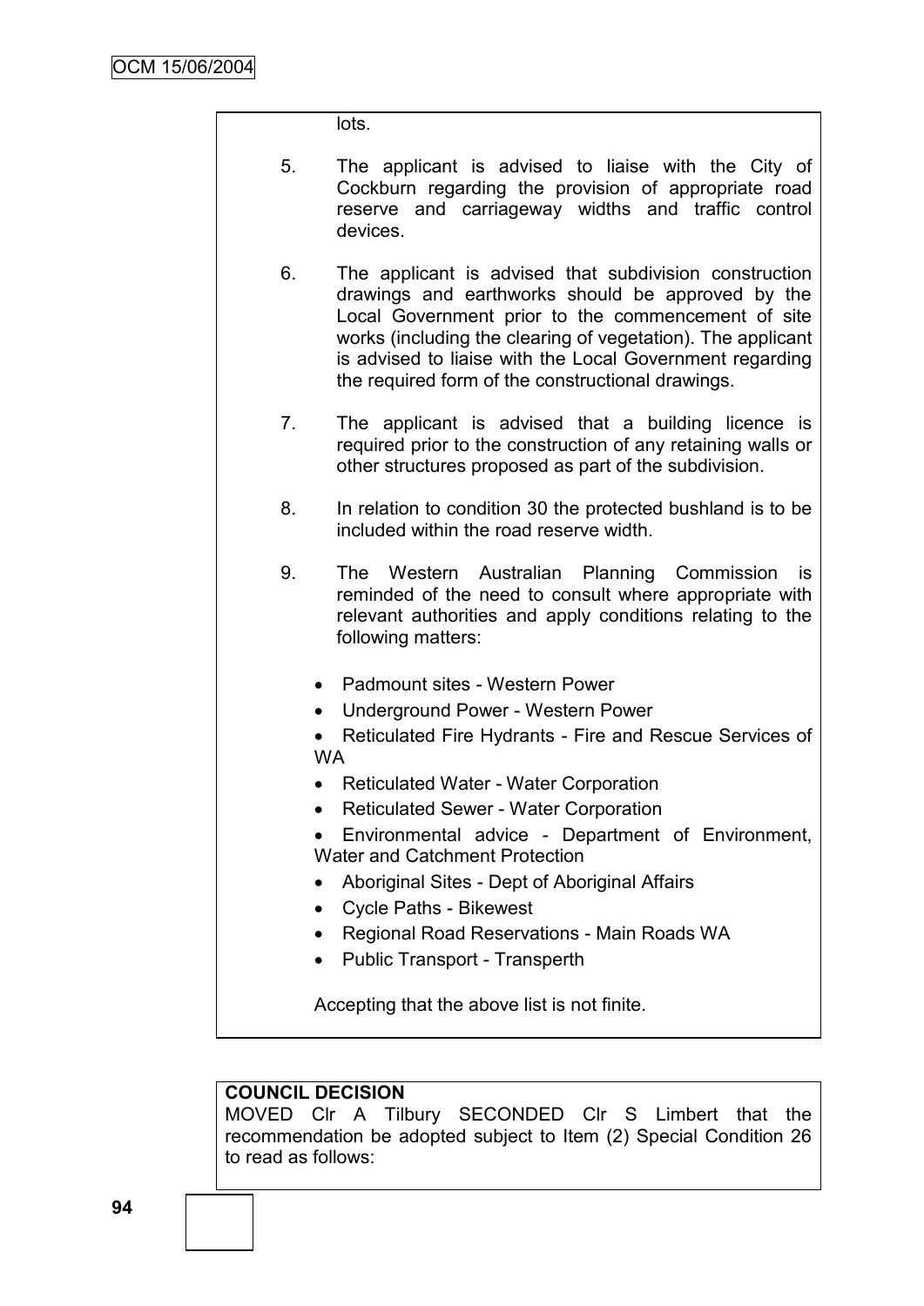lots.

5. The applicant is advised to liaise with the City of Cockburn regarding the provision of appropriate road reserve and carriageway widths and traffic control devices.

6. The applicant is advised that subdivision construction drawings and earthworks should be approved by the Local Government prior to the commencement of site works (including the clearing of vegetation). The applicant is advised to liaise with the Local Government regarding the required form of the constructional drawings.

7. The applicant is advised that a building licence is required prior to the construction of any retaining walls or other structures proposed as part of the subdivision.

8. In relation to condition 30 the protected bushland is to be included within the road reserve width.

9. The Western Australian Planning Commission is reminded of the need to consult where appropriate with relevant authorities and apply conditions relating to the following matters:

   - Padmount sites - Western Power
   - Underground Power - Western Power
   - Reticulated Fire Hydrants - Fire and Rescue Services of WA
   - Reticulated Water - Water Corporation
   - Reticulated Sewer - Water Corporation
   - Environmental advice - Department of Environment, Water and Catchment Protection
   - Aboriginal Sites - Dept of Aboriginal Affairs
   - Cycle Paths - Bikewest
   - Regional Road Reservations - Main Roads WA
   - Public Transport - Transperth

   Accepting that the above list is not finite.

**COUNCIL DECISION**

MOVED Clr A Tilbury SECONDED Clr S Limbert that the recommendation be adopted subject to Item (2) Special Condition 26 to read as follows: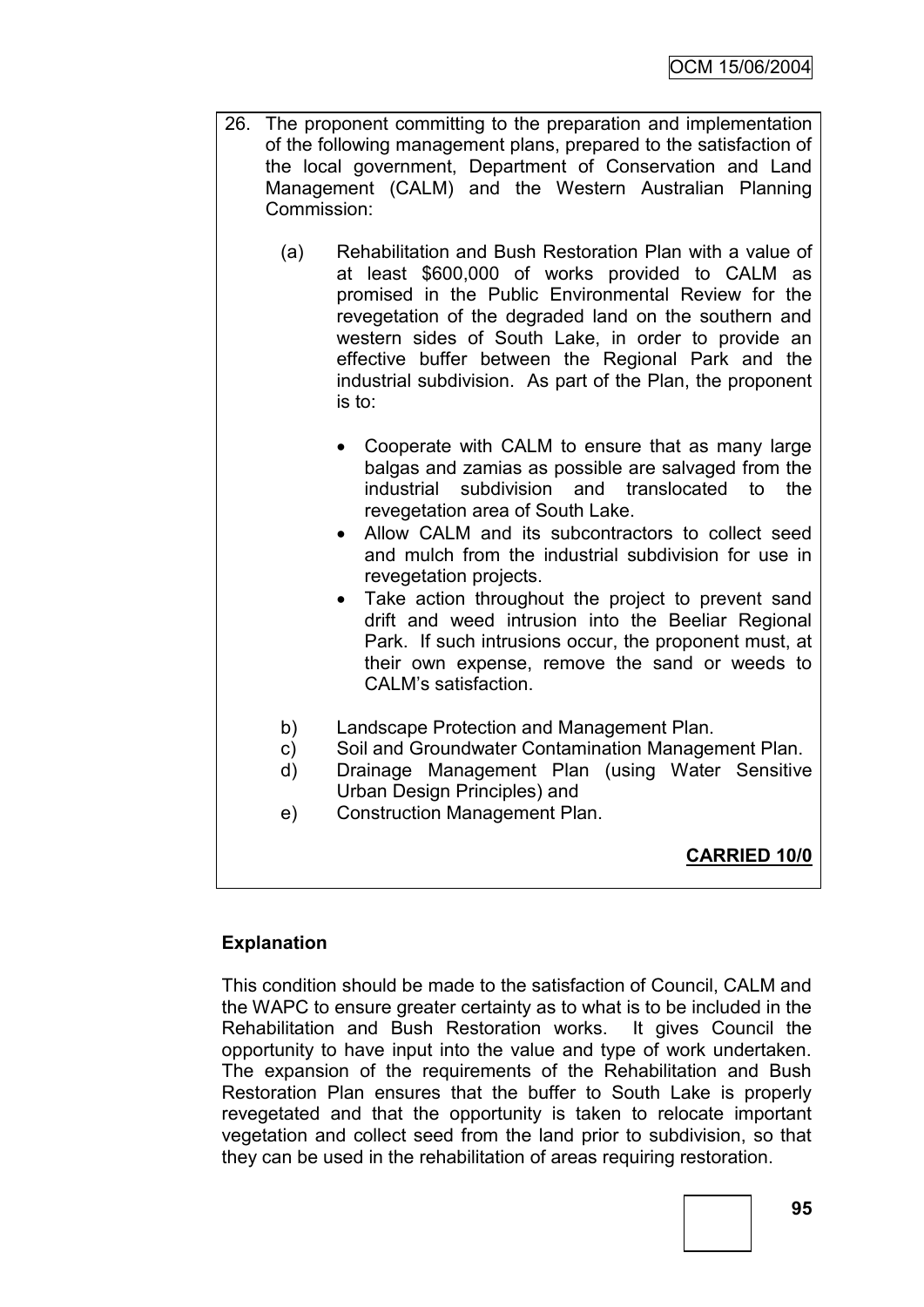26. The proponent committing to the preparation and implementation of the following management plans, prepared to the satisfaction of the local government, Department of Conservation and Land Management (CALM) and the Western Australian Planning Commission:

    (a) Rehabilitation and Bush Restoration Plan with a value of at least $600,000 of works provided to CALM as promised in the Public Environmental Review for the revegetation of the degraded land on the southern and western sides of South Lake, in order to provide an effective buffer between the Regional Park and the industrial subdivision. As part of the Plan, the proponent is to:

        - Cooperate with CALM to ensure that as many large balgas and zamias as possible are salvaged from the industrial subdivision and translocated to the revegetation area of South Lake.
        - Allow CALM and its subcontractors to collect seed and mulch from the industrial subdivision for use in revegetation projects.
        - Take action throughout the project to prevent sand drift and weed intrusion into the Beeliar Regional Park. If such intrusions occur, the proponent must, at their own expense, remove the sand or weeds to CALM's satisfaction.

    b) Landscape Protection and Management Plan.
    c) Soil and Groundwater Contamination Management Plan.
    d) Drainage Management Plan (using Water Sensitive Urban Design Principles) and
    e) Construction Management Plan.

**CARRIED 10/0**

**Explanation**

This condition should be made to the satisfaction of Council, CALM and the WAPC to ensure greater certainty as to what is to be included in the Rehabilitation and Bush Restoration works. It gives Council the opportunity to have input into the value and type of work undertaken. The expansion of the requirements of the Rehabilitation and Bush Restoration Plan ensures that the buffer to South Lake is properly revegetated and that the opportunity is taken to relocate important vegetation and collect seed from the land prior to subdivision, so that they can be used in the rehabilitation of areas requiring restoration.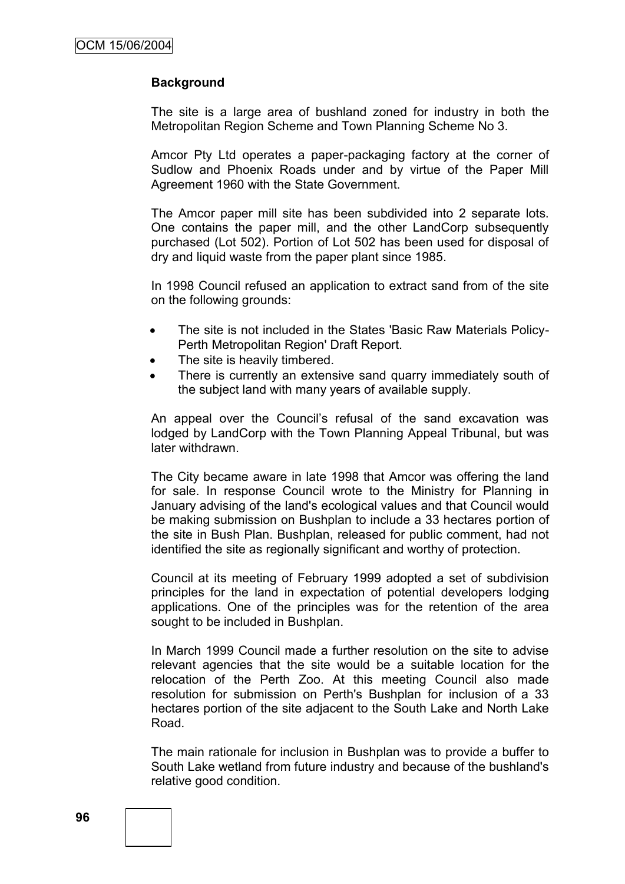### Background

The site is a large area of bushland zoned for industry in both the Metropolitan Region Scheme and Town Planning Scheme No 3.

Amcor Pty Ltd operates a paper-packaging factory at the corner of Sudlow and Phoenix Roads under and by virtue of the Paper Mill Agreement 1960 with the State Government.

The Amcor paper mill site has been subdivided into 2 separate lots. One contains the paper mill, and the other LandCorp subsequently purchased (Lot 502). Portion of Lot 502 has been used for disposal of dry and liquid waste from the paper plant since 1985.

In 1998 Council refused an application to extract sand from of the site on the following grounds:

- The site is not included in the States 'Basic Raw Materials Policy-Perth Metropolitan Region' Draft Report.
- The site is heavily timbered.
- There is currently an extensive sand quarry immediately south of the subject land with many years of available supply.

An appeal over the Council's refusal of the sand excavation was lodged by LandCorp with the Town Planning Appeal Tribunal, but was later withdrawn.

The City became aware in late 1998 that Amcor was offering the land for sale. In response Council wrote to the Ministry for Planning in January advising of the land's ecological values and that Council would be making submission on Bushplan to include a 33 hectares portion of the site in Bush Plan. Bushplan, released for public comment, had not identified the site as regionally significant and worthy of protection.

Council at its meeting of February 1999 adopted a set of subdivision principles for the land in expectation of potential developers lodging applications. One of the principles was for the retention of the area sought to be included in Bushplan.

In March 1999 Council made a further resolution on the site to advise relevant agencies that the site would be a suitable location for the relocation of the Perth Zoo. At this meeting Council also made resolution for submission on Perth's Bushplan for inclusion of a 33 hectares portion of the site adjacent to the South Lake and North Lake Road.

The main rationale for inclusion in Bushplan was to provide a buffer to South Lake wetland from future industry and because of the bushland's relative good condition.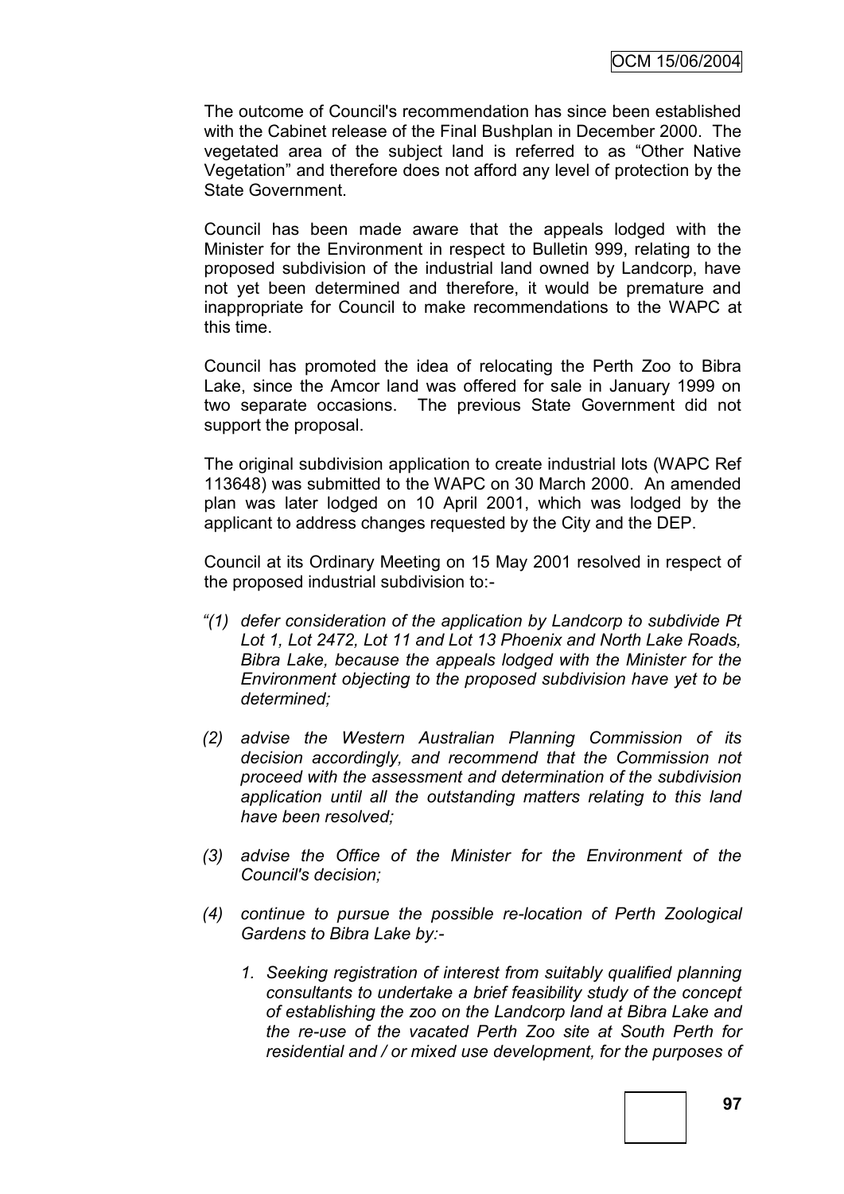The outcome of Council's recommendation has since been established with the Cabinet release of the Final Bushplan in December 2000. The vegetated area of the subject land is referred to as "Other Native Vegetation" and therefore does not afford any level of protection by the State Government.

Council has been made aware that the appeals lodged with the Minister for the Environment in respect to Bulletin 999, relating to the proposed subdivision of the industrial land owned by Landcorp, have not yet been determined and therefore, it would be premature and inappropriate for Council to make recommendations to the WAPC at this time.

Council has promoted the idea of relocating the Perth Zoo to Bibra Lake, since the Amcor land was offered for sale in January 1999 on two separate occasions. The previous State Government did not support the proposal.

The original subdivision application to create industrial lots (WAPC Ref 113648) was submitted to the WAPC on 30 March 2000. An amended plan was later lodged on 10 April 2001, which was lodged by the applicant to address changes requested by the City and the DEP.

Council at its Ordinary Meeting on 15 May 2001 resolved in respect of the proposed industrial subdivision to:-

*"(1) defer consideration of the application by Landcorp to subdivide Pt Lot 1, Lot 2472, Lot 11 and Lot 13 Phoenix and North Lake Roads, Bibra Lake, because the appeals lodged with the Minister for the Environment objecting to the proposed subdivision have yet to be determined;*

*(2) advise the Western Australian Planning Commission of its decision accordingly, and recommend that the Commission not proceed with the assessment and determination of the subdivision application until all the outstanding matters relating to this land have been resolved;*

*(3) advise the Office of the Minister for the Environment of the Council's decision;*

*(4) continue to pursue the possible re-location of Perth Zoological Gardens to Bibra Lake by:-*

*1. Seeking registration of interest from suitably qualified planning consultants to undertake a brief feasibility study of the concept of establishing the zoo on the Landcorp land at Bibra Lake and the re-use of the vacated Perth Zoo site at South Perth for residential and / or mixed use development, for the purposes of*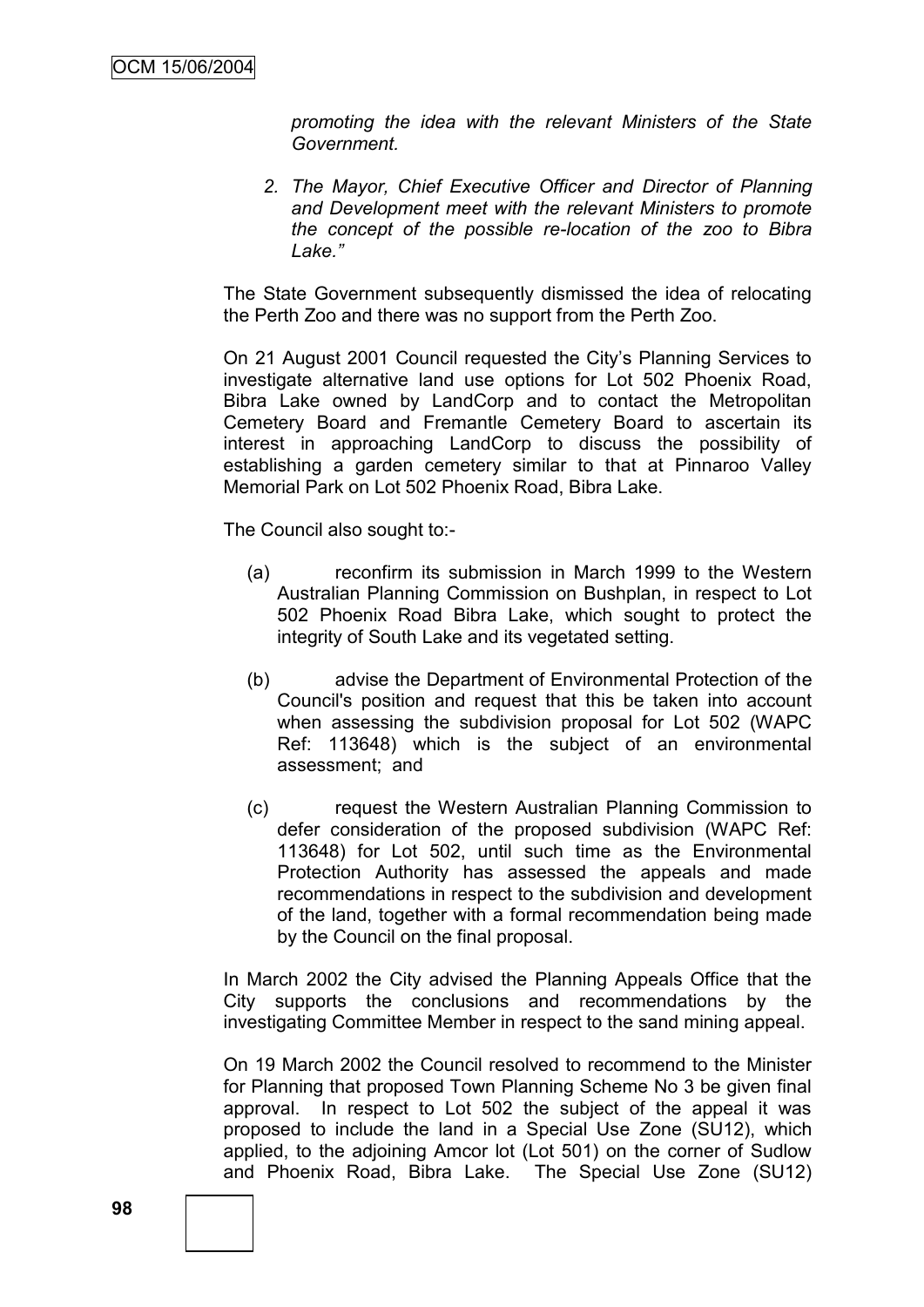*promoting the idea with the relevant Ministers of the State Government.*

*2. The Mayor, Chief Executive Officer and Director of Planning and Development meet with the relevant Ministers to promote the concept of the possible re-location of the zoo to Bibra Lake."*

The State Government subsequently dismissed the idea of relocating the Perth Zoo and there was no support from the Perth Zoo.

On 21 August 2001 Council requested the City's Planning Services to investigate alternative land use options for Lot 502 Phoenix Road, Bibra Lake owned by LandCorp and to contact the Metropolitan Cemetery Board and Fremantle Cemetery Board to ascertain its interest in approaching LandCorp to discuss the possibility of establishing a garden cemetery similar to that at Pinnaroo Valley Memorial Park on Lot 502 Phoenix Road, Bibra Lake.

The Council also sought to:-

(a) reconfirm its submission in March 1999 to the Western Australian Planning Commission on Bushplan, in respect to Lot 502 Phoenix Road Bibra Lake, which sought to protect the integrity of South Lake and its vegetated setting.

(b) advise the Department of Environmental Protection of the Council's position and request that this be taken into account when assessing the subdivision proposal for Lot 502 (WAPC Ref: 113648) which is the subject of an environmental assessment; and

(c) request the Western Australian Planning Commission to defer consideration of the proposed subdivision (WAPC Ref: 113648) for Lot 502, until such time as the Environmental Protection Authority has assessed the appeals and made recommendations in respect to the subdivision and development of the land, together with a formal recommendation being made by the Council on the final proposal.

In March 2002 the City advised the Planning Appeals Office that the City supports the conclusions and recommendations by the investigating Committee Member in respect to the sand mining appeal.

On 19 March 2002 the Council resolved to recommend to the Minister for Planning that proposed Town Planning Scheme No 3 be given final approval. In respect to Lot 502 the subject of the appeal it was proposed to include the land in a Special Use Zone (SU12), which applied, to the adjoining Amcor lot (Lot 501) on the corner of Sudlow and Phoenix Road, Bibra Lake. The Special Use Zone (SU12)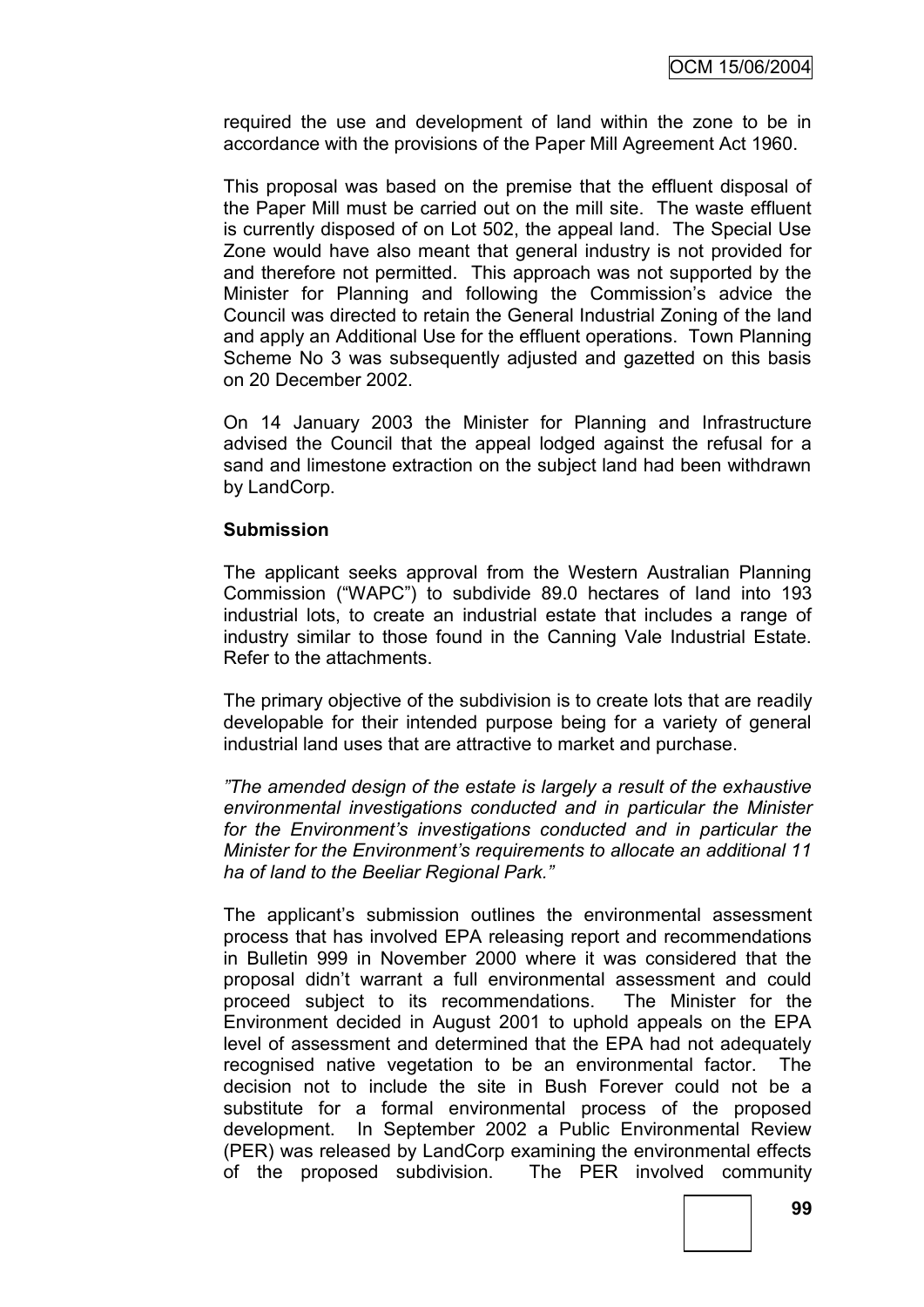required the use and development of land within the zone to be in accordance with the provisions of the Paper Mill Agreement Act 1960.

This proposal was based on the premise that the effluent disposal of the Paper Mill must be carried out on the mill site. The waste effluent is currently disposed of on Lot 502, the appeal land. The Special Use Zone would have also meant that general industry is not provided for and therefore not permitted. This approach was not supported by the Minister for Planning and following the Commission's advice the Council was directed to retain the General Industrial Zoning of the land and apply an Additional Use for the effluent operations. Town Planning Scheme No 3 was subsequently adjusted and gazetted on this basis on 20 December 2002.

On 14 January 2003 the Minister for Planning and Infrastructure advised the Council that the appeal lodged against the refusal for a sand and limestone extraction on the subject land had been withdrawn by LandCorp.

**Submission**

The applicant seeks approval from the Western Australian Planning Commission ("WAPC") to subdivide 89.0 hectares of land into 193 industrial lots, to create an industrial estate that includes a range of industry similar to those found in the Canning Vale Industrial Estate. Refer to the attachments.

The primary objective of the subdivision is to create lots that are readily developable for their intended purpose being for a variety of general industrial land uses that are attractive to market and purchase.

*"The amended design of the estate is largely a result of the exhaustive environmental investigations conducted and in particular the Minister for the Environment's investigations conducted and in particular the Minister for the Environment's requirements to allocate an additional 11 ha of land to the Beeliar Regional Park."*

The applicant's submission outlines the environmental assessment process that has involved EPA releasing report and recommendations in Bulletin 999 in November 2000 where it was considered that the proposal didn't warrant a full environmental assessment and could proceed subject to its recommendations. The Minister for the Environment decided in August 2001 to uphold appeals on the EPA level of assessment and determined that the EPA had not adequately recognised native vegetation to be an environmental factor. The decision not to include the site in Bush Forever could not be a substitute for a formal environmental process of the proposed development. In September 2002 a Public Environmental Review (PER) was released by LandCorp examining the environmental effects of the proposed subdivision. The PER involved community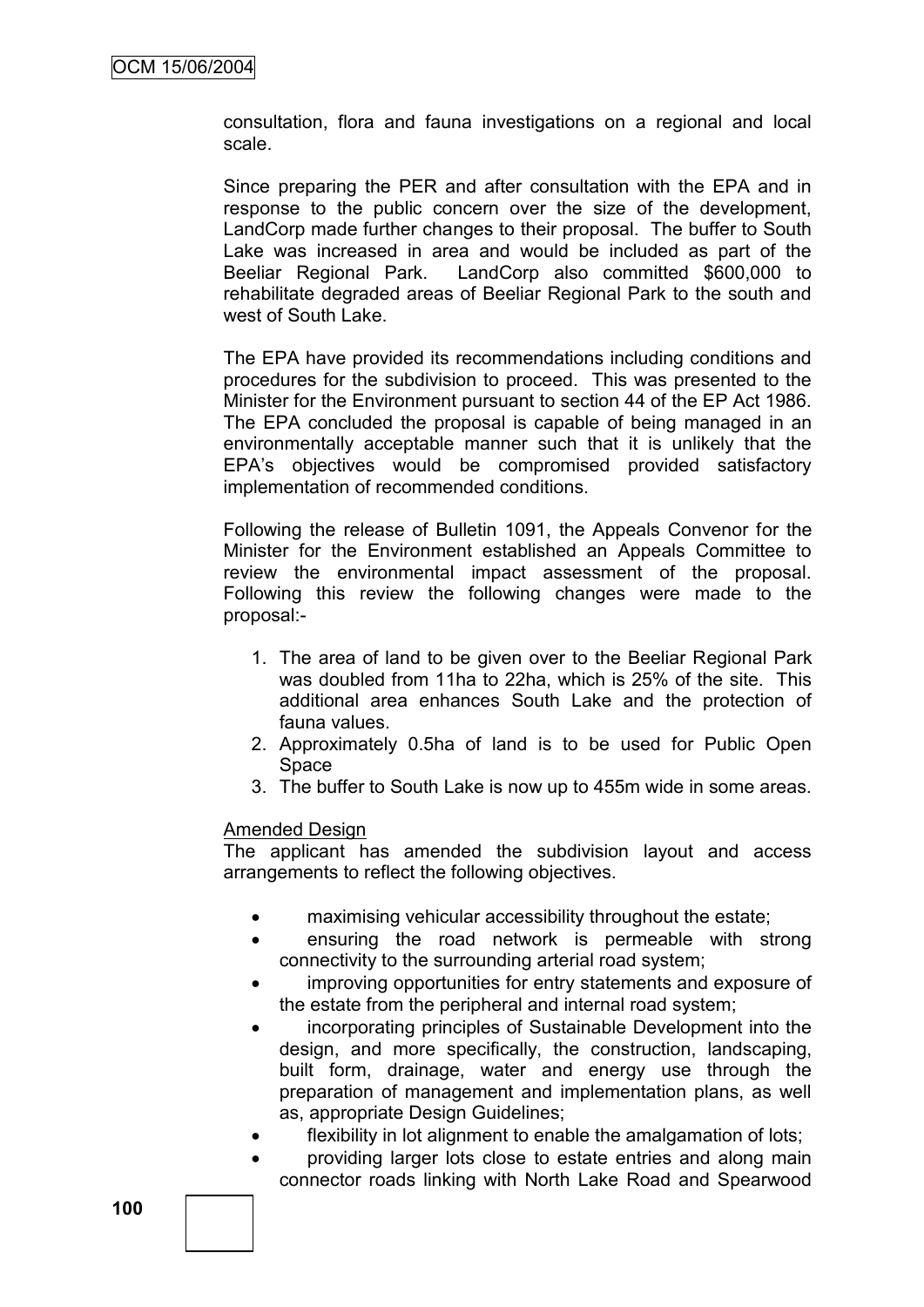consultation, flora and fauna investigations on a regional and local scale.

Since preparing the PER and after consultation with the EPA and in response to the public concern over the size of the development, LandCorp made further changes to their proposal. The buffer to South Lake was increased in area and would be included as part of the Beeliar Regional Park. LandCorp also committed $600,000 to rehabilitate degraded areas of Beeliar Regional Park to the south and west of South Lake.

The EPA have provided its recommendations including conditions and procedures for the subdivision to proceed. This was presented to the Minister for the Environment pursuant to section 44 of the EP Act 1986. The EPA concluded the proposal is capable of being managed in an environmentally acceptable manner such that it is unlikely that the EPA's objectives would be compromised provided satisfactory implementation of recommended conditions.

Following the release of Bulletin 1091, the Appeals Convenor for the Minister for the Environment established an Appeals Committee to review the environmental impact assessment of the proposal. Following this review the following changes were made to the proposal:-

1. The area of land to be given over to the Beeliar Regional Park was doubled from 11ha to 22ha, which is 25% of the site. This additional area enhances South Lake and the protection of fauna values.
2. Approximately 0.5ha of land is to be used for Public Open Space
3. The buffer to South Lake is now up to 455m wide in some areas.

<u>Amended Design</u>

The applicant has amended the subdivision layout and access arrangements to reflect the following objectives.

- maximising vehicular accessibility throughout the estate;
- ensuring the road network is permeable with strong connectivity to the surrounding arterial road system;
- improving opportunities for entry statements and exposure of the estate from the peripheral and internal road system;
- incorporating principles of Sustainable Development into the design, and more specifically, the construction, landscaping, built form, drainage, water and energy use through the preparation of management and implementation plans, as well as, appropriate Design Guidelines;
- flexibility in lot alignment to enable the amalgamation of lots;
- providing larger lots close to estate entries and along main connector roads linking with North Lake Road and Spearwood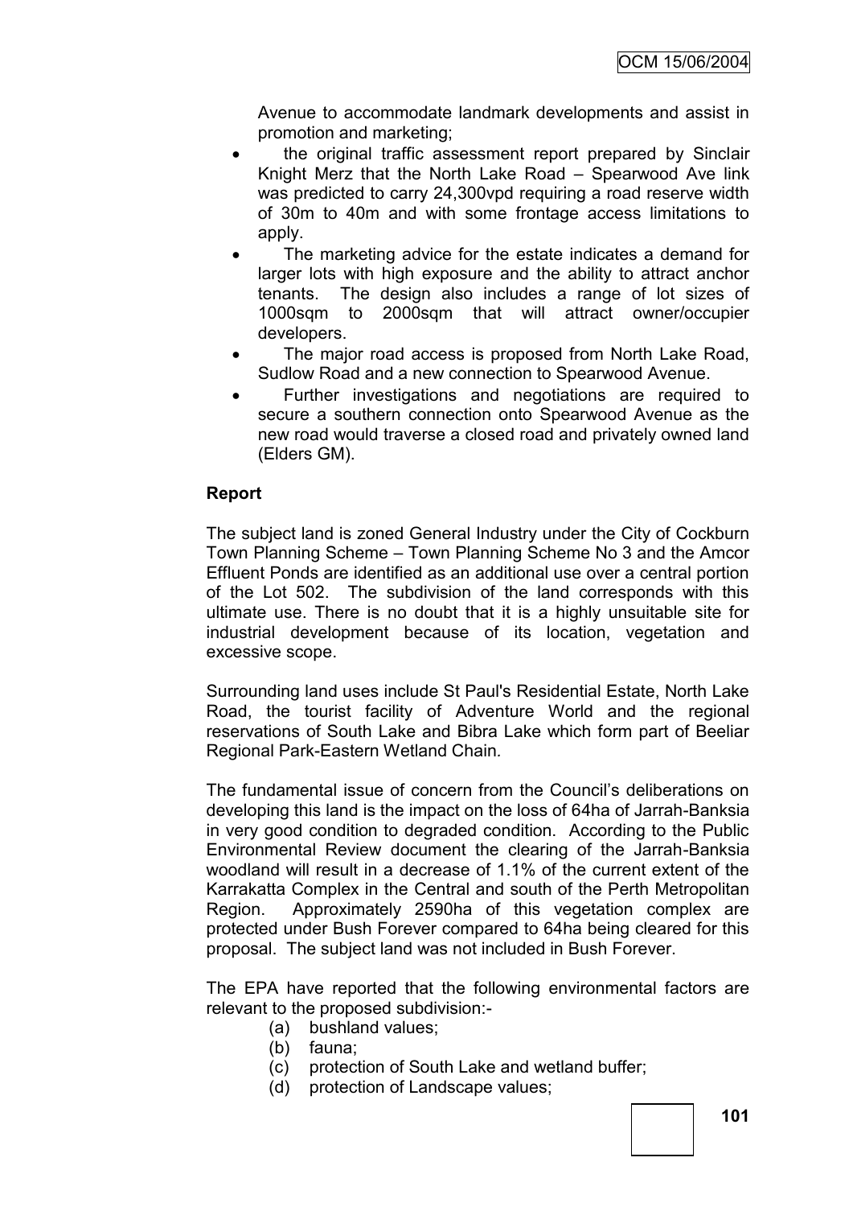Avenue to accommodate landmark developments and assist in promotion and marketing;

- the original traffic assessment report prepared by Sinclair Knight Merz that the North Lake Road – Spearwood Ave link was predicted to carry 24,300vpd requiring a road reserve width of 30m to 40m and with some frontage access limitations to apply.
- The marketing advice for the estate indicates a demand for larger lots with high exposure and the ability to attract anchor tenants. The design also includes a range of lot sizes of 1000sqm to 2000sqm that will attract owner/occupier developers.
- The major road access is proposed from North Lake Road, Sudlow Road and a new connection to Spearwood Avenue.
- Further investigations and negotiations are required to secure a southern connection onto Spearwood Avenue as the new road would traverse a closed road and privately owned land (Elders GM).

**Report**

The subject land is zoned General Industry under the City of Cockburn Town Planning Scheme – Town Planning Scheme No 3 and the Amcor Effluent Ponds are identified as an additional use over a central portion of the Lot 502. The subdivision of the land corresponds with this ultimate use. There is no doubt that it is a highly unsuitable site for industrial development because of its location, vegetation and excessive scope.

Surrounding land uses include St Paul's Residential Estate, North Lake Road, the tourist facility of Adventure World and the regional reservations of South Lake and Bibra Lake which form part of Beeliar Regional Park-Eastern Wetland Chain.

The fundamental issue of concern from the Council's deliberations on developing this land is the impact on the loss of 64ha of Jarrah-Banksia in very good condition to degraded condition. According to the Public Environmental Review document the clearing of the Jarrah-Banksia woodland will result in a decrease of 1.1% of the current extent of the Karrakatta Complex in the Central and south of the Perth Metropolitan Region. Approximately 2590ha of this vegetation complex are protected under Bush Forever compared to 64ha being cleared for this proposal. The subject land was not included in Bush Forever.

The EPA have reported that the following environmental factors are relevant to the proposed subdivision:-

(a) bushland values;
(b) fauna;
(c) protection of South Lake and wetland buffer;
(d) protection of Landscape values;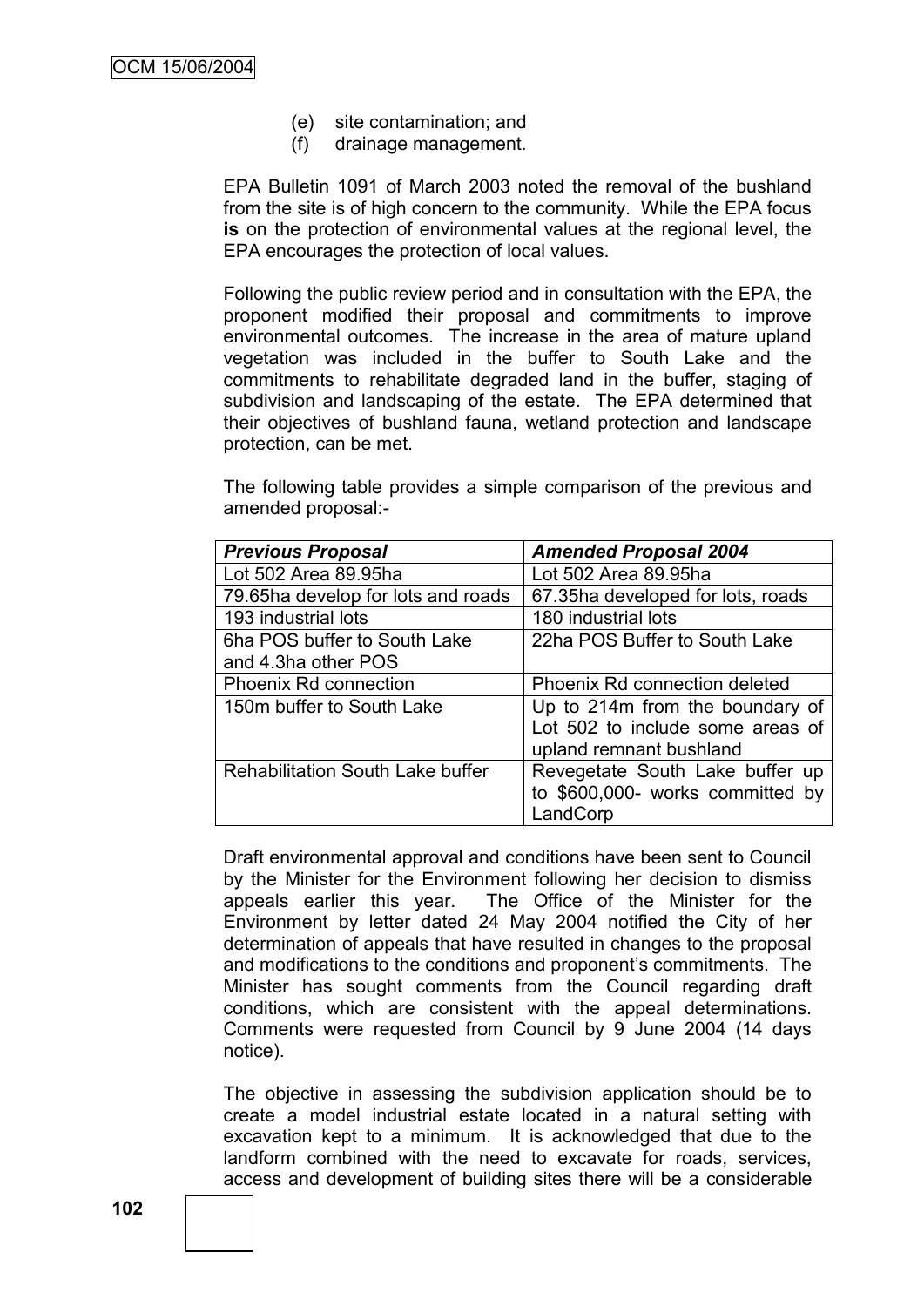(e) site contamination; and
(f) drainage management.

EPA Bulletin 1091 of March 2003 noted the removal of the bushland from the site is of high concern to the community. While the EPA focus **is** on the protection of environmental values at the regional level, the EPA encourages the protection of local values.

Following the public review period and in consultation with the EPA, the proponent modified their proposal and commitments to improve environmental outcomes. The increase in the area of mature upland vegetation was included in the buffer to South Lake and the commitments to rehabilitate degraded land in the buffer, staging of subdivision and landscaping of the estate. The EPA determined that their objectives of bushland fauna, wetland protection and landscape protection, can be met.

The following table provides a simple comparison of the previous and amended proposal:-

| *Previous Proposal* | *Amended Proposal 2004* |
|---|---|
| Lot 502 Area 89.95ha | Lot 502 Area 89.95ha |
| 79.65ha develop for lots and roads | 67.35ha developed for lots, roads |
| 193 industrial lots | 180 industrial lots |
| 6ha POS buffer to South Lake and 4.3ha other POS | 22ha POS Buffer to South Lake |
| Phoenix Rd connection | Phoenix Rd connection deleted |
| 150m buffer to South Lake | Up to 214m from the boundary of Lot 502 to include some areas of upland remnant bushland |
| Rehabilitation South Lake buffer | Revegetate South Lake buffer up to $600,000- works committed by LandCorp |

Draft environmental approval and conditions have been sent to Council by the Minister for the Environment following her decision to dismiss appeals earlier this year. The Office of the Minister for the Environment by letter dated 24 May 2004 notified the City of her determination of appeals that have resulted in changes to the proposal and modifications to the conditions and proponent's commitments. The Minister has sought comments from the Council regarding draft conditions, which are consistent with the appeal determinations. Comments were requested from Council by 9 June 2004 (14 days notice).

The objective in assessing the subdivision application should be to create a model industrial estate located in a natural setting with excavation kept to a minimum. It is acknowledged that due to the landform combined with the need to excavate for roads, services, access and development of building sites there will be a considerable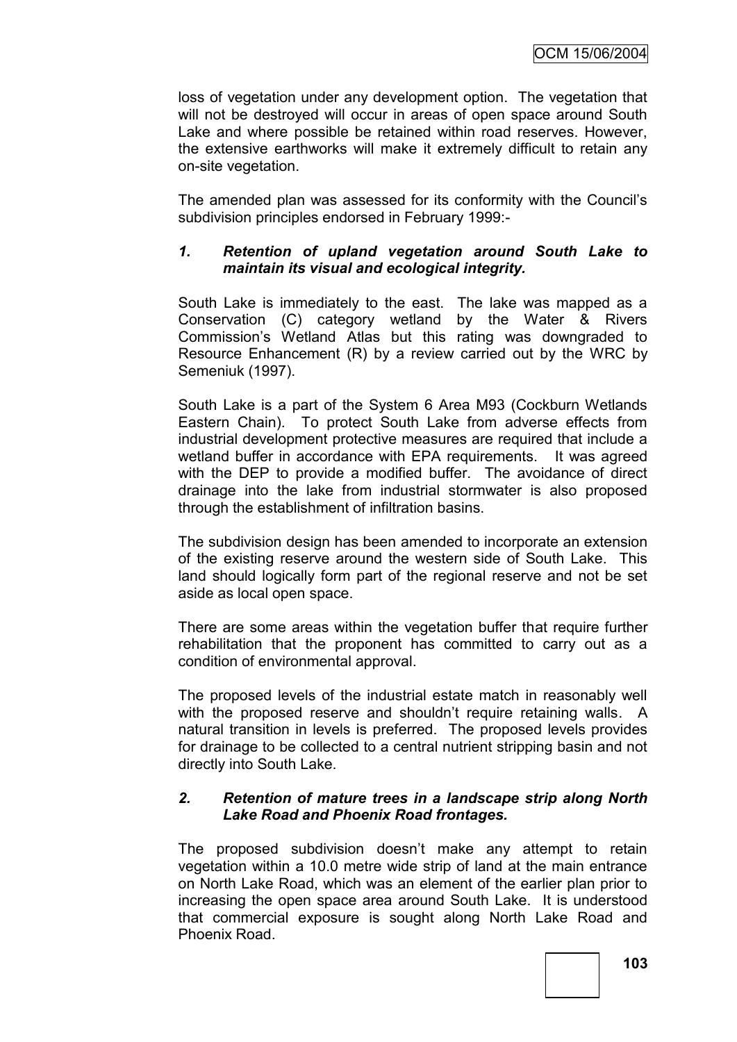loss of vegetation under any development option. The vegetation that will not be destroyed will occur in areas of open space around South Lake and where possible be retained within road reserves. However, the extensive earthworks will make it extremely difficult to retain any on-site vegetation.

The amended plan was assessed for its conformity with the Council's subdivision principles endorsed in February 1999:-

### *1. Retention of upland vegetation around South Lake to maintain its visual and ecological integrity.*

South Lake is immediately to the east. The lake was mapped as a Conservation (C) category wetland by the Water & Rivers Commission's Wetland Atlas but this rating was downgraded to Resource Enhancement (R) by a review carried out by the WRC by Semeniuk (1997).

South Lake is a part of the System 6 Area M93 (Cockburn Wetlands Eastern Chain). To protect South Lake from adverse effects from industrial development protective measures are required that include a wetland buffer in accordance with EPA requirements. It was agreed with the DEP to provide a modified buffer. The avoidance of direct drainage into the lake from industrial stormwater is also proposed through the establishment of infiltration basins.

The subdivision design has been amended to incorporate an extension of the existing reserve around the western side of South Lake. This land should logically form part of the regional reserve and not be set aside as local open space.

There are some areas within the vegetation buffer that require further rehabilitation that the proponent has committed to carry out as a condition of environmental approval.

The proposed levels of the industrial estate match in reasonably well with the proposed reserve and shouldn't require retaining walls. A natural transition in levels is preferred. The proposed levels provides for drainage to be collected to a central nutrient stripping basin and not directly into South Lake.

### *2. Retention of mature trees in a landscape strip along North Lake Road and Phoenix Road frontages.*

The proposed subdivision doesn't make any attempt to retain vegetation within a 10.0 metre wide strip of land at the main entrance on North Lake Road, which was an element of the earlier plan prior to increasing the open space area around South Lake. It is understood that commercial exposure is sought along North Lake Road and Phoenix Road.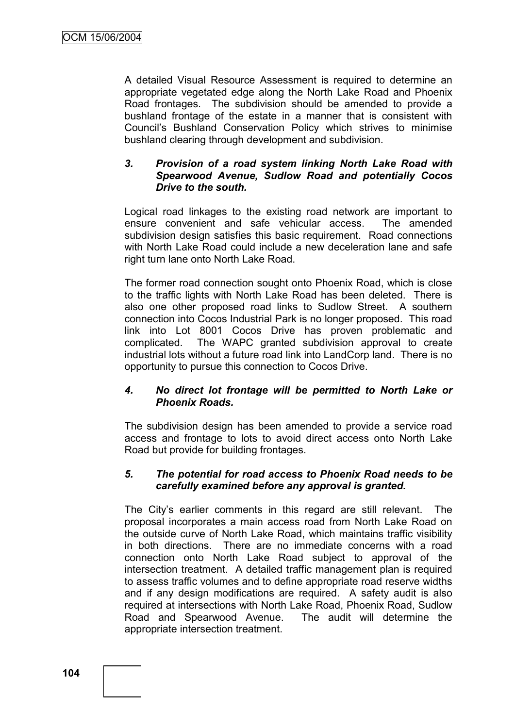A detailed Visual Resource Assessment is required to determine an appropriate vegetated edge along the North Lake Road and Phoenix Road frontages. The subdivision should be amended to provide a bushland frontage of the estate in a manner that is consistent with Council's Bushland Conservation Policy which strives to minimise bushland clearing through development and subdivision.

***3. Provision of a road system linking North Lake Road with Spearwood Avenue, Sudlow Road and potentially Cocos Drive to the south.***

Logical road linkages to the existing road network are important to ensure convenient and safe vehicular access. The amended subdivision design satisfies this basic requirement. Road connections with North Lake Road could include a new deceleration lane and safe right turn lane onto North Lake Road.

The former road connection sought onto Phoenix Road, which is close to the traffic lights with North Lake Road has been deleted. There is also one other proposed road links to Sudlow Street. A southern connection into Cocos Industrial Park is no longer proposed. This road link into Lot 8001 Cocos Drive has proven problematic and complicated. The WAPC granted subdivision approval to create industrial lots without a future road link into LandCorp land. There is no opportunity to pursue this connection to Cocos Drive.

***4. No direct lot frontage will be permitted to North Lake or Phoenix Roads.***

The subdivision design has been amended to provide a service road access and frontage to lots to avoid direct access onto North Lake Road but provide for building frontages.

***5. The potential for road access to Phoenix Road needs to be carefully examined before any approval is granted.***

The City's earlier comments in this regard are still relevant. The proposal incorporates a main access road from North Lake Road on the outside curve of North Lake Road, which maintains traffic visibility in both directions. There are no immediate concerns with a road connection onto North Lake Road subject to approval of the intersection treatment. A detailed traffic management plan is required to assess traffic volumes and to define appropriate road reserve widths and if any design modifications are required. A safety audit is also required at intersections with North Lake Road, Phoenix Road, Sudlow Road and Spearwood Avenue. The audit will determine the appropriate intersection treatment.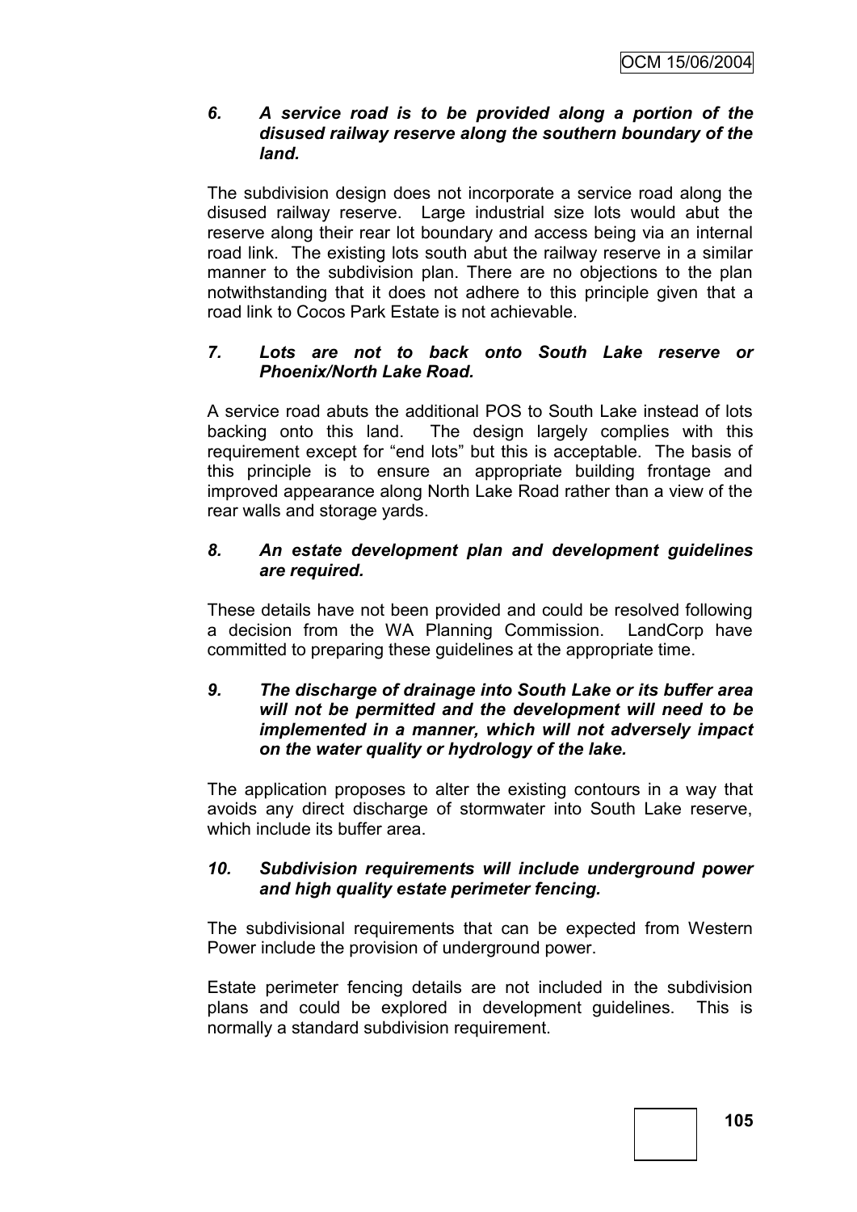*6. A service road is to be provided along a portion of the disused railway reserve along the southern boundary of the land.*

The subdivision design does not incorporate a service road along the disused railway reserve. Large industrial size lots would abut the reserve along their rear lot boundary and access being via an internal road link. The existing lots south abut the railway reserve in a similar manner to the subdivision plan. There are no objections to the plan notwithstanding that it does not adhere to this principle given that a road link to Cocos Park Estate is not achievable.

*7. Lots are not to back onto South Lake reserve or Phoenix/North Lake Road.*

A service road abuts the additional POS to South Lake instead of lots backing onto this land. The design largely complies with this requirement except for "end lots" but this is acceptable. The basis of this principle is to ensure an appropriate building frontage and improved appearance along North Lake Road rather than a view of the rear walls and storage yards.

*8. An estate development plan and development guidelines are required.*

These details have not been provided and could be resolved following a decision from the WA Planning Commission. LandCorp have committed to preparing these guidelines at the appropriate time.

*9. The discharge of drainage into South Lake or its buffer area will not be permitted and the development will need to be implemented in a manner, which will not adversely impact on the water quality or hydrology of the lake.*

The application proposes to alter the existing contours in a way that avoids any direct discharge of stormwater into South Lake reserve, which include its buffer area.

*10. Subdivision requirements will include underground power and high quality estate perimeter fencing.*

The subdivisional requirements that can be expected from Western Power include the provision of underground power.

Estate perimeter fencing details are not included in the subdivision plans and could be explored in development guidelines. This is normally a standard subdivision requirement.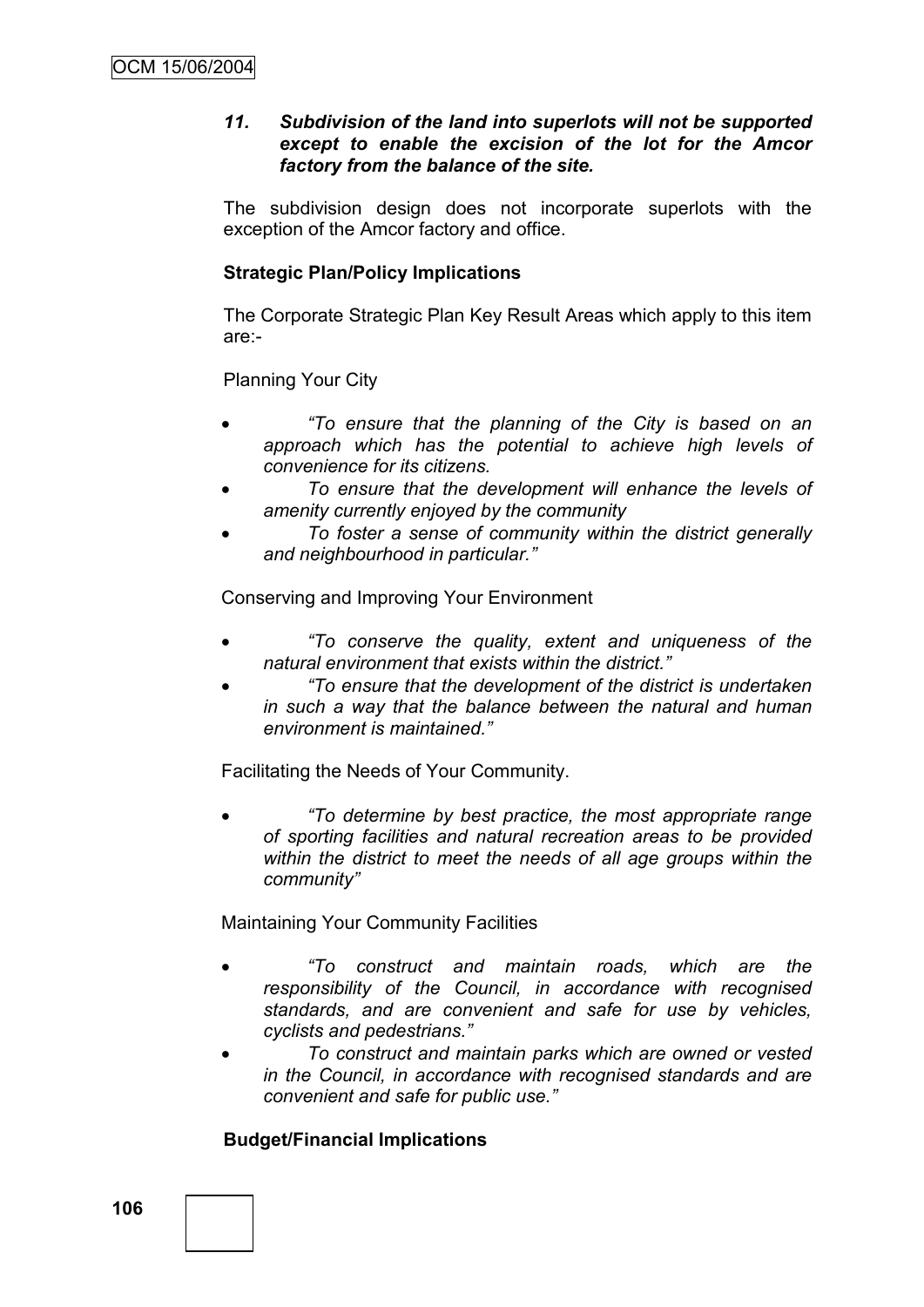***11. Subdivision of the land into superlots will not be supported except to enable the excision of the lot for the Amcor factory from the balance of the site.***

The subdivision design does not incorporate superlots with the exception of the Amcor factory and office.

**Strategic Plan/Policy Implications**

The Corporate Strategic Plan Key Result Areas which apply to this item are:-

Planning Your City

- *"To ensure that the planning of the City is based on an approach which has the potential to achieve high levels of convenience for its citizens.*
- *To ensure that the development will enhance the levels of amenity currently enjoyed by the community*
- *To foster a sense of community within the district generally and neighbourhood in particular."*

Conserving and Improving Your Environment

- *"To conserve the quality, extent and uniqueness of the natural environment that exists within the district."*
- *"To ensure that the development of the district is undertaken in such a way that the balance between the natural and human environment is maintained."*

Facilitating the Needs of Your Community.

- *"To determine by best practice, the most appropriate range of sporting facilities and natural recreation areas to be provided within the district to meet the needs of all age groups within the community"*

Maintaining Your Community Facilities

- *"To construct and maintain roads, which are the responsibility of the Council, in accordance with recognised standards, and are convenient and safe for use by vehicles, cyclists and pedestrians."*
- *To construct and maintain parks which are owned or vested in the Council, in accordance with recognised standards and are convenient and safe for public use."*

**Budget/Financial Implications**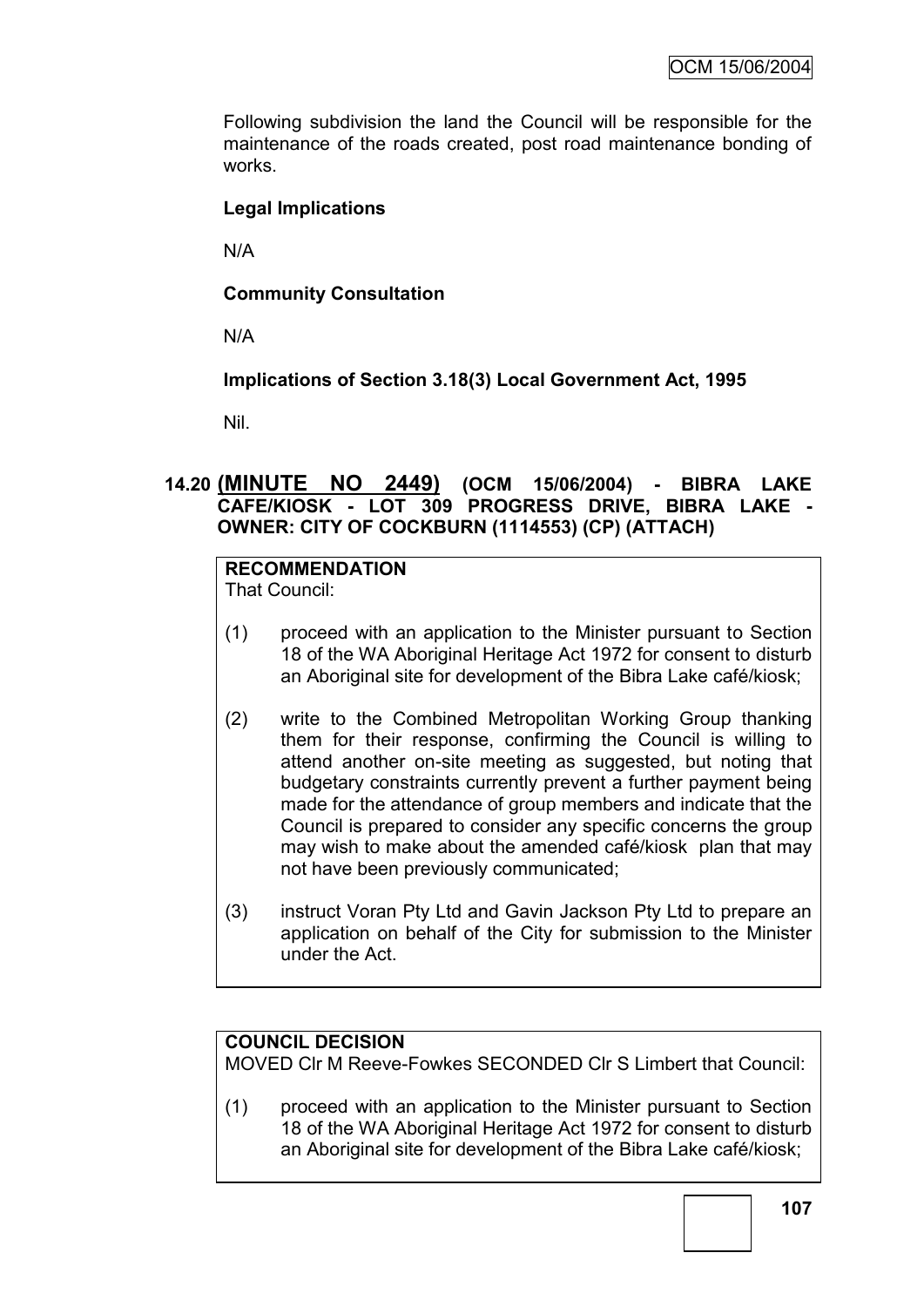Following subdivision the land the Council will be responsible for the maintenance of the roads created, post road maintenance bonding of works.

**Legal Implications**

N/A

**Community Consultation**

N/A

**Implications of Section 3.18(3) Local Government Act, 1995**

Nil.

## 14.20 (MINUTE NO 2449) (OCM 15/06/2004) - BIBRA LAKE CAFE/KIOSK - LOT 309 PROGRESS DRIVE, BIBRA LAKE - OWNER: CITY OF COCKBURN (1114553) (CP) (ATTACH)

**RECOMMENDATION**
That Council:

(1) proceed with an application to the Minister pursuant to Section 18 of the WA Aboriginal Heritage Act 1972 for consent to disturb an Aboriginal site for development of the Bibra Lake café/kiosk;

(2) write to the Combined Metropolitan Working Group thanking them for their response, confirming the Council is willing to attend another on-site meeting as suggested, but noting that budgetary constraints currently prevent a further payment being made for the attendance of group members and indicate that the Council is prepared to consider any specific concerns the group may wish to make about the amended café/kiosk plan that may not have been previously communicated;

(3) instruct Voran Pty Ltd and Gavin Jackson Pty Ltd to prepare an application on behalf of the City for submission to the Minister under the Act.

**COUNCIL DECISION**
MOVED Clr M Reeve-Fowkes SECONDED Clr S Limbert that Council:

(1) proceed with an application to the Minister pursuant to Section 18 of the WA Aboriginal Heritage Act 1972 for consent to disturb an Aboriginal site for development of the Bibra Lake café/kiosk;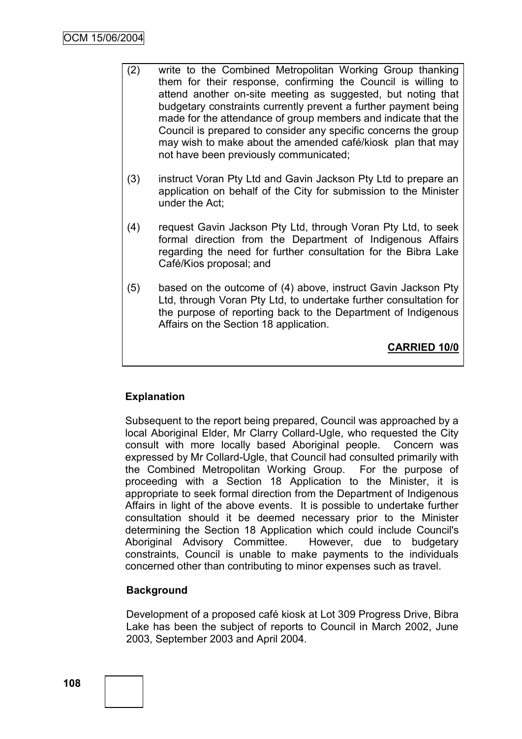(2) write to the Combined Metropolitan Working Group thanking them for their response, confirming the Council is willing to attend another on-site meeting as suggested, but noting that budgetary constraints currently prevent a further payment being made for the attendance of group members and indicate that the Council is prepared to consider any specific concerns the group may wish to make about the amended café/kiosk plan that may not have been previously communicated;

(3) instruct Voran Pty Ltd and Gavin Jackson Pty Ltd to prepare an application on behalf of the City for submission to the Minister under the Act;

(4) request Gavin Jackson Pty Ltd, through Voran Pty Ltd, to seek formal direction from the Department of Indigenous Affairs regarding the need for further consultation for the Bibra Lake Café/Kios proposal; and

(5) based on the outcome of (4) above, instruct Gavin Jackson Pty Ltd, through Voran Pty Ltd, to undertake further consultation for the purpose of reporting back to the Department of Indigenous Affairs on the Section 18 application.

**CARRIED 10/0**

**Explanation**

Subsequent to the report being prepared, Council was approached by a local Aboriginal Elder, Mr Clarry Collard-Ugle, who requested the City consult with more locally based Aboriginal people. Concern was expressed by Mr Collard-Ugle, that Council had consulted primarily with the Combined Metropolitan Working Group. For the purpose of proceeding with a Section 18 Application to the Minister, it is appropriate to seek formal direction from the Department of Indigenous Affairs in light of the above events. It is possible to undertake further consultation should it be deemed necessary prior to the Minister determining the Section 18 Application which could include Council's Aboriginal Advisory Committee. However, due to budgetary constraints, Council is unable to make payments to the individuals concerned other than contributing to minor expenses such as travel.

**Background**

Development of a proposed café kiosk at Lot 309 Progress Drive, Bibra Lake has been the subject of reports to Council in March 2002, June 2003, September 2003 and April 2004.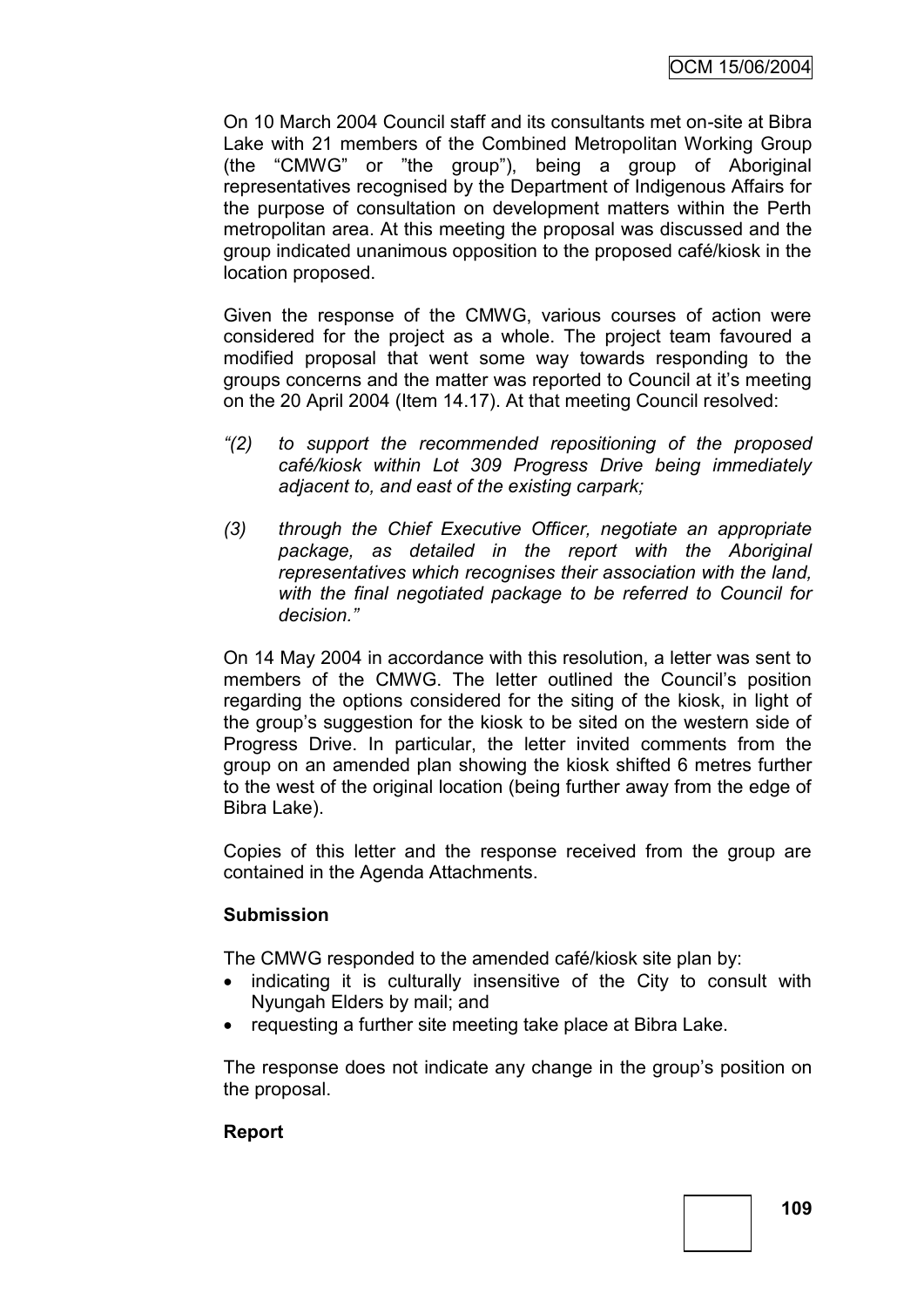On 10 March 2004 Council staff and its consultants met on-site at Bibra Lake with 21 members of the Combined Metropolitan Working Group (the "CMWG" or "the group"), being a group of Aboriginal representatives recognised by the Department of Indigenous Affairs for the purpose of consultation on development matters within the Perth metropolitan area. At this meeting the proposal was discussed and the group indicated unanimous opposition to the proposed café/kiosk in the location proposed.

Given the response of the CMWG, various courses of action were considered for the project as a whole. The project team favoured a modified proposal that went some way towards responding to the groups concerns and the matter was reported to Council at it's meeting on the 20 April 2004 (Item 14.17). At that meeting Council resolved:

*"(2) to support the recommended repositioning of the proposed café/kiosk within Lot 309 Progress Drive being immediately adjacent to, and east of the existing carpark;*

*(3) through the Chief Executive Officer, negotiate an appropriate package, as detailed in the report with the Aboriginal representatives which recognises their association with the land, with the final negotiated package to be referred to Council for decision."*

On 14 May 2004 in accordance with this resolution, a letter was sent to members of the CMWG. The letter outlined the Council's position regarding the options considered for the siting of the kiosk, in light of the group's suggestion for the kiosk to be sited on the western side of Progress Drive. In particular, the letter invited comments from the group on an amended plan showing the kiosk shifted 6 metres further to the west of the original location (being further away from the edge of Bibra Lake).

Copies of this letter and the response received from the group are contained in the Agenda Attachments.

**Submission**

The CMWG responded to the amended café/kiosk site plan by:

- indicating it is culturally insensitive of the City to consult with Nyungah Elders by mail; and
- requesting a further site meeting take place at Bibra Lake.

The response does not indicate any change in the group's position on the proposal.

**Report**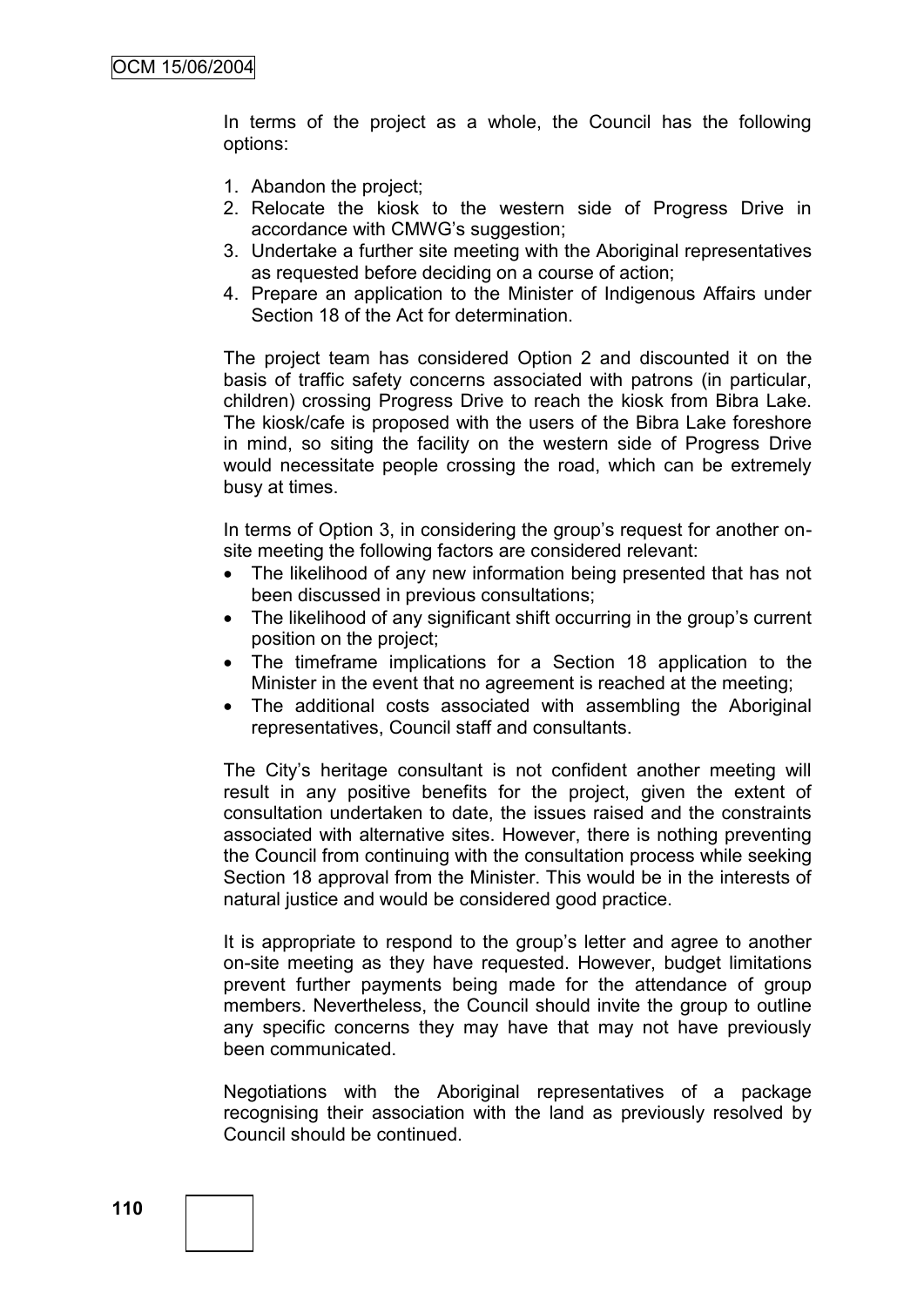In terms of the project as a whole, the Council has the following options:

1. Abandon the project;
2. Relocate the kiosk to the western side of Progress Drive in accordance with CMWG's suggestion;
3. Undertake a further site meeting with the Aboriginal representatives as requested before deciding on a course of action;
4. Prepare an application to the Minister of Indigenous Affairs under Section 18 of the Act for determination.

The project team has considered Option 2 and discounted it on the basis of traffic safety concerns associated with patrons (in particular, children) crossing Progress Drive to reach the kiosk from Bibra Lake. The kiosk/cafe is proposed with the users of the Bibra Lake foreshore in mind, so siting the facility on the western side of Progress Drive would necessitate people crossing the road, which can be extremely busy at times.

In terms of Option 3, in considering the group's request for another on-site meeting the following factors are considered relevant:

- The likelihood of any new information being presented that has not been discussed in previous consultations;
- The likelihood of any significant shift occurring in the group's current position on the project;
- The timeframe implications for a Section 18 application to the Minister in the event that no agreement is reached at the meeting;
- The additional costs associated with assembling the Aboriginal representatives, Council staff and consultants.

The City's heritage consultant is not confident another meeting will result in any positive benefits for the project, given the extent of consultation undertaken to date, the issues raised and the constraints associated with alternative sites. However, there is nothing preventing the Council from continuing with the consultation process while seeking Section 18 approval from the Minister. This would be in the interests of natural justice and would be considered good practice.

It is appropriate to respond to the group's letter and agree to another on-site meeting as they have requested. However, budget limitations prevent further payments being made for the attendance of group members. Nevertheless, the Council should invite the group to outline any specific concerns they may have that may not have previously been communicated.

Negotiations with the Aboriginal representatives of a package recognising their association with the land as previously resolved by Council should be continued.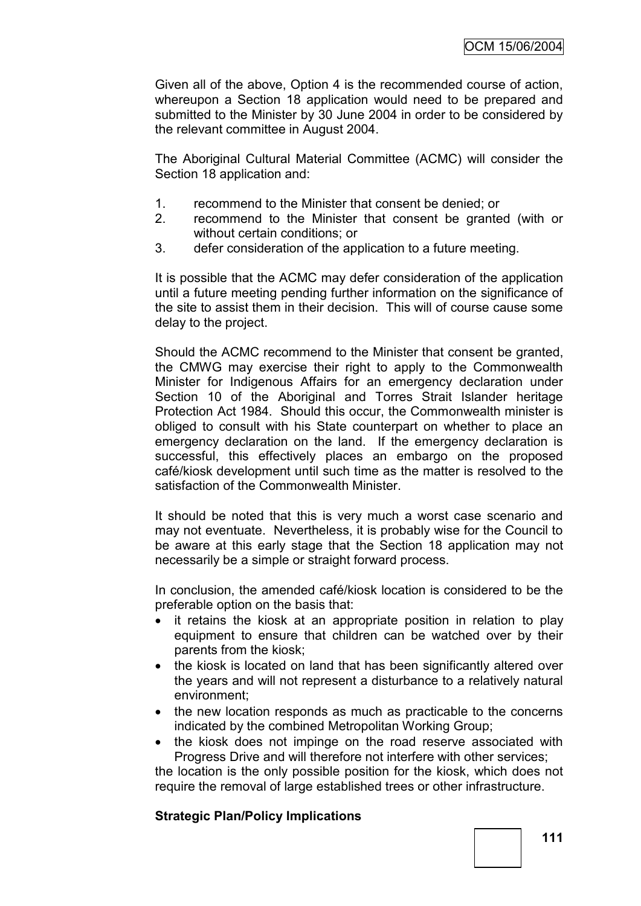Given all of the above, Option 4 is the recommended course of action, whereupon a Section 18 application would need to be prepared and submitted to the Minister by 30 June 2004 in order to be considered by the relevant committee in August 2004.

The Aboriginal Cultural Material Committee (ACMC) will consider the Section 18 application and:

1. recommend to the Minister that consent be denied; or
2. recommend to the Minister that consent be granted (with or without certain conditions; or
3. defer consideration of the application to a future meeting.

It is possible that the ACMC may defer consideration of the application until a future meeting pending further information on the significance of the site to assist them in their decision. This will of course cause some delay to the project.

Should the ACMC recommend to the Minister that consent be granted, the CMWG may exercise their right to apply to the Commonwealth Minister for Indigenous Affairs for an emergency declaration under Section 10 of the Aboriginal and Torres Strait Islander heritage Protection Act 1984. Should this occur, the Commonwealth minister is obliged to consult with his State counterpart on whether to place an emergency declaration on the land. If the emergency declaration is successful, this effectively places an embargo on the proposed café/kiosk development until such time as the matter is resolved to the satisfaction of the Commonwealth Minister.

It should be noted that this is very much a worst case scenario and may not eventuate. Nevertheless, it is probably wise for the Council to be aware at this early stage that the Section 18 application may not necessarily be a simple or straight forward process.

In conclusion, the amended café/kiosk location is considered to be the preferable option on the basis that:

- it retains the kiosk at an appropriate position in relation to play equipment to ensure that children can be watched over by their parents from the kiosk;
- the kiosk is located on land that has been significantly altered over the years and will not represent a disturbance to a relatively natural environment;
- the new location responds as much as practicable to the concerns indicated by the combined Metropolitan Working Group;
- the kiosk does not impinge on the road reserve associated with Progress Drive and will therefore not interfere with other services;

the location is the only possible position for the kiosk, which does not require the removal of large established trees or other infrastructure.

**Strategic Plan/Policy Implications**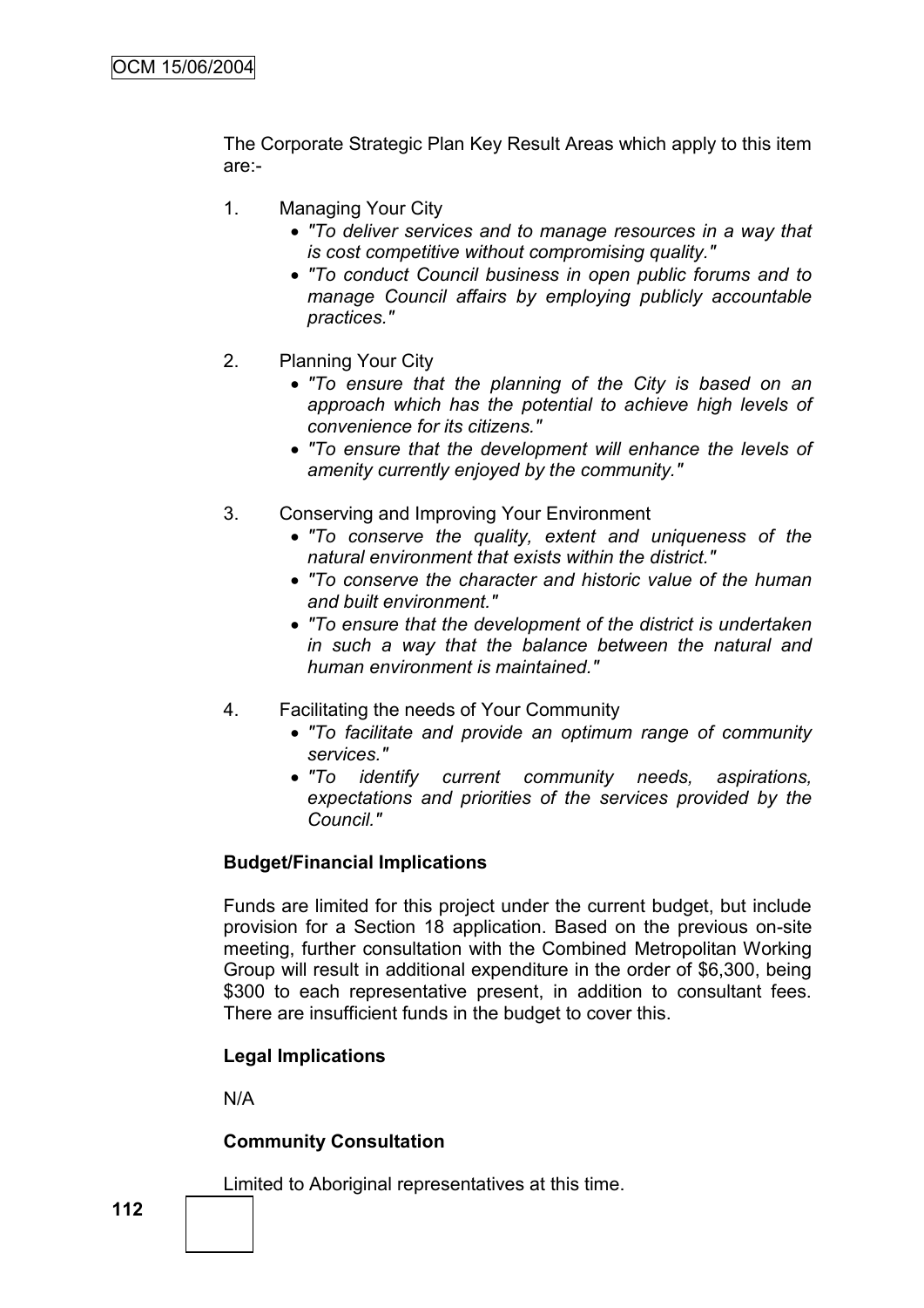The Corporate Strategic Plan Key Result Areas which apply to this item are:-

1. Managing Your City
   - *"To deliver services and to manage resources in a way that is cost competitive without compromising quality."*
   - *"To conduct Council business in open public forums and to manage Council affairs by employing publicly accountable practices."*

2. Planning Your City
   - *"To ensure that the planning of the City is based on an approach which has the potential to achieve high levels of convenience for its citizens."*
   - *"To ensure that the development will enhance the levels of amenity currently enjoyed by the community."*

3. Conserving and Improving Your Environment
   - *"To conserve the quality, extent and uniqueness of the natural environment that exists within the district."*
   - *"To conserve the character and historic value of the human and built environment."*
   - *"To ensure that the development of the district is undertaken in such a way that the balance between the natural and human environment is maintained."*

4. Facilitating the needs of Your Community
   - *"To facilitate and provide an optimum range of community services."*
   - *"To identify current community needs, aspirations, expectations and priorities of the services provided by the Council."*

**Budget/Financial Implications**

Funds are limited for this project under the current budget, but include provision for a Section 18 application. Based on the previous on-site meeting, further consultation with the Combined Metropolitan Working Group will result in additional expenditure in the order of $6,300, being $300 to each representative present, in addition to consultant fees. There are insufficient funds in the budget to cover this.

**Legal Implications**

N/A

**Community Consultation**

Limited to Aboriginal representatives at this time.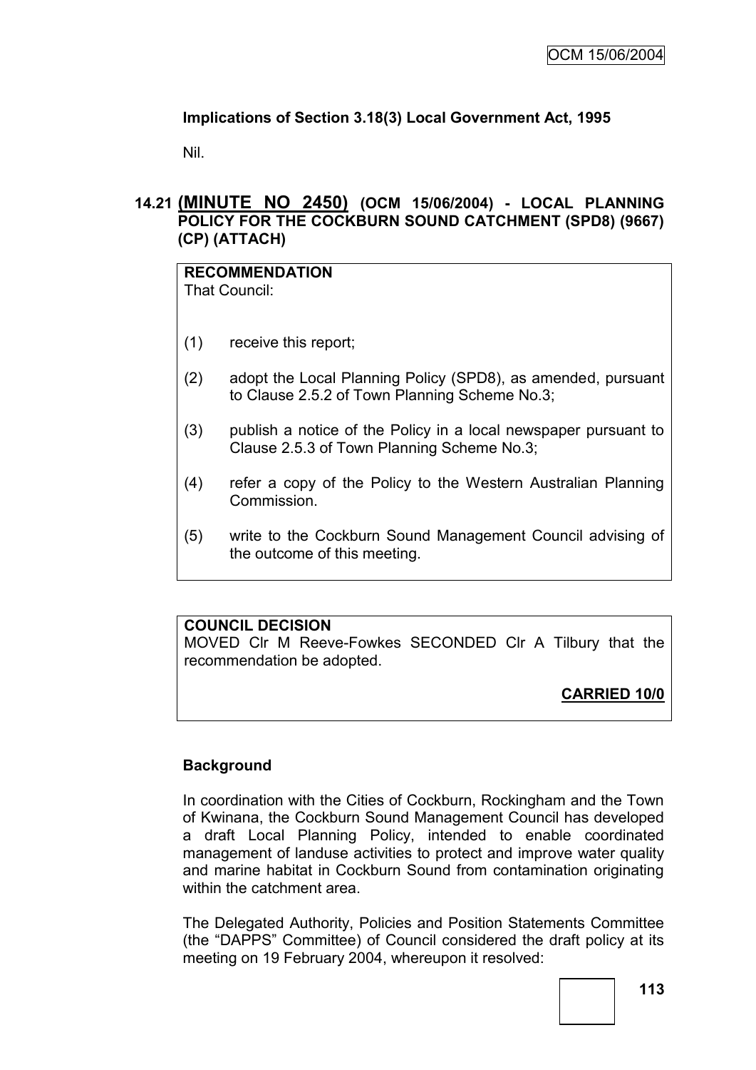**Implications of Section 3.18(3) Local Government Act, 1995**

Nil.

## 14.21 (MINUTE NO 2450) (OCM 15/06/2004) - LOCAL PLANNING POLICY FOR THE COCKBURN SOUND CATCHMENT (SPD8) (9667) (CP) (ATTACH)

**RECOMMENDATION**
That Council:

(1) receive this report;

(2) adopt the Local Planning Policy (SPD8), as amended, pursuant to Clause 2.5.2 of Town Planning Scheme No.3;

(3) publish a notice of the Policy in a local newspaper pursuant to Clause 2.5.3 of Town Planning Scheme No.3;

(4) refer a copy of the Policy to the Western Australian Planning Commission.

(5) write to the Cockburn Sound Management Council advising of the outcome of this meeting.

**COUNCIL DECISION**
MOVED Clr M Reeve-Fowkes SECONDED Clr A Tilbury that the recommendation be adopted.

**CARRIED 10/0**

**Background**

In coordination with the Cities of Cockburn, Rockingham and the Town of Kwinana, the Cockburn Sound Management Council has developed a draft Local Planning Policy, intended to enable coordinated management of landuse activities to protect and improve water quality and marine habitat in Cockburn Sound from contamination originating within the catchment area.

The Delegated Authority, Policies and Position Statements Committee (the "DAPPS" Committee) of Council considered the draft policy at its meeting on 19 February 2004, whereupon it resolved: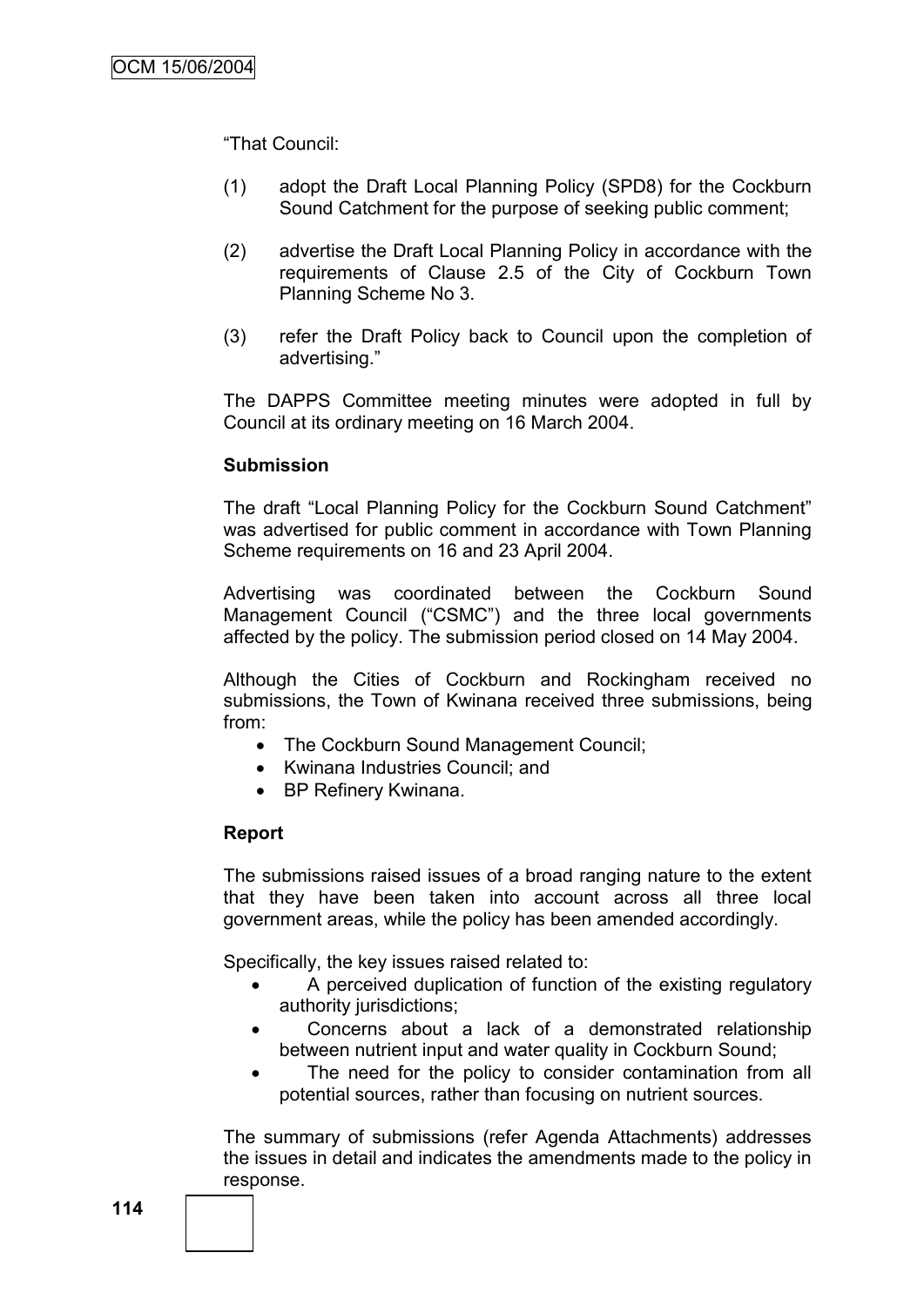"That Council:

(1) adopt the Draft Local Planning Policy (SPD8) for the Cockburn Sound Catchment for the purpose of seeking public comment;

(2) advertise the Draft Local Planning Policy in accordance with the requirements of Clause 2.5 of the City of Cockburn Town Planning Scheme No 3.

(3) refer the Draft Policy back to Council upon the completion of advertising."

The DAPPS Committee meeting minutes were adopted in full by Council at its ordinary meeting on 16 March 2004.

**Submission**

The draft "Local Planning Policy for the Cockburn Sound Catchment" was advertised for public comment in accordance with Town Planning Scheme requirements on 16 and 23 April 2004.

Advertising was coordinated between the Cockburn Sound Management Council ("CSMC") and the three local governments affected by the policy. The submission period closed on 14 May 2004.

Although the Cities of Cockburn and Rockingham received no submissions, the Town of Kwinana received three submissions, being from:

- The Cockburn Sound Management Council;
- Kwinana Industries Council; and
- BP Refinery Kwinana.

**Report**

The submissions raised issues of a broad ranging nature to the extent that they have been taken into account across all three local government areas, while the policy has been amended accordingly.

Specifically, the key issues raised related to:

- A perceived duplication of function of the existing regulatory authority jurisdictions;
- Concerns about a lack of a demonstrated relationship between nutrient input and water quality in Cockburn Sound;
- The need for the policy to consider contamination from all potential sources, rather than focusing on nutrient sources.

The summary of submissions (refer Agenda Attachments) addresses the issues in detail and indicates the amendments made to the policy in response.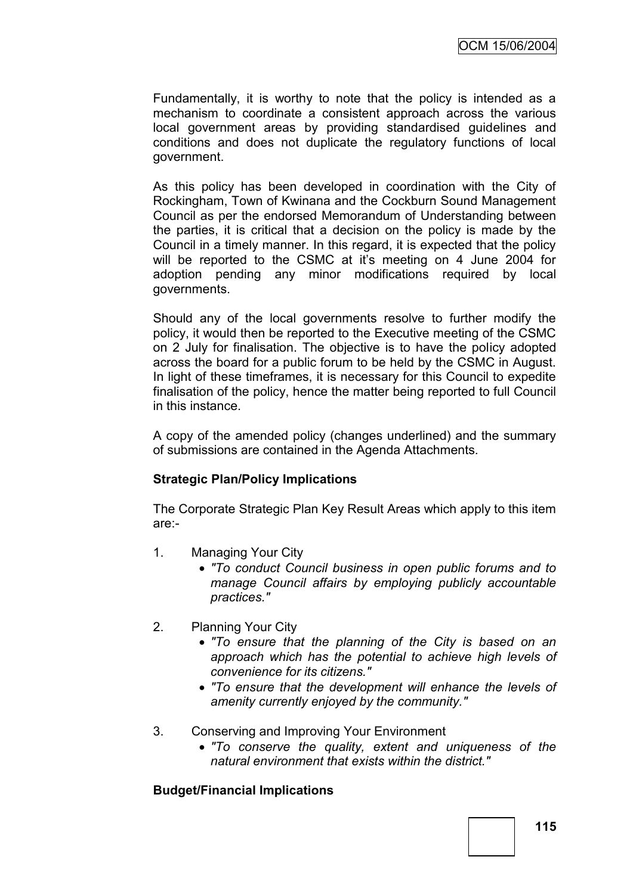Fundamentally, it is worthy to note that the policy is intended as a mechanism to coordinate a consistent approach across the various local government areas by providing standardised guidelines and conditions and does not duplicate the regulatory functions of local government.

As this policy has been developed in coordination with the City of Rockingham, Town of Kwinana and the Cockburn Sound Management Council as per the endorsed Memorandum of Understanding between the parties, it is critical that a decision on the policy is made by the Council in a timely manner. In this regard, it is expected that the policy will be reported to the CSMC at it's meeting on 4 June 2004 for adoption pending any minor modifications required by local governments.

Should any of the local governments resolve to further modify the policy, it would then be reported to the Executive meeting of the CSMC on 2 July for finalisation. The objective is to have the policy adopted across the board for a public forum to be held by the CSMC in August. In light of these timeframes, it is necessary for this Council to expedite finalisation of the policy, hence the matter being reported to full Council in this instance.

A copy of the amended policy (changes underlined) and the summary of submissions are contained in the Agenda Attachments.

**Strategic Plan/Policy Implications**

The Corporate Strategic Plan Key Result Areas which apply to this item are:-

1. Managing Your City
   - *"To conduct Council business in open public forums and to manage Council affairs by employing publicly accountable practices."*

2. Planning Your City
   - *"To ensure that the planning of the City is based on an approach which has the potential to achieve high levels of convenience for its citizens."*
   - *"To ensure that the development will enhance the levels of amenity currently enjoyed by the community."*

3. Conserving and Improving Your Environment
   - *"To conserve the quality, extent and uniqueness of the natural environment that exists within the district."*

**Budget/Financial Implications**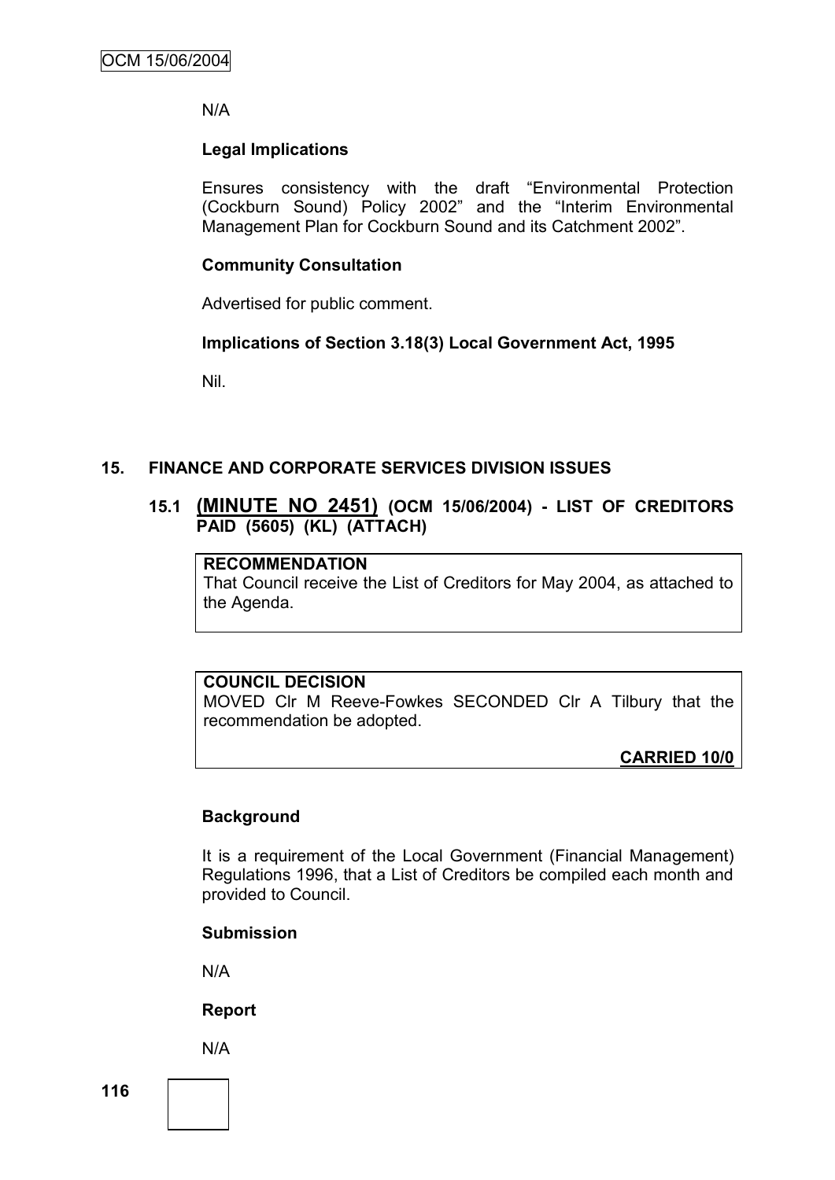N/A

**Legal Implications**

Ensures consistency with the draft "Environmental Protection (Cockburn Sound) Policy 2002" and the "Interim Environmental Management Plan for Cockburn Sound and its Catchment 2002".

**Community Consultation**

Advertised for public comment.

**Implications of Section 3.18(3) Local Government Act, 1995**

Nil.

## 15. FINANCE AND CORPORATE SERVICES DIVISION ISSUES

### 15.1 (MINUTE NO 2451) (OCM 15/06/2004) - LIST OF CREDITORS PAID (5605) (KL) (ATTACH)

**RECOMMENDATION**
That Council receive the List of Creditors for May 2004, as attached to the Agenda.

**COUNCIL DECISION**
MOVED Clr M Reeve-Fowkes SECONDED Clr A Tilbury that the recommendation be adopted.

**CARRIED 10/0**

**Background**

It is a requirement of the Local Government (Financial Management) Regulations 1996, that a List of Creditors be compiled each month and provided to Council.

**Submission**

N/A

**Report**

N/A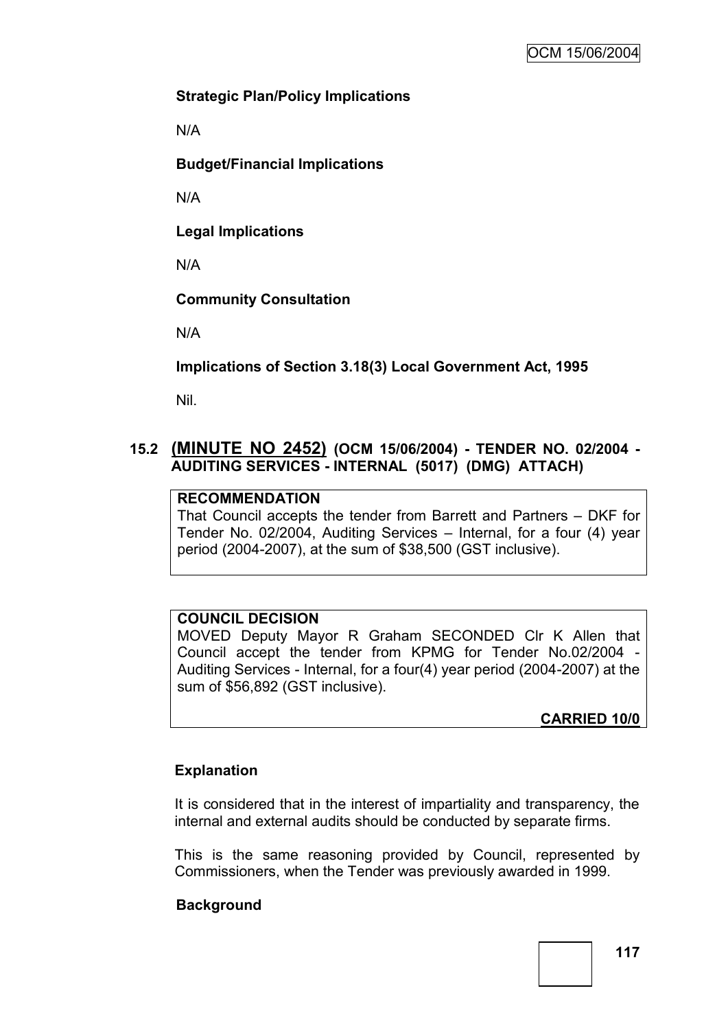**Strategic Plan/Policy Implications**

N/A

**Budget/Financial Implications**

N/A

**Legal Implications**

N/A

**Community Consultation**

N/A

**Implications of Section 3.18(3) Local Government Act, 1995**

Nil.

## 15.2 (MINUTE NO 2452) (OCM 15/06/2004) - TENDER NO. 02/2004 - AUDITING SERVICES - INTERNAL (5017) (DMG) ATTACH)

**RECOMMENDATION**

That Council accepts the tender from Barrett and Partners – DKF for Tender No. 02/2004, Auditing Services – Internal, for a four (4) year period (2004-2007), at the sum of $38,500 (GST inclusive).

**COUNCIL DECISION**

MOVED Deputy Mayor R Graham SECONDED Clr K Allen that Council accept the tender from KPMG for Tender No.02/2004 - Auditing Services - Internal, for a four(4) year period (2004-2007) at the sum of $56,892 (GST inclusive).

**CARRIED 10/0**

**Explanation**

It is considered that in the interest of impartiality and transparency, the internal and external audits should be conducted by separate firms.

This is the same reasoning provided by Council, represented by Commissioners, when the Tender was previously awarded in 1999.

**Background**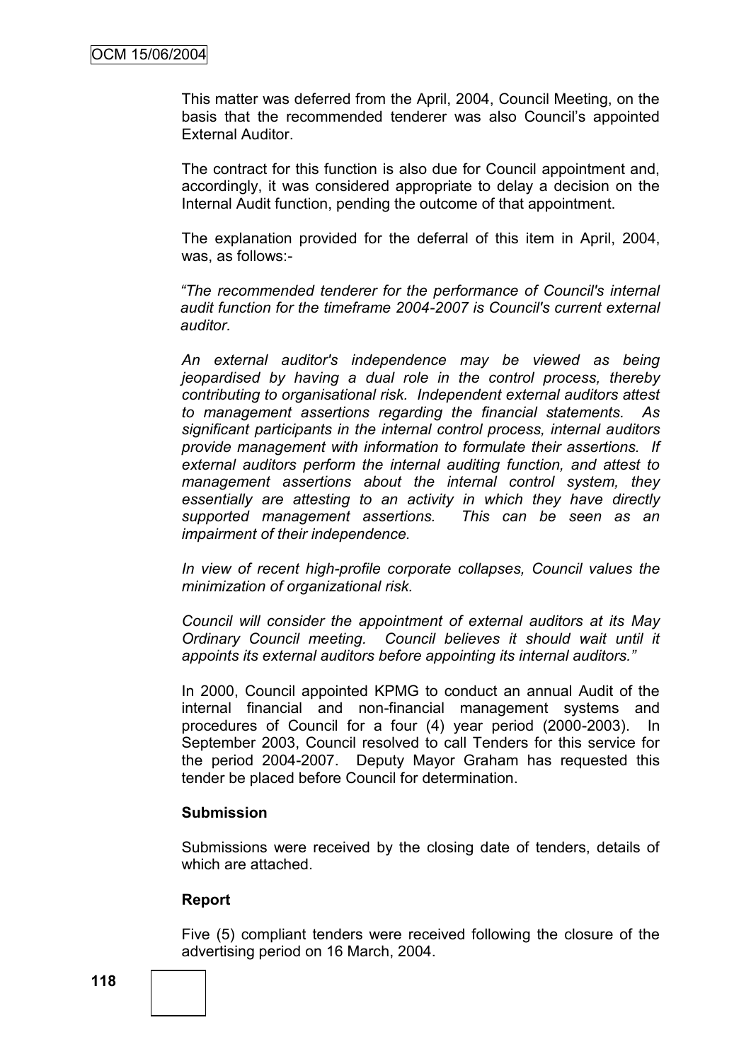This matter was deferred from the April, 2004, Council Meeting, on the basis that the recommended tenderer was also Council's appointed External Auditor.

The contract for this function is also due for Council appointment and, accordingly, it was considered appropriate to delay a decision on the Internal Audit function, pending the outcome of that appointment.

The explanation provided for the deferral of this item in April, 2004, was, as follows:-

*"The recommended tenderer for the performance of Council's internal audit function for the timeframe 2004-2007 is Council's current external auditor.*

*An external auditor's independence may be viewed as being jeopardised by having a dual role in the control process, thereby contributing to organisational risk. Independent external auditors attest to management assertions regarding the financial statements. As significant participants in the internal control process, internal auditors provide management with information to formulate their assertions. If external auditors perform the internal auditing function, and attest to management assertions about the internal control system, they essentially are attesting to an activity in which they have directly supported management assertions. This can be seen as an impairment of their independence.*

*In view of recent high-profile corporate collapses, Council values the minimization of organizational risk.*

*Council will consider the appointment of external auditors at its May Ordinary Council meeting. Council believes it should wait until it appoints its external auditors before appointing its internal auditors."*

In 2000, Council appointed KPMG to conduct an annual Audit of the internal financial and non-financial management systems and procedures of Council for a four (4) year period (2000-2003). In September 2003, Council resolved to call Tenders for this service for the period 2004-2007. Deputy Mayor Graham has requested this tender be placed before Council for determination.

**Submission**

Submissions were received by the closing date of tenders, details of which are attached.

**Report**

Five (5) compliant tenders were received following the closure of the advertising period on 16 March, 2004.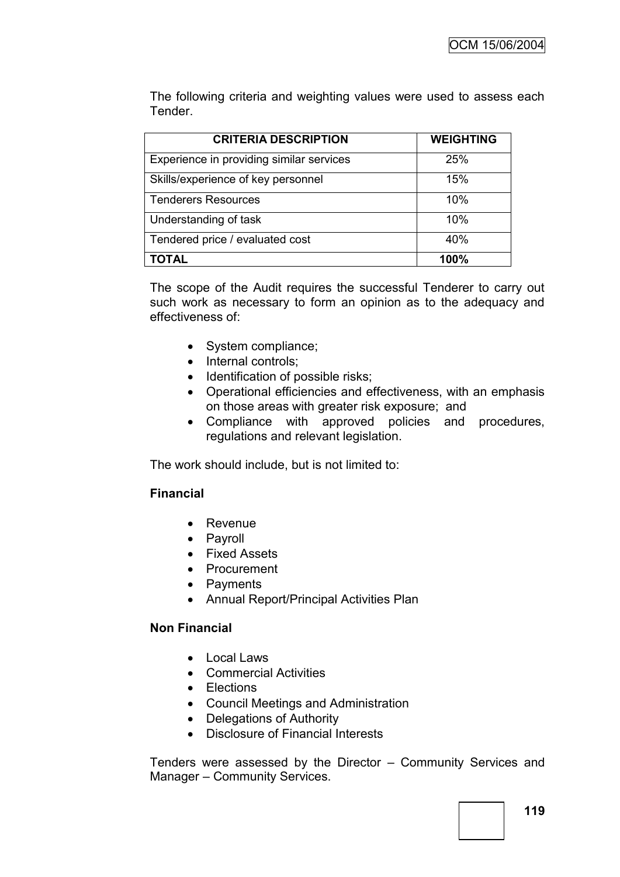The following criteria and weighting values were used to assess each Tender.

| CRITERIA DESCRIPTION | WEIGHTING |
|---|---|
| Experience in providing similar services | 25% |
| Skills/experience of key personnel | 15% |
| Tenderers Resources | 10% |
| Understanding of task | 10% |
| Tendered price / evaluated cost | 40% |
| **TOTAL** | **100%** |

The scope of the Audit requires the successful Tenderer to carry out such work as necessary to form an opinion as to the adequacy and effectiveness of:

- System compliance;
- Internal controls;
- Identification of possible risks;
- Operational efficiencies and effectiveness, with an emphasis on those areas with greater risk exposure; and
- Compliance with approved policies and procedures, regulations and relevant legislation.

The work should include, but is not limited to:

**Financial**

- Revenue
- Payroll
- Fixed Assets
- Procurement
- Payments
- Annual Report/Principal Activities Plan

**Non Financial**

- Local Laws
- Commercial Activities
- Elections
- Council Meetings and Administration
- Delegations of Authority
- Disclosure of Financial Interests

Tenders were assessed by the Director – Community Services and Manager – Community Services.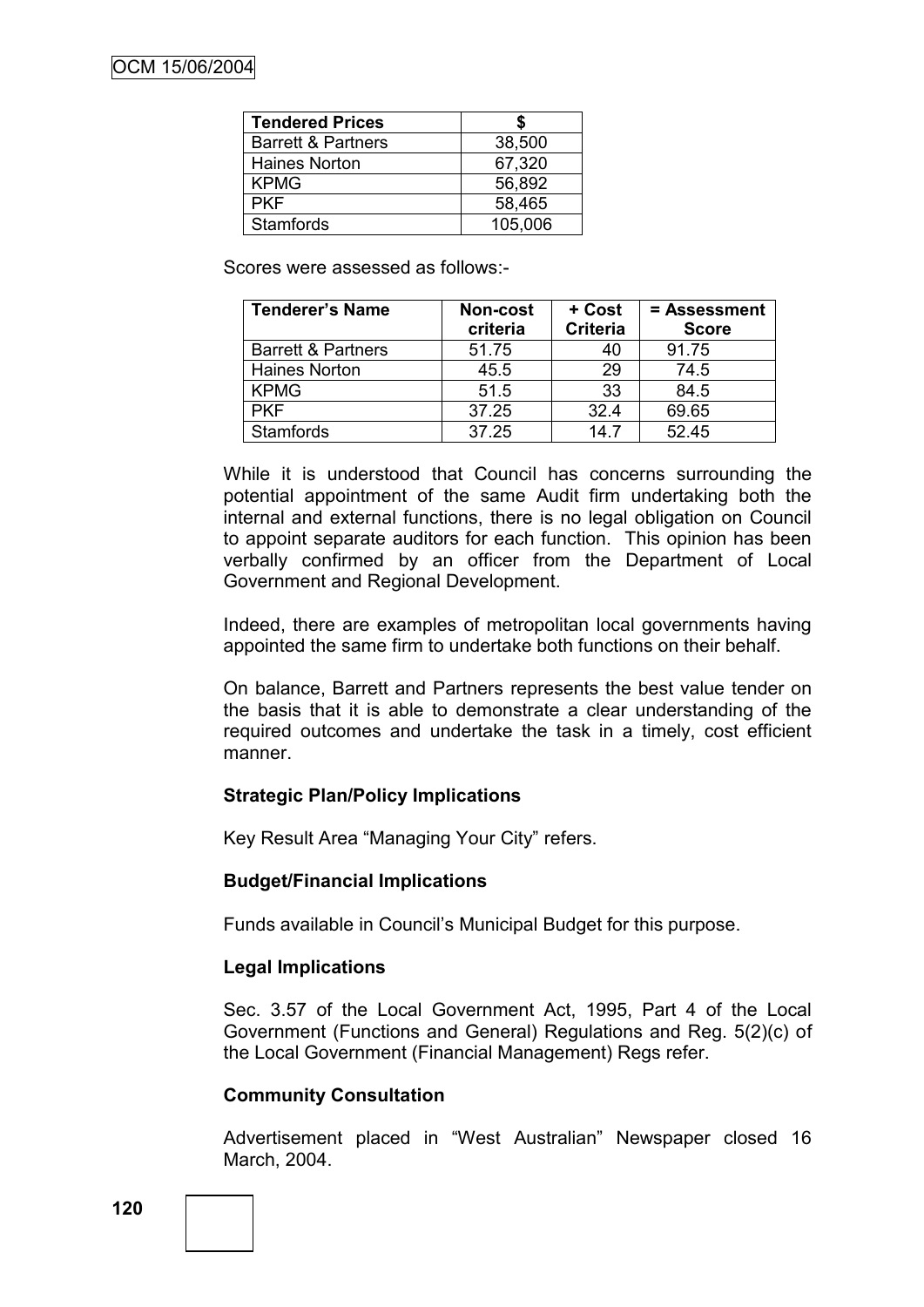| Tendered Prices | $ |
| --- | --- |
| Barrett & Partners | 38,500 |
| Haines Norton | 67,320 |
| KPMG | 56,892 |
| PKF | 58,465 |
| Stamfords | 105,006 |

Scores were assessed as follows:-

| Tenderer's Name | Non-cost criteria | + Cost Criteria | = Assessment Score |
| --- | --- | --- | --- |
| Barrett & Partners | 51.75 | 40 | 91.75 |
| Haines Norton | 45.5 | 29 | 74.5 |
| KPMG | 51.5 | 33 | 84.5 |
| PKF | 37.25 | 32.4 | 69.65 |
| Stamfords | 37.25 | 14.7 | 52.45 |

While it is understood that Council has concerns surrounding the potential appointment of the same Audit firm undertaking both the internal and external functions, there is no legal obligation on Council to appoint separate auditors for each function. This opinion has been verbally confirmed by an officer from the Department of Local Government and Regional Development.

Indeed, there are examples of metropolitan local governments having appointed the same firm to undertake both functions on their behalf.

On balance, Barrett and Partners represents the best value tender on the basis that it is able to demonstrate a clear understanding of the required outcomes and undertake the task in a timely, cost efficient manner.

**Strategic Plan/Policy Implications**

Key Result Area "Managing Your City" refers.

**Budget/Financial Implications**

Funds available in Council's Municipal Budget for this purpose.

**Legal Implications**

Sec. 3.57 of the Local Government Act, 1995, Part 4 of the Local Government (Functions and General) Regulations and Reg. 5(2)(c) of the Local Government (Financial Management) Regs refer.

**Community Consultation**

Advertisement placed in "West Australian" Newspaper closed 16 March, 2004.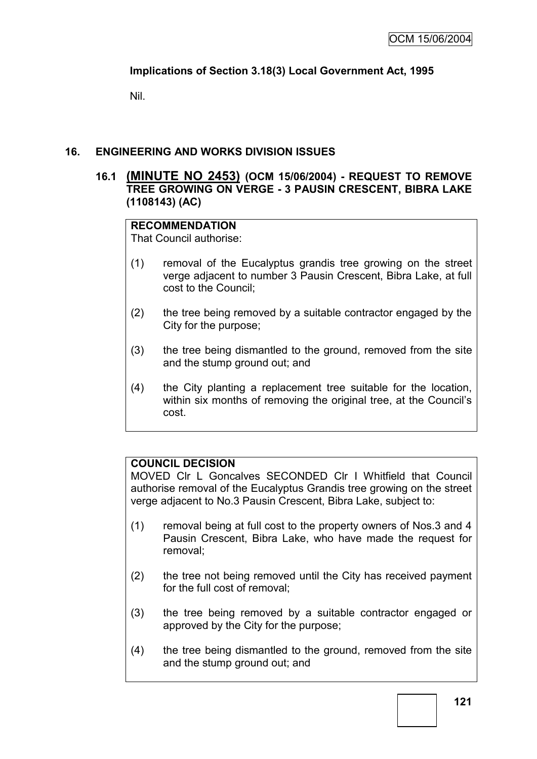**Implications of Section 3.18(3) Local Government Act, 1995**

Nil.

## 16. ENGINEERING AND WORKS DIVISION ISSUES

### 16.1 (MINUTE NO 2453) (OCM 15/06/2004) - REQUEST TO REMOVE TREE GROWING ON VERGE - 3 PAUSIN CRESCENT, BIBRA LAKE (1108143) (AC)

**RECOMMENDATION**

That Council authorise:

(1) removal of the Eucalyptus grandis tree growing on the street verge adjacent to number 3 Pausin Crescent, Bibra Lake, at full cost to the Council;

(2) the tree being removed by a suitable contractor engaged by the City for the purpose;

(3) the tree being dismantled to the ground, removed from the site and the stump ground out; and

(4) the City planting a replacement tree suitable for the location, within six months of removing the original tree, at the Council's cost.

**COUNCIL DECISION**

MOVED Clr L Goncalves SECONDED Clr I Whitfield that Council authorise removal of the Eucalyptus Grandis tree growing on the street verge adjacent to No.3 Pausin Crescent, Bibra Lake, subject to:

(1) removal being at full cost to the property owners of Nos.3 and 4 Pausin Crescent, Bibra Lake, who have made the request for removal;

(2) the tree not being removed until the City has received payment for the full cost of removal;

(3) the tree being removed by a suitable contractor engaged or approved by the City for the purpose;

(4) the tree being dismantled to the ground, removed from the site and the stump ground out; and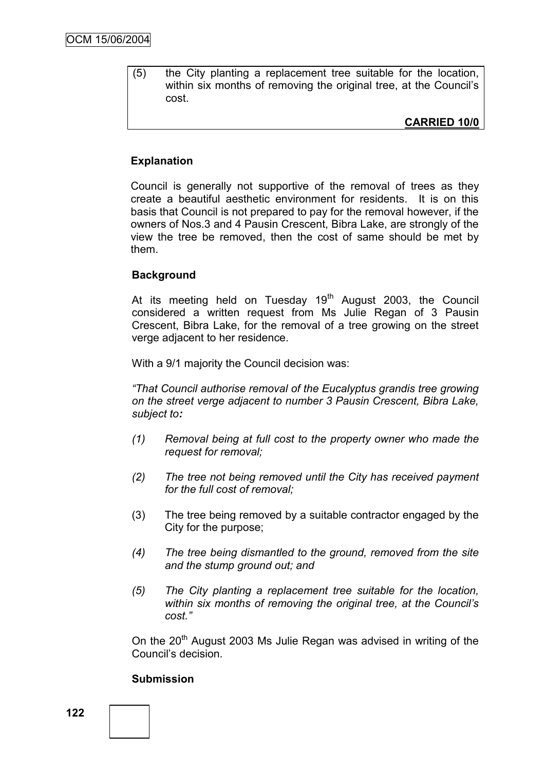(5) the City planting a replacement tree suitable for the location, within six months of removing the original tree, at the Council's cost.

**CARRIED 10/0**

**Explanation**

Council is generally not supportive of the removal of trees as they create a beautiful aesthetic environment for residents. It is on this basis that Council is not prepared to pay for the removal however, if the owners of Nos.3 and 4 Pausin Crescent, Bibra Lake, are strongly of the view the tree be removed, then the cost of same should be met by them.

**Background**

At its meeting held on Tuesday 19th August 2003, the Council considered a written request from Ms Julie Regan of 3 Pausin Crescent, Bibra Lake, for the removal of a tree growing on the street verge adjacent to her residence.

With a 9/1 majority the Council decision was:

*"That Council authorise removal of the Eucalyptus grandis tree growing on the street verge adjacent to number 3 Pausin Crescent, Bibra Lake, subject to:*

*(1) Removal being at full cost to the property owner who made the request for removal;*

*(2) The tree not being removed until the City has received payment for the full cost of removal;*

(3) The tree being removed by a suitable contractor engaged by the City for the purpose;

*(4) The tree being dismantled to the ground, removed from the site and the stump ground out; and*

*(5) The City planting a replacement tree suitable for the location, within six months of removing the original tree, at the Council's cost."*

On the 20th August 2003 Ms Julie Regan was advised in writing of the Council's decision.

**Submission**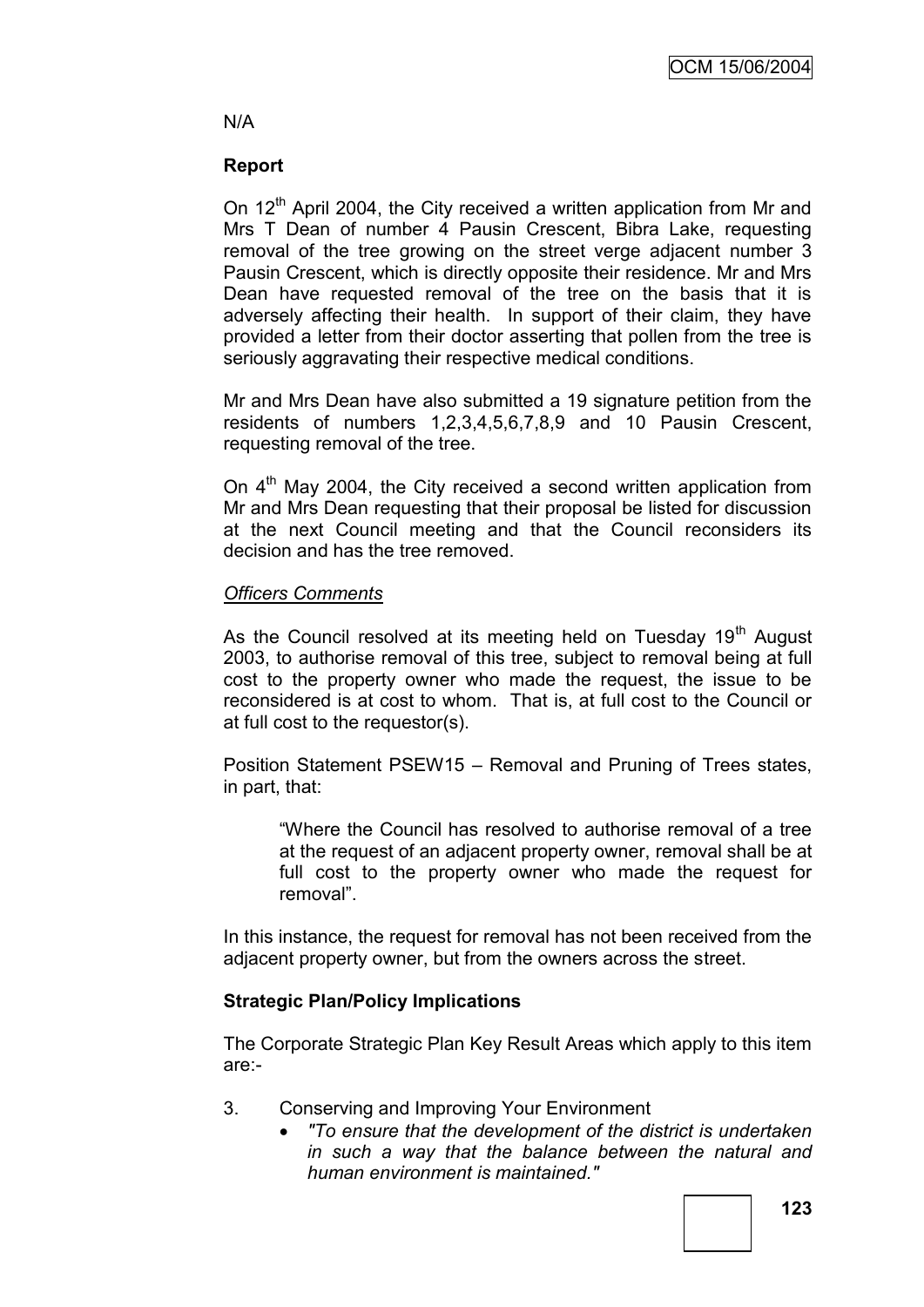N/A

**Report**

On 12th April 2004, the City received a written application from Mr and Mrs T Dean of number 4 Pausin Crescent, Bibra Lake, requesting removal of the tree growing on the street verge adjacent number 3 Pausin Crescent, which is directly opposite their residence. Mr and Mrs Dean have requested removal of the tree on the basis that it is adversely affecting their health. In support of their claim, they have provided a letter from their doctor asserting that pollen from the tree is seriously aggravating their respective medical conditions.

Mr and Mrs Dean have also submitted a 19 signature petition from the residents of numbers 1,2,3,4,5,6,7,8,9 and 10 Pausin Crescent, requesting removal of the tree.

On 4th May 2004, the City received a second written application from Mr and Mrs Dean requesting that their proposal be listed for discussion at the next Council meeting and that the Council reconsiders its decision and has the tree removed.

*Officers Comments*

As the Council resolved at its meeting held on Tuesday 19th August 2003, to authorise removal of this tree, subject to removal being at full cost to the property owner who made the request, the issue to be reconsidered is at cost to whom. That is, at full cost to the Council or at full cost to the requestor(s).

Position Statement PSEW15 – Removal and Pruning of Trees states, in part, that:

> "Where the Council has resolved to authorise removal of a tree at the request of an adjacent property owner, removal shall be at full cost to the property owner who made the request for removal".

In this instance, the request for removal has not been received from the adjacent property owner, but from the owners across the street.

**Strategic Plan/Policy Implications**

The Corporate Strategic Plan Key Result Areas which apply to this item are:-

3. Conserving and Improving Your Environment
   - *"To ensure that the development of the district is undertaken in such a way that the balance between the natural and human environment is maintained."*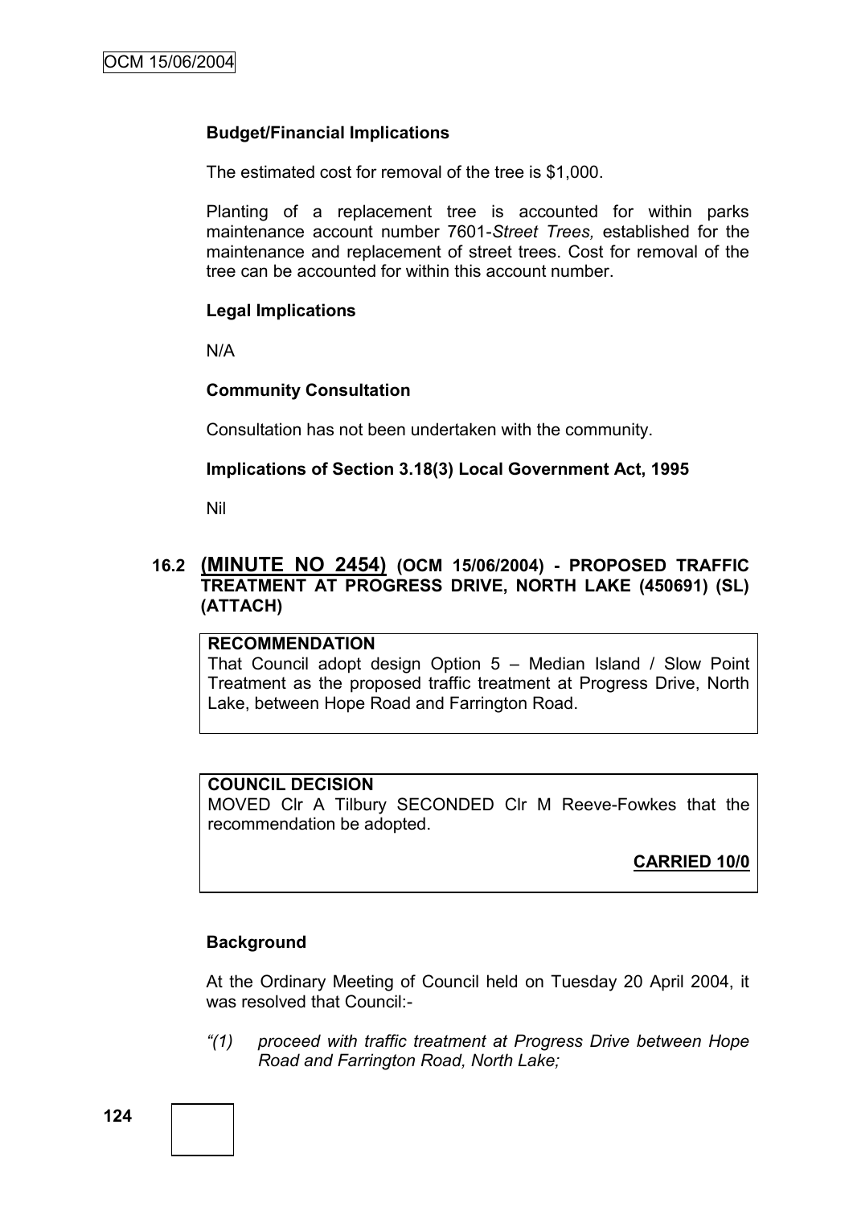**Budget/Financial Implications**

The estimated cost for removal of the tree is $1,000.

Planting of a replacement tree is accounted for within parks maintenance account number 7601-*Street Trees,* established for the maintenance and replacement of street trees. Cost for removal of the tree can be accounted for within this account number.

**Legal Implications**

N/A

**Community Consultation**

Consultation has not been undertaken with the community.

**Implications of Section 3.18(3) Local Government Act, 1995**

Nil

## 16.2 (MINUTE NO 2454) (OCM 15/06/2004) - PROPOSED TRAFFIC TREATMENT AT PROGRESS DRIVE, NORTH LAKE (450691) (SL) (ATTACH)

**RECOMMENDATION**
That Council adopt design Option 5 – Median Island / Slow Point Treatment as the proposed traffic treatment at Progress Drive, North Lake, between Hope Road and Farrington Road.

**COUNCIL DECISION**
MOVED Clr A Tilbury SECONDED Clr M Reeve-Fowkes that the recommendation be adopted.

**CARRIED 10/0**

**Background**

At the Ordinary Meeting of Council held on Tuesday 20 April 2004, it was resolved that Council:-

*"(1) proceed with traffic treatment at Progress Drive between Hope Road and Farrington Road, North Lake;*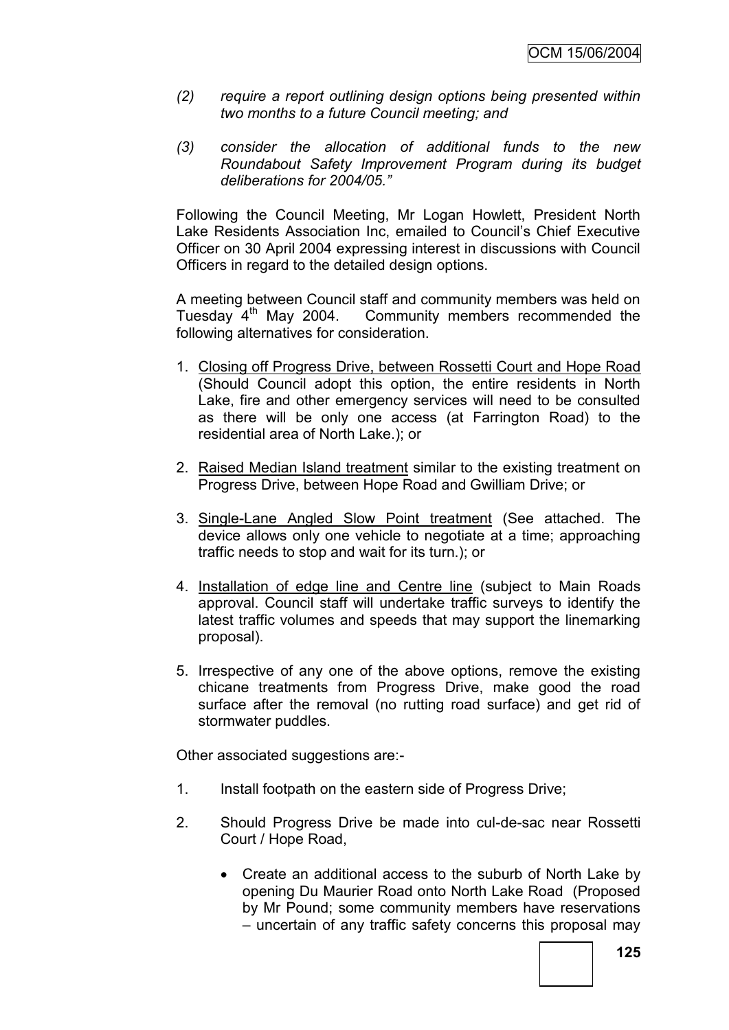*(2) require a report outlining design options being presented within two months to a future Council meeting; and*

*(3) consider the allocation of additional funds to the new Roundabout Safety Improvement Program during its budget deliberations for 2004/05."*

Following the Council Meeting, Mr Logan Howlett, President North Lake Residents Association Inc, emailed to Council's Chief Executive Officer on 30 April 2004 expressing interest in discussions with Council Officers in regard to the detailed design options.

A meeting between Council staff and community members was held on Tuesday 4th May 2004. Community members recommended the following alternatives for consideration.

1. <u>Closing off Progress Drive, between Rossetti Court and Hope Road</u> (Should Council adopt this option, the entire residents in North Lake, fire and other emergency services will need to be consulted as there will be only one access (at Farrington Road) to the residential area of North Lake.); or

2. <u>Raised Median Island treatment</u> similar to the existing treatment on Progress Drive, between Hope Road and Gwilliam Drive; or

3. <u>Single-Lane Angled Slow Point treatment</u> (See attached. The device allows only one vehicle to negotiate at a time; approaching traffic needs to stop and wait for its turn.); or

4. <u>Installation of edge line and Centre line</u> (subject to Main Roads approval. Council staff will undertake traffic surveys to identify the latest traffic volumes and speeds that may support the linemarking proposal).

5. Irrespective of any one of the above options, remove the existing chicane treatments from Progress Drive, make good the road surface after the removal (no rutting road surface) and get rid of stormwater puddles.

Other associated suggestions are:-

1. Install footpath on the eastern side of Progress Drive;

2. Should Progress Drive be made into cul-de-sac near Rossetti Court / Hope Road,

   - Create an additional access to the suburb of North Lake by opening Du Maurier Road onto North Lake Road (Proposed by Mr Pound; some community members have reservations – uncertain of any traffic safety concerns this proposal may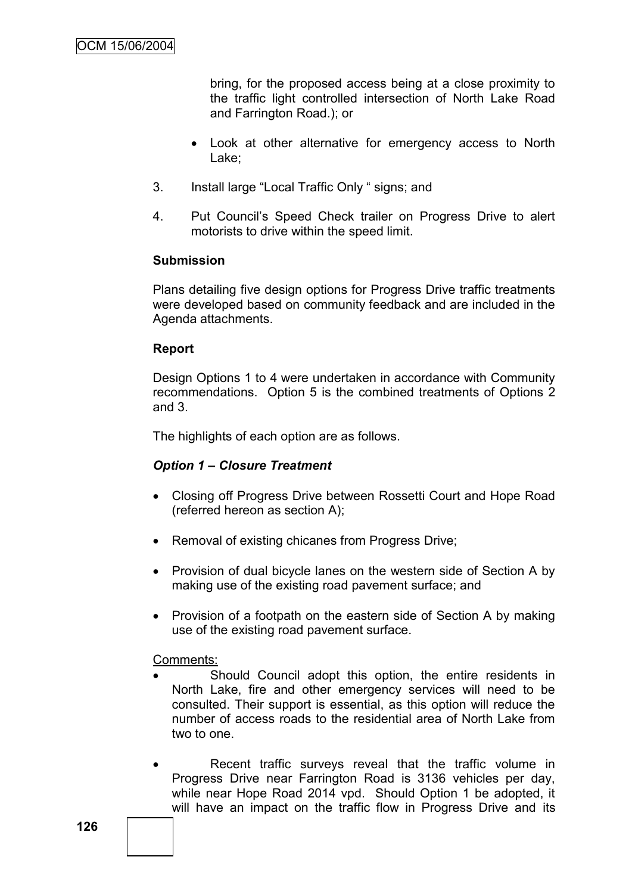bring, for the proposed access being at a close proximity to the traffic light controlled intersection of North Lake Road and Farrington Road.); or

- Look at other alternative for emergency access to North Lake;

3. Install large "Local Traffic Only " signs; and

4. Put Council's Speed Check trailer on Progress Drive to alert motorists to drive within the speed limit.

**Submission**

Plans detailing five design options for Progress Drive traffic treatments were developed based on community feedback and are included in the Agenda attachments.

**Report**

Design Options 1 to 4 were undertaken in accordance with Community recommendations. Option 5 is the combined treatments of Options 2 and 3.

The highlights of each option are as follows.

***Option 1 – Closure Treatment***

- Closing off Progress Drive between Rossetti Court and Hope Road (referred hereon as section A);
- Removal of existing chicanes from Progress Drive;
- Provision of dual bicycle lanes on the western side of Section A by making use of the existing road pavement surface; and
- Provision of a footpath on the eastern side of Section A by making use of the existing road pavement surface.

Comments:

- Should Council adopt this option, the entire residents in North Lake, fire and other emergency services will need to be consulted. Their support is essential, as this option will reduce the number of access roads to the residential area of North Lake from two to one.
- Recent traffic surveys reveal that the traffic volume in Progress Drive near Farrington Road is 3136 vehicles per day, while near Hope Road 2014 vpd. Should Option 1 be adopted, it will have an impact on the traffic flow in Progress Drive and its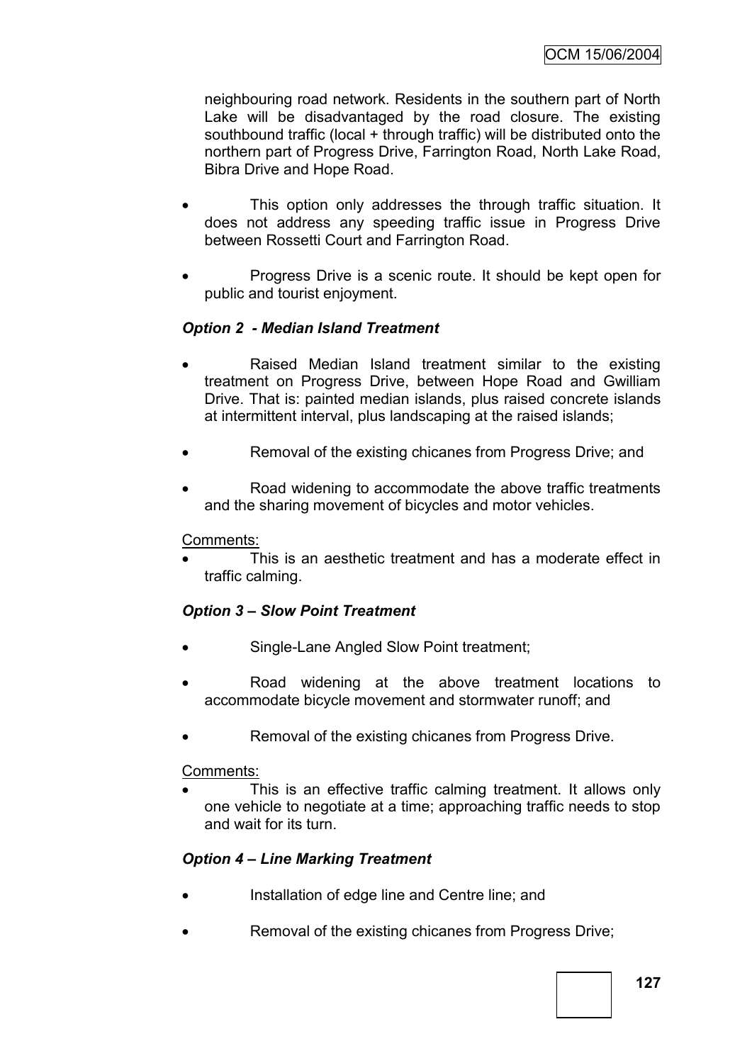neighbouring road network. Residents in the southern part of North Lake will be disadvantaged by the road closure. The existing southbound traffic (local + through traffic) will be distributed onto the northern part of Progress Drive, Farrington Road, North Lake Road, Bibra Drive and Hope Road.

- This option only addresses the through traffic situation. It does not address any speeding traffic issue in Progress Drive between Rossetti Court and Farrington Road.
- Progress Drive is a scenic route. It should be kept open for public and tourist enjoyment.

### *Option 2 - Median Island Treatment*

- Raised Median Island treatment similar to the existing treatment on Progress Drive, between Hope Road and Gwilliam Drive. That is: painted median islands, plus raised concrete islands at intermittent interval, plus landscaping at the raised islands;
- Removal of the existing chicanes from Progress Drive; and
- Road widening to accommodate the above traffic treatments and the sharing movement of bicycles and motor vehicles.

Comments:

- This is an aesthetic treatment and has a moderate effect in traffic calming.

### *Option 3 – Slow Point Treatment*

- Single-Lane Angled Slow Point treatment;
- Road widening at the above treatment locations to accommodate bicycle movement and stormwater runoff; and
- Removal of the existing chicanes from Progress Drive.

Comments:

- This is an effective traffic calming treatment. It allows only one vehicle to negotiate at a time; approaching traffic needs to stop and wait for its turn.

### *Option 4 – Line Marking Treatment*

- Installation of edge line and Centre line; and
- Removal of the existing chicanes from Progress Drive;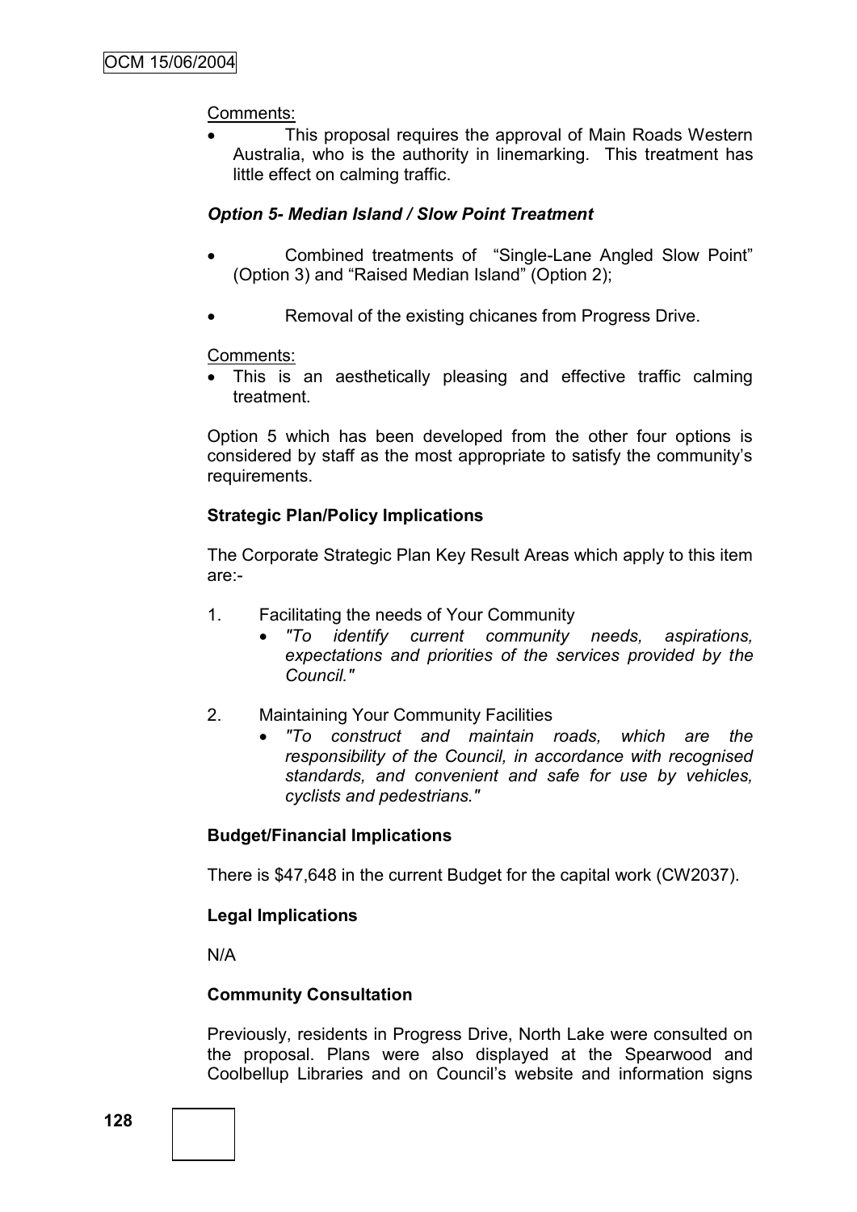Comments:

- This proposal requires the approval of Main Roads Western Australia, who is the authority in linemarking. This treatment has little effect on calming traffic.

***Option 5- Median Island / Slow Point Treatment***

- Combined treatments of "Single-Lane Angled Slow Point" (Option 3) and "Raised Median Island" (Option 2);

- Removal of the existing chicanes from Progress Drive.

Comments:

- This is an aesthetically pleasing and effective traffic calming treatment.

Option 5 which has been developed from the other four options is considered by staff as the most appropriate to satisfy the community's requirements.

**Strategic Plan/Policy Implications**

The Corporate Strategic Plan Key Result Areas which apply to this item are:-

1. Facilitating the needs of Your Community
   - *"To identify current community needs, aspirations, expectations and priorities of the services provided by the Council."*

2. Maintaining Your Community Facilities
   - *"To construct and maintain roads, which are the responsibility of the Council, in accordance with recognised standards, and convenient and safe for use by vehicles, cyclists and pedestrians."*

**Budget/Financial Implications**

There is $47,648 in the current Budget for the capital work (CW2037).

**Legal Implications**

N/A

**Community Consultation**

Previously, residents in Progress Drive, North Lake were consulted on the proposal. Plans were also displayed at the Spearwood and Coolbellup Libraries and on Council's website and information signs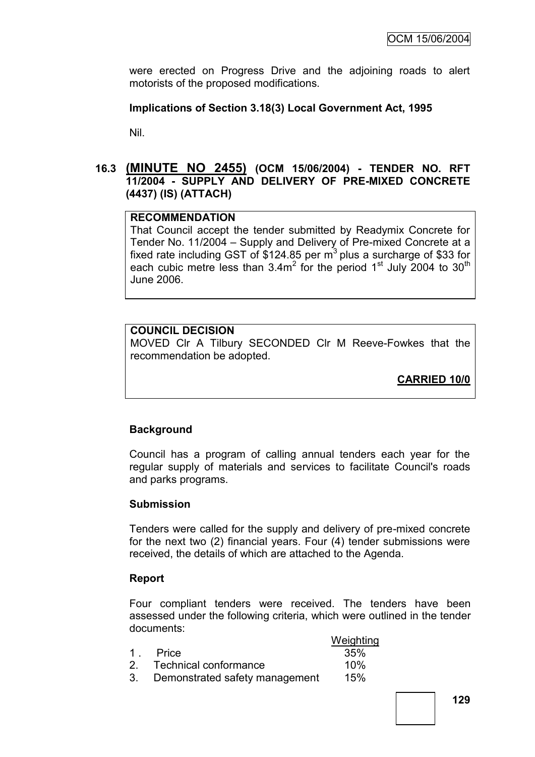were erected on Progress Drive and the adjoining roads to alert motorists of the proposed modifications.

**Implications of Section 3.18(3) Local Government Act, 1995**

Nil.

### 16.3 (MINUTE NO 2455) (OCM 15/06/2004) - TENDER NO. RFT 11/2004 - SUPPLY AND DELIVERY OF PRE-MIXED CONCRETE (4437) (IS) (ATTACH)

**RECOMMENDATION**

That Council accept the tender submitted by Readymix Concrete for Tender No. 11/2004 – Supply and Delivery of Pre-mixed Concrete at a fixed rate including GST of \$124.85 per $m^3$ plus a surcharge of \$33 for each cubic metre less than $3.4m^2$ for the period 1st July 2004 to 30th June 2006.

**COUNCIL DECISION**

MOVED Clr A Tilbury SECONDED Clr M Reeve-Fowkes that the recommendation be adopted.

**CARRIED 10/0**

**Background**

Council has a program of calling annual tenders each year for the regular supply of materials and services to facilitate Council's roads and parks programs.

**Submission**

Tenders were called for the supply and delivery of pre-mixed concrete for the next two (2) financial years. Four (4) tender submissions were received, the details of which are attached to the Agenda.

**Report**

Four compliant tenders were received. The tenders have been assessed under the following criteria, which were outlined in the tender documents:

| | Criteria | Weighting |
|---|---|---|
| 1. | Price | 35% |
| 2. | Technical conformance | 10% |
| 3. | Demonstrated safety management | 15% |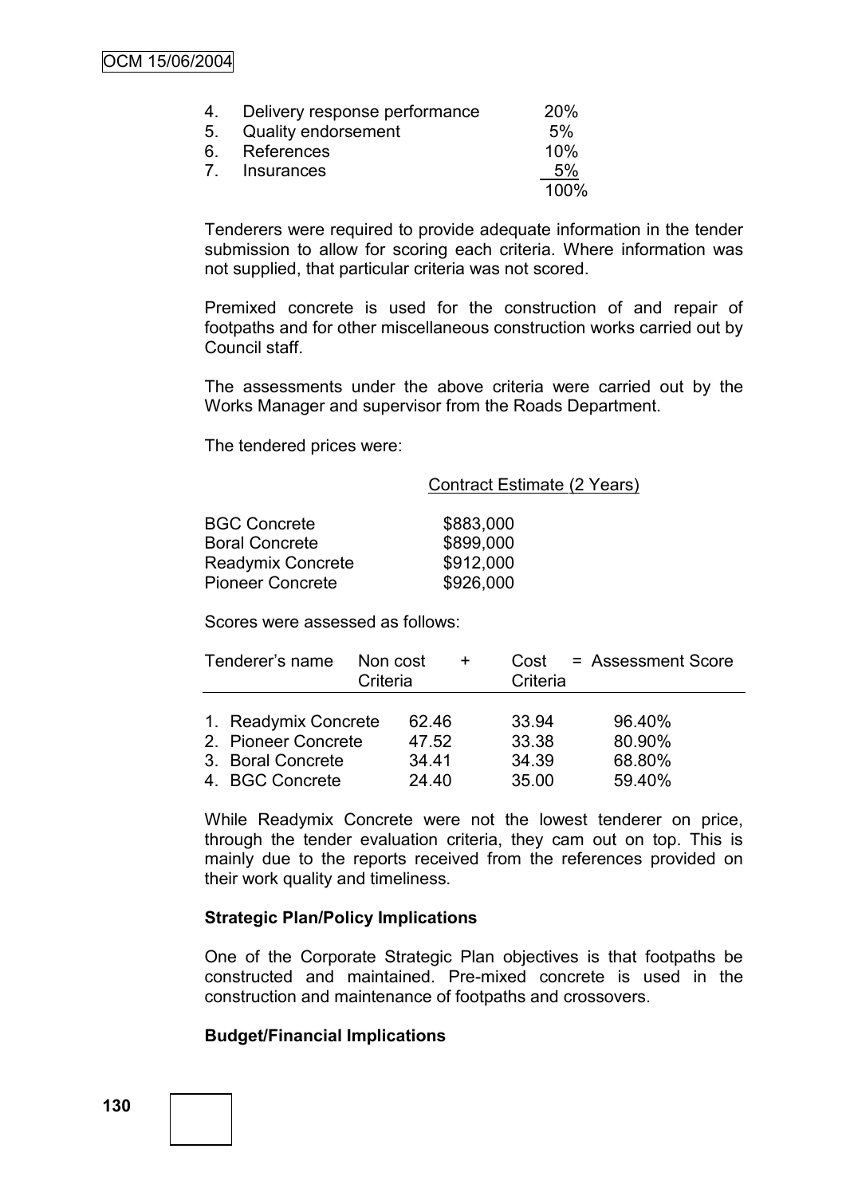| | | |
|---|---|---|
| 4. | Delivery response performance | 20% |
| 5. | Quality endorsement | 5% |
| 6. | References | 10% |
| 7. | Insurances | 5% |
| | | 100% |

Tenderers were required to provide adequate information in the tender submission to allow for scoring each criteria. Where information was not supplied, that particular criteria was not scored.

Premixed concrete is used for the construction of and repair of footpaths and for other miscellaneous construction works carried out by Council staff.

The assessments under the above criteria were carried out by the Works Manager and supervisor from the Roads Department.

The tendered prices were:

| | Contract Estimate (2 Years) |
|---|---|
| BGC Concrete | $883,000 |
| Boral Concrete | $899,000 |
| Readymix Concrete | $912,000 |
| Pioneer Concrete | $926,000 |

Scores were assessed as follows:

| Tenderer's name | Non cost Criteria + | Cost Criteria | = Assessment Score |
|---|---|---|---|
| 1. Readymix Concrete | 62.46 | 33.94 | 96.40% |
| 2. Pioneer Concrete | 47.52 | 33.38 | 80.90% |
| 3. Boral Concrete | 34.41 | 34.39 | 68.80% |
| 4. BGC Concrete | 24.40 | 35.00 | 59.40% |

While Readymix Concrete were not the lowest tenderer on price, through the tender evaluation criteria, they cam out on top. This is mainly due to the reports received from the references provided on their work quality and timeliness.

**Strategic Plan/Policy Implications**

One of the Corporate Strategic Plan objectives is that footpaths be constructed and maintained. Pre-mixed concrete is used in the construction and maintenance of footpaths and crossovers.

**Budget/Financial Implications**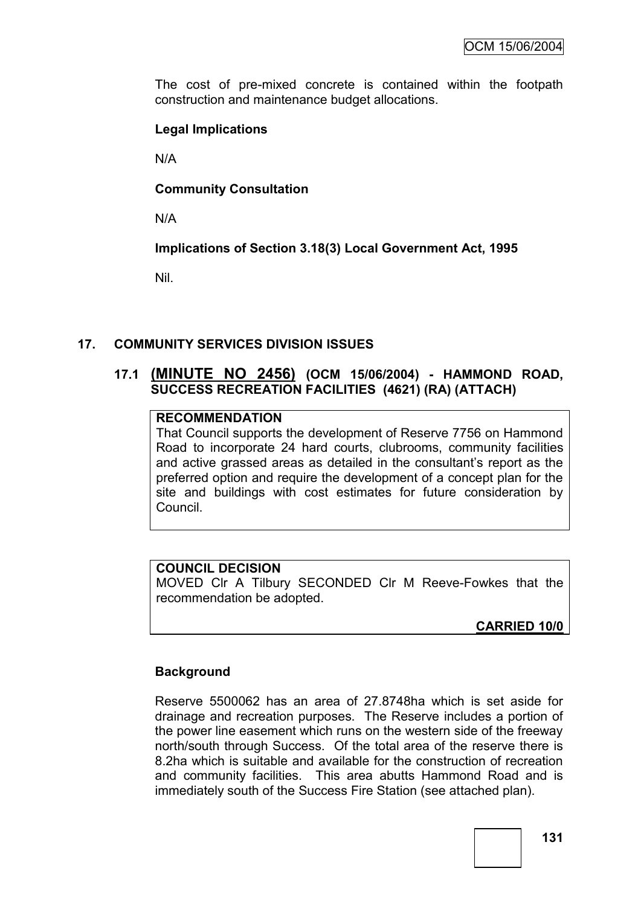The cost of pre-mixed concrete is contained within the footpath construction and maintenance budget allocations.

**Legal Implications**

N/A

**Community Consultation**

N/A

**Implications of Section 3.18(3) Local Government Act, 1995**

Nil.

## 17. COMMUNITY SERVICES DIVISION ISSUES

### 17.1 (MINUTE NO 2456) (OCM 15/06/2004) - HAMMOND ROAD, SUCCESS RECREATION FACILITIES (4621) (RA) (ATTACH)

**RECOMMENDATION**

That Council supports the development of Reserve 7756 on Hammond Road to incorporate 24 hard courts, clubrooms, community facilities and active grassed areas as detailed in the consultant's report as the preferred option and require the development of a concept plan for the site and buildings with cost estimates for future consideration by Council.

**COUNCIL DECISION**

MOVED Clr A Tilbury SECONDED Clr M Reeve-Fowkes that the recommendation be adopted.

**CARRIED 10/0**

**Background**

Reserve 5500062 has an area of 27.8748ha which is set aside for drainage and recreation purposes. The Reserve includes a portion of the power line easement which runs on the western side of the freeway north/south through Success. Of the total area of the reserve there is 8.2ha which is suitable and available for the construction of recreation and community facilities. This area abutts Hammond Road and is immediately south of the Success Fire Station (see attached plan).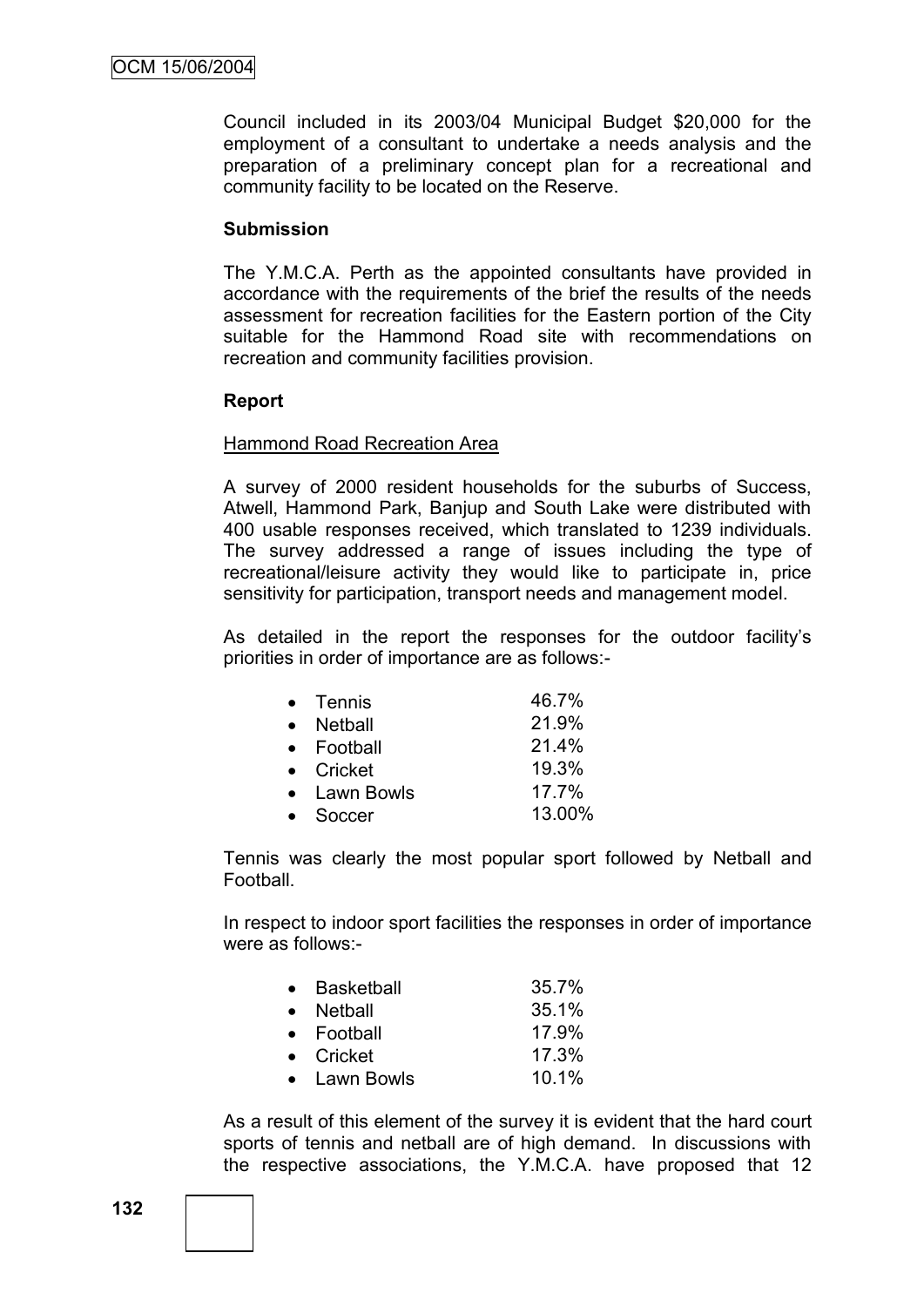Council included in its 2003/04 Municipal Budget $20,000 for the employment of a consultant to undertake a needs analysis and the preparation of a preliminary concept plan for a recreational and community facility to be located on the Reserve.

**Submission**

The Y.M.C.A. Perth as the appointed consultants have provided in accordance with the requirements of the brief the results of the needs assessment for recreation facilities for the Eastern portion of the City suitable for the Hammond Road site with recommendations on recreation and community facilities provision.

**Report**

Hammond Road Recreation Area

A survey of 2000 resident households for the suburbs of Success, Atwell, Hammond Park, Banjup and South Lake were distributed with 400 usable responses received, which translated to 1239 individuals. The survey addressed a range of issues including the type of recreational/leisure activity they would like to participate in, price sensitivity for participation, transport needs and management model.

As detailed in the report the responses for the outdoor facility's priorities in order of importance are as follows:-

- Tennis 46.7%
- Netball 21.9%
- Football 21.4%
- Cricket 19.3%
- Lawn Bowls 17.7%
- Soccer 13.00%

Tennis was clearly the most popular sport followed by Netball and Football.

In respect to indoor sport facilities the responses in order of importance were as follows:-

- Basketball 35.7%
- Netball 35.1%
- Football 17.9%
- Cricket 17.3%
- Lawn Bowls 10.1%

As a result of this element of the survey it is evident that the hard court sports of tennis and netball are of high demand. In discussions with the respective associations, the Y.M.C.A. have proposed that 12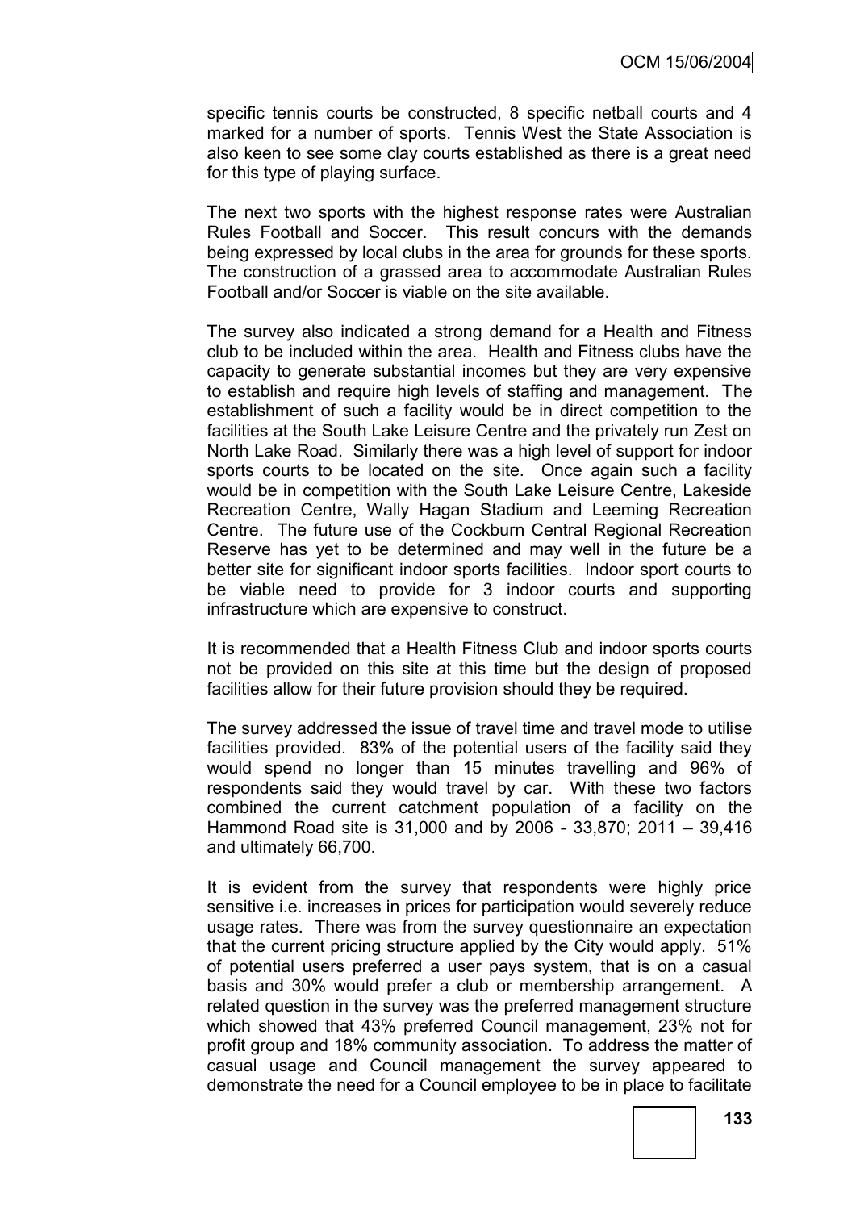specific tennis courts be constructed, 8 specific netball courts and 4 marked for a number of sports. Tennis West the State Association is also keen to see some clay courts established as there is a great need for this type of playing surface.

The next two sports with the highest response rates were Australian Rules Football and Soccer. This result concurs with the demands being expressed by local clubs in the area for grounds for these sports. The construction of a grassed area to accommodate Australian Rules Football and/or Soccer is viable on the site available.

The survey also indicated a strong demand for a Health and Fitness club to be included within the area. Health and Fitness clubs have the capacity to generate substantial incomes but they are very expensive to establish and require high levels of staffing and management. The establishment of such a facility would be in direct competition to the facilities at the South Lake Leisure Centre and the privately run Zest on North Lake Road. Similarly there was a high level of support for indoor sports courts to be located on the site. Once again such a facility would be in competition with the South Lake Leisure Centre, Lakeside Recreation Centre, Wally Hagan Stadium and Leeming Recreation Centre. The future use of the Cockburn Central Regional Recreation Reserve has yet to be determined and may well in the future be a better site for significant indoor sports facilities. Indoor sport courts to be viable need to provide for 3 indoor courts and supporting infrastructure which are expensive to construct.

It is recommended that a Health Fitness Club and indoor sports courts not be provided on this site at this time but the design of proposed facilities allow for their future provision should they be required.

The survey addressed the issue of travel time and travel mode to utilise facilities provided. 83% of the potential users of the facility said they would spend no longer than 15 minutes travelling and 96% of respondents said they would travel by car. With these two factors combined the current catchment population of a facility on the Hammond Road site is 31,000 and by 2006 - 33,870; 2011 – 39,416 and ultimately 66,700.

It is evident from the survey that respondents were highly price sensitive i.e. increases in prices for participation would severely reduce usage rates. There was from the survey questionnaire an expectation that the current pricing structure applied by the City would apply. 51% of potential users preferred a user pays system, that is on a casual basis and 30% would prefer a club or membership arrangement. A related question in the survey was the preferred management structure which showed that 43% preferred Council management, 23% not for profit group and 18% community association. To address the matter of casual usage and Council management the survey appeared to demonstrate the need for a Council employee to be in place to facilitate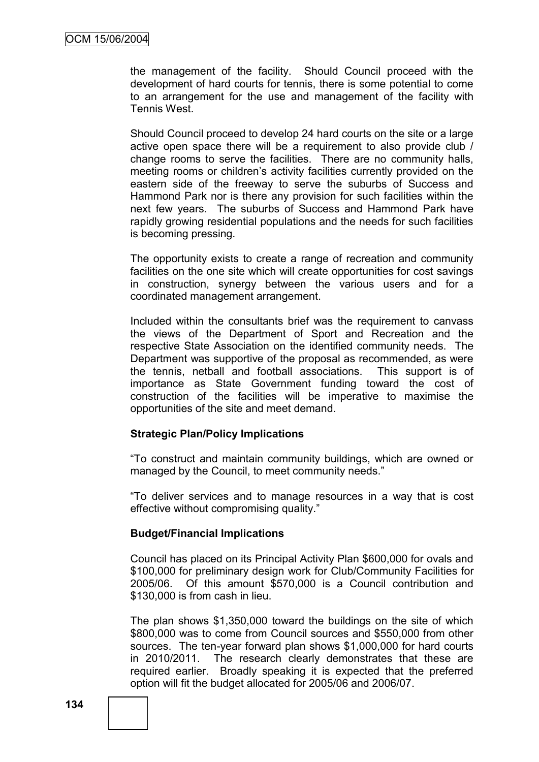the management of the facility. Should Council proceed with the development of hard courts for tennis, there is some potential to come to an arrangement for the use and management of the facility with Tennis West.

Should Council proceed to develop 24 hard courts on the site or a large active open space there will be a requirement to also provide club / change rooms to serve the facilities. There are no community halls, meeting rooms or children's activity facilities currently provided on the eastern side of the freeway to serve the suburbs of Success and Hammond Park nor is there any provision for such facilities within the next few years. The suburbs of Success and Hammond Park have rapidly growing residential populations and the needs for such facilities is becoming pressing.

The opportunity exists to create a range of recreation and community facilities on the one site which will create opportunities for cost savings in construction, synergy between the various users and for a coordinated management arrangement.

Included within the consultants brief was the requirement to canvass the views of the Department of Sport and Recreation and the respective State Association on the identified community needs. The Department was supportive of the proposal as recommended, as were the tennis, netball and football associations. This support is of importance as State Government funding toward the cost of construction of the facilities will be imperative to maximise the opportunities of the site and meet demand.

**Strategic Plan/Policy Implications**

"To construct and maintain community buildings, which are owned or managed by the Council, to meet community needs."

"To deliver services and to manage resources in a way that is cost effective without compromising quality."

**Budget/Financial Implications**

Council has placed on its Principal Activity Plan $600,000 for ovals and $100,000 for preliminary design work for Club/Community Facilities for 2005/06. Of this amount $570,000 is a Council contribution and $130,000 is from cash in lieu.

The plan shows $1,350,000 toward the buildings on the site of which $800,000 was to come from Council sources and $550,000 from other sources. The ten-year forward plan shows $1,000,000 for hard courts in 2010/2011. The research clearly demonstrates that these are required earlier. Broadly speaking it is expected that the preferred option will fit the budget allocated for 2005/06 and 2006/07.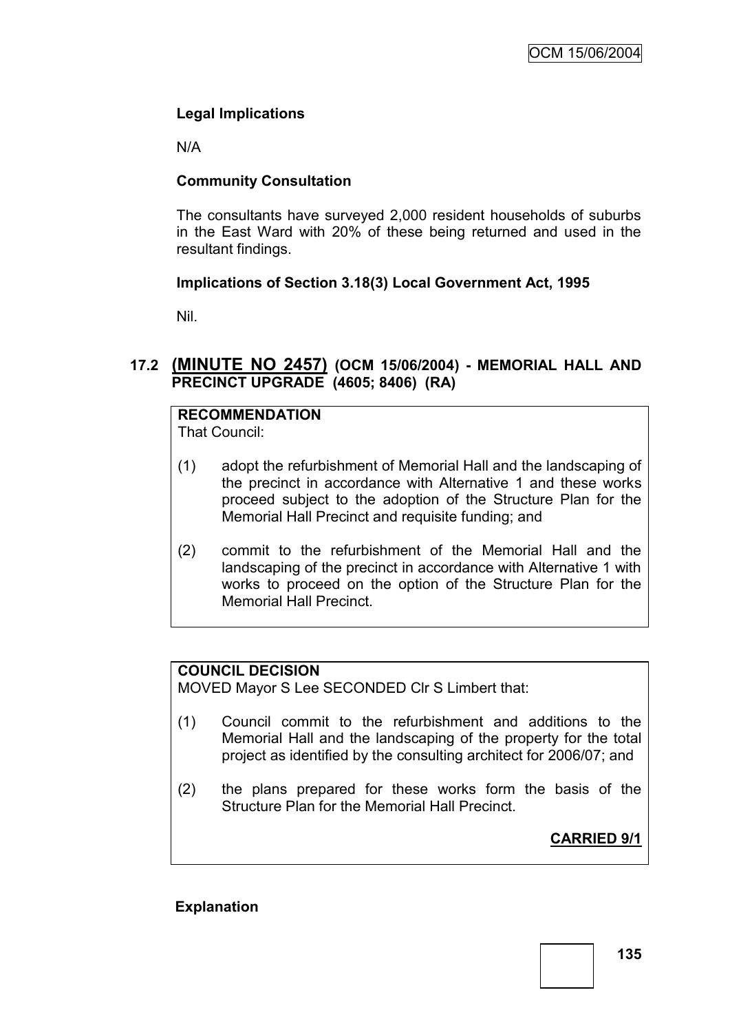**Legal Implications**

N/A

**Community Consultation**

The consultants have surveyed 2,000 resident households of suburbs in the East Ward with 20% of these being returned and used in the resultant findings.

**Implications of Section 3.18(3) Local Government Act, 1995**

Nil.

## 17.2 (MINUTE NO 2457) (OCM 15/06/2004) - MEMORIAL HALL AND PRECINCT UPGRADE (4605; 8406) (RA)

**RECOMMENDATION**

That Council:

(1) adopt the refurbishment of Memorial Hall and the landscaping of the precinct in accordance with Alternative 1 and these works proceed subject to the adoption of the Structure Plan for the Memorial Hall Precinct and requisite funding; and

(2) commit to the refurbishment of the Memorial Hall and the landscaping of the precinct in accordance with Alternative 1 with works to proceed on the option of the Structure Plan for the Memorial Hall Precinct.

**COUNCIL DECISION**

MOVED Mayor S Lee SECONDED Clr S Limbert that:

(1) Council commit to the refurbishment and additions to the Memorial Hall and the landscaping of the property for the total project as identified by the consulting architect for 2006/07; and

(2) the plans prepared for these works form the basis of the Structure Plan for the Memorial Hall Precinct.

**CARRIED 9/1**

**Explanation**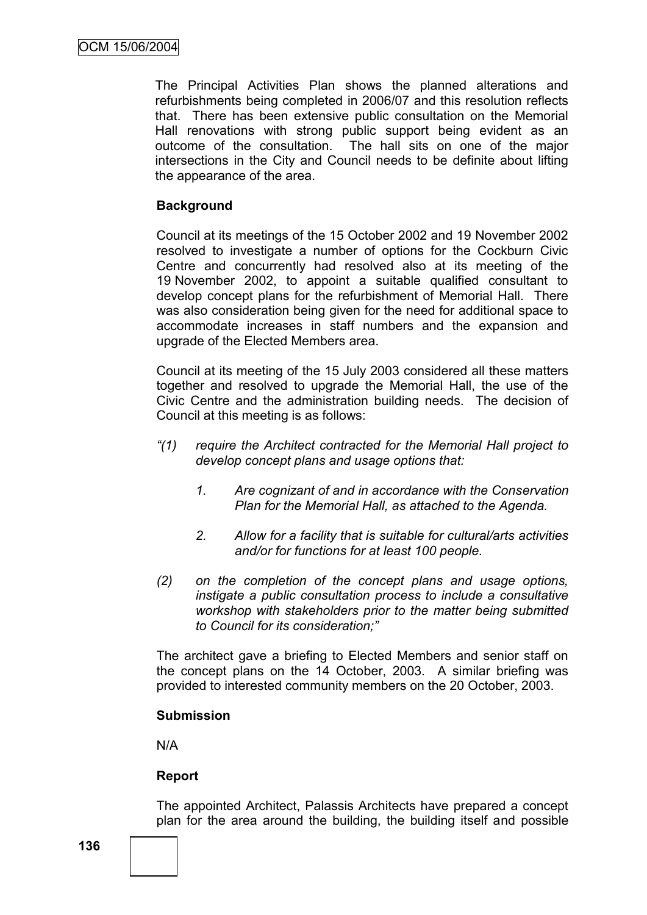The Principal Activities Plan shows the planned alterations and refurbishments being completed in 2006/07 and this resolution reflects that. There has been extensive public consultation on the Memorial Hall renovations with strong public support being evident as an outcome of the consultation. The hall sits on one of the major intersections in the City and Council needs to be definite about lifting the appearance of the area.

**Background**

Council at its meetings of the 15 October 2002 and 19 November 2002 resolved to investigate a number of options for the Cockburn Civic Centre and concurrently had resolved also at its meeting of the 19 November 2002, to appoint a suitable qualified consultant to develop concept plans for the refurbishment of Memorial Hall. There was also consideration being given for the need for additional space to accommodate increases in staff numbers and the expansion and upgrade of the Elected Members area.

Council at its meeting of the 15 July 2003 considered all these matters together and resolved to upgrade the Memorial Hall, the use of the Civic Centre and the administration building needs. The decision of Council at this meeting is as follows:

*"(1) require the Architect contracted for the Memorial Hall project to develop concept plans and usage options that:*

*1. Are cognizant of and in accordance with the Conservation Plan for the Memorial Hall, as attached to the Agenda.*

*2. Allow for a facility that is suitable for cultural/arts activities and/or for functions for at least 100 people.*

*(2) on the completion of the concept plans and usage options, instigate a public consultation process to include a consultative workshop with stakeholders prior to the matter being submitted to Council for its consideration;"*

The architect gave a briefing to Elected Members and senior staff on the concept plans on the 14 October, 2003. A similar briefing was provided to interested community members on the 20 October, 2003.

**Submission**

N/A

**Report**

The appointed Architect, Palassis Architects have prepared a concept plan for the area around the building, the building itself and possible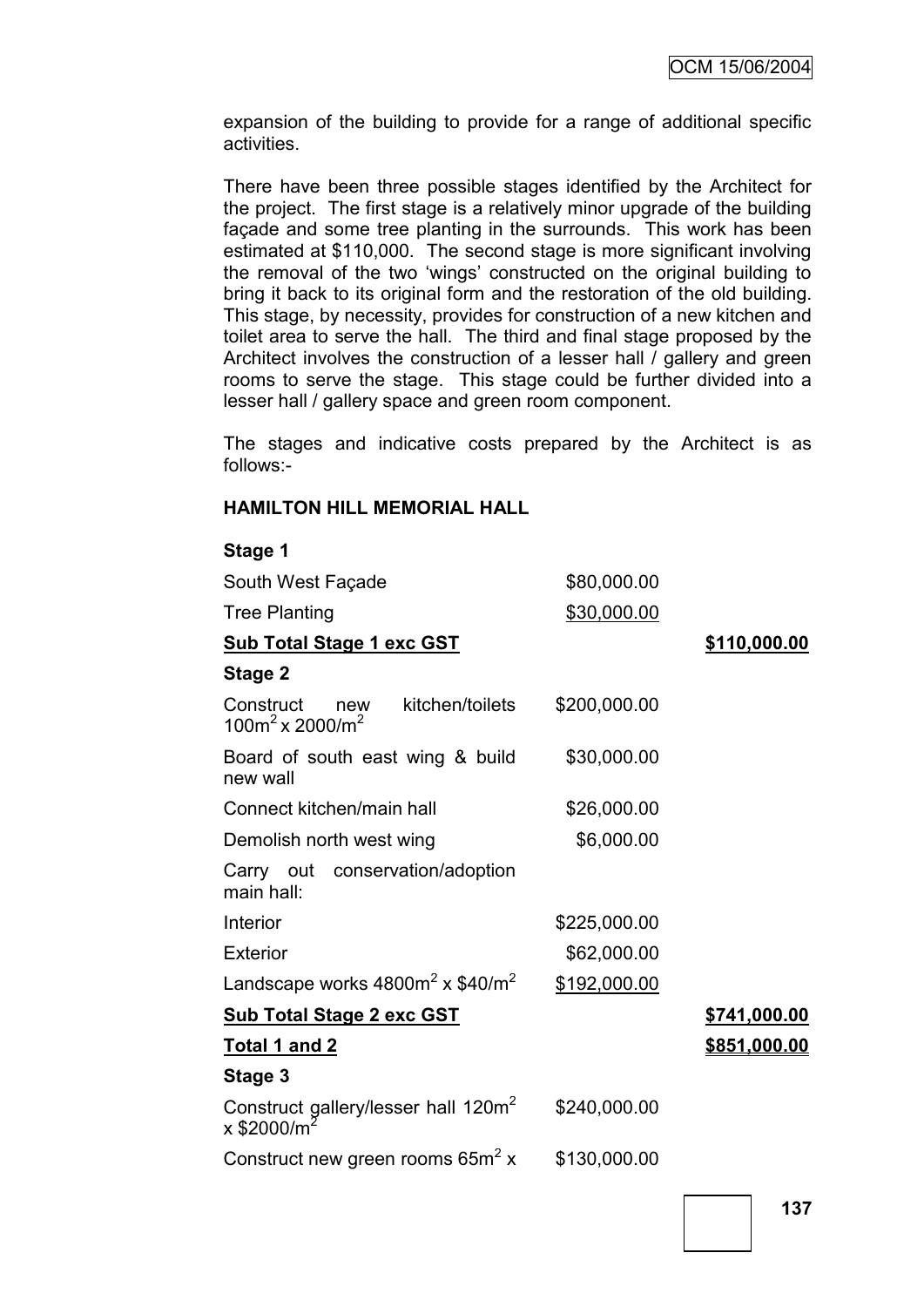expansion of the building to provide for a range of additional specific activities.

There have been three possible stages identified by the Architect for the project. The first stage is a relatively minor upgrade of the building façade and some tree planting in the surrounds. This work has been estimated at $110,000. The second stage is more significant involving the removal of the two 'wings' constructed on the original building to bring it back to its original form and the restoration of the old building. This stage, by necessity, provides for construction of a new kitchen and toilet area to serve the hall. The third and final stage proposed by the Architect involves the construction of a lesser hall / gallery and green rooms to serve the stage. This stage could be further divided into a lesser hall / gallery space and green room component.

The stages and indicative costs prepared by the Architect is as follows:-

**HAMILTON HILL MEMORIAL HALL**

| | | |
|---|---|---|
| **Stage 1** | | |
| South West Façade | $80,000.00 | |
| Tree Planting | $30,000.00 | |
| **Sub Total Stage 1 exc GST** | | **$110,000.00** |
| **Stage 2** | | |
| Construct new kitchen/toilets $100m^2$ x $2000/m^2$ | $200,000.00 | |
| Board of south east wing & build new wall | $30,000.00 | |
| Connect kitchen/main hall | $26,000.00 | |
| Demolish north west wing | $6,000.00 | |
| Carry out conservation/adoption main hall: | | |
| Interior | $225,000.00 | |
| Exterior | $62,000.00 | |
| Landscape works $4800m^2$ x $40/m^2$ | $192,000.00 | |
| **Sub Total Stage 2 exc GST** | | **$741,000.00** |
| **Total 1 and 2** | | **$851,000.00** |
| **Stage 3** | | |
| Construct gallery/lesser hall $120m^2$ x $2000/m^2$ | $240,000.00 | |
| Construct new green rooms $65m^2$ x | $130,000.00 | |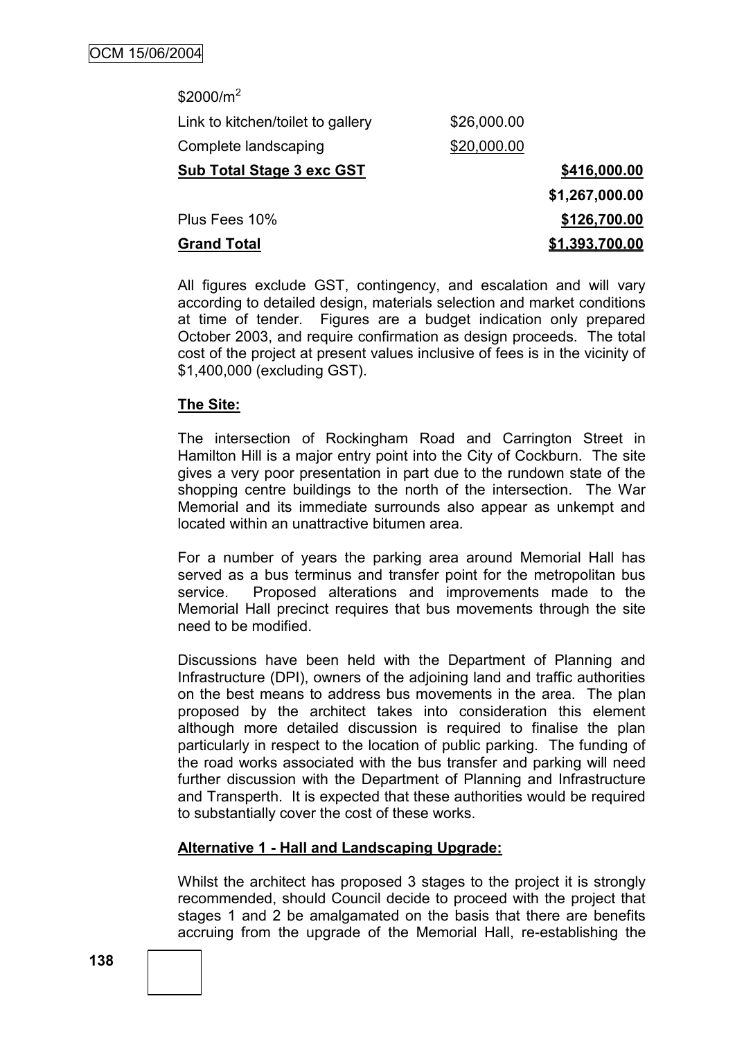| | | |
|---|---|---|
| $2000/m$^2$ | | |
| Link to kitchen/toilet to gallery | $26,000.00 | |
| Complete landscaping | $20,000.00 | |
| **Sub Total Stage 3 exc GST** | | **$416,000.00** |
| | | **$1,267,000.00** |
| Plus Fees 10% | | **$126,700.00** |
| **Grand Total** | | **$1,393,700.00** |

All figures exclude GST, contingency, and escalation and will vary according to detailed design, materials selection and market conditions at time of tender. Figures are a budget indication only prepared October 2003, and require confirmation as design proceeds. The total cost of the project at present values inclusive of fees is in the vicinity of $1,400,000 (excluding GST).

**The Site:**

The intersection of Rockingham Road and Carrington Street in Hamilton Hill is a major entry point into the City of Cockburn. The site gives a very poor presentation in part due to the rundown state of the shopping centre buildings to the north of the intersection. The War Memorial and its immediate surrounds also appear as unkempt and located within an unattractive bitumen area.

For a number of years the parking area around Memorial Hall has served as a bus terminus and transfer point for the metropolitan bus service. Proposed alterations and improvements made to the Memorial Hall precinct requires that bus movements through the site need to be modified.

Discussions have been held with the Department of Planning and Infrastructure (DPI), owners of the adjoining land and traffic authorities on the best means to address bus movements in the area. The plan proposed by the architect takes into consideration this element although more detailed discussion is required to finalise the plan particularly in respect to the location of public parking. The funding of the road works associated with the bus transfer and parking will need further discussion with the Department of Planning and Infrastructure and Transperth. It is expected that these authorities would be required to substantially cover the cost of these works.

**Alternative 1 - Hall and Landscaping Upgrade:**

Whilst the architect has proposed 3 stages to the project it is strongly recommended, should Council decide to proceed with the project that stages 1 and 2 be amalgamated on the basis that there are benefits accruing from the upgrade of the Memorial Hall, re-establishing the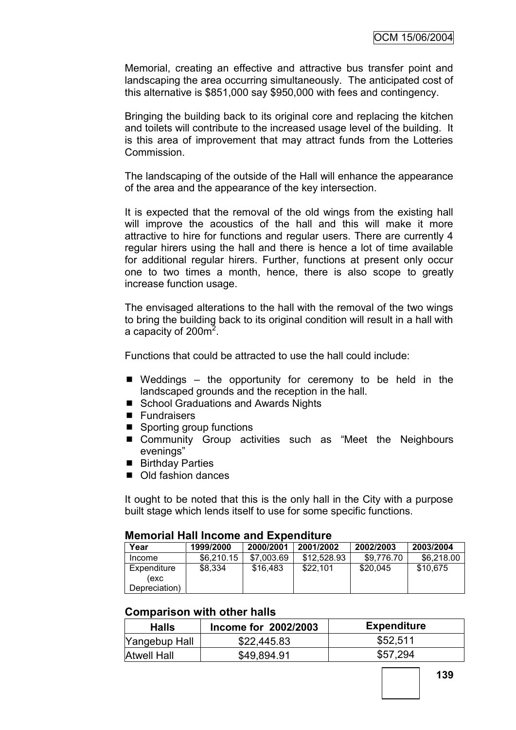Memorial, creating an effective and attractive bus transfer point and landscaping the area occurring simultaneously. The anticipated cost of this alternative is $851,000 say $950,000 with fees and contingency.

Bringing the building back to its original core and replacing the kitchen and toilets will contribute to the increased usage level of the building. It is this area of improvement that may attract funds from the Lotteries Commission.

The landscaping of the outside of the Hall will enhance the appearance of the area and the appearance of the key intersection.

It is expected that the removal of the old wings from the existing hall will improve the acoustics of the hall and this will make it more attractive to hire for functions and regular users. There are currently 4 regular hirers using the hall and there is hence a lot of time available for additional regular hirers. Further, functions at present only occur one to two times a month, hence, there is also scope to greatly increase function usage.

The envisaged alterations to the hall with the removal of the two wings to bring the building back to its original condition will result in a hall with a capacity of 200m$^2$.

Functions that could be attracted to use the hall could include:

- Weddings – the opportunity for ceremony to be held in the landscaped grounds and the reception in the hall.
- School Graduations and Awards Nights
- Fundraisers
- Sporting group functions
- Community Group activities such as "Meet the Neighbours evenings"
- Birthday Parties
- Old fashion dances

It ought to be noted that this is the only hall in the City with a purpose built stage which lends itself to use for some specific functions.

### Memorial Hall Income and Expenditure

| Year | 1999/2000 | 2000/2001 | 2001/2002 | 2002/2003 | 2003/2004 |
|---|---|---|---|---|---|
| Income | $6,210.15 | $7,003.69 | $12,528.93 | $9,776.70 | $6,218.00 |
| Expenditure (exc Depreciation) | $8,334 | $16,483 | $22,101 | $20,045 | $10,675 |

### Comparison with other halls

| Halls | Income for 2002/2003 | Expenditure |
|---|---|---|
| Yangebup Hall | $22,445.83 | $52,511 |
| Atwell Hall | $49,894.91 | $57,294 |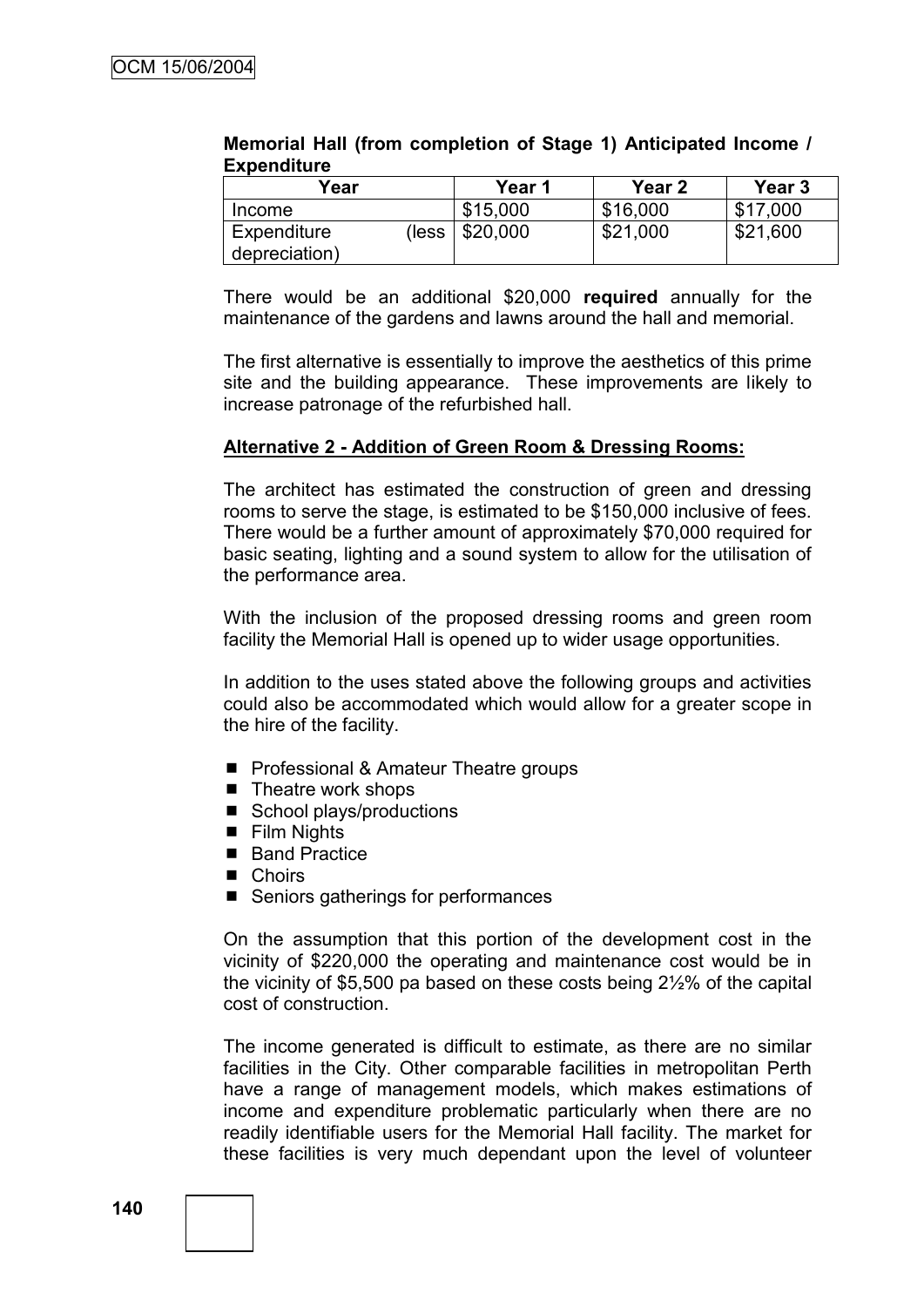**Memorial Hall (from completion of Stage 1) Anticipated Income / Expenditure**

| Year | Year 1 | Year 2 | Year 3 |
| --- | --- | --- | --- |
| Income | $15,000 | $16,000 | $17,000 |
| Expenditure (less depreciation) | $20,000 | $21,000 | $21,600 |

There would be an additional $20,000 **required** annually for the maintenance of the gardens and lawns around the hall and memorial.

The first alternative is essentially to improve the aesthetics of this prime site and the building appearance. These improvements are likely to increase patronage of the refurbished hall.

**<u>Alternative 2 - Addition of Green Room & Dressing Rooms:</u>**

The architect has estimated the construction of green and dressing rooms to serve the stage, is estimated to be $150,000 inclusive of fees. There would be a further amount of approximately $70,000 required for basic seating, lighting and a sound system to allow for the utilisation of the performance area.

With the inclusion of the proposed dressing rooms and green room facility the Memorial Hall is opened up to wider usage opportunities.

In addition to the uses stated above the following groups and activities could also be accommodated which would allow for a greater scope in the hire of the facility.

- Professional & Amateur Theatre groups
- Theatre work shops
- School plays/productions
- Film Nights
- Band Practice
- Choirs
- Seniors gatherings for performances

On the assumption that this portion of the development cost in the vicinity of $220,000 the operating and maintenance cost would be in the vicinity of $5,500 pa based on these costs being 2½% of the capital cost of construction.

The income generated is difficult to estimate, as there are no similar facilities in the City. Other comparable facilities in metropolitan Perth have a range of management models, which makes estimations of income and expenditure problematic particularly when there are no readily identifiable users for the Memorial Hall facility. The market for these facilities is very much dependant upon the level of volunteer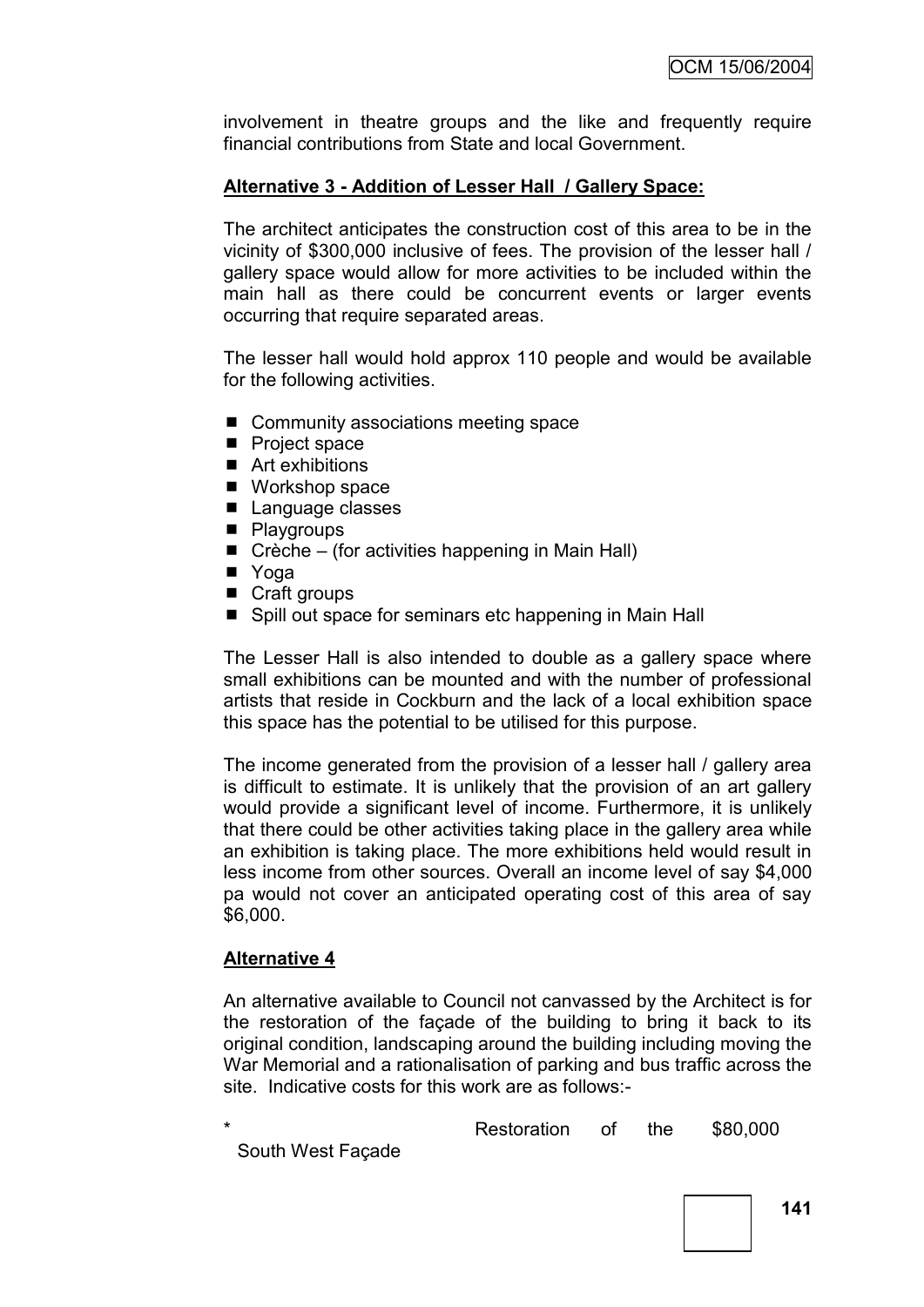involvement in theatre groups and the like and frequently require financial contributions from State and local Government.

**Alternative 3 - Addition of Lesser Hall / Gallery Space:**

The architect anticipates the construction cost of this area to be in the vicinity of $300,000 inclusive of fees. The provision of the lesser hall / gallery space would allow for more activities to be included within the main hall as there could be concurrent events or larger events occurring that require separated areas.

The lesser hall would hold approx 110 people and would be available for the following activities.

- Community associations meeting space
- Project space
- Art exhibitions
- Workshop space
- Language classes
- Playgroups
- Crèche – (for activities happening in Main Hall)
- Yoga
- Craft groups
- Spill out space for seminars etc happening in Main Hall

The Lesser Hall is also intended to double as a gallery space where small exhibitions can be mounted and with the number of professional artists that reside in Cockburn and the lack of a local exhibition space this space has the potential to be utilised for this purpose.

The income generated from the provision of a lesser hall / gallery area is difficult to estimate. It is unlikely that the provision of an art gallery would provide a significant level of income. Furthermore, it is unlikely that there could be other activities taking place in the gallery area while an exhibition is taking place. The more exhibitions held would result in less income from other sources. Overall an income level of say $4,000 pa would not cover an anticipated operating cost of this area of say $6,000.

**Alternative 4**

An alternative available to Council not canvassed by the Architect is for the restoration of the façade of the building to bring it back to its original condition, landscaping around the building including moving the War Memorial and a rationalisation of parking and bus traffic across the site. Indicative costs for this work are as follows:-

* Restoration of the South West Façade $80,000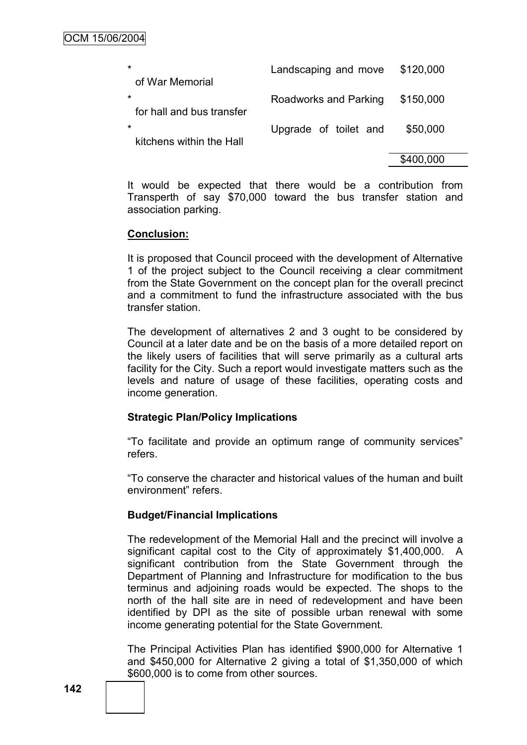| | |
|---|---|
| * Landscaping and move of War Memorial | $120,000 |
| * Roadworks and Parking for hall and bus transfer | $150,000 |
| * Upgrade of toilet and kitchens within the Hall | $50,000 |
| | $400,000 |

It would be expected that there would be a contribution from Transperth of say $70,000 toward the bus transfer station and association parking.

**Conclusion:**

It is proposed that Council proceed with the development of Alternative 1 of the project subject to the Council receiving a clear commitment from the State Government on the concept plan for the overall precinct and a commitment to fund the infrastructure associated with the bus transfer station.

The development of alternatives 2 and 3 ought to be considered by Council at a later date and be on the basis of a more detailed report on the likely users of facilities that will serve primarily as a cultural arts facility for the City. Such a report would investigate matters such as the levels and nature of usage of these facilities, operating costs and income generation.

**Strategic Plan/Policy Implications**

"To facilitate and provide an optimum range of community services" refers.

"To conserve the character and historical values of the human and built environment" refers.

**Budget/Financial Implications**

The redevelopment of the Memorial Hall and the precinct will involve a significant capital cost to the City of approximately $1,400,000. A significant contribution from the State Government through the Department of Planning and Infrastructure for modification to the bus terminus and adjoining roads would be expected. The shops to the north of the hall site are in need of redevelopment and have been identified by DPI as the site of possible urban renewal with some income generating potential for the State Government.

The Principal Activities Plan has identified $900,000 for Alternative 1 and $450,000 for Alternative 2 giving a total of $1,350,000 of which $600,000 is to come from other sources.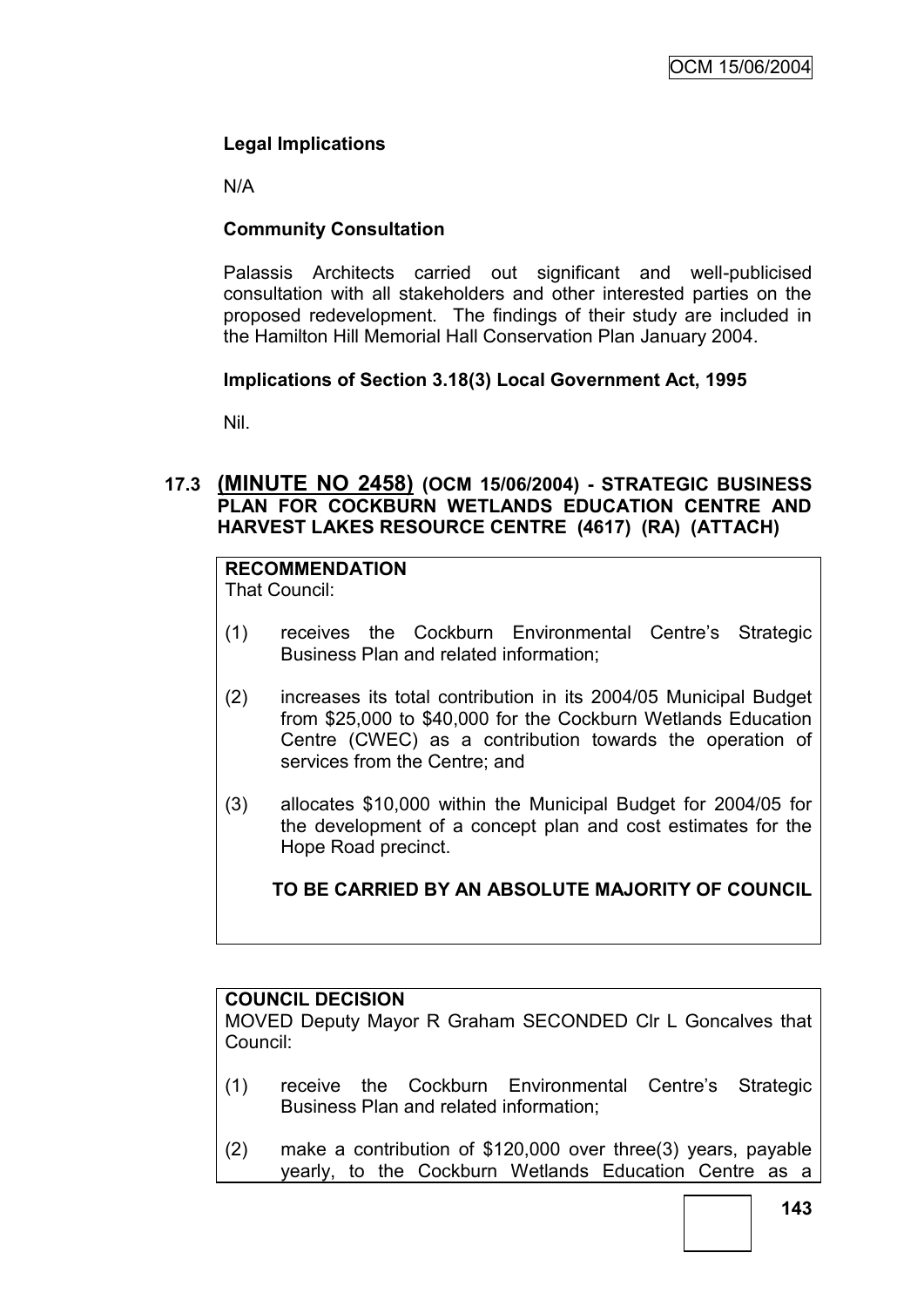### Legal Implications

N/A

### Community Consultation

Palassis Architects carried out significant and well-publicised consultation with all stakeholders and other interested parties on the proposed redevelopment. The findings of their study are included in the Hamilton Hill Memorial Hall Conservation Plan January 2004.

### Implications of Section 3.18(3) Local Government Act, 1995

Nil.

## 17.3 (MINUTE NO 2458) (OCM 15/06/2004) - STRATEGIC BUSINESS PLAN FOR COCKBURN WETLANDS EDUCATION CENTRE AND HARVEST LAKES RESOURCE CENTRE (4617) (RA) (ATTACH)

**RECOMMENDATION**
That Council:

(1) receives the Cockburn Environmental Centre's Strategic Business Plan and related information;

(2) increases its total contribution in its 2004/05 Municipal Budget from $25,000 to $40,000 for the Cockburn Wetlands Education Centre (CWEC) as a contribution towards the operation of services from the Centre; and

(3) allocates $10,000 within the Municipal Budget for 2004/05 for the development of a concept plan and cost estimates for the Hope Road precinct.

**TO BE CARRIED BY AN ABSOLUTE MAJORITY OF COUNCIL**

**COUNCIL DECISION**
MOVED Deputy Mayor R Graham SECONDED Clr L Goncalves that Council:

(1) receive the Cockburn Environmental Centre's Strategic Business Plan and related information;

(2) make a contribution of $120,000 over three(3) years, payable yearly, to the Cockburn Wetlands Education Centre as a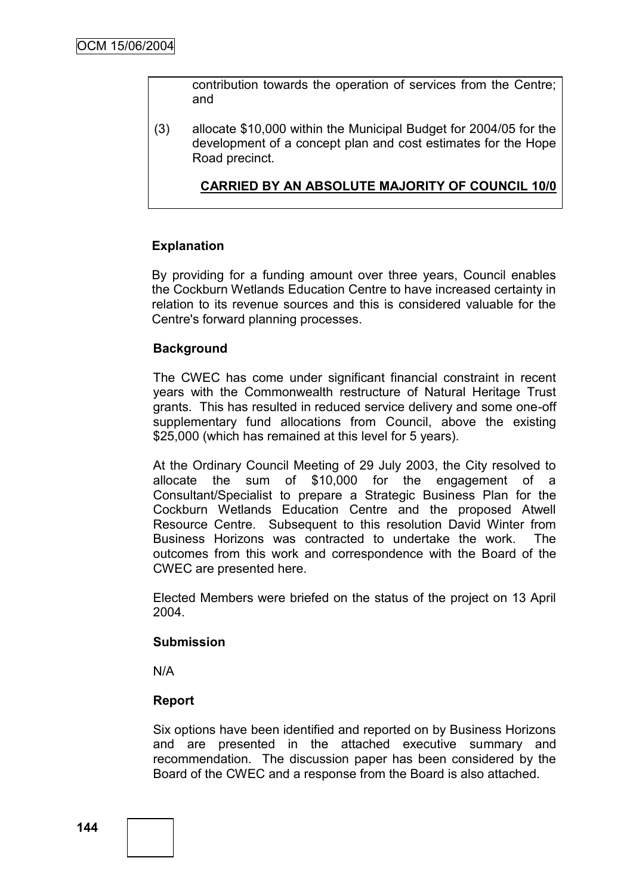contribution towards the operation of services from the Centre; and

(3) allocate $10,000 within the Municipal Budget for 2004/05 for the development of a concept plan and cost estimates for the Hope Road precinct.

**CARRIED BY AN ABSOLUTE MAJORITY OF COUNCIL 10/0**

**Explanation**

By providing for a funding amount over three years, Council enables the Cockburn Wetlands Education Centre to have increased certainty in relation to its revenue sources and this is considered valuable for the Centre's forward planning processes.

**Background**

The CWEC has come under significant financial constraint in recent years with the Commonwealth restructure of Natural Heritage Trust grants. This has resulted in reduced service delivery and some one-off supplementary fund allocations from Council, above the existing $25,000 (which has remained at this level for 5 years).

At the Ordinary Council Meeting of 29 July 2003, the City resolved to allocate the sum of $10,000 for the engagement of a Consultant/Specialist to prepare a Strategic Business Plan for the Cockburn Wetlands Education Centre and the proposed Atwell Resource Centre. Subsequent to this resolution David Winter from Business Horizons was contracted to undertake the work. The outcomes from this work and correspondence with the Board of the CWEC are presented here.

Elected Members were briefed on the status of the project on 13 April 2004.

**Submission**

N/A

**Report**

Six options have been identified and reported on by Business Horizons and are presented in the attached executive summary and recommendation. The discussion paper has been considered by the Board of the CWEC and a response from the Board is also attached.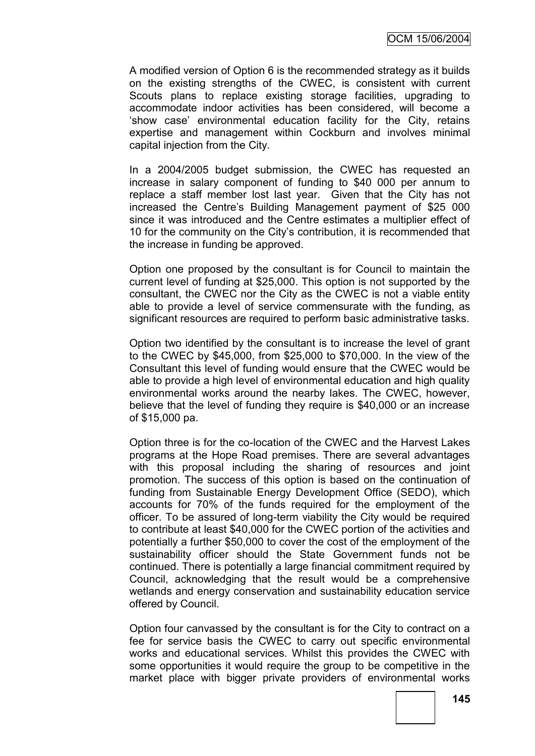A modified version of Option 6 is the recommended strategy as it builds on the existing strengths of the CWEC, is consistent with current Scouts plans to replace existing storage facilities, upgrading to accommodate indoor activities has been considered, will become a 'show case' environmental education facility for the City, retains expertise and management within Cockburn and involves minimal capital injection from the City.

In a 2004/2005 budget submission, the CWEC has requested an increase in salary component of funding to $40 000 per annum to replace a staff member lost last year. Given that the City has not increased the Centre's Building Management payment of $25 000 since it was introduced and the Centre estimates a multiplier effect of 10 for the community on the City's contribution, it is recommended that the increase in funding be approved.

Option one proposed by the consultant is for Council to maintain the current level of funding at $25,000. This option is not supported by the consultant, the CWEC nor the City as the CWEC is not a viable entity able to provide a level of service commensurate with the funding, as significant resources are required to perform basic administrative tasks.

Option two identified by the consultant is to increase the level of grant to the CWEC by $45,000, from $25,000 to $70,000. In the view of the Consultant this level of funding would ensure that the CWEC would be able to provide a high level of environmental education and high quality environmental works around the nearby lakes. The CWEC, however, believe that the level of funding they require is $40,000 or an increase of $15,000 pa.

Option three is for the co-location of the CWEC and the Harvest Lakes programs at the Hope Road premises. There are several advantages with this proposal including the sharing of resources and joint promotion. The success of this option is based on the continuation of funding from Sustainable Energy Development Office (SEDO), which accounts for 70% of the funds required for the employment of the officer. To be assured of long-term viability the City would be required to contribute at least $40,000 for the CWEC portion of the activities and potentially a further $50,000 to cover the cost of the employment of the sustainability officer should the State Government funds not be continued. There is potentially a large financial commitment required by Council, acknowledging that the result would be a comprehensive wetlands and energy conservation and sustainability education service offered by Council.

Option four canvassed by the consultant is for the City to contract on a fee for service basis the CWEC to carry out specific environmental works and educational services. Whilst this provides the CWEC with some opportunities it would require the group to be competitive in the market place with bigger private providers of environmental works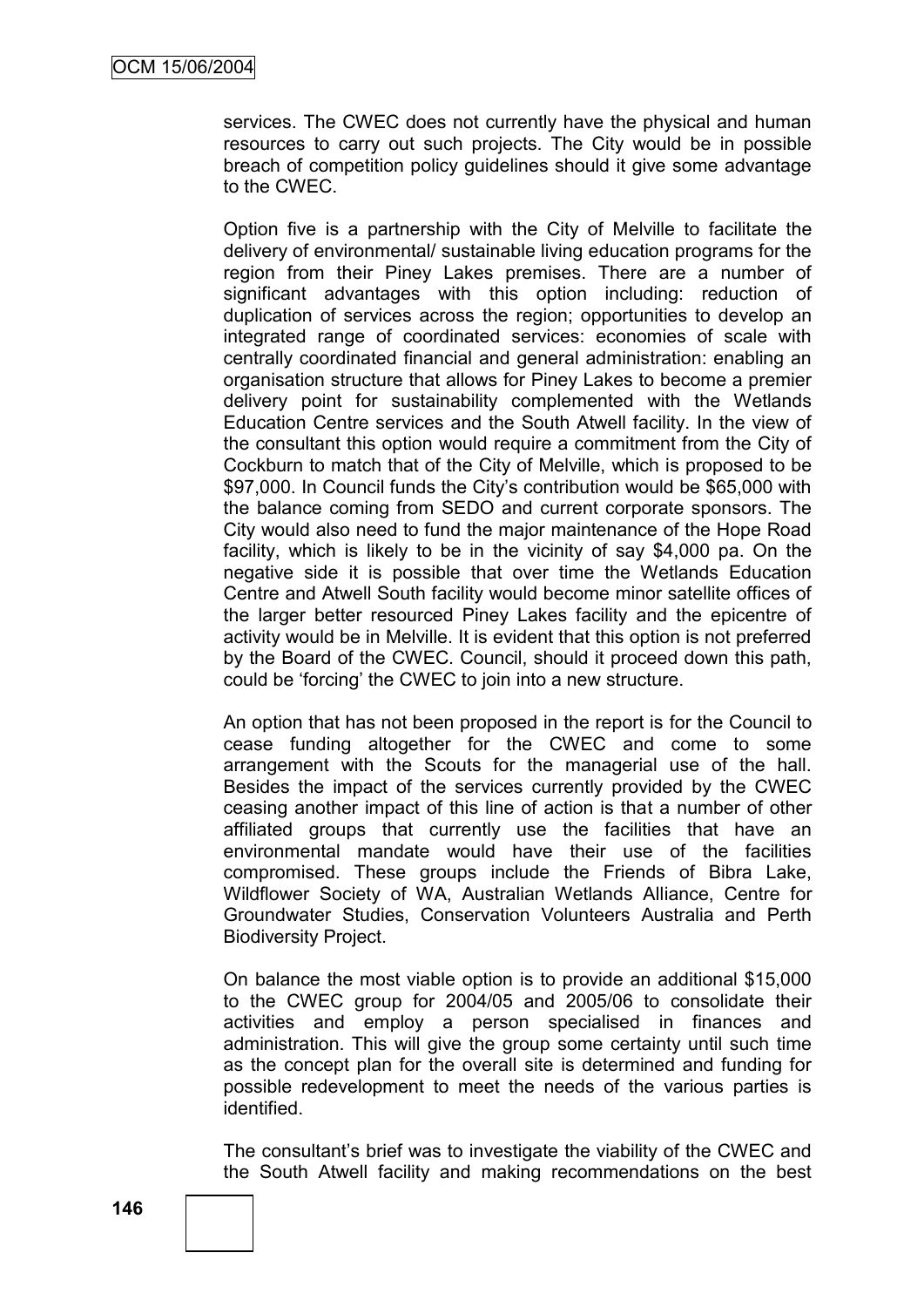services. The CWEC does not currently have the physical and human resources to carry out such projects. The City would be in possible breach of competition policy guidelines should it give some advantage to the CWEC.

Option five is a partnership with the City of Melville to facilitate the delivery of environmental/ sustainable living education programs for the region from their Piney Lakes premises. There are a number of significant advantages with this option including: reduction of duplication of services across the region; opportunities to develop an integrated range of coordinated services: economies of scale with centrally coordinated financial and general administration: enabling an organisation structure that allows for Piney Lakes to become a premier delivery point for sustainability complemented with the Wetlands Education Centre services and the South Atwell facility. In the view of the consultant this option would require a commitment from the City of Cockburn to match that of the City of Melville, which is proposed to be $97,000. In Council funds the City's contribution would be $65,000 with the balance coming from SEDO and current corporate sponsors. The City would also need to fund the major maintenance of the Hope Road facility, which is likely to be in the vicinity of say $4,000 pa. On the negative side it is possible that over time the Wetlands Education Centre and Atwell South facility would become minor satellite offices of the larger better resourced Piney Lakes facility and the epicentre of activity would be in Melville. It is evident that this option is not preferred by the Board of the CWEC. Council, should it proceed down this path, could be 'forcing' the CWEC to join into a new structure.

An option that has not been proposed in the report is for the Council to cease funding altogether for the CWEC and come to some arrangement with the Scouts for the managerial use of the hall. Besides the impact of the services currently provided by the CWEC ceasing another impact of this line of action is that a number of other affiliated groups that currently use the facilities that have an environmental mandate would have their use of the facilities compromised. These groups include the Friends of Bibra Lake, Wildflower Society of WA, Australian Wetlands Alliance, Centre for Groundwater Studies, Conservation Volunteers Australia and Perth Biodiversity Project.

On balance the most viable option is to provide an additional $15,000 to the CWEC group for 2004/05 and 2005/06 to consolidate their activities and employ a person specialised in finances and administration. This will give the group some certainty until such time as the concept plan for the overall site is determined and funding for possible redevelopment to meet the needs of the various parties is identified.

The consultant's brief was to investigate the viability of the CWEC and the South Atwell facility and making recommendations on the best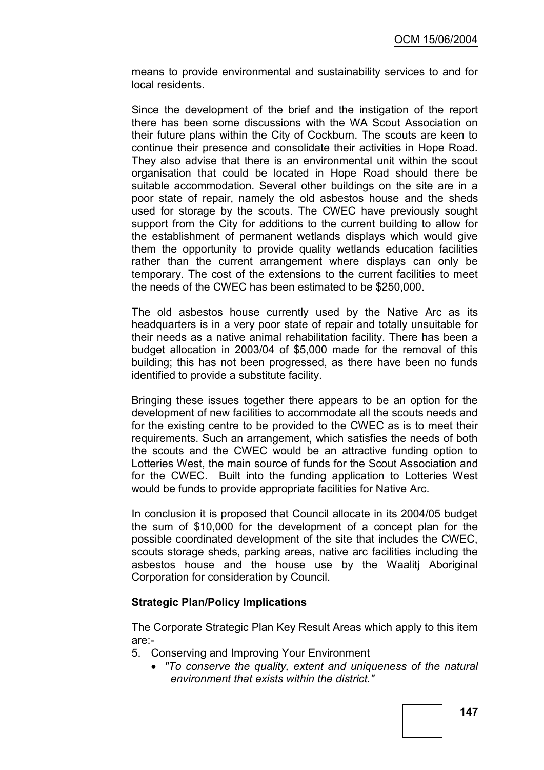means to provide environmental and sustainability services to and for local residents.

Since the development of the brief and the instigation of the report there has been some discussions with the WA Scout Association on their future plans within the City of Cockburn. The scouts are keen to continue their presence and consolidate their activities in Hope Road. They also advise that there is an environmental unit within the scout organisation that could be located in Hope Road should there be suitable accommodation. Several other buildings on the site are in a poor state of repair, namely the old asbestos house and the sheds used for storage by the scouts. The CWEC have previously sought support from the City for additions to the current building to allow for the establishment of permanent wetlands displays which would give them the opportunity to provide quality wetlands education facilities rather than the current arrangement where displays can only be temporary. The cost of the extensions to the current facilities to meet the needs of the CWEC has been estimated to be $250,000.

The old asbestos house currently used by the Native Arc as its headquarters is in a very poor state of repair and totally unsuitable for their needs as a native animal rehabilitation facility. There has been a budget allocation in 2003/04 of $5,000 made for the removal of this building; this has not been progressed, as there have been no funds identified to provide a substitute facility.

Bringing these issues together there appears to be an option for the development of new facilities to accommodate all the scouts needs and for the existing centre to be provided to the CWEC as is to meet their requirements. Such an arrangement, which satisfies the needs of both the scouts and the CWEC would be an attractive funding option to Lotteries West, the main source of funds for the Scout Association and for the CWEC. Built into the funding application to Lotteries West would be funds to provide appropriate facilities for Native Arc.

In conclusion it is proposed that Council allocate in its 2004/05 budget the sum of $10,000 for the development of a concept plan for the possible coordinated development of the site that includes the CWEC, scouts storage sheds, parking areas, native arc facilities including the asbestos house and the house use by the Waalitj Aboriginal Corporation for consideration by Council.

**Strategic Plan/Policy Implications**

The Corporate Strategic Plan Key Result Areas which apply to this item are:-

5. Conserving and Improving Your Environment
   - *"To conserve the quality, extent and uniqueness of the natural environment that exists within the district."*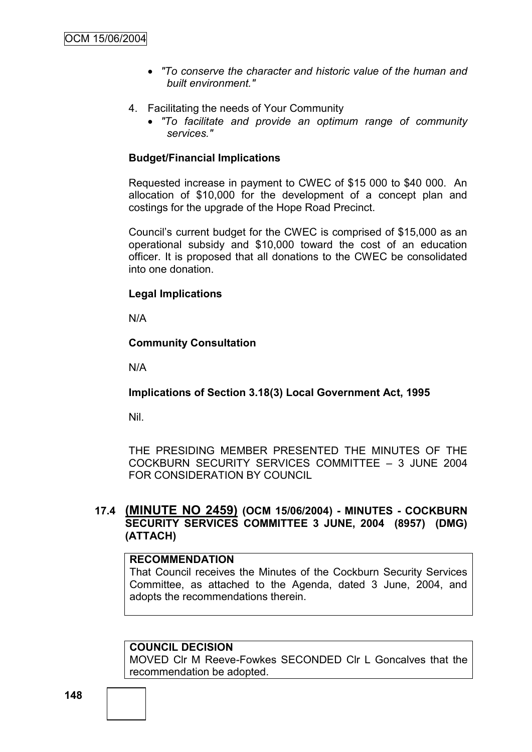- *"To conserve the character and historic value of the human and built environment."*

4. Facilitating the needs of Your Community
   - *"To facilitate and provide an optimum range of community services."*

**Budget/Financial Implications**

Requested increase in payment to CWEC of $15 000 to $40 000. An allocation of $10,000 for the development of a concept plan and costings for the upgrade of the Hope Road Precinct.

Council's current budget for the CWEC is comprised of $15,000 as an operational subsidy and $10,000 toward the cost of an education officer. It is proposed that all donations to the CWEC be consolidated into one donation.

**Legal Implications**

N/A

**Community Consultation**

N/A

**Implications of Section 3.18(3) Local Government Act, 1995**

Nil.

THE PRESIDING MEMBER PRESENTED THE MINUTES OF THE COCKBURN SECURITY SERVICES COMMITTEE – 3 JUNE 2004 FOR CONSIDERATION BY COUNCIL

## 17.4 (MINUTE NO 2459) (OCM 15/06/2004) - MINUTES - COCKBURN SECURITY SERVICES COMMITTEE 3 JUNE, 2004 (8957) (DMG) (ATTACH)

**RECOMMENDATION**
That Council receives the Minutes of the Cockburn Security Services Committee, as attached to the Agenda, dated 3 June, 2004, and adopts the recommendations therein.

**COUNCIL DECISION**
MOVED Clr M Reeve-Fowkes SECONDED Clr L Goncalves that the recommendation be adopted.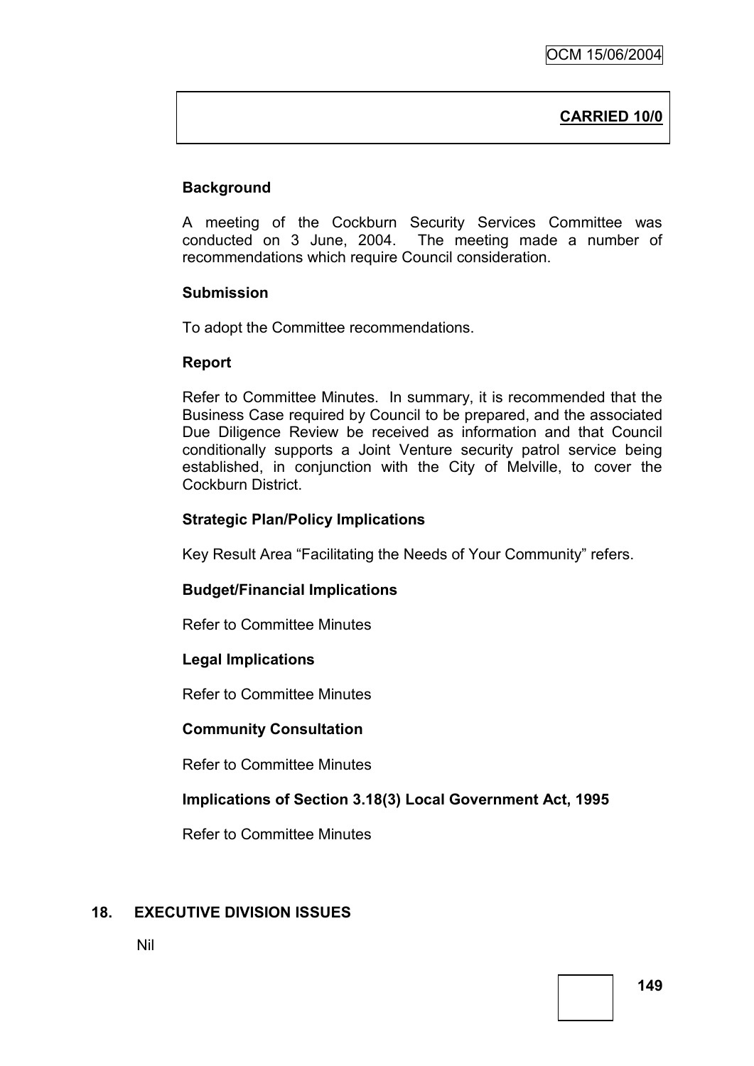**CARRIED 10/0**

**Background**

A meeting of the Cockburn Security Services Committee was conducted on 3 June, 2004. The meeting made a number of recommendations which require Council consideration.

**Submission**

To adopt the Committee recommendations.

**Report**

Refer to Committee Minutes. In summary, it is recommended that the Business Case required by Council to be prepared, and the associated Due Diligence Review be received as information and that Council conditionally supports a Joint Venture security patrol service being established, in conjunction with the City of Melville, to cover the Cockburn District.

**Strategic Plan/Policy Implications**

Key Result Area "Facilitating the Needs of Your Community" refers.

**Budget/Financial Implications**

Refer to Committee Minutes

**Legal Implications**

Refer to Committee Minutes

**Community Consultation**

Refer to Committee Minutes

**Implications of Section 3.18(3) Local Government Act, 1995**

Refer to Committee Minutes

## 18. EXECUTIVE DIVISION ISSUES

Nil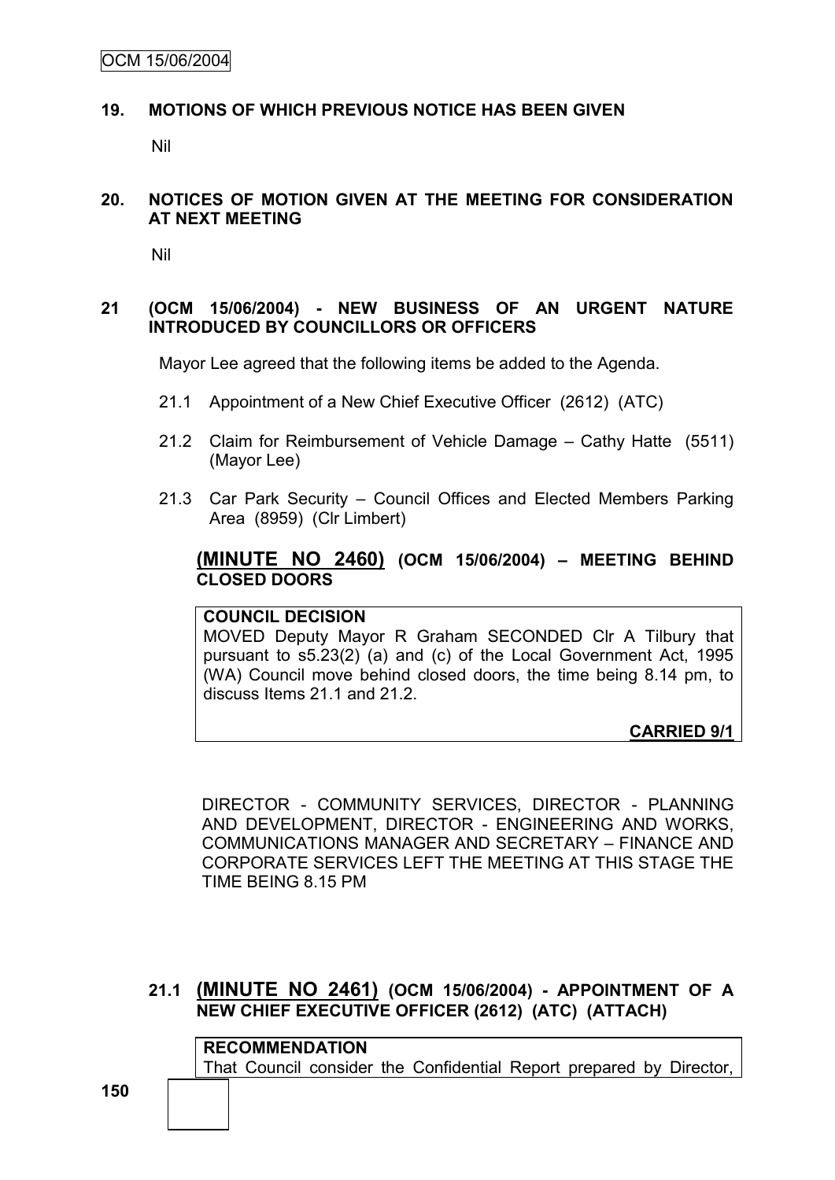## 19. MOTIONS OF WHICH PREVIOUS NOTICE HAS BEEN GIVEN

Nil

## 20. NOTICES OF MOTION GIVEN AT THE MEETING FOR CONSIDERATION AT NEXT MEETING

Nil

## 21 (OCM 15/06/2004) - NEW BUSINESS OF AN URGENT NATURE INTRODUCED BY COUNCILLORS OR OFFICERS

Mayor Lee agreed that the following items be added to the Agenda.

- 21.1 Appointment of a New Chief Executive Officer (2612) (ATC)
- 21.2 Claim for Reimbursement of Vehicle Damage – Cathy Hatte (5511) (Mayor Lee)
- 21.3 Car Park Security – Council Offices and Elected Members Parking Area (8959) (Clr Limbert)

### (MINUTE NO 2460) (OCM 15/06/2004) – MEETING BEHIND CLOSED DOORS

**COUNCIL DECISION**

MOVED Deputy Mayor R Graham SECONDED Clr A Tilbury that pursuant to s5.23(2) (a) and (c) of the Local Government Act, 1995 (WA) Council move behind closed doors, the time being 8.14 pm, to discuss Items 21.1 and 21.2.

**CARRIED 9/1**

DIRECTOR - COMMUNITY SERVICES, DIRECTOR - PLANNING AND DEVELOPMENT, DIRECTOR - ENGINEERING AND WORKS, COMMUNICATIONS MANAGER AND SECRETARY – FINANCE AND CORPORATE SERVICES LEFT THE MEETING AT THIS STAGE THE TIME BEING 8.15 PM

### 21.1 (MINUTE NO 2461) (OCM 15/06/2004) - APPOINTMENT OF A NEW CHIEF EXECUTIVE OFFICER (2612) (ATC) (ATTACH)

**RECOMMENDATION**

That Council consider the Confidential Report prepared by Director,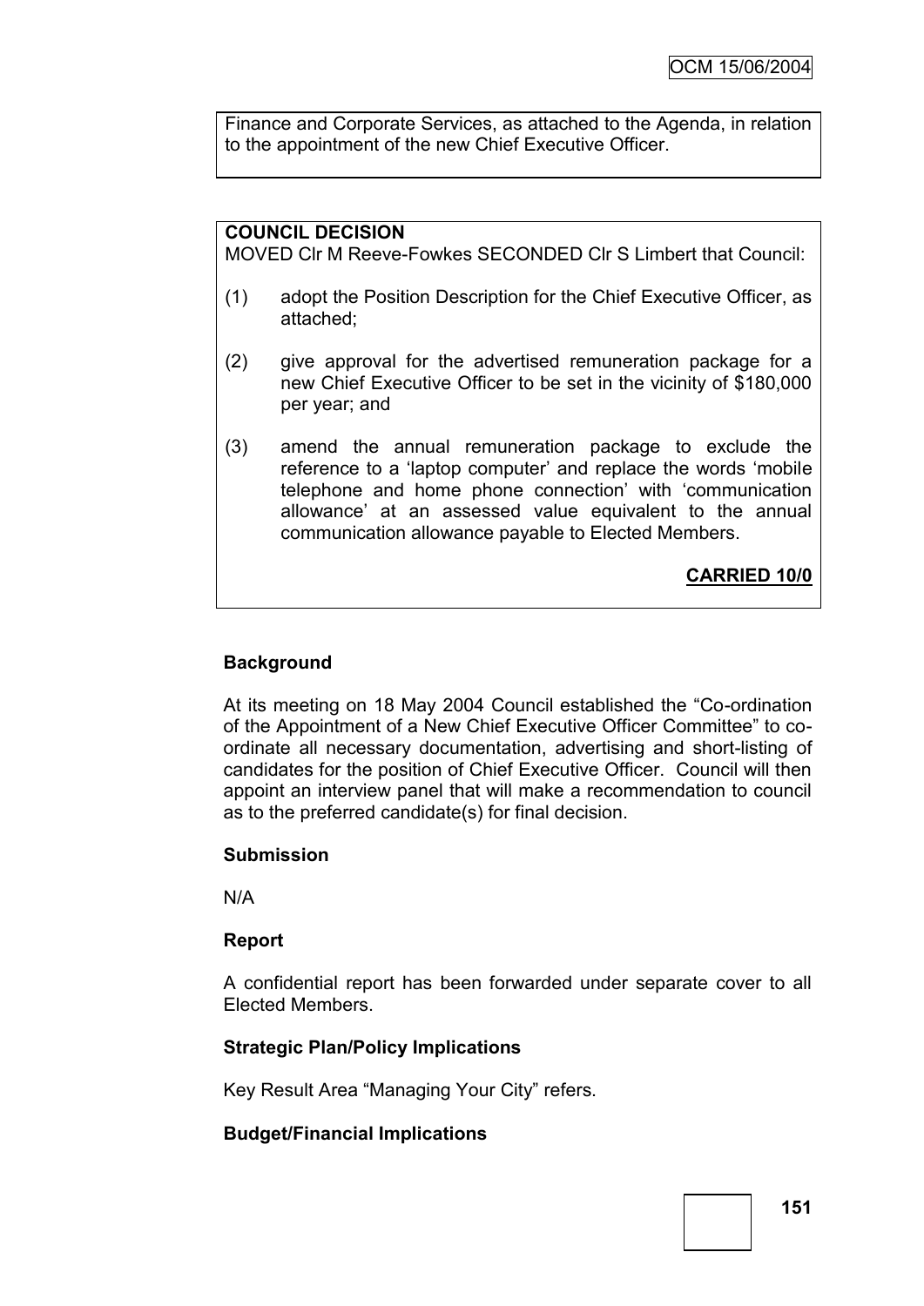Finance and Corporate Services, as attached to the Agenda, in relation to the appointment of the new Chief Executive Officer.

**COUNCIL DECISION**
MOVED Clr M Reeve-Fowkes SECONDED Clr S Limbert that Council:

(1) adopt the Position Description for the Chief Executive Officer, as attached;

(2) give approval for the advertised remuneration package for a new Chief Executive Officer to be set in the vicinity of $180,000 per year; and

(3) amend the annual remuneration package to exclude the reference to a 'laptop computer' and replace the words 'mobile telephone and home phone connection' with 'communication allowance' at an assessed value equivalent to the annual communication allowance payable to Elected Members.

**CARRIED 10/0**

**Background**

At its meeting on 18 May 2004 Council established the "Co-ordination of the Appointment of a New Chief Executive Officer Committee" to co-ordinate all necessary documentation, advertising and short-listing of candidates for the position of Chief Executive Officer. Council will then appoint an interview panel that will make a recommendation to council as to the preferred candidate(s) for final decision.

**Submission**

N/A

**Report**

A confidential report has been forwarded under separate cover to all Elected Members.

**Strategic Plan/Policy Implications**

Key Result Area "Managing Your City" refers.

**Budget/Financial Implications**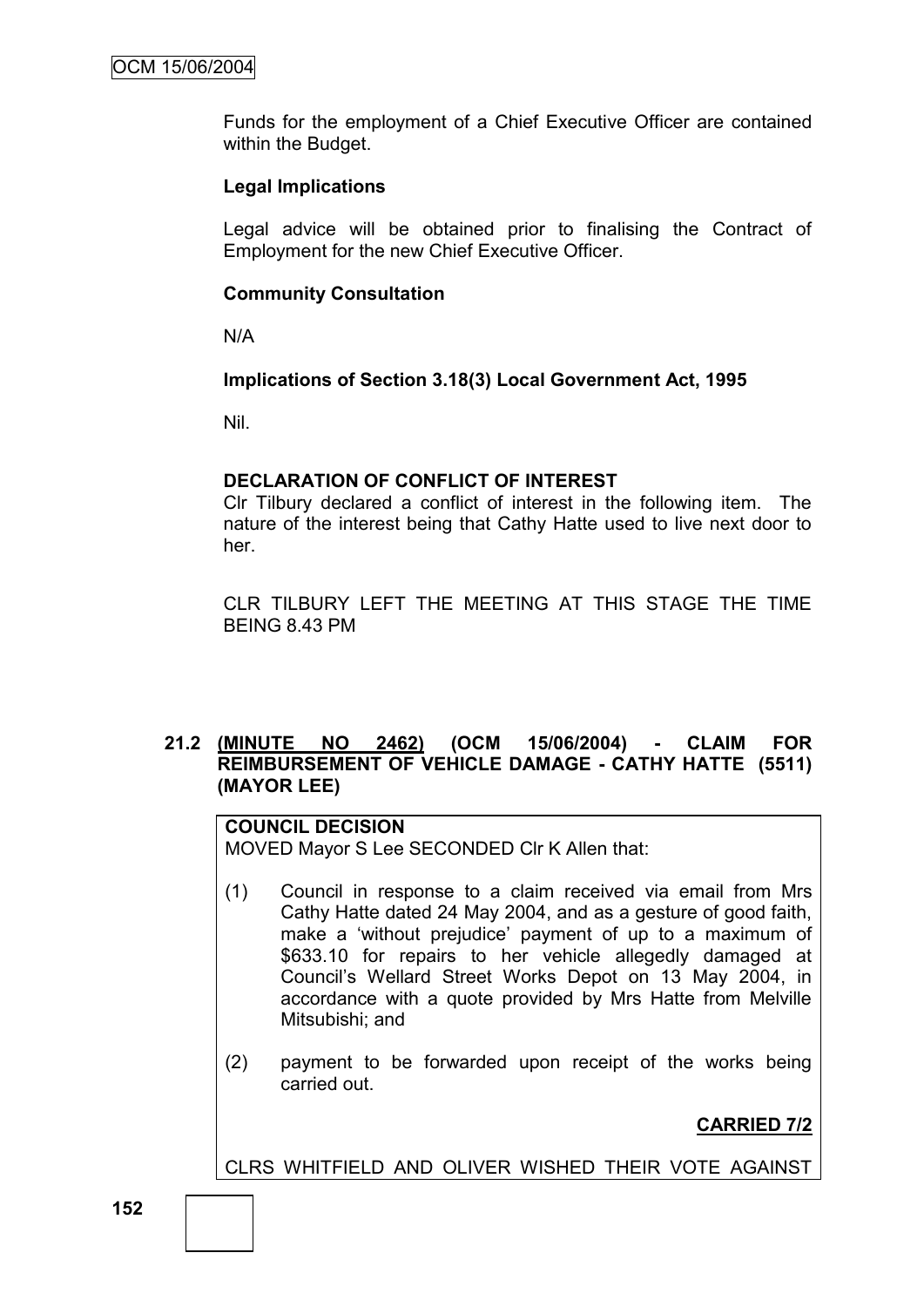Funds for the employment of a Chief Executive Officer are contained within the Budget.

**Legal Implications**

Legal advice will be obtained prior to finalising the Contract of Employment for the new Chief Executive Officer.

**Community Consultation**

N/A

**Implications of Section 3.18(3) Local Government Act, 1995**

Nil.

**DECLARATION OF CONFLICT OF INTEREST**

Clr Tilbury declared a conflict of interest in the following item. The nature of the interest being that Cathy Hatte used to live next door to her.

CLR TILBURY LEFT THE MEETING AT THIS STAGE THE TIME BEING 8.43 PM

### 21.2 (MINUTE NO 2462) (OCM 15/06/2004) - CLAIM FOR REIMBURSEMENT OF VEHICLE DAMAGE - CATHY HATTE (5511) (MAYOR LEE)

**COUNCIL DECISION**

MOVED Mayor S Lee SECONDED Clr K Allen that:

(1) Council in response to a claim received via email from Mrs Cathy Hatte dated 24 May 2004, and as a gesture of good faith, make a 'without prejudice' payment of up to a maximum of $633.10 for repairs to her vehicle allegedly damaged at Council's Wellard Street Works Depot on 13 May 2004, in accordance with a quote provided by Mrs Hatte from Melville Mitsubishi; and

(2) payment to be forwarded upon receipt of the works being carried out.

**CARRIED 7/2**

CLRS WHITFIELD AND OLIVER WISHED THEIR VOTE AGAINST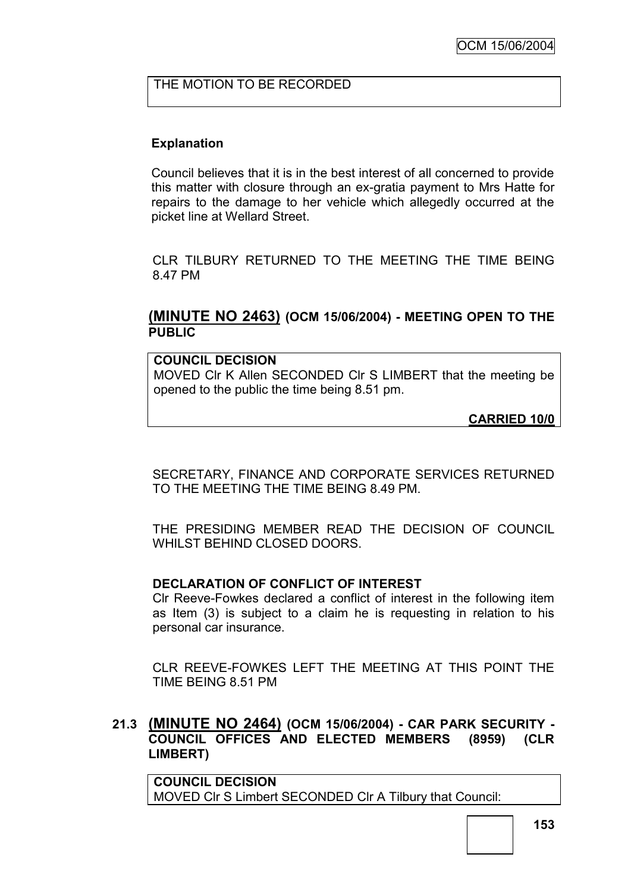THE MOTION TO BE RECORDED

**Explanation**

Council believes that it is in the best interest of all concerned to provide this matter with closure through an ex-gratia payment to Mrs Hatte for repairs to the damage to her vehicle which allegedly occurred at the picket line at Wellard Street.

CLR TILBURY RETURNED TO THE MEETING THE TIME BEING 8.47 PM

## (MINUTE NO 2463) (OCM 15/06/2004) - MEETING OPEN TO THE PUBLIC

**COUNCIL DECISION**
MOVED Clr K Allen SECONDED Clr S LIMBERT that the meeting be opened to the public the time being 8.51 pm.

**CARRIED 10/0**

SECRETARY, FINANCE AND CORPORATE SERVICES RETURNED TO THE MEETING THE TIME BEING 8.49 PM.

THE PRESIDING MEMBER READ THE DECISION OF COUNCIL WHILST BEHIND CLOSED DOORS.

**DECLARATION OF CONFLICT OF INTEREST**
Clr Reeve-Fowkes declared a conflict of interest in the following item as Item (3) is subject to a claim he is requesting in relation to his personal car insurance.

CLR REEVE-FOWKES LEFT THE MEETING AT THIS POINT THE TIME BEING 8.51 PM

## 21.3 (MINUTE NO 2464) (OCM 15/06/2004) - CAR PARK SECURITY - COUNCIL OFFICES AND ELECTED MEMBERS (8959) (CLR LIMBERT)

**COUNCIL DECISION**
MOVED Clr S Limbert SECONDED Clr A Tilbury that Council: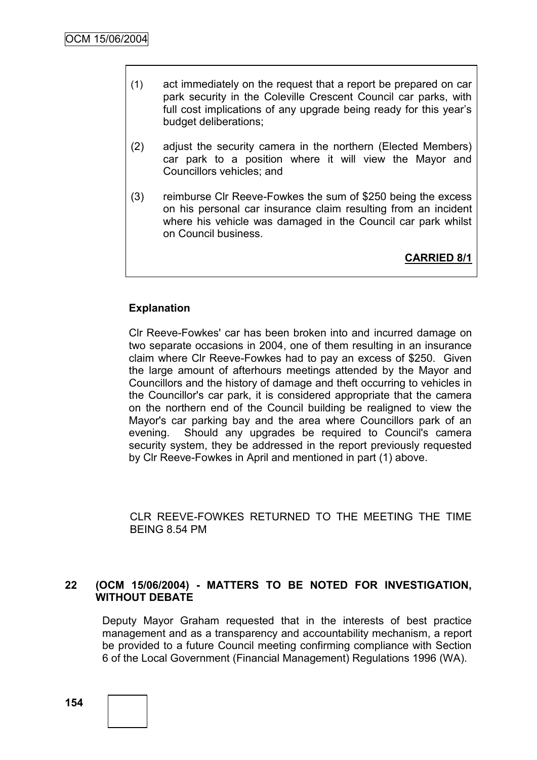(1) act immediately on the request that a report be prepared on car park security in the Coleville Crescent Council car parks, with full cost implications of any upgrade being ready for this year's budget deliberations;

(2) adjust the security camera in the northern (Elected Members) car park to a position where it will view the Mayor and Councillors vehicles; and

(3) reimburse Clr Reeve-Fowkes the sum of $250 being the excess on his personal car insurance claim resulting from an incident where his vehicle was damaged in the Council car park whilst on Council business.

**CARRIED 8/1**

**Explanation**

Clr Reeve-Fowkes' car has been broken into and incurred damage on two separate occasions in 2004, one of them resulting in an insurance claim where Clr Reeve-Fowkes had to pay an excess of $250. Given the large amount of afterhours meetings attended by the Mayor and Councillors and the history of damage and theft occurring to vehicles in the Councillor's car park, it is considered appropriate that the camera on the northern end of the Council building be realigned to view the Mayor's car parking bay and the area where Councillors park of an evening. Should any upgrades be required to Council's camera security system, they be addressed in the report previously requested by Clr Reeve-Fowkes in April and mentioned in part (1) above.

CLR REEVE-FOWKES RETURNED TO THE MEETING THE TIME BEING 8.54 PM

## 22 (OCM 15/06/2004) - MATTERS TO BE NOTED FOR INVESTIGATION, WITHOUT DEBATE

Deputy Mayor Graham requested that in the interests of best practice management and as a transparency and accountability mechanism, a report be provided to a future Council meeting confirming compliance with Section 6 of the Local Government (Financial Management) Regulations 1996 (WA).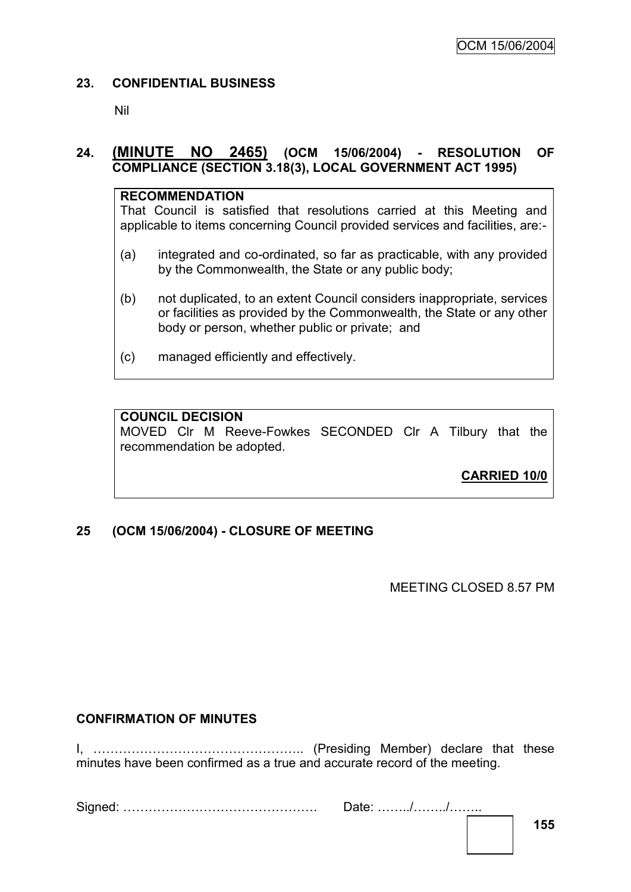## 23. CONFIDENTIAL BUSINESS

Nil

## 24. (MINUTE NO 2465) (OCM 15/06/2004) - RESOLUTION OF COMPLIANCE (SECTION 3.18(3), LOCAL GOVERNMENT ACT 1995)

**RECOMMENDATION**

That Council is satisfied that resolutions carried at this Meeting and applicable to items concerning Council provided services and facilities, are:-

(a) integrated and co-ordinated, so far as practicable, with any provided by the Commonwealth, the State or any public body;

(b) not duplicated, to an extent Council considers inappropriate, services or facilities as provided by the Commonwealth, the State or any other body or person, whether public or private; and

(c) managed efficiently and effectively.

**COUNCIL DECISION**

MOVED Clr M Reeve-Fowkes SECONDED Clr A Tilbury that the recommendation be adopted.

**CARRIED 10/0**

## 25 (OCM 15/06/2004) - CLOSURE OF MEETING

MEETING CLOSED 8.57 PM

**CONFIRMATION OF MINUTES**

I, ………………………………………….. (Presiding Member) declare that these minutes have been confirmed as a true and accurate record of the meeting.

Signed: ………………………………………. Date: ……../……../……..